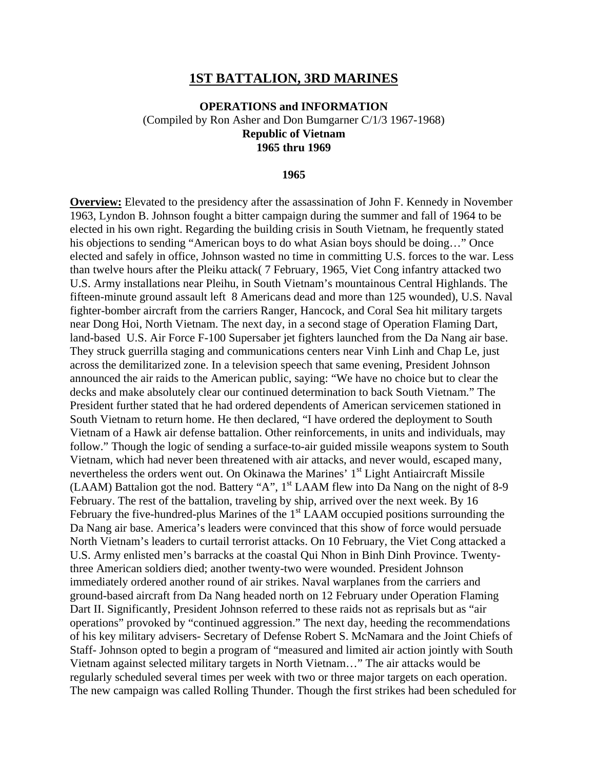# 1ST BATTALION, 3RD MARINES

**OPERATIONS and INFORMATION**
(Compiled by Ron Asher and Don Bumgarner C/1/3 1967-1968)
**Republic of Vietnam**
**1965 thru 1969**

## 1965

**Overview:** Elevated to the presidency after the assassination of John F. Kennedy in November 1963, Lyndon B. Johnson fought a bitter campaign during the summer and fall of 1964 to be elected in his own right. Regarding the building crisis in South Vietnam, he frequently stated his objections to sending "American boys to do what Asian boys should be doing…" Once elected and safely in office, Johnson wasted no time in committing U.S. forces to the war. Less than twelve hours after the Pleiku attack( 7 February, 1965, Viet Cong infantry attacked two U.S. Army installations near Pleihu, in South Vietnam's mountainous Central Highlands. The fifteen-minute ground assault left 8 Americans dead and more than 125 wounded), U.S. Naval fighter-bomber aircraft from the carriers Ranger, Hancock, and Coral Sea hit military targets near Dong Hoi, North Vietnam. The next day, in a second stage of Operation Flaming Dart, land-based U.S. Air Force F-100 Supersaber jet fighters launched from the Da Nang air base. They struck guerrilla staging and communications centers near Vinh Linh and Chap Le, just across the demilitarized zone. In a television speech that same evening, President Johnson announced the air raids to the American public, saying: "We have no choice but to clear the decks and make absolutely clear our continued determination to back South Vietnam." The President further stated that he had ordered dependents of American servicemen stationed in South Vietnam to return home. He then declared, "I have ordered the deployment to South Vietnam of a Hawk air defense battalion. Other reinforcements, in units and individuals, may follow." Though the logic of sending a surface-to-air guided missile weapons system to South Vietnam, which had never been threatened with air attacks, and never would, escaped many, nevertheless the orders went out. On Okinawa the Marines' 1st Light Antiaircraft Missile (LAAM) Battalion got the nod. Battery "A", 1st LAAM flew into Da Nang on the night of 8-9 February. The rest of the battalion, traveling by ship, arrived over the next week. By 16 February the five-hundred-plus Marines of the 1st LAAM occupied positions surrounding the Da Nang air base. America's leaders were convinced that this show of force would persuade North Vietnam's leaders to curtail terrorist attacks. On 10 February, the Viet Cong attacked a U.S. Army enlisted men's barracks at the coastal Qui Nhon in Binh Dinh Province. Twenty-three American soldiers died; another twenty-two were wounded. President Johnson immediately ordered another round of air strikes. Naval warplanes from the carriers and ground-based aircraft from Da Nang headed north on 12 February under Operation Flaming Dart II. Significantly, President Johnson referred to these raids not as reprisals but as "air operations" provoked by "continued aggression." The next day, heeding the recommendations of his key military advisers- Secretary of Defense Robert S. McNamara and the Joint Chiefs of Staff- Johnson opted to begin a program of "measured and limited air action jointly with South Vietnam against selected military targets in North Vietnam…" The air attacks would be regularly scheduled several times per week with two or three major targets on each operation. The new campaign was called Rolling Thunder. Though the first strikes had been scheduled for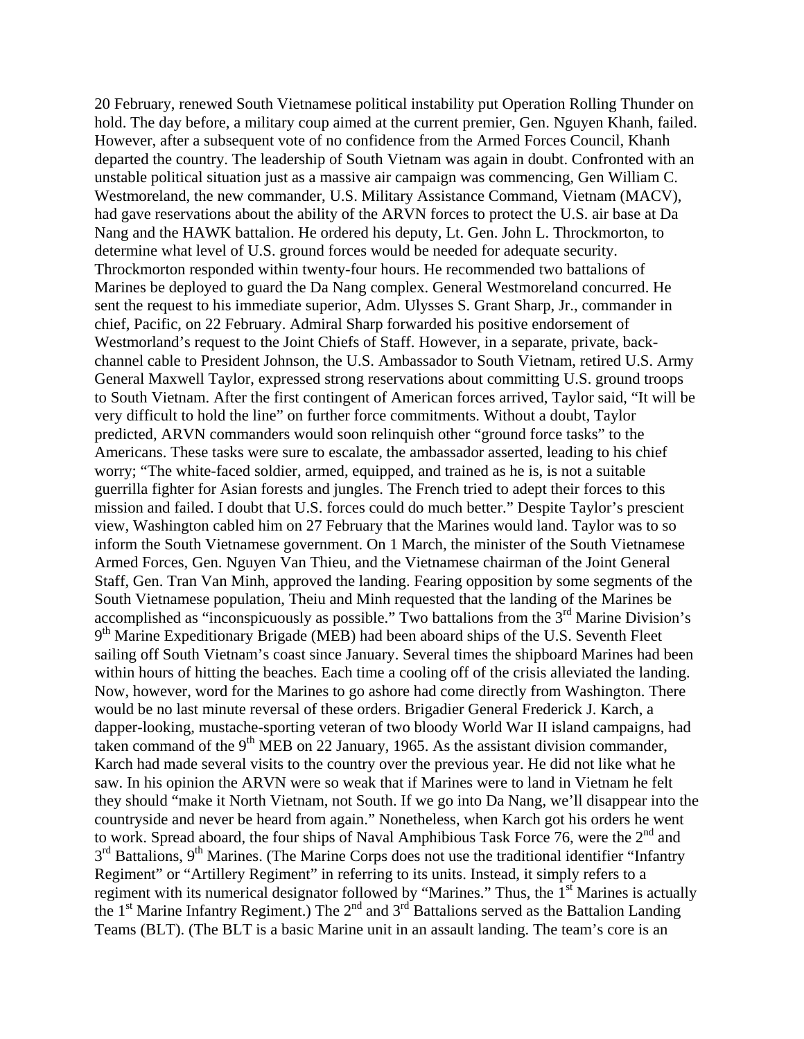20 February, renewed South Vietnamese political instability put Operation Rolling Thunder on hold. The day before, a military coup aimed at the current premier, Gen. Nguyen Khanh, failed. However, after a subsequent vote of no confidence from the Armed Forces Council, Khanh departed the country. The leadership of South Vietnam was again in doubt. Confronted with an unstable political situation just as a massive air campaign was commencing, Gen William C. Westmoreland, the new commander, U.S. Military Assistance Command, Vietnam (MACV), had gave reservations about the ability of the ARVN forces to protect the U.S. air base at Da Nang and the HAWK battalion. He ordered his deputy, Lt. Gen. John L. Throckmorton, to determine what level of U.S. ground forces would be needed for adequate security. Throckmorton responded within twenty-four hours. He recommended two battalions of Marines be deployed to guard the Da Nang complex. General Westmoreland concurred. He sent the request to his immediate superior, Adm. Ulysses S. Grant Sharp, Jr., commander in chief, Pacific, on 22 February. Admiral Sharp forwarded his positive endorsement of Westmorland's request to the Joint Chiefs of Staff. However, in a separate, private, back-channel cable to President Johnson, the U.S. Ambassador to South Vietnam, retired U.S. Army General Maxwell Taylor, expressed strong reservations about committing U.S. ground troops to South Vietnam. After the first contingent of American forces arrived, Taylor said, "It will be very difficult to hold the line" on further force commitments. Without a doubt, Taylor predicted, ARVN commanders would soon relinquish other "ground force tasks" to the Americans. These tasks were sure to escalate, the ambassador asserted, leading to his chief worry; "The white-faced soldier, armed, equipped, and trained as he is, is not a suitable guerrilla fighter for Asian forests and jungles. The French tried to adept their forces to this mission and failed. I doubt that U.S. forces could do much better." Despite Taylor's prescient view, Washington cabled him on 27 February that the Marines would land. Taylor was to so inform the South Vietnamese government. On 1 March, the minister of the South Vietnamese Armed Forces, Gen. Nguyen Van Thieu, and the Vietnamese chairman of the Joint General Staff, Gen. Tran Van Minh, approved the landing. Fearing opposition by some segments of the South Vietnamese population, Theiu and Minh requested that the landing of the Marines be accomplished as "inconspicuously as possible." Two battalions from the 3rd Marine Division's 9th Marine Expeditionary Brigade (MEB) had been aboard ships of the U.S. Seventh Fleet sailing off South Vietnam's coast since January. Several times the shipboard Marines had been within hours of hitting the beaches. Each time a cooling off of the crisis alleviated the landing. Now, however, word for the Marines to go ashore had come directly from Washington. There would be no last minute reversal of these orders. Brigadier General Frederick J. Karch, a dapper-looking, mustache-sporting veteran of two bloody World War II island campaigns, had taken command of the 9th MEB on 22 January, 1965. As the assistant division commander, Karch had made several visits to the country over the previous year. He did not like what he saw. In his opinion the ARVN were so weak that if Marines were to land in Vietnam he felt they should "make it North Vietnam, not South. If we go into Da Nang, we'll disappear into the countryside and never be heard from again." Nonetheless, when Karch got his orders he went to work. Spread aboard, the four ships of Naval Amphibious Task Force 76, were the 2nd and 3rd Battalions, 9th Marines. (The Marine Corps does not use the traditional identifier "Infantry Regiment" or "Artillery Regiment" in referring to its units. Instead, it simply refers to a regiment with its numerical designator followed by "Marines." Thus, the 1st Marines is actually the 1st Marine Infantry Regiment.) The 2nd and 3rd Battalions served as the Battalion Landing Teams (BLT). (The BLT is a basic Marine unit in an assault landing. The team's core is an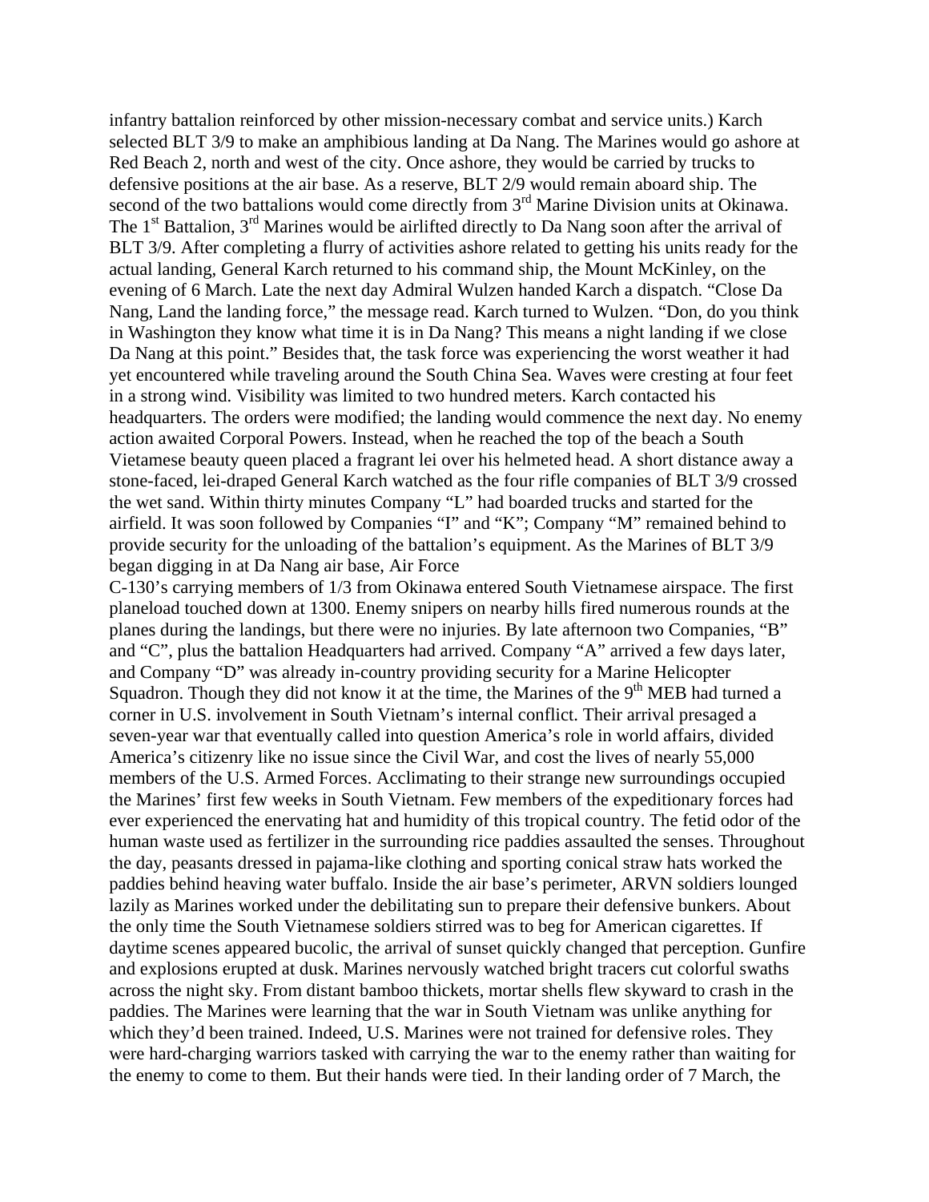infantry battalion reinforced by other mission-necessary combat and service units.) Karch selected BLT 3/9 to make an amphibious landing at Da Nang. The Marines would go ashore at Red Beach 2, north and west of the city. Once ashore, they would be carried by trucks to defensive positions at the air base. As a reserve, BLT 2/9 would remain aboard ship. The second of the two battalions would come directly from 3rd Marine Division units at Okinawa. The 1st Battalion, 3rd Marines would be airlifted directly to Da Nang soon after the arrival of BLT 3/9. After completing a flurry of activities ashore related to getting his units ready for the actual landing, General Karch returned to his command ship, the Mount McKinley, on the evening of 6 March. Late the next day Admiral Wulzen handed Karch a dispatch. "Close Da Nang, Land the landing force," the message read. Karch turned to Wulzen. "Don, do you think in Washington they know what time it is in Da Nang? This means a night landing if we close Da Nang at this point." Besides that, the task force was experiencing the worst weather it had yet encountered while traveling around the South China Sea. Waves were cresting at four feet in a strong wind. Visibility was limited to two hundred meters. Karch contacted his headquarters. The orders were modified; the landing would commence the next day. No enemy action awaited Corporal Powers. Instead, when he reached the top of the beach a South Vietamese beauty queen placed a fragrant lei over his helmeted head. A short distance away a stone-faced, lei-draped General Karch watched as the four rifle companies of BLT 3/9 crossed the wet sand. Within thirty minutes Company "L" had boarded trucks and started for the airfield. It was soon followed by Companies "I" and "K"; Company "M" remained behind to provide security for the unloading of the battalion's equipment. As the Marines of BLT 3/9 began digging in at Da Nang air base, Air Force C-130's carrying members of 1/3 from Okinawa entered South Vietnamese airspace. The first planeload touched down at 1300. Enemy snipers on nearby hills fired numerous rounds at the planes during the landings, but there were no injuries. By late afternoon two Companies, "B" and "C", plus the battalion Headquarters had arrived. Company "A" arrived a few days later, and Company "D" was already in-country providing security for a Marine Helicopter Squadron. Though they did not know it at the time, the Marines of the 9th MEB had turned a corner in U.S. involvement in South Vietnam's internal conflict. Their arrival presaged a seven-year war that eventually called into question America's role in world affairs, divided America's citizenry like no issue since the Civil War, and cost the lives of nearly 55,000 members of the U.S. Armed Forces. Acclimating to their strange new surroundings occupied the Marines' first few weeks in South Vietnam. Few members of the expeditionary forces had ever experienced the enervating hat and humidity of this tropical country. The fetid odor of the human waste used as fertilizer in the surrounding rice paddies assaulted the senses. Throughout the day, peasants dressed in pajama-like clothing and sporting conical straw hats worked the paddies behind heaving water buffalo. Inside the air base's perimeter, ARVN soldiers lounged lazily as Marines worked under the debilitating sun to prepare their defensive bunkers. About the only time the South Vietnamese soldiers stirred was to beg for American cigarettes. If daytime scenes appeared bucolic, the arrival of sunset quickly changed that perception. Gunfire and explosions erupted at dusk. Marines nervously watched bright tracers cut colorful swaths across the night sky. From distant bamboo thickets, mortar shells flew skyward to crash in the paddies. The Marines were learning that the war in South Vietnam was unlike anything for which they'd been trained. Indeed, U.S. Marines were not trained for defensive roles. They were hard-charging warriors tasked with carrying the war to the enemy rather than waiting for the enemy to come to them. But their hands were tied. In their landing order of 7 March, the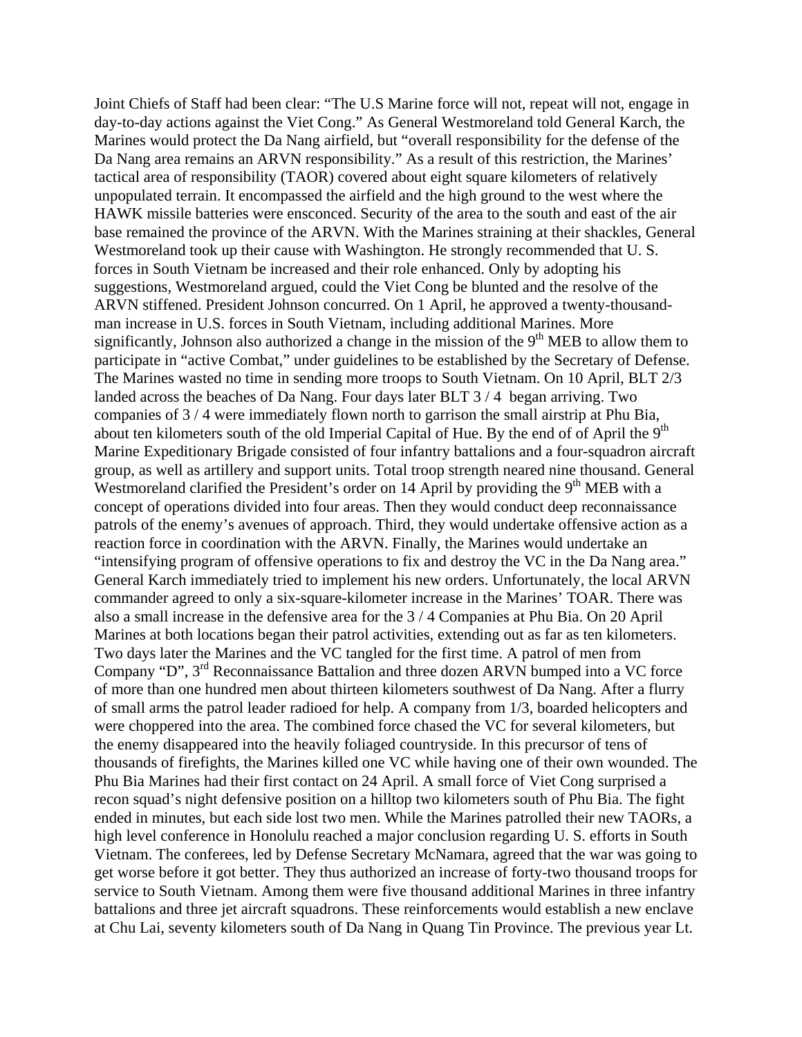Joint Chiefs of Staff had been clear: "The U.S Marine force will not, repeat will not, engage in day-to-day actions against the Viet Cong." As General Westmoreland told General Karch, the Marines would protect the Da Nang airfield, but "overall responsibility for the defense of the Da Nang area remains an ARVN responsibility." As a result of this restriction, the Marines' tactical area of responsibility (TAOR) covered about eight square kilometers of relatively unpopulated terrain. It encompassed the airfield and the high ground to the west where the HAWK missile batteries were ensconced. Security of the area to the south and east of the air base remained the province of the ARVN. With the Marines straining at their shackles, General Westmoreland took up their cause with Washington. He strongly recommended that U. S. forces in South Vietnam be increased and their role enhanced. Only by adopting his suggestions, Westmoreland argued, could the Viet Cong be blunted and the resolve of the ARVN stiffened. President Johnson concurred. On 1 April, he approved a twenty-thousand-man increase in U.S. forces in South Vietnam, including additional Marines. More significantly, Johnson also authorized a change in the mission of the 9th MEB to allow them to participate in "active Combat," under guidelines to be established by the Secretary of Defense. The Marines wasted no time in sending more troops to South Vietnam. On 10 April, BLT 2/3 landed across the beaches of Da Nang. Four days later BLT 3 / 4 began arriving. Two companies of 3 / 4 were immediately flown north to garrison the small airstrip at Phu Bia, about ten kilometers south of the old Imperial Capital of Hue. By the end of of April the 9th Marine Expeditionary Brigade consisted of four infantry battalions and a four-squadron aircraft group, as well as artillery and support units. Total troop strength neared nine thousand. General Westmoreland clarified the President's order on 14 April by providing the 9th MEB with a concept of operations divided into four areas. Then they would conduct deep reconnaissance patrols of the enemy's avenues of approach. Third, they would undertake offensive action as a reaction force in coordination with the ARVN. Finally, the Marines would undertake an "intensifying program of offensive operations to fix and destroy the VC in the Da Nang area." General Karch immediately tried to implement his new orders. Unfortunately, the local ARVN commander agreed to only a six-square-kilometer increase in the Marines' TOAR. There was also a small increase in the defensive area for the 3 / 4 Companies at Phu Bia. On 20 April Marines at both locations began their patrol activities, extending out as far as ten kilometers. Two days later the Marines and the VC tangled for the first time. A patrol of men from Company "D", 3rd Reconnaissance Battalion and three dozen ARVN bumped into a VC force of more than one hundred men about thirteen kilometers southwest of Da Nang. After a flurry of small arms the patrol leader radioed for help. A company from 1/3, boarded helicopters and were choppered into the area. The combined force chased the VC for several kilometers, but the enemy disappeared into the heavily foliaged countryside. In this precursor of tens of thousands of firefights, the Marines killed one VC while having one of their own wounded. The Phu Bia Marines had their first contact on 24 April. A small force of Viet Cong surprised a recon squad's night defensive position on a hilltop two kilometers south of Phu Bia. The fight ended in minutes, but each side lost two men. While the Marines patrolled their new TAORs, a high level conference in Honolulu reached a major conclusion regarding U. S. efforts in South Vietnam. The conferees, led by Defense Secretary McNamara, agreed that the war was going to get worse before it got better. They thus authorized an increase of forty-two thousand troops for service to South Vietnam. Among them were five thousand additional Marines in three infantry battalions and three jet aircraft squadrons. These reinforcements would establish a new enclave at Chu Lai, seventy kilometers south of Da Nang in Quang Tin Province. The previous year Lt.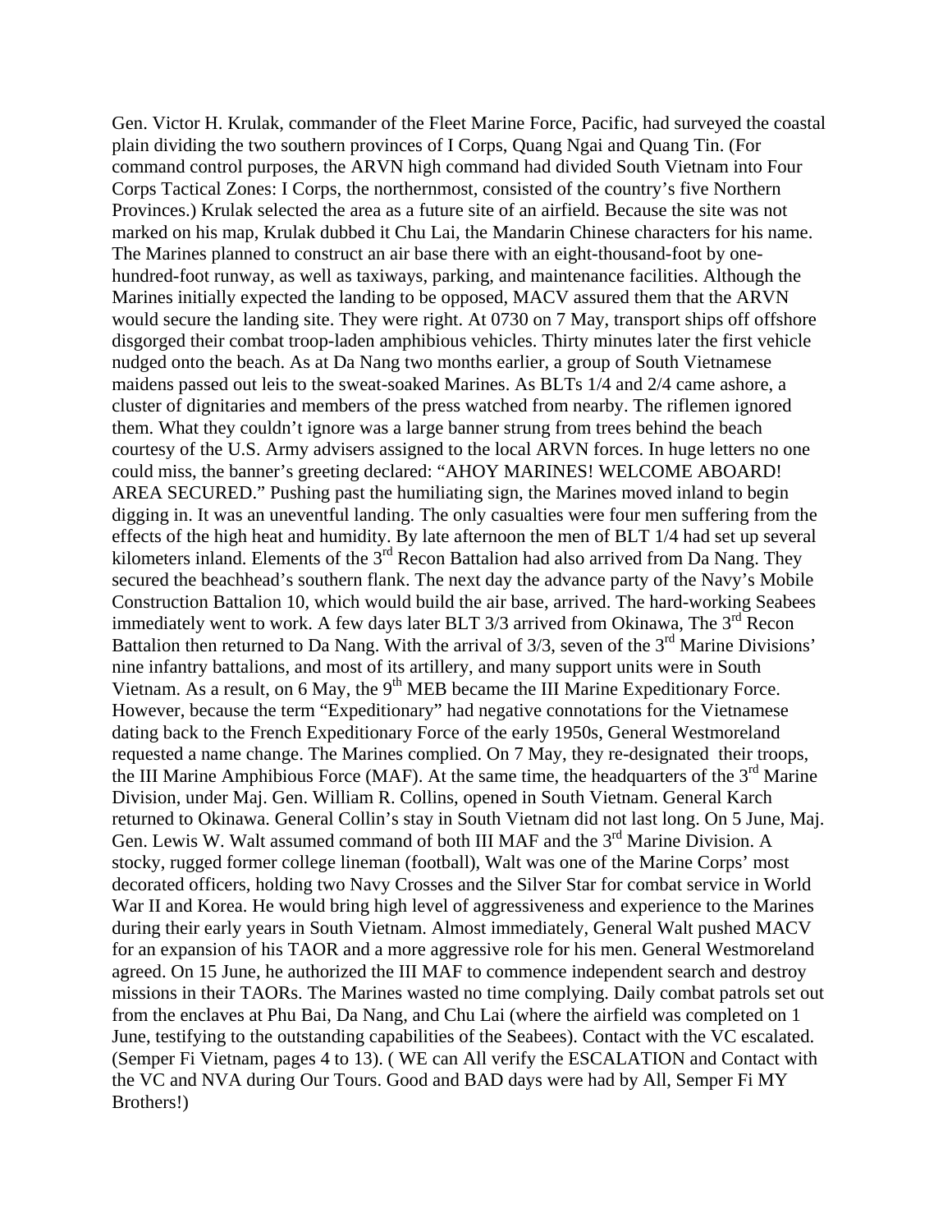Gen. Victor H. Krulak, commander of the Fleet Marine Force, Pacific, had surveyed the coastal plain dividing the two southern provinces of I Corps, Quang Ngai and Quang Tin. (For command control purposes, the ARVN high command had divided South Vietnam into Four Corps Tactical Zones: I Corps, the northernmost, consisted of the country's five Northern Provinces.) Krulak selected the area as a future site of an airfield. Because the site was not marked on his map, Krulak dubbed it Chu Lai, the Mandarin Chinese characters for his name. The Marines planned to construct an air base there with an eight-thousand-foot by one-hundred-foot runway, as well as taxiways, parking, and maintenance facilities. Although the Marines initially expected the landing to be opposed, MACV assured them that the ARVN would secure the landing site. They were right. At 0730 on 7 May, transport ships off offshore disgorged their combat troop-laden amphibious vehicles. Thirty minutes later the first vehicle nudged onto the beach. As at Da Nang two months earlier, a group of South Vietnamese maidens passed out leis to the sweat-soaked Marines. As BLTs 1/4 and 2/4 came ashore, a cluster of dignitaries and members of the press watched from nearby. The riflemen ignored them. What they couldn't ignore was a large banner strung from trees behind the beach courtesy of the U.S. Army advisers assigned to the local ARVN forces. In huge letters no one could miss, the banner's greeting declared: "AHOY MARINES! WELCOME ABOARD! AREA SECURED." Pushing past the humiliating sign, the Marines moved inland to begin digging in. It was an uneventful landing. The only casualties were four men suffering from the effects of the high heat and humidity. By late afternoon the men of BLT 1/4 had set up several kilometers inland. Elements of the 3rd Recon Battalion had also arrived from Da Nang. They secured the beachhead's southern flank. The next day the advance party of the Navy's Mobile Construction Battalion 10, which would build the air base, arrived. The hard-working Seabees immediately went to work. A few days later BLT 3/3 arrived from Okinawa, The 3rd Recon Battalion then returned to Da Nang. With the arrival of 3/3, seven of the 3rd Marine Divisions' nine infantry battalions, and most of its artillery, and many support units were in South Vietnam. As a result, on 6 May, the 9th MEB became the III Marine Expeditionary Force. However, because the term "Expeditionary" had negative connotations for the Vietnamese dating back to the French Expeditionary Force of the early 1950s, General Westmoreland requested a name change. The Marines complied. On 7 May, they re-designated their troops, the III Marine Amphibious Force (MAF). At the same time, the headquarters of the 3rd Marine Division, under Maj. Gen. William R. Collins, opened in South Vietnam. General Karch returned to Okinawa. General Collin's stay in South Vietnam did not last long. On 5 June, Maj. Gen. Lewis W. Walt assumed command of both III MAF and the 3rd Marine Division. A stocky, rugged former college lineman (football), Walt was one of the Marine Corps' most decorated officers, holding two Navy Crosses and the Silver Star for combat service in World War II and Korea. He would bring high level of aggressiveness and experience to the Marines during their early years in South Vietnam. Almost immediately, General Walt pushed MACV for an expansion of his TAOR and a more aggressive role for his men. General Westmoreland agreed. On 15 June, he authorized the III MAF to commence independent search and destroy missions in their TAORs. The Marines wasted no time complying. Daily combat patrols set out from the enclaves at Phu Bai, Da Nang, and Chu Lai (where the airfield was completed on 1 June, testifying to the outstanding capabilities of the Seabees). Contact with the VC escalated. (Semper Fi Vietnam, pages 4 to 13). ( WE can All verify the ESCALATION and Contact with the VC and NVA during Our Tours. Good and BAD days were had by All, Semper Fi MY Brothers!)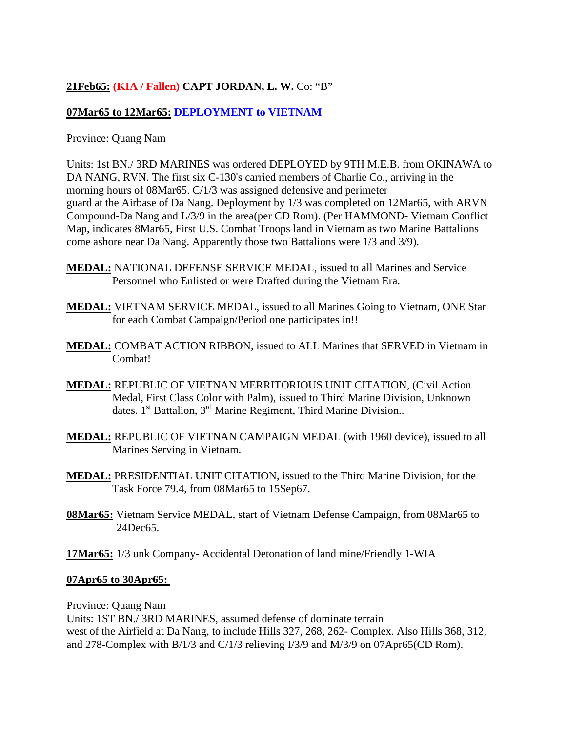**21Feb65: (KIA / Fallen) CAPT JORDAN, L. W.** Co: "B"

**07Mar65 to 12Mar65: DEPLOYMENT to VIETNAM**

Province: Quang Nam

Units: 1st BN./ 3RD MARINES was ordered DEPLOYED by 9TH M.E.B. from OKINAWA to DA NANG, RVN. The first six C-130's carried members of Charlie Co., arriving in the morning hours of 08Mar65. C/1/3 was assigned defensive and perimeter guard at the Airbase of Da Nang. Deployment by 1/3 was completed on 12Mar65, with ARVN Compound-Da Nang and L/3/9 in the area(per CD Rom). (Per HAMMOND- Vietnam Conflict Map, indicates 8Mar65, First U.S. Combat Troops land in Vietnam as two Marine Battalions come ashore near Da Nang. Apparently those two Battalions were 1/3 and 3/9).

**MEDAL:** NATIONAL DEFENSE SERVICE MEDAL, issued to all Marines and Service Personnel who Enlisted or were Drafted during the Vietnam Era.

**MEDAL:** VIETNAM SERVICE MEDAL, issued to all Marines Going to Vietnam, ONE Star for each Combat Campaign/Period one participates in!!

**MEDAL:** COMBAT ACTION RIBBON, issued to ALL Marines that SERVED in Vietnam in Combat!

**MEDAL:** REPUBLIC OF VIETNAN MERRITORIOUS UNIT CITATION, (Civil Action Medal, First Class Color with Palm), issued to Third Marine Division, Unknown dates. 1st Battalion, 3rd Marine Regiment, Third Marine Division..

**MEDAL:** REPUBLIC OF VIETNAN CAMPAIGN MEDAL (with 1960 device), issued to all Marines Serving in Vietnam.

**MEDAL:** PRESIDENTIAL UNIT CITATION, issued to the Third Marine Division, for the Task Force 79.4, from 08Mar65 to 15Sep67.

**08Mar65:** Vietnam Service MEDAL, start of Vietnam Defense Campaign, from 08Mar65 to 24Dec65.

**17Mar65:** 1/3 unk Company- Accidental Detonation of land mine/Friendly 1-WIA

**07Apr65 to 30Apr65:**

Province: Quang Nam
Units: 1ST BN./ 3RD MARINES, assumed defense of dominate terrain west of the Airfield at Da Nang, to include Hills 327, 268, 262- Complex. Also Hills 368, 312, and 278-Complex with B/1/3 and C/1/3 relieving I/3/9 and M/3/9 on 07Apr65(CD Rom).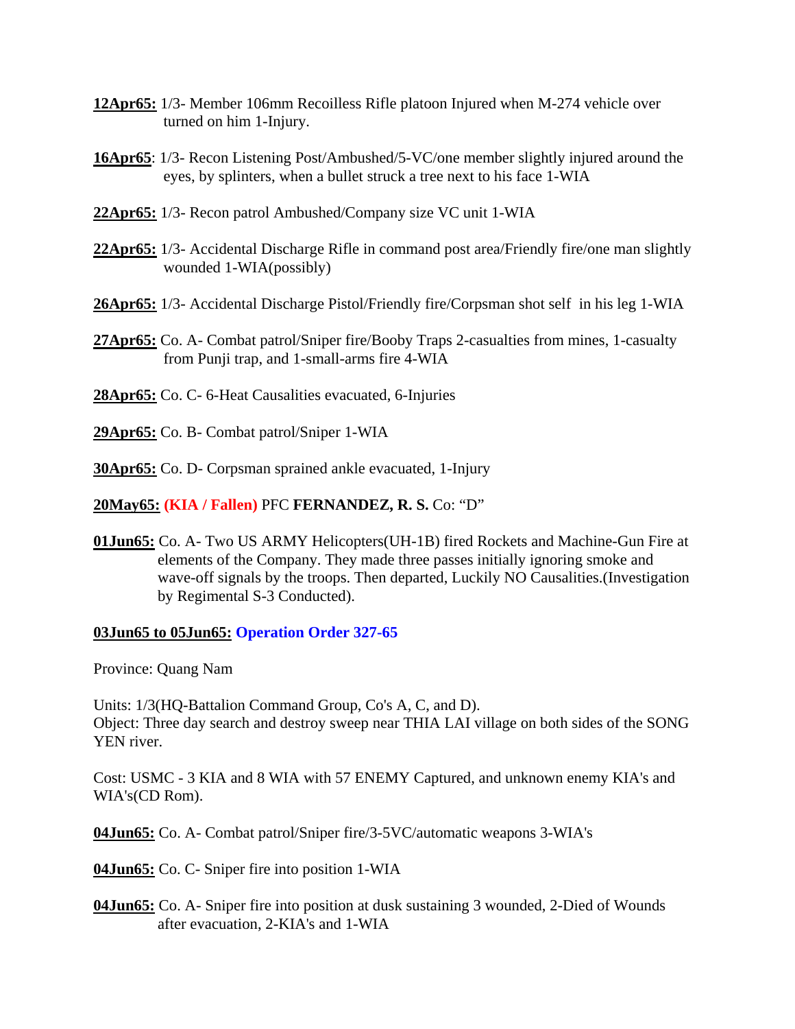**12Apr65:** 1/3- Member 106mm Recoilless Rifle platoon Injured when M-274 vehicle over turned on him 1-Injury.

**16Apr65**: 1/3- Recon Listening Post/Ambushed/5-VC/one member slightly injured around the eyes, by splinters, when a bullet struck a tree next to his face 1-WIA

**22Apr65:** 1/3- Recon patrol Ambushed/Company size VC unit 1-WIA

**22Apr65:** 1/3- Accidental Discharge Rifle in command post area/Friendly fire/one man slightly wounded 1-WIA(possibly)

**26Apr65:** 1/3- Accidental Discharge Pistol/Friendly fire/Corpsman shot self in his leg 1-WIA

**27Apr65:** Co. A- Combat patrol/Sniper fire/Booby Traps 2-casualties from mines, 1-casualty from Punji trap, and 1-small-arms fire 4-WIA

**28Apr65:** Co. C- 6-Heat Causalities evacuated, 6-Injuries

**29Apr65:** Co. B- Combat patrol/Sniper 1-WIA

**30Apr65:** Co. D- Corpsman sprained ankle evacuated, 1-Injury

**20May65:** **(KIA / Fallen)** PFC **FERNANDEZ, R. S.** Co: "D"

**01Jun65:** Co. A- Two US ARMY Helicopters(UH-1B) fired Rockets and Machine-Gun Fire at elements of the Company. They made three passes initially ignoring smoke and wave-off signals by the troops. Then departed, Luckily NO Causalities.(Investigation by Regimental S-3 Conducted).

**03Jun65 to 05Jun65:** **Operation Order 327-65**

Province: Quang Nam

Units: 1/3(HQ-Battalion Command Group, Co's A, C, and D).
Object: Three day search and destroy sweep near THIA LAI village on both sides of the SONG YEN river.

Cost: USMC - 3 KIA and 8 WIA with 57 ENEMY Captured, and unknown enemy KIA's and WIA's(CD Rom).

**04Jun65:** Co. A- Combat patrol/Sniper fire/3-5VC/automatic weapons 3-WIA's

**04Jun65:** Co. C- Sniper fire into position 1-WIA

**04Jun65:** Co. A- Sniper fire into position at dusk sustaining 3 wounded, 2-Died of Wounds after evacuation, 2-KIA's and 1-WIA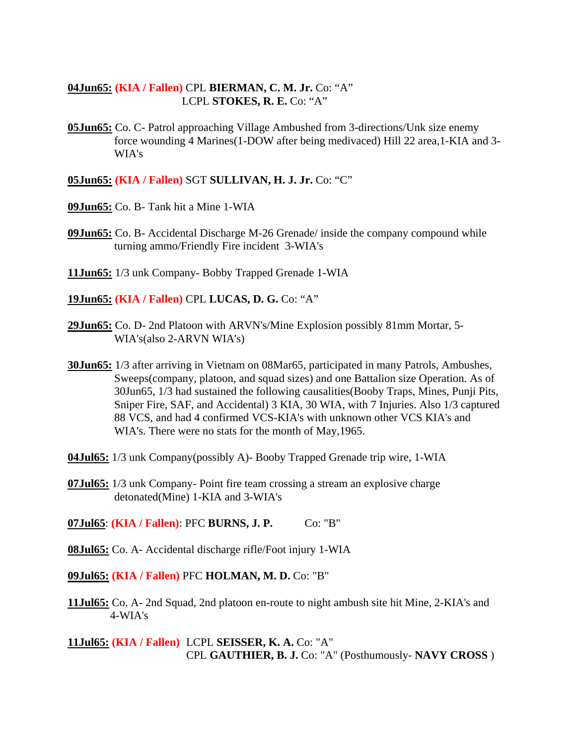**04Jun65:** **(KIA / Fallen)** CPL **BIERMAN, C. M. Jr.** Co: "A"
LCPL **STOKES, R. E.** Co: "A"

**05Jun65:** Co. C- Patrol approaching Village Ambushed from 3-directions/Unk size enemy force wounding 4 Marines(1-DOW after being medivaced) Hill 22 area,1-KIA and 3-WIA's

**05Jun65:** **(KIA / Fallen)** SGT **SULLIVAN, H. J. Jr.** Co: "C"

**09Jun65:** Co. B- Tank hit a Mine 1-WIA

**09Jun65:** Co. B- Accidental Discharge M-26 Grenade/ inside the company compound while turning ammo/Friendly Fire incident 3-WIA's

**11Jun65:** 1/3 unk Company- Bobby Trapped Grenade 1-WIA

**19Jun65:** **(KIA / Fallen)** CPL **LUCAS, D. G.** Co: "A"

**29Jun65:** Co. D- 2nd Platoon with ARVN's/Mine Explosion possibly 81mm Mortar, 5-WIA's(also 2-ARVN WIA's)

**30Jun65:** 1/3 after arriving in Vietnam on 08Mar65, participated in many Patrols, Ambushes, Sweeps(company, platoon, and squad sizes) and one Battalion size Operation. As of 30Jun65, 1/3 had sustained the following causalities(Booby Traps, Mines, Punji Pits, Sniper Fire, SAF, and Accidental) 3 KIA, 30 WIA, with 7 Injuries. Also 1/3 captured 88 VCS, and had 4 confirmed VCS-KIA's with unknown other VCS KIA's and WIA's. There were no stats for the month of May,1965.

**04Jul65:** 1/3 unk Company(possibly A)- Booby Trapped Grenade trip wire, 1-WIA

**07Jul65:** 1/3 unk Company- Point fire team crossing a stream an explosive charge detonated(Mine) 1-KIA and 3-WIA's

**07Jul65**: **(KIA / Fallen)**: PFC **BURNS, J. P.** Co: "B"

**08Jul65:** Co. A- Accidental discharge rifle/Foot injury 1-WIA

**09Jul65:** **(KIA / Fallen)** PFC **HOLMAN, M. D.** Co: "B"

**11Jul65:** Co. A- 2nd Squad, 2nd platoon en-route to night ambush site hit Mine, 2-KIA's and 4-WIA's

**11Jul65:** **(KIA / Fallen)** LCPL **SEISSER, K. A.** Co: "A"
CPL **GAUTHIER, B. J.** Co: "A" (Posthumously- **NAVY CROSS** )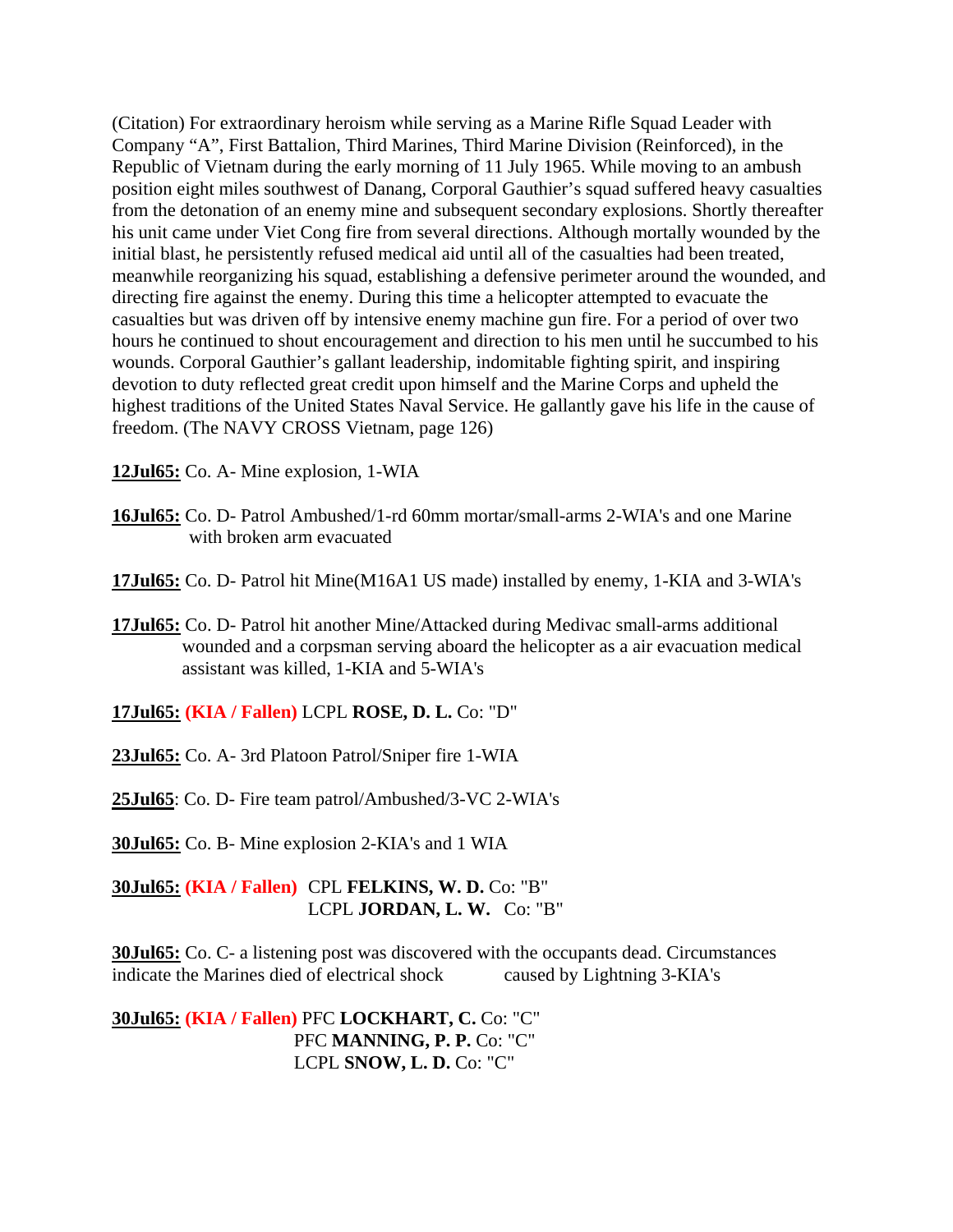(Citation) For extraordinary heroism while serving as a Marine Rifle Squad Leader with Company "A", First Battalion, Third Marines, Third Marine Division (Reinforced), in the Republic of Vietnam during the early morning of 11 July 1965. While moving to an ambush position eight miles southwest of Danang, Corporal Gauthier's squad suffered heavy casualties from the detonation of an enemy mine and subsequent secondary explosions. Shortly thereafter his unit came under Viet Cong fire from several directions. Although mortally wounded by the initial blast, he persistently refused medical aid until all of the casualties had been treated, meanwhile reorganizing his squad, establishing a defensive perimeter around the wounded, and directing fire against the enemy. During this time a helicopter attempted to evacuate the casualties but was driven off by intensive enemy machine gun fire. For a period of over two hours he continued to shout encouragement and direction to his men until he succumbed to his wounds. Corporal Gauthier's gallant leadership, indomitable fighting spirit, and inspiring devotion to duty reflected great credit upon himself and the Marine Corps and upheld the highest traditions of the United States Naval Service. He gallantly gave his life in the cause of freedom. (The NAVY CROSS Vietnam, page 126)

**12Jul65:** Co. A- Mine explosion, 1-WIA

**16Jul65:** Co. D- Patrol Ambushed/1-rd 60mm mortar/small-arms 2-WIA's and one Marine with broken arm evacuated

**17Jul65:** Co. D- Patrol hit Mine(M16A1 US made) installed by enemy, 1-KIA and 3-WIA's

**17Jul65:** Co. D- Patrol hit another Mine/Attacked during Medivac small-arms additional wounded and a corpsman serving aboard the helicopter as a air evacuation medical assistant was killed, 1-KIA and 5-WIA's

**17Jul65:** **(KIA / Fallen)** LCPL **ROSE, D. L.** Co: "D"

**23Jul65:** Co. A- 3rd Platoon Patrol/Sniper fire 1-WIA

**25Jul65**: Co. D- Fire team patrol/Ambushed/3-VC 2-WIA's

**30Jul65:** Co. B- Mine explosion 2-KIA's and 1 WIA

**30Jul65:** **(KIA / Fallen)** CPL **FELKINS, W. D.** Co: "B"
LCPL **JORDAN, L. W.** Co: "B"

**30Jul65:** Co. C- a listening post was discovered with the occupants dead. Circumstances indicate the Marines died of electrical shock caused by Lightning 3-KIA's

**30Jul65:** **(KIA / Fallen)** PFC **LOCKHART, C.** Co: "C"
PFC **MANNING, P. P.** Co: "C"
LCPL **SNOW, L. D.** Co: "C"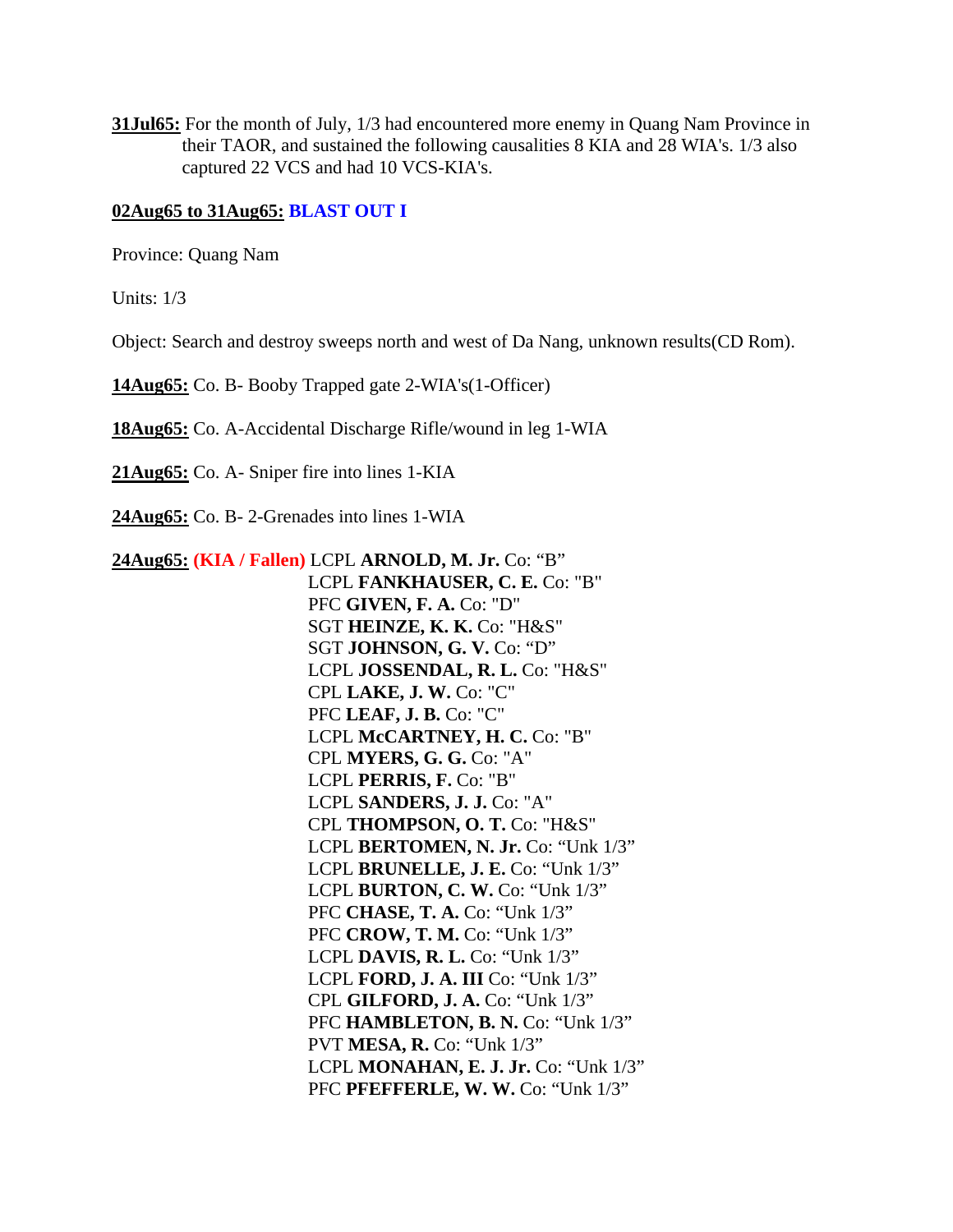**31Jul65:** For the month of July, 1/3 had encountered more enemy in Quang Nam Province in their TAOR, and sustained the following causalities 8 KIA and 28 WIA's. 1/3 also captured 22 VCS and had 10 VCS-KIA's.

**02Aug65 to 31Aug65:** **BLAST OUT I**

Province: Quang Nam

Units: 1/3

Object: Search and destroy sweeps north and west of Da Nang, unknown results(CD Rom).

**14Aug65:** Co. B- Booby Trapped gate 2-WIA's(1-Officer)

**18Aug65:** Co. A-Accidental Discharge Rifle/wound in leg 1-WIA

**21Aug65:** Co. A- Sniper fire into lines 1-KIA

**24Aug65:** Co. B- 2-Grenades into lines 1-WIA

**24Aug65:** **(KIA / Fallen)** LCPL **ARNOLD, M. Jr.** Co: "B"
LCPL **FANKHAUSER, C. E.** Co: "B"
PFC **GIVEN, F. A.** Co: "D"
SGT **HEINZE, K. K.** Co: "H&S"
SGT **JOHNSON, G. V.** Co: "D"
LCPL **JOSSENDAL, R. L.** Co: "H&S"
CPL **LAKE, J. W.** Co: "C"
PFC **LEAF, J. B.** Co: "C"
LCPL **McCARTNEY, H. C.** Co: "B"
CPL **MYERS, G. G.** Co: "A"
LCPL **PERRIS, F.** Co: "B"
LCPL **SANDERS, J. J.** Co: "A"
CPL **THOMPSON, O. T.** Co: "H&S"
LCPL **BERTOMEN, N. Jr.** Co: "Unk 1/3"
LCPL **BRUNELLE, J. E.** Co: "Unk 1/3"
LCPL **BURTON, C. W.** Co: "Unk 1/3"
PFC **CHASE, T. A.** Co: "Unk 1/3"
PFC **CROW, T. M.** Co: "Unk 1/3"
LCPL **DAVIS, R. L.** Co: "Unk 1/3"
LCPL **FORD, J. A. III** Co: "Unk 1/3"
CPL **GILFORD, J. A.** Co: "Unk 1/3"
PFC **HAMBLETON, B. N.** Co: "Unk 1/3"
PVT **MESA, R.** Co: "Unk 1/3"
LCPL **MONAHAN, E. J. Jr.** Co: "Unk 1/3"
PFC **PFEFFERLE, W. W.** Co: "Unk 1/3"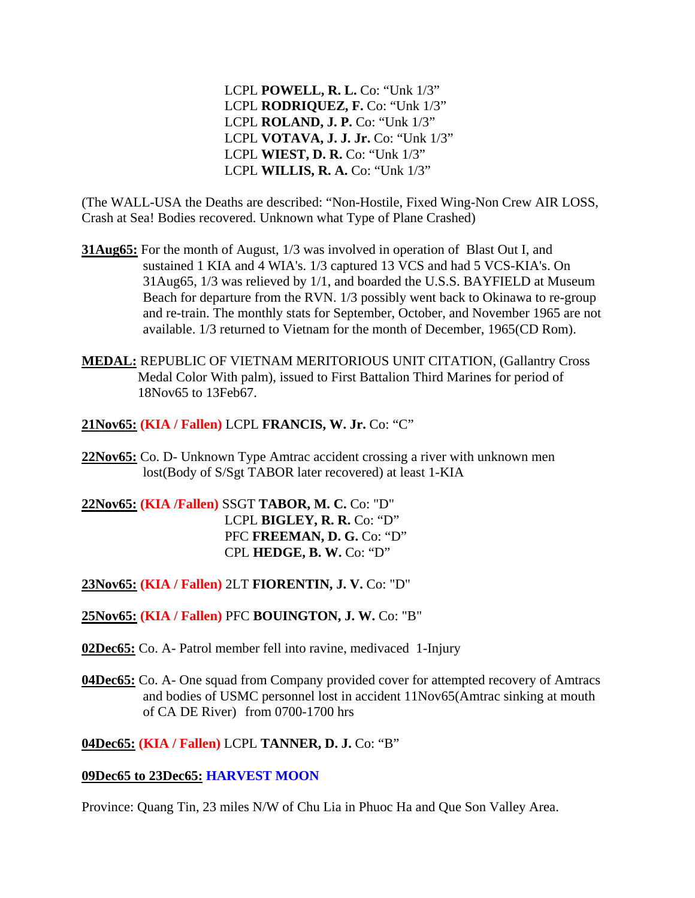LCPL **POWELL, R. L.** Co: “Unk 1/3”
LCPL **RODRIQUEZ, F.** Co: “Unk 1/3”
LCPL **ROLAND, J. P.** Co: “Unk 1/3”
LCPL **VOTAVA, J. J. Jr.** Co: “Unk 1/3”
LCPL **WIEST, D. R.** Co: “Unk 1/3”
LCPL **WILLIS, R. A.** Co: “Unk 1/3”

(The WALL-USA the Deaths are described: “Non-Hostile, Fixed Wing-Non Crew AIR LOSS, Crash at Sea! Bodies recovered. Unknown what Type of Plane Crashed)

**31Aug65:** For the month of August, 1/3 was involved in operation of Blast Out I, and sustained 1 KIA and 4 WIA's. 1/3 captured 13 VCS and had 5 VCS-KIA's. On 31Aug65, 1/3 was relieved by 1/1, and boarded the U.S.S. BAYFIELD at Museum Beach for departure from the RVN. 1/3 possibly went back to Okinawa to re-group and re-train. The monthly stats for September, October, and November 1965 are not available. 1/3 returned to Vietnam for the month of December, 1965(CD Rom).

**MEDAL:** REPUBLIC OF VIETNAM MERITORIOUS UNIT CITATION, (Gallantry Cross Medal Color With palm), issued to First Battalion Third Marines for period of 18Nov65 to 13Feb67.

**21Nov65:** **(KIA / Fallen)** LCPL **FRANCIS, W. Jr.** Co: “C”

**22Nov65:** Co. D- Unknown Type Amtrac accident crossing a river with unknown men lost(Body of S/Sgt TABOR later recovered) at least 1-KIA

**22Nov65:** **(KIA /Fallen)** SSGT **TABOR, M. C.** Co: "D"
LCPL **BIGLEY, R. R.** Co: “D”
PFC **FREEMAN, D. G.** Co: “D”
CPL **HEDGE, B. W.** Co: “D”

**23Nov65:** **(KIA / Fallen)** 2LT **FIORENTIN, J. V.** Co: "D"

**25Nov65:** **(KIA / Fallen)** PFC **BOUINGTON, J. W.** Co: "B"

**02Dec65:** Co. A- Patrol member fell into ravine, medivaced 1-Injury

**04Dec65:** Co. A- One squad from Company provided cover for attempted recovery of Amtracs and bodies of USMC personnel lost in accident 11Nov65(Amtrac sinking at mouth of CA DE River) from 0700-1700 hrs

**04Dec65:** **(KIA / Fallen)** LCPL **TANNER, D. J.** Co: “B”

**09Dec65 to 23Dec65:** **HARVEST MOON**

Province: Quang Tin, 23 miles N/W of Chu Lia in Phuoc Ha and Que Son Valley Area.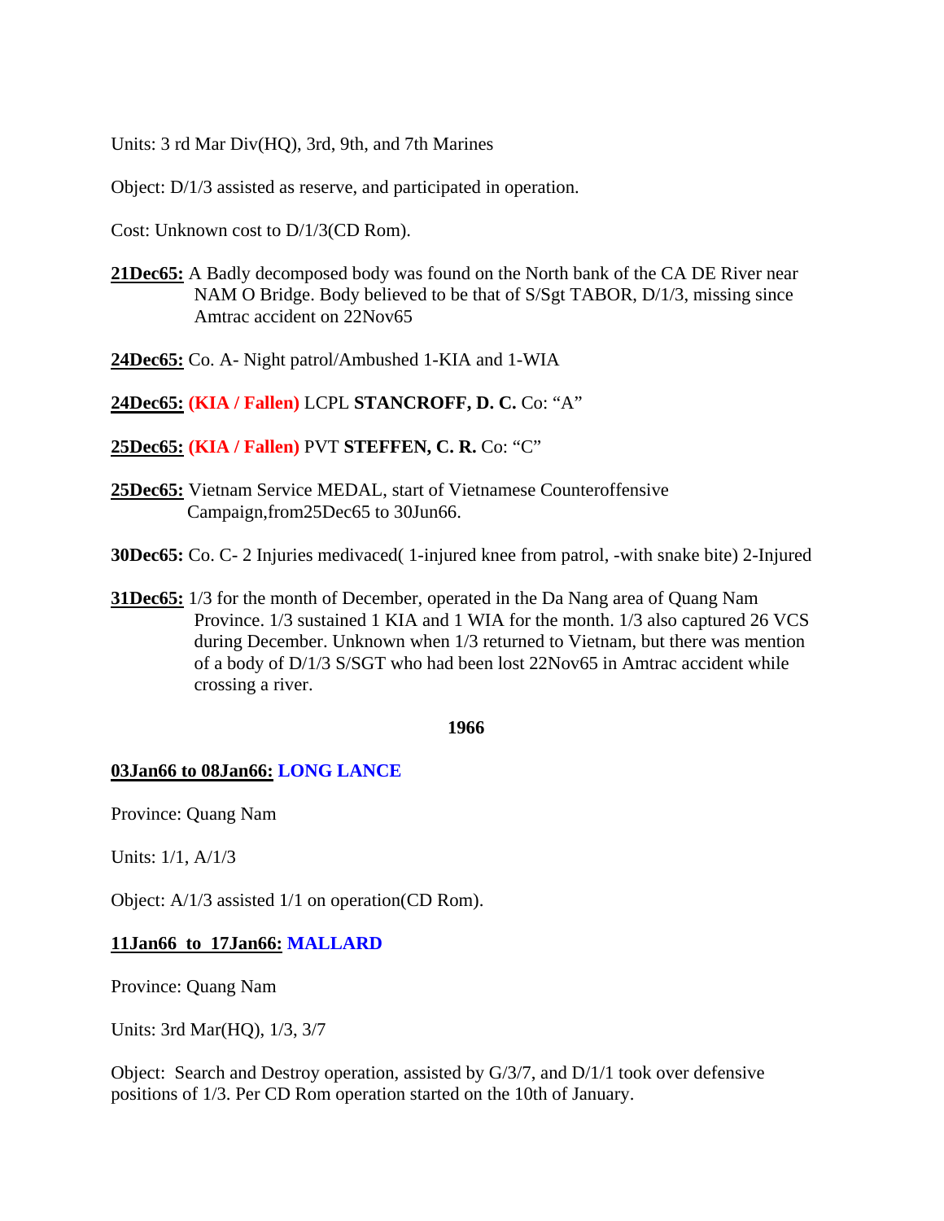Units: 3 rd Mar Div(HQ), 3rd, 9th, and 7th Marines

Object: D/1/3 assisted as reserve, and participated in operation.

Cost: Unknown cost to D/1/3(CD Rom).

**21Dec65:** A Badly decomposed body was found on the North bank of the CA DE River near NAM O Bridge. Body believed to be that of S/Sgt TABOR, D/1/3, missing since Amtrac accident on 22Nov65

**24Dec65:** Co. A- Night patrol/Ambushed 1-KIA and 1-WIA

**24Dec65:** **(KIA / Fallen)** LCPL **STANCROFF, D. C.** Co: "A"

**25Dec65:** **(KIA / Fallen)** PVT **STEFFEN, C. R.** Co: "C"

**25Dec65:** Vietnam Service MEDAL, start of Vietnamese Counteroffensive Campaign,from25Dec65 to 30Jun66.

**30Dec65:** Co. C- 2 Injuries medivaced( 1-injured knee from patrol, -with snake bite) 2-Injured

**31Dec65:** 1/3 for the month of December, operated in the Da Nang area of Quang Nam Province. 1/3 sustained 1 KIA and 1 WIA for the month. 1/3 also captured 26 VCS during December. Unknown when 1/3 returned to Vietnam, but there was mention of a body of D/1/3 S/SGT who had been lost 22Nov65 in Amtrac accident while crossing a river.

## 1966

### 03Jan66 to 08Jan66: LONG LANCE

Province: Quang Nam

Units: 1/1, A/1/3

Object: A/1/3 assisted 1/1 on operation(CD Rom).

### 11Jan66 to 17Jan66: MALLARD

Province: Quang Nam

Units: 3rd Mar(HQ), 1/3, 3/7

Object: Search and Destroy operation, assisted by G/3/7, and D/1/1 took over defensive positions of 1/3. Per CD Rom operation started on the 10th of January.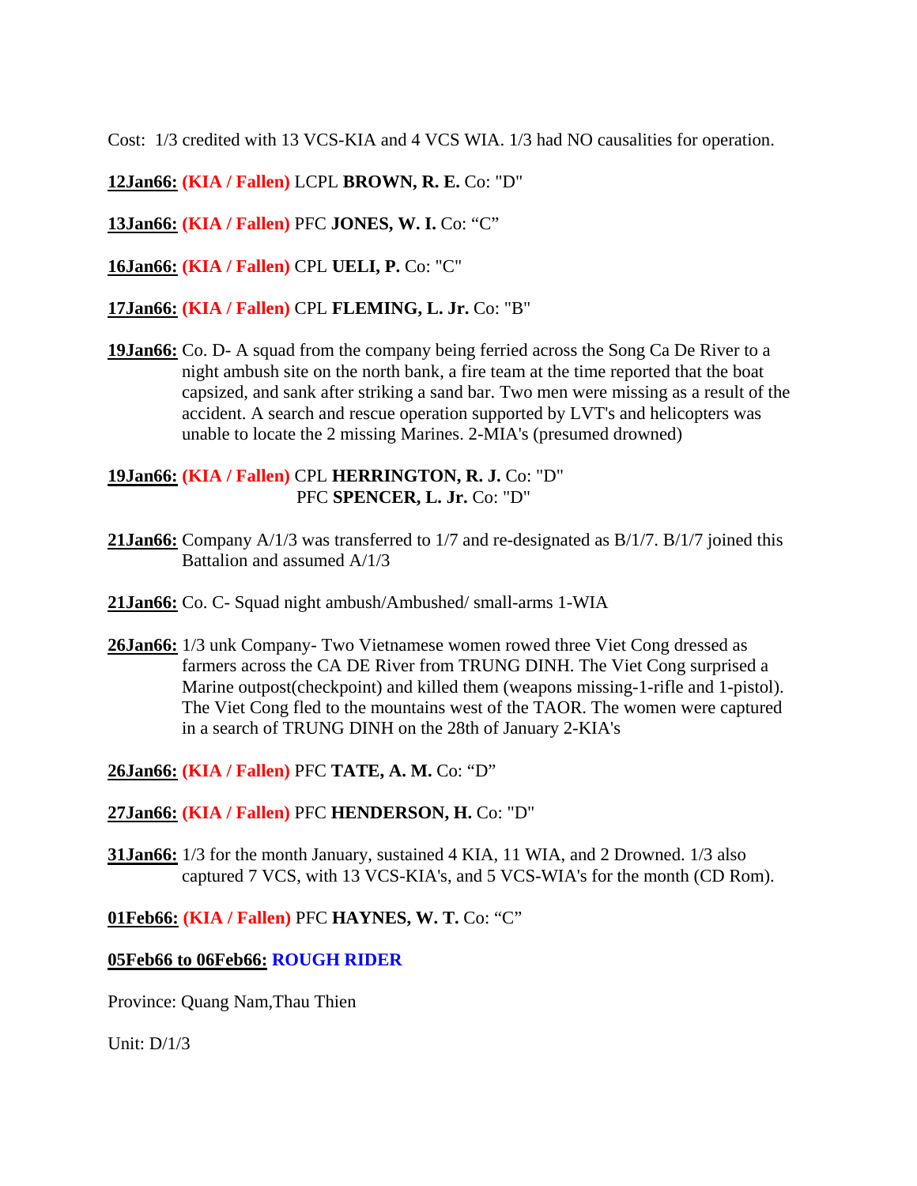Cost: 1/3 credited with 13 VCS-KIA and 4 VCS WIA. 1/3 had NO causalities for operation.

**12Jan66:** **(KIA / Fallen)** LCPL **BROWN, R. E.** Co: "D"

**13Jan66:** **(KIA / Fallen)** PFC **JONES, W. I.** Co: "C"

**16Jan66:** **(KIA / Fallen)** CPL **UELI, P.** Co: "C"

**17Jan66:** **(KIA / Fallen)** CPL **FLEMING, L. Jr.** Co: "B"

**19Jan66:** Co. D- A squad from the company being ferried across the Song Ca De River to a night ambush site on the north bank, a fire team at the time reported that the boat capsized, and sank after striking a sand bar. Two men were missing as a result of the accident. A search and rescue operation supported by LVT's and helicopters was unable to locate the 2 missing Marines. 2-MIA's (presumed drowned)

**19Jan66:** **(KIA / Fallen)** CPL **HERRINGTON, R. J.** Co: "D"
PFC **SPENCER, L. Jr.** Co: "D"

**21Jan66:** Company A/1/3 was transferred to 1/7 and re-designated as B/1/7. B/1/7 joined this Battalion and assumed A/1/3

**21Jan66:** Co. C- Squad night ambush/Ambushed/ small-arms 1-WIA

**26Jan66:** 1/3 unk Company- Two Vietnamese women rowed three Viet Cong dressed as farmers across the CA DE River from TRUNG DINH. The Viet Cong surprised a Marine outpost(checkpoint) and killed them (weapons missing-1-rifle and 1-pistol). The Viet Cong fled to the mountains west of the TAOR. The women were captured in a search of TRUNG DINH on the 28th of January 2-KIA's

**26Jan66:** **(KIA / Fallen)** PFC **TATE, A. M.** Co: "D"

**27Jan66:** **(KIA / Fallen)** PFC **HENDERSON, H.** Co: "D"

**31Jan66:** 1/3 for the month January, sustained 4 KIA, 11 WIA, and 2 Drowned. 1/3 also captured 7 VCS, with 13 VCS-KIA's, and 5 VCS-WIA's for the month (CD Rom).

**01Feb66:** **(KIA / Fallen)** PFC **HAYNES, W. T.** Co: "C"

**05Feb66 to 06Feb66:** **ROUGH RIDER**

Province: Quang Nam,Thau Thien

Unit: D/1/3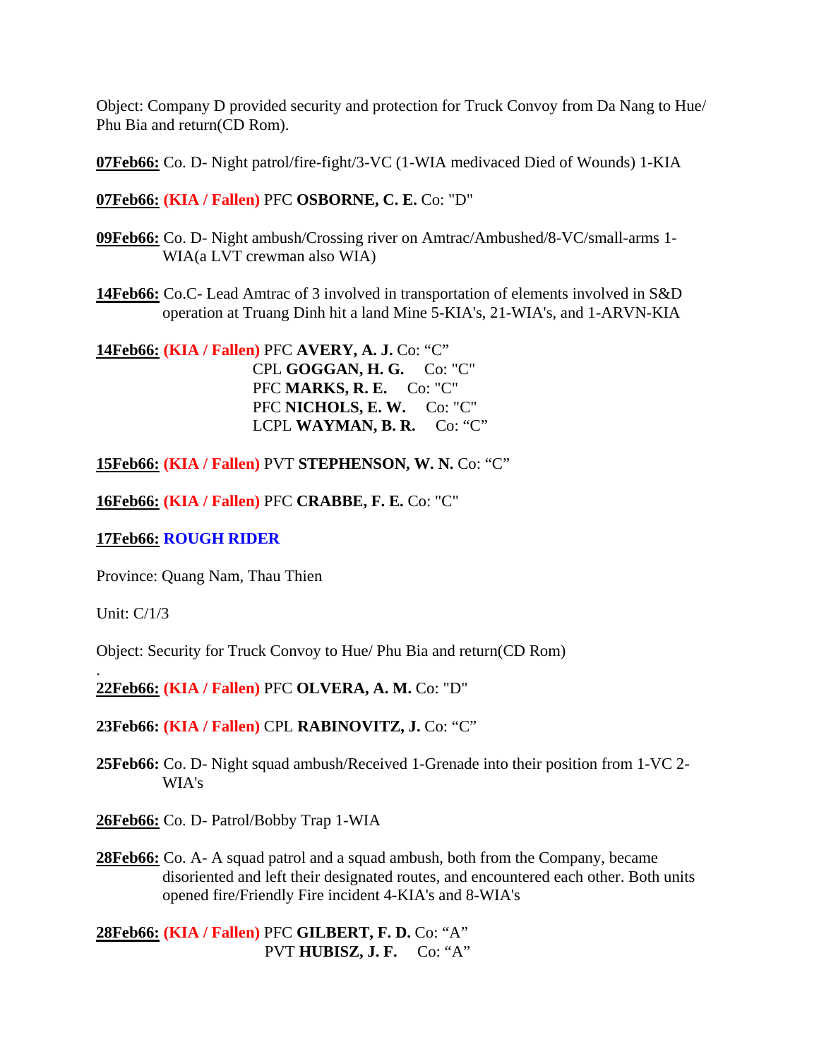Object: Company D provided security and protection for Truck Convoy from Da Nang to Hue/ Phu Bia and return(CD Rom).

**07Feb66:** Co. D- Night patrol/fire-fight/3-VC (1-WIA medivaced Died of Wounds) 1-KIA

**07Feb66:** **(KIA / Fallen)** PFC **OSBORNE, C. E.** Co: "D"

**09Feb66:** Co. D- Night ambush/Crossing river on Amtrac/Ambushed/8-VC/small-arms 1-WIA(a LVT crewman also WIA)

**14Feb66:** Co.C- Lead Amtrac of 3 involved in transportation of elements involved in S&D operation at Truang Dinh hit a land Mine 5-KIA's, 21-WIA's, and 1-ARVN-KIA

**14Feb66:** **(KIA / Fallen)** PFC **AVERY, A. J.** Co: "C"
CPL **GOGGAN, H. G.** Co: "C"
PFC **MARKS, R. E.** Co: "C"
PFC **NICHOLS, E. W.** Co: "C"
LCPL **WAYMAN, B. R.** Co: "C"

**15Feb66:** **(KIA / Fallen)** PVT **STEPHENSON, W. N.** Co: "C"

**16Feb66:** **(KIA / Fallen)** PFC **CRABBE, F. E.** Co: "C"

**17Feb66:** **ROUGH RIDER**

Province: Quang Nam, Thau Thien

Unit: C/1/3

Object: Security for Truck Convoy to Hue/ Phu Bia and return(CD Rom)

.

**22Feb66:** **(KIA / Fallen)** PFC **OLVERA, A. M.** Co: "D"

**23Feb66:** **(KIA / Fallen)** CPL **RABINOVITZ, J.** Co: "C"

**25Feb66:** Co. D- Night squad ambush/Received 1-Grenade into their position from 1-VC 2-WIA's

**26Feb66:** Co. D- Patrol/Bobby Trap 1-WIA

**28Feb66:** Co. A- A squad patrol and a squad ambush, both from the Company, became disoriented and left their designated routes, and encountered each other. Both units opened fire/Friendly Fire incident 4-KIA's and 8-WIA's

**28Feb66:** **(KIA / Fallen)** PFC **GILBERT, F. D.** Co: "A"
PVT **HUBISZ, J. F.** Co: "A"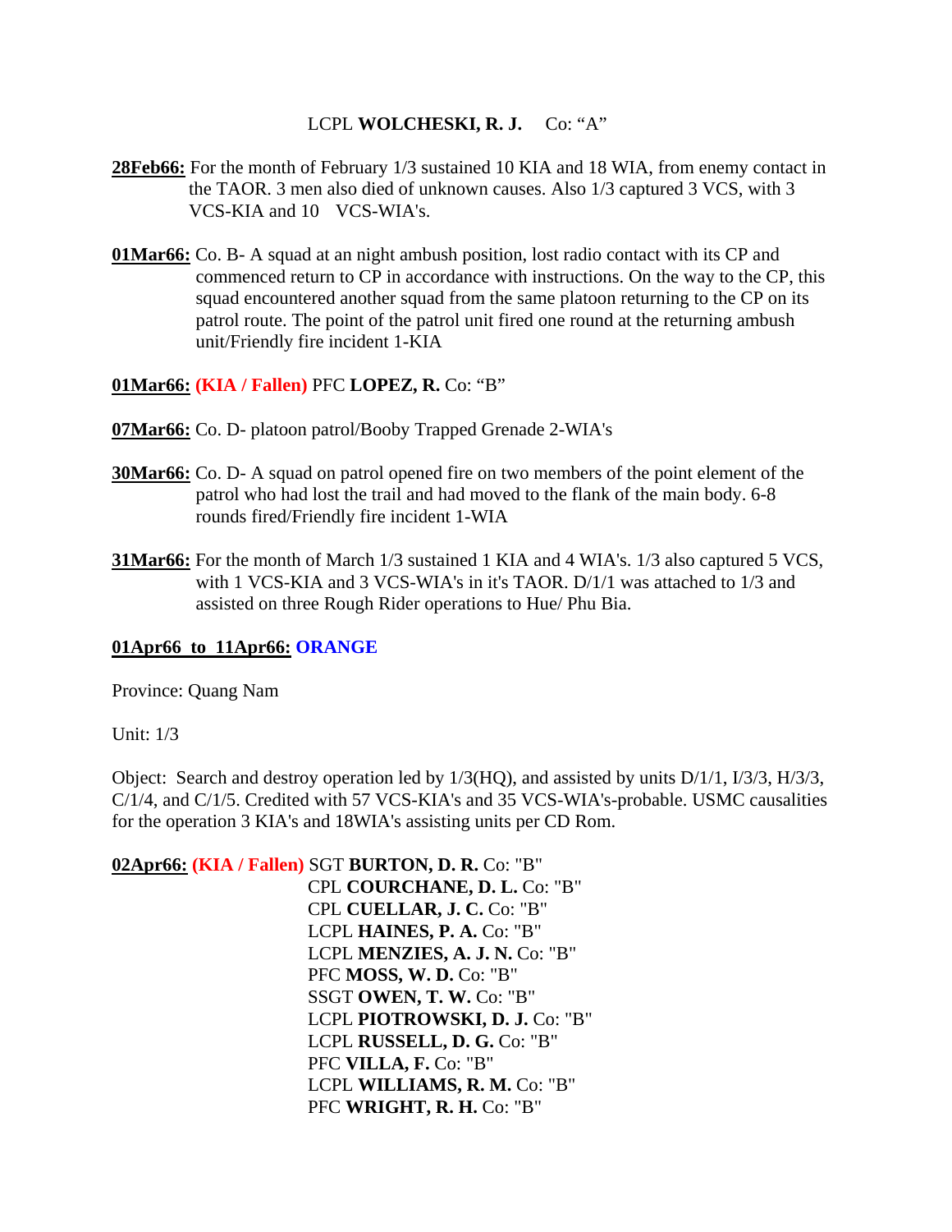LCPL **WOLCHESKI, R. J.** Co: “A”

**28Feb66:** For the month of February 1/3 sustained 10 KIA and 18 WIA, from enemy contact in the TAOR. 3 men also died of unknown causes. Also 1/3 captured 3 VCS, with 3 VCS-KIA and 10 VCS-WIA's.

**01Mar66:** Co. B- A squad at an night ambush position, lost radio contact with its CP and commenced return to CP in accordance with instructions. On the way to the CP, this squad encountered another squad from the same platoon returning to the CP on its patrol route. The point of the patrol unit fired one round at the returning ambush unit/Friendly fire incident 1-KIA

**01Mar66:** **(KIA / Fallen)** PFC **LOPEZ, R.** Co: “B”

**07Mar66:** Co. D- platoon patrol/Booby Trapped Grenade 2-WIA's

**30Mar66:** Co. D- A squad on patrol opened fire on two members of the point element of the patrol who had lost the trail and had moved to the flank of the main body. 6-8 rounds fired/Friendly fire incident 1-WIA

**31Mar66:** For the month of March 1/3 sustained 1 KIA and 4 WIA's. 1/3 also captured 5 VCS, with 1 VCS-KIA and 3 VCS-WIA's in it's TAOR. D/1/1 was attached to 1/3 and assisted on three Rough Rider operations to Hue/ Phu Bia.

**01Apr66 to 11Apr66: ORANGE**

Province: Quang Nam

Unit: 1/3

Object: Search and destroy operation led by 1/3(HQ), and assisted by units D/1/1, I/3/3, H/3/3, C/1/4, and C/1/5. Credited with 57 VCS-KIA's and 35 VCS-WIA's-probable. USMC causalities for the operation 3 KIA's and 18WIA's assisting units per CD Rom.

**02Apr66:** **(KIA / Fallen)** SGT **BURTON, D. R.** Co: "B"
CPL **COURCHANE, D. L.** Co: "B"
CPL **CUELLAR, J. C.** Co: "B"
LCPL **HAINES, P. A.** Co: "B"
LCPL **MENZIES, A. J. N.** Co: "B"
PFC **MOSS, W. D.** Co: "B"
SSGT **OWEN, T. W.** Co: "B"
LCPL **PIOTROWSKI, D. J.** Co: "B"
LCPL **RUSSELL, D. G.** Co: "B"
PFC **VILLA, F.** Co: "B"
LCPL **WILLIAMS, R. M.** Co: "B"
PFC **WRIGHT, R. H.** Co: "B"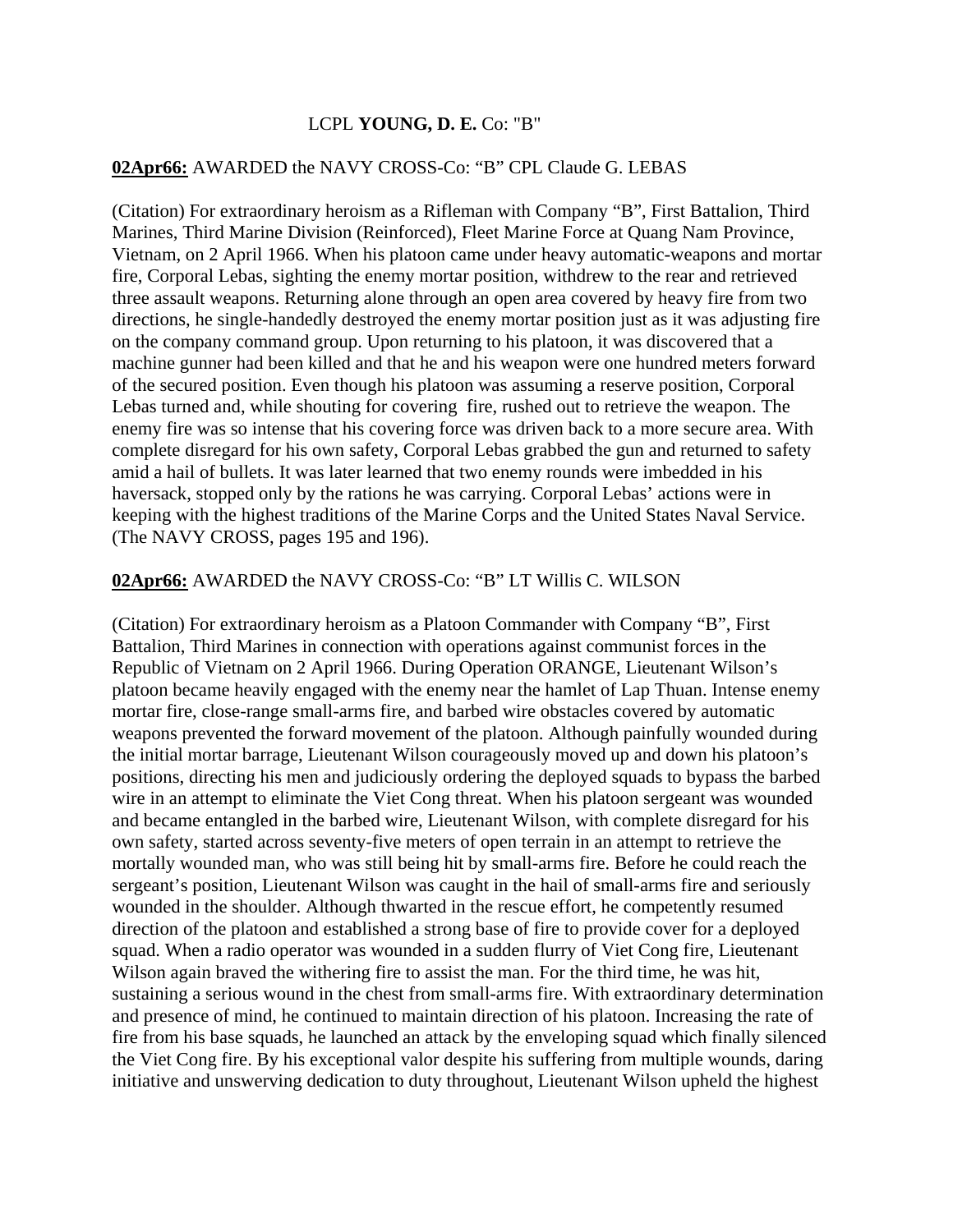LCPL **YOUNG, D. E.** Co: "B"

**02Apr66:** AWARDED the NAVY CROSS-Co: "B" CPL Claude G. LEBAS

(Citation) For extraordinary heroism as a Rifleman with Company "B", First Battalion, Third Marines, Third Marine Division (Reinforced), Fleet Marine Force at Quang Nam Province, Vietnam, on 2 April 1966. When his platoon came under heavy automatic-weapons and mortar fire, Corporal Lebas, sighting the enemy mortar position, withdrew to the rear and retrieved three assault weapons. Returning alone through an open area covered by heavy fire from two directions, he single-handedly destroyed the enemy mortar position just as it was adjusting fire on the company command group. Upon returning to his platoon, it was discovered that a machine gunner had been killed and that he and his weapon were one hundred meters forward of the secured position. Even though his platoon was assuming a reserve position, Corporal Lebas turned and, while shouting for covering fire, rushed out to retrieve the weapon. The enemy fire was so intense that his covering force was driven back to a more secure area. With complete disregard for his own safety, Corporal Lebas grabbed the gun and returned to safety amid a hail of bullets. It was later learned that two enemy rounds were imbedded in his haversack, stopped only by the rations he was carrying. Corporal Lebas' actions were in keeping with the highest traditions of the Marine Corps and the United States Naval Service. (The NAVY CROSS, pages 195 and 196).

**02Apr66:** AWARDED the NAVY CROSS-Co: "B" LT Willis C. WILSON

(Citation) For extraordinary heroism as a Platoon Commander with Company "B", First Battalion, Third Marines in connection with operations against communist forces in the Republic of Vietnam on 2 April 1966. During Operation ORANGE, Lieutenant Wilson's platoon became heavily engaged with the enemy near the hamlet of Lap Thuan. Intense enemy mortar fire, close-range small-arms fire, and barbed wire obstacles covered by automatic weapons prevented the forward movement of the platoon. Although painfully wounded during the initial mortar barrage, Lieutenant Wilson courageously moved up and down his platoon's positions, directing his men and judiciously ordering the deployed squads to bypass the barbed wire in an attempt to eliminate the Viet Cong threat. When his platoon sergeant was wounded and became entangled in the barbed wire, Lieutenant Wilson, with complete disregard for his own safety, started across seventy-five meters of open terrain in an attempt to retrieve the mortally wounded man, who was still being hit by small-arms fire. Before he could reach the sergeant's position, Lieutenant Wilson was caught in the hail of small-arms fire and seriously wounded in the shoulder. Although thwarted in the rescue effort, he competently resumed direction of the platoon and established a strong base of fire to provide cover for a deployed squad. When a radio operator was wounded in a sudden flurry of Viet Cong fire, Lieutenant Wilson again braved the withering fire to assist the man. For the third time, he was hit, sustaining a serious wound in the chest from small-arms fire. With extraordinary determination and presence of mind, he continued to maintain direction of his platoon. Increasing the rate of fire from his base squads, he launched an attack by the enveloping squad which finally silenced the Viet Cong fire. By his exceptional valor despite his suffering from multiple wounds, daring initiative and unswerving dedication to duty throughout, Lieutenant Wilson upheld the highest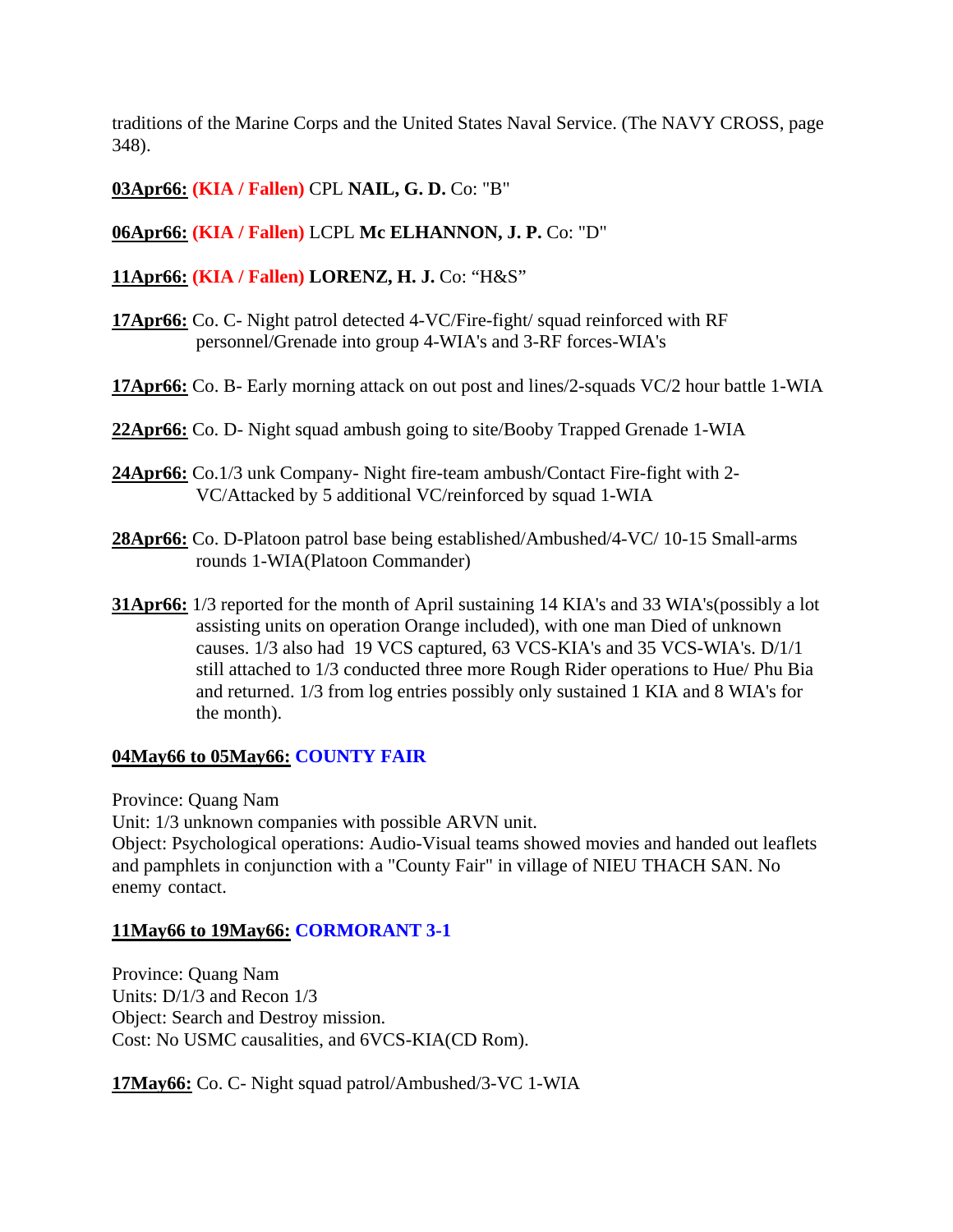traditions of the Marine Corps and the United States Naval Service. (The NAVY CROSS, page 348).

**03Apr66:** **(KIA / Fallen)** CPL **NAIL, G. D.** Co: "B"

**06Apr66:** **(KIA / Fallen)** LCPL **Mc ELHANNON, J. P.** Co: "D"

**11Apr66:** **(KIA / Fallen)** **LORENZ, H. J.** Co: "H&S"

**17Apr66:** Co. C- Night patrol detected 4-VC/Fire-fight/ squad reinforced with RF personnel/Grenade into group 4-WIA's and 3-RF forces-WIA's

**17Apr66:** Co. B- Early morning attack on out post and lines/2-squads VC/2 hour battle 1-WIA

**22Apr66:** Co. D- Night squad ambush going to site/Booby Trapped Grenade 1-WIA

**24Apr66:** Co.1/3 unk Company- Night fire-team ambush/Contact Fire-fight with 2-VC/Attacked by 5 additional VC/reinforced by squad 1-WIA

**28Apr66:** Co. D-Platoon patrol base being established/Ambushed/4-VC/ 10-15 Small-arms rounds 1-WIA(Platoon Commander)

**31Apr66:** 1/3 reported for the month of April sustaining 14 KIA's and 33 WIA's(possibly a lot assisting units on operation Orange included), with one man Died of unknown causes. 1/3 also had 19 VCS captured, 63 VCS-KIA's and 35 VCS-WIA's. D/1/1 still attached to 1/3 conducted three more Rough Rider operations to Hue/ Phu Bia and returned. 1/3 from log entries possibly only sustained 1 KIA and 8 WIA's for the month).

**04May66 to 05May66: COUNTY FAIR**

Province: Quang Nam
Unit: 1/3 unknown companies with possible ARVN unit.
Object: Psychological operations: Audio-Visual teams showed movies and handed out leaflets and pamphlets in conjunction with a "County Fair" in village of NIEU THACH SAN. No enemy contact.

**11May66 to 19May66: CORMORANT 3-1**

Province: Quang Nam
Units: D/1/3 and Recon 1/3
Object: Search and Destroy mission.
Cost: No USMC causalities, and 6VCS-KIA(CD Rom).

**17May66:** Co. C- Night squad patrol/Ambushed/3-VC 1-WIA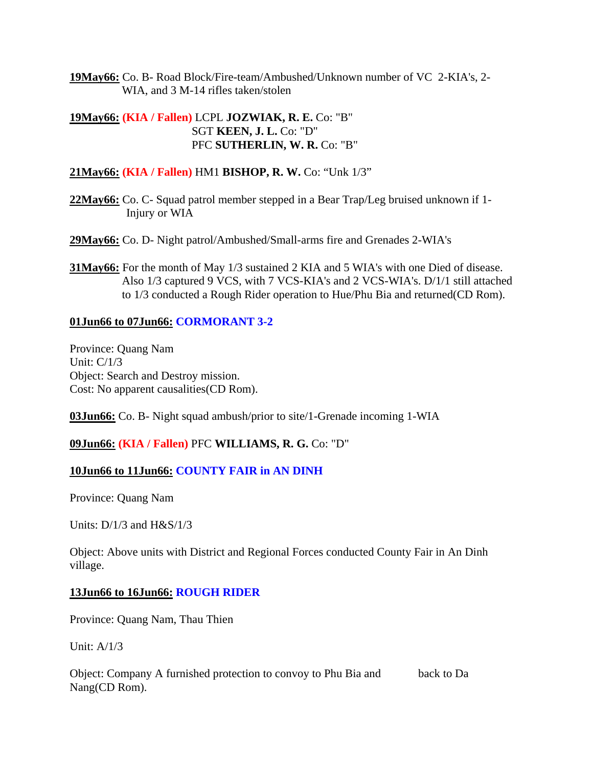**19May66:** Co. B- Road Block/Fire-team/Ambushed/Unknown number of VC 2-KIA's, 2-WIA, and 3 M-14 rifles taken/stolen

**19May66:** **(KIA / Fallen)** LCPL **JOZWIAK, R. E.** Co: "B"
SGT **KEEN, J. L.** Co: "D"
PFC **SUTHERLIN, W. R.** Co: "B"

**21May66:** **(KIA / Fallen)** HM1 **BISHOP, R. W.** Co: "Unk 1/3"

**22May66:** Co. C- Squad patrol member stepped in a Bear Trap/Leg bruised unknown if 1-Injury or WIA

**29May66:** Co. D- Night patrol/Ambushed/Small-arms fire and Grenades 2-WIA's

**31May66:** For the month of May 1/3 sustained 2 KIA and 5 WIA's with one Died of disease. Also 1/3 captured 9 VCS, with 7 VCS-KIA's and 2 VCS-WIA's. D/1/1 still attached to 1/3 conducted a Rough Rider operation to Hue/Phu Bia and returned(CD Rom).

**01Jun66 to 07Jun66:** **CORMORANT 3-2**

Province: Quang Nam
Unit: C/1/3
Object: Search and Destroy mission.
Cost: No apparent causalities(CD Rom).

**03Jun66:** Co. B- Night squad ambush/prior to site/1-Grenade incoming 1-WIA

**09Jun66:** **(KIA / Fallen)** PFC **WILLIAMS, R. G.** Co: "D"

**10Jun66 to 11Jun66:** **COUNTY FAIR in AN DINH**

Province: Quang Nam

Units: D/1/3 and H&S/1/3

Object: Above units with District and Regional Forces conducted County Fair in An Dinh village.

**13Jun66 to 16Jun66:** **ROUGH RIDER**

Province: Quang Nam, Thau Thien

Unit: A/1/3

Object: Company A furnished protection to convoy to Phu Bia and back to Da Nang(CD Rom).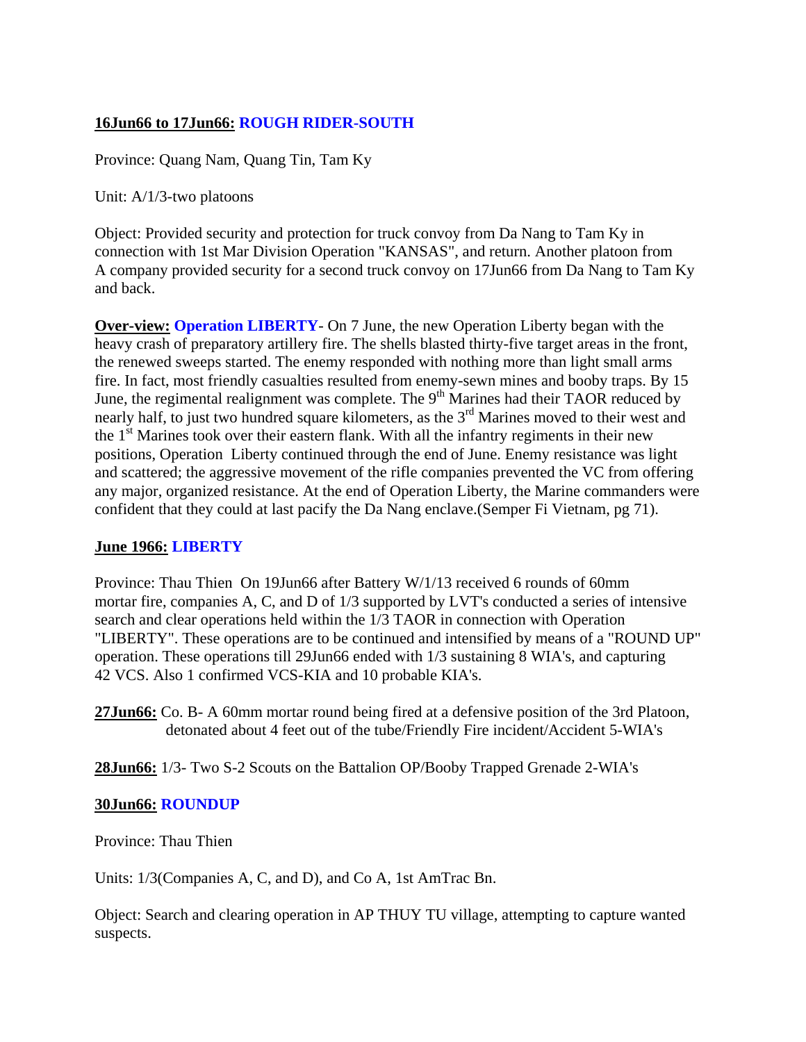**16Jun66 to 17Jun66: ROUGH RIDER-SOUTH**

Province: Quang Nam, Quang Tin, Tam Ky

Unit: A/1/3-two platoons

Object: Provided security and protection for truck convoy from Da Nang to Tam Ky in connection with 1st Mar Division Operation "KANSAS", and return. Another platoon from A company provided security for a second truck convoy on 17Jun66 from Da Nang to Tam Ky and back.

**Over-view: Operation LIBERTY**- On 7 June, the new Operation Liberty began with the heavy crash of preparatory artillery fire. The shells blasted thirty-five target areas in the front, the renewed sweeps started. The enemy responded with nothing more than light small arms fire. In fact, most friendly casualties resulted from enemy-sewn mines and booby traps. By 15 June, the regimental realignment was complete. The 9th Marines had their TAOR reduced by nearly half, to just two hundred square kilometers, as the 3rd Marines moved to their west and the 1st Marines took over their eastern flank. With all the infantry regiments in their new positions, Operation Liberty continued through the end of June. Enemy resistance was light and scattered; the aggressive movement of the rifle companies prevented the VC from offering any major, organized resistance. At the end of Operation Liberty, the Marine commanders were confident that they could at last pacify the Da Nang enclave.(Semper Fi Vietnam, pg 71).

**June 1966: LIBERTY**

Province: Thau Thien On 19Jun66 after Battery W/1/13 received 6 rounds of 60mm mortar fire, companies A, C, and D of 1/3 supported by LVT's conducted a series of intensive search and clear operations held within the 1/3 TAOR in connection with Operation "LIBERTY". These operations are to be continued and intensified by means of a "ROUND UP" operation. These operations till 29Jun66 ended with 1/3 sustaining 8 WIA's, and capturing 42 VCS. Also 1 confirmed VCS-KIA and 10 probable KIA's.

**27Jun66:** Co. B- A 60mm mortar round being fired at a defensive position of the 3rd Platoon, detonated about 4 feet out of the tube/Friendly Fire incident/Accident 5-WIA's

**28Jun66:** 1/3- Two S-2 Scouts on the Battalion OP/Booby Trapped Grenade 2-WIA's

**30Jun66: ROUNDUP**

Province: Thau Thien

Units: 1/3(Companies A, C, and D), and Co A, 1st AmTrac Bn.

Object: Search and clearing operation in AP THUY TU village, attempting to capture wanted suspects.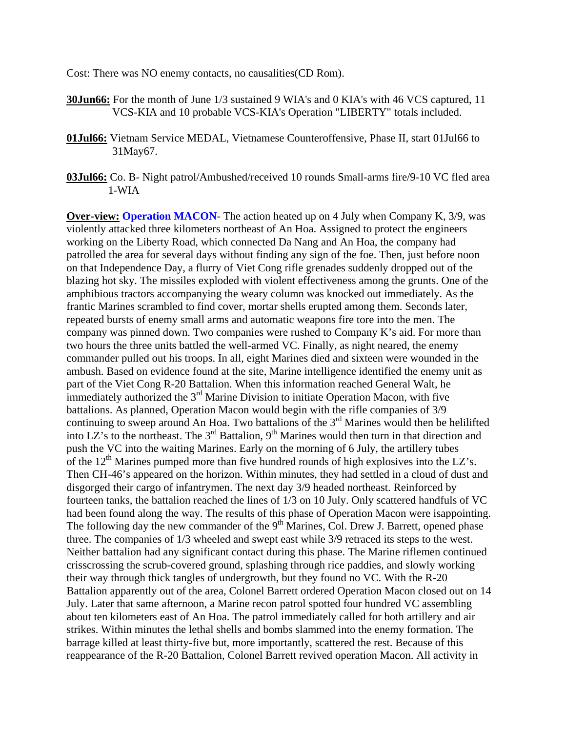Cost: There was NO enemy contacts, no causalities(CD Rom).

**30Jun66:** For the month of June 1/3 sustained 9 WIA's and 0 KIA's with 46 VCS captured, 11 VCS-KIA and 10 probable VCS-KIA's Operation "LIBERTY" totals included.

**01Jul66:** Vietnam Service MEDAL, Vietnamese Counteroffensive, Phase II, start 01Jul66 to 31May67.

**03Jul66:** Co. B- Night patrol/Ambushed/received 10 rounds Small-arms fire/9-10 VC fled area 1-WIA

**Over-view: Operation MACON**- The action heated up on 4 July when Company K, 3/9, was violently attacked three kilometers northeast of An Hoa. Assigned to protect the engineers working on the Liberty Road, which connected Da Nang and An Hoa, the company had patrolled the area for several days without finding any sign of the foe. Then, just before noon on that Independence Day, a flurry of Viet Cong rifle grenades suddenly dropped out of the blazing hot sky. The missiles exploded with violent effectiveness among the grunts. One of the amphibious tractors accompanying the weary column was knocked out immediately. As the frantic Marines scrambled to find cover, mortar shells erupted among them. Seconds later, repeated bursts of enemy small arms and automatic weapons fire tore into the men. The company was pinned down. Two companies were rushed to Company K's aid. For more than two hours the three units battled the well-armed VC. Finally, as night neared, the enemy commander pulled out his troops. In all, eight Marines died and sixteen were wounded in the ambush. Based on evidence found at the site, Marine intelligence identified the enemy unit as part of the Viet Cong R-20 Battalion. When this information reached General Walt, he immediately authorized the 3rd Marine Division to initiate Operation Macon, with five battalions. As planned, Operation Macon would begin with the rifle companies of 3/9 continuing to sweep around An Hoa. Two battalions of the 3rd Marines would then be helilifted into LZ's to the northeast. The 3rd Battalion, 9th Marines would then turn in that direction and push the VC into the waiting Marines. Early on the morning of 6 July, the artillery tubes of the 12th Marines pumped more than five hundred rounds of high explosives into the LZ's. Then CH-46's appeared on the horizon. Within minutes, they had settled in a cloud of dust and disgorged their cargo of infantrymen. The next day 3/9 headed northeast. Reinforced by fourteen tanks, the battalion reached the lines of 1/3 on 10 July. Only scattered handfuls of VC had been found along the way. The results of this phase of Operation Macon were isappointing. The following day the new commander of the 9th Marines, Col. Drew J. Barrett, opened phase three. The companies of 1/3 wheeled and swept east while 3/9 retraced its steps to the west. Neither battalion had any significant contact during this phase. The Marine riflemen continued crisscrossing the scrub-covered ground, splashing through rice paddies, and slowly working their way through thick tangles of undergrowth, but they found no VC. With the R-20 Battalion apparently out of the area, Colonel Barrett ordered Operation Macon closed out on 14 July. Later that same afternoon, a Marine recon patrol spotted four hundred VC assembling about ten kilometers east of An Hoa. The patrol immediately called for both artillery and air strikes. Within minutes the lethal shells and bombs slammed into the enemy formation. The barrage killed at least thirty-five but, more importantly, scattered the rest. Because of this reappearance of the R-20 Battalion, Colonel Barrett revived operation Macon. All activity in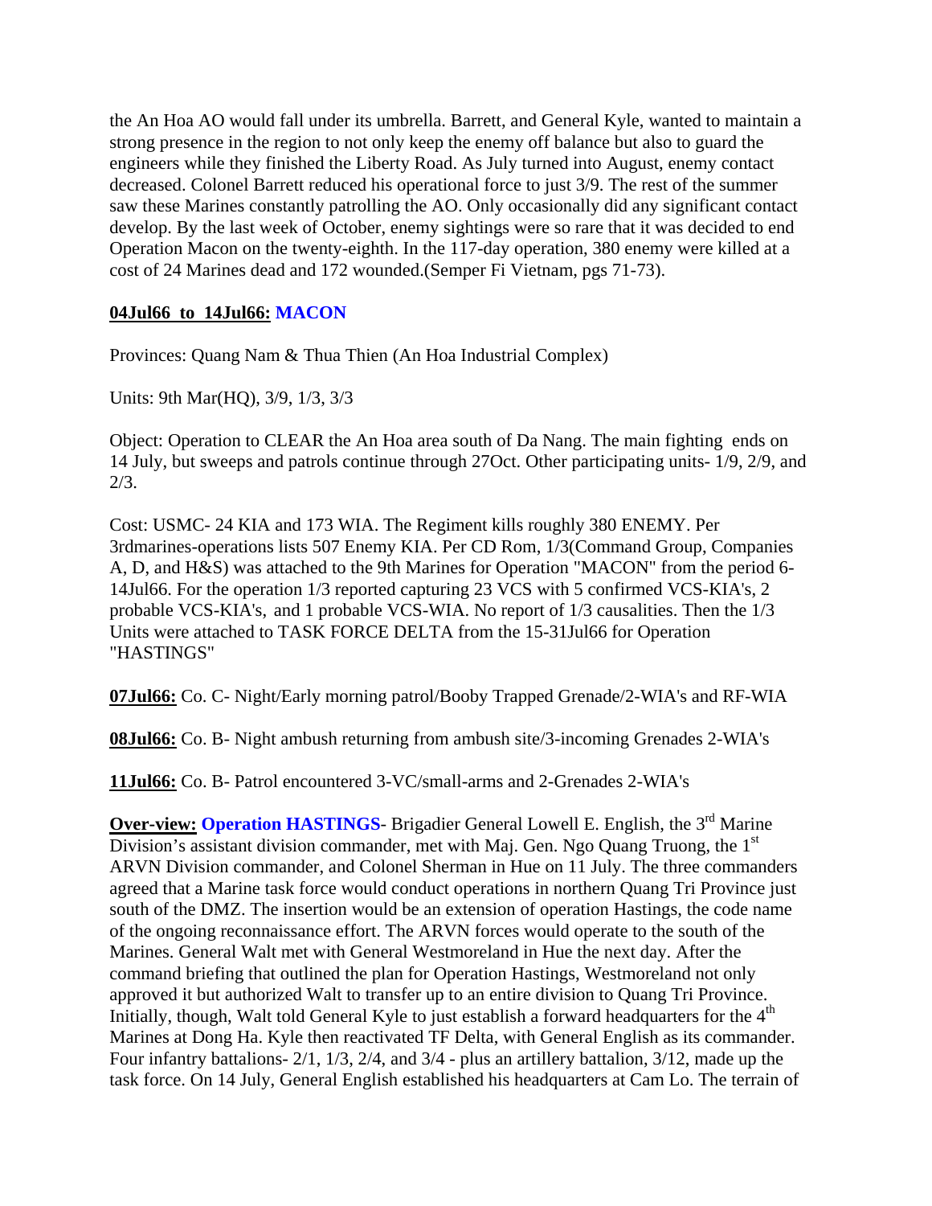the An Hoa AO would fall under its umbrella. Barrett, and General Kyle, wanted to maintain a strong presence in the region to not only keep the enemy off balance but also to guard the engineers while they finished the Liberty Road. As July turned into August, enemy contact decreased. Colonel Barrett reduced his operational force to just 3/9. The rest of the summer saw these Marines constantly patrolling the AO. Only occasionally did any significant contact develop. By the last week of October, enemy sightings were so rare that it was decided to end Operation Macon on the twenty-eighth. In the 117-day operation, 380 enemy were killed at a cost of 24 Marines dead and 172 wounded.(Semper Fi Vietnam, pgs 71-73).

**04Jul66 to 14Jul66: MACON**

Provinces: Quang Nam & Thua Thien (An Hoa Industrial Complex)

Units: 9th Mar(HQ), 3/9, 1/3, 3/3

Object: Operation to CLEAR the An Hoa area south of Da Nang. The main fighting ends on 14 July, but sweeps and patrols continue through 27Oct. Other participating units- 1/9, 2/9, and 2/3.

Cost: USMC- 24 KIA and 173 WIA. The Regiment kills roughly 380 ENEMY. Per 3rdmarines-operations lists 507 Enemy KIA. Per CD Rom, 1/3(Command Group, Companies A, D, and H&S) was attached to the 9th Marines for Operation "MACON" from the period 6-14Jul66. For the operation 1/3 reported capturing 23 VCS with 5 confirmed VCS-KIA's, 2 probable VCS-KIA's, and 1 probable VCS-WIA. No report of 1/3 causalities. Then the 1/3 Units were attached to TASK FORCE DELTA from the 15-31Jul66 for Operation "HASTINGS"

**07Jul66:** Co. C- Night/Early morning patrol/Booby Trapped Grenade/2-WIA's and RF-WIA

**08Jul66:** Co. B- Night ambush returning from ambush site/3-incoming Grenades 2-WIA's

**11Jul66:** Co. B- Patrol encountered 3-VC/small-arms and 2-Grenades 2-WIA's

**Over-view: Operation HASTINGS**- Brigadier General Lowell E. English, the 3rd Marine Division's assistant division commander, met with Maj. Gen. Ngo Quang Truong, the 1st ARVN Division commander, and Colonel Sherman in Hue on 11 July. The three commanders agreed that a Marine task force would conduct operations in northern Quang Tri Province just south of the DMZ. The insertion would be an extension of operation Hastings, the code name of the ongoing reconnaissance effort. The ARVN forces would operate to the south of the Marines. General Walt met with General Westmoreland in Hue the next day. After the command briefing that outlined the plan for Operation Hastings, Westmoreland not only approved it but authorized Walt to transfer up to an entire division to Quang Tri Province. Initially, though, Walt told General Kyle to just establish a forward headquarters for the 4th Marines at Dong Ha. Kyle then reactivated TF Delta, with General English as its commander. Four infantry battalions- 2/1, 1/3, 2/4, and 3/4 - plus an artillery battalion, 3/12, made up the task force. On 14 July, General English established his headquarters at Cam Lo. The terrain of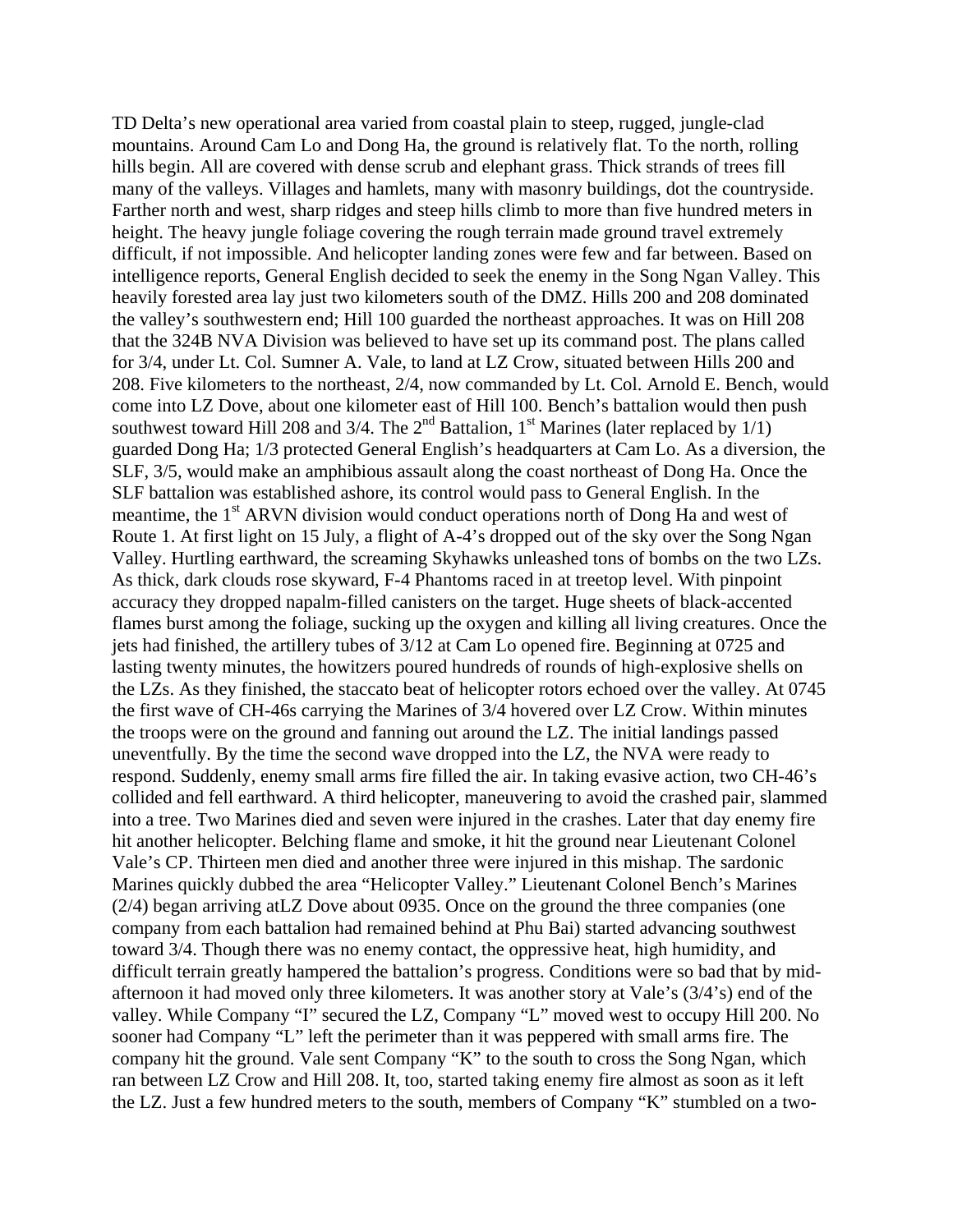TD Delta's new operational area varied from coastal plain to steep, rugged, jungle-clad mountains. Around Cam Lo and Dong Ha, the ground is relatively flat. To the north, rolling hills begin. All are covered with dense scrub and elephant grass. Thick strands of trees fill many of the valleys. Villages and hamlets, many with masonry buildings, dot the countryside. Farther north and west, sharp ridges and steep hills climb to more than five hundred meters in height. The heavy jungle foliage covering the rough terrain made ground travel extremely difficult, if not impossible. And helicopter landing zones were few and far between. Based on intelligence reports, General English decided to seek the enemy in the Song Ngan Valley. This heavily forested area lay just two kilometers south of the DMZ. Hills 200 and 208 dominated the valley's southwestern end; Hill 100 guarded the northeast approaches. It was on Hill 208 that the 324B NVA Division was believed to have set up its command post. The plans called for 3/4, under Lt. Col. Sumner A. Vale, to land at LZ Crow, situated between Hills 200 and 208. Five kilometers to the northeast, 2/4, now commanded by Lt. Col. Arnold E. Bench, would come into LZ Dove, about one kilometer east of Hill 100. Bench's battalion would then push southwest toward Hill 208 and 3/4. The 2nd Battalion, 1st Marines (later replaced by 1/1) guarded Dong Ha; 1/3 protected General English's headquarters at Cam Lo. As a diversion, the SLF, 3/5, would make an amphibious assault along the coast northeast of Dong Ha. Once the SLF battalion was established ashore, its control would pass to General English. In the meantime, the 1st ARVN division would conduct operations north of Dong Ha and west of Route 1. At first light on 15 July, a flight of A-4's dropped out of the sky over the Song Ngan Valley. Hurtling earthward, the screaming Skyhawks unleashed tons of bombs on the two LZs. As thick, dark clouds rose skyward, F-4 Phantoms raced in at treetop level. With pinpoint accuracy they dropped napalm-filled canisters on the target. Huge sheets of black-accented flames burst among the foliage, sucking up the oxygen and killing all living creatures. Once the jets had finished, the artillery tubes of 3/12 at Cam Lo opened fire. Beginning at 0725 and lasting twenty minutes, the howitzers poured hundreds of rounds of high-explosive shells on the LZs. As they finished, the staccato beat of helicopter rotors echoed over the valley. At 0745 the first wave of CH-46s carrying the Marines of 3/4 hovered over LZ Crow. Within minutes the troops were on the ground and fanning out around the LZ. The initial landings passed uneventfully. By the time the second wave dropped into the LZ, the NVA were ready to respond. Suddenly, enemy small arms fire filled the air. In taking evasive action, two CH-46's collided and fell earthward. A third helicopter, maneuvering to avoid the crashed pair, slammed into a tree. Two Marines died and seven were injured in the crashes. Later that day enemy fire hit another helicopter. Belching flame and smoke, it hit the ground near Lieutenant Colonel Vale's CP. Thirteen men died and another three were injured in this mishap. The sardonic Marines quickly dubbed the area "Helicopter Valley." Lieutenant Colonel Bench's Marines (2/4) began arriving atLZ Dove about 0935. Once on the ground the three companies (one company from each battalion had remained behind at Phu Bai) started advancing southwest toward 3/4. Though there was no enemy contact, the oppressive heat, high humidity, and difficult terrain greatly hampered the battalion's progress. Conditions were so bad that by mid-afternoon it had moved only three kilometers. It was another story at Vale's (3/4's) end of the valley. While Company "I" secured the LZ, Company "L" moved west to occupy Hill 200. No sooner had Company "L" left the perimeter than it was peppered with small arms fire. The company hit the ground. Vale sent Company "K" to the south to cross the Song Ngan, which ran between LZ Crow and Hill 208. It, too, started taking enemy fire almost as soon as it left the LZ. Just a few hundred meters to the south, members of Company "K" stumbled on a two-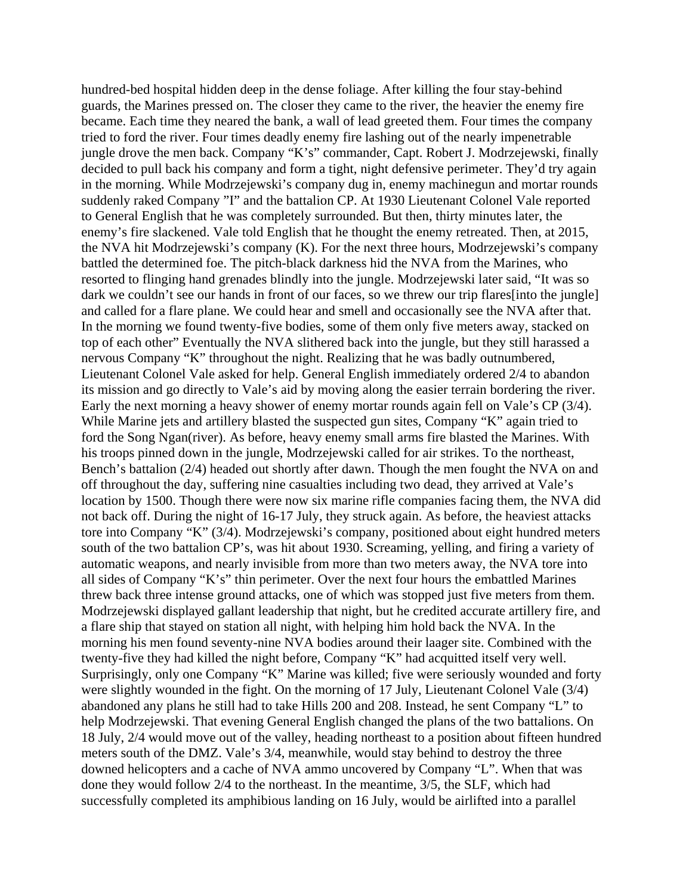hundred-bed hospital hidden deep in the dense foliage. After killing the four stay-behind guards, the Marines pressed on. The closer they came to the river, the heavier the enemy fire became. Each time they neared the bank, a wall of lead greeted them. Four times the company tried to ford the river. Four times deadly enemy fire lashing out of the nearly impenetrable jungle drove the men back. Company "K's" commander, Capt. Robert J. Modrzejewski, finally decided to pull back his company and form a tight, night defensive perimeter. They'd try again in the morning. While Modrzejewski's company dug in, enemy machinegun and mortar rounds suddenly raked Company "I" and the battalion CP. At 1930 Lieutenant Colonel Vale reported to General English that he was completely surrounded. But then, thirty minutes later, the enemy's fire slackened. Vale told English that he thought the enemy retreated. Then, at 2015, the NVA hit Modrzejewski's company (K). For the next three hours, Modrzejewski's company battled the determined foe. The pitch-black darkness hid the NVA from the Marines, who resorted to flinging hand grenades blindly into the jungle. Modrzejewski later said, "It was so dark we couldn't see our hands in front of our faces, so we threw our trip flares[into the jungle] and called for a flare plane. We could hear and smell and occasionally see the NVA after that. In the morning we found twenty-five bodies, some of them only five meters away, stacked on top of each other" Eventually the NVA slithered back into the jungle, but they still harassed a nervous Company "K" throughout the night. Realizing that he was badly outnumbered, Lieutenant Colonel Vale asked for help. General English immediately ordered 2/4 to abandon its mission and go directly to Vale's aid by moving along the easier terrain bordering the river. Early the next morning a heavy shower of enemy mortar rounds again fell on Vale's CP (3/4). While Marine jets and artillery blasted the suspected gun sites, Company "K" again tried to ford the Song Ngan(river). As before, heavy enemy small arms fire blasted the Marines. With his troops pinned down in the jungle, Modrzejewski called for air strikes. To the northeast, Bench's battalion (2/4) headed out shortly after dawn. Though the men fought the NVA on and off throughout the day, suffering nine casualties including two dead, they arrived at Vale's location by 1500. Though there were now six marine rifle companies facing them, the NVA did not back off. During the night of 16-17 July, they struck again. As before, the heaviest attacks tore into Company "K" (3/4). Modrzejewski's company, positioned about eight hundred meters south of the two battalion CP's, was hit about 1930. Screaming, yelling, and firing a variety of automatic weapons, and nearly invisible from more than two meters away, the NVA tore into all sides of Company "K's" thin perimeter. Over the next four hours the embattled Marines threw back three intense ground attacks, one of which was stopped just five meters from them. Modrzejewski displayed gallant leadership that night, but he credited accurate artillery fire, and a flare ship that stayed on station all night, with helping him hold back the NVA. In the morning his men found seventy-nine NVA bodies around their laager site. Combined with the twenty-five they had killed the night before, Company "K" had acquitted itself very well. Surprisingly, only one Company "K" Marine was killed; five were seriously wounded and forty were slightly wounded in the fight. On the morning of 17 July, Lieutenant Colonel Vale (3/4) abandoned any plans he still had to take Hills 200 and 208. Instead, he sent Company "L" to help Modrzejewski. That evening General English changed the plans of the two battalions. On 18 July, 2/4 would move out of the valley, heading northeast to a position about fifteen hundred meters south of the DMZ. Vale's 3/4, meanwhile, would stay behind to destroy the three downed helicopters and a cache of NVA ammo uncovered by Company "L". When that was done they would follow 2/4 to the northeast. In the meantime, 3/5, the SLF, which had successfully completed its amphibious landing on 16 July, would be airlifted into a parallel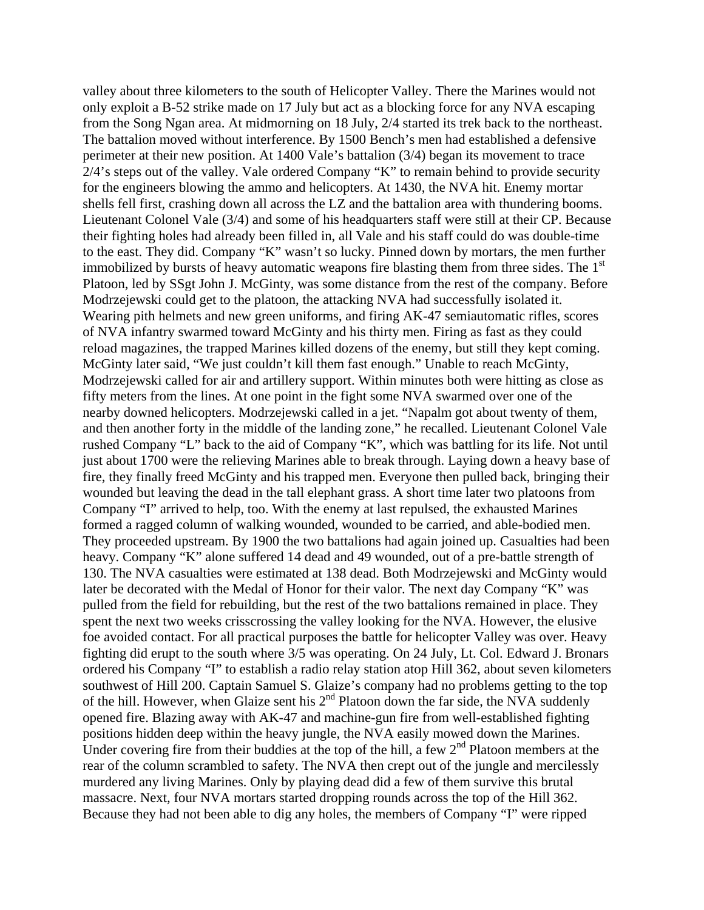valley about three kilometers to the south of Helicopter Valley. There the Marines would not only exploit a B-52 strike made on 17 July but act as a blocking force for any NVA escaping from the Song Ngan area. At midmorning on 18 July, 2/4 started its trek back to the northeast. The battalion moved without interference. By 1500 Bench's men had established a defensive perimeter at their new position. At 1400 Vale's battalion (3/4) began its movement to trace 2/4's steps out of the valley. Vale ordered Company "K" to remain behind to provide security for the engineers blowing the ammo and helicopters. At 1430, the NVA hit. Enemy mortar shells fell first, crashing down all across the LZ and the battalion area with thundering booms. Lieutenant Colonel Vale (3/4) and some of his headquarters staff were still at their CP. Because their fighting holes had already been filled in, all Vale and his staff could do was double-time to the east. They did. Company "K" wasn't so lucky. Pinned down by mortars, the men further immobilized by bursts of heavy automatic weapons fire blasting them from three sides. The 1st Platoon, led by SSgt John J. McGinty, was some distance from the rest of the company. Before Modrzejewski could get to the platoon, the attacking NVA had successfully isolated it. Wearing pith helmets and new green uniforms, and firing AK-47 semiautomatic rifles, scores of NVA infantry swarmed toward McGinty and his thirty men. Firing as fast as they could reload magazines, the trapped Marines killed dozens of the enemy, but still they kept coming. McGinty later said, "We just couldn't kill them fast enough." Unable to reach McGinty, Modrzejewski called for air and artillery support. Within minutes both were hitting as close as fifty meters from the lines. At one point in the fight some NVA swarmed over one of the nearby downed helicopters. Modrzejewski called in a jet. "Napalm got about twenty of them, and then another forty in the middle of the landing zone," he recalled. Lieutenant Colonel Vale rushed Company "L" back to the aid of Company "K", which was battling for its life. Not until just about 1700 were the relieving Marines able to break through. Laying down a heavy base of fire, they finally freed McGinty and his trapped men. Everyone then pulled back, bringing their wounded but leaving the dead in the tall elephant grass. A short time later two platoons from Company "I" arrived to help, too. With the enemy at last repulsed, the exhausted Marines formed a ragged column of walking wounded, wounded to be carried, and able-bodied men. They proceeded upstream. By 1900 the two battalions had again joined up. Casualties had been heavy. Company "K" alone suffered 14 dead and 49 wounded, out of a pre-battle strength of 130. The NVA casualties were estimated at 138 dead. Both Modrzejewski and McGinty would later be decorated with the Medal of Honor for their valor. The next day Company "K" was pulled from the field for rebuilding, but the rest of the two battalions remained in place. They spent the next two weeks crisscrossing the valley looking for the NVA. However, the elusive foe avoided contact. For all practical purposes the battle for helicopter Valley was over. Heavy fighting did erupt to the south where 3/5 was operating. On 24 July, Lt. Col. Edward J. Bronars ordered his Company "I" to establish a radio relay station atop Hill 362, about seven kilometers southwest of Hill 200. Captain Samuel S. Glaize's company had no problems getting to the top of the hill. However, when Glaize sent his 2nd Platoon down the far side, the NVA suddenly opened fire. Blazing away with AK-47 and machine-gun fire from well-established fighting positions hidden deep within the heavy jungle, the NVA easily mowed down the Marines. Under covering fire from their buddies at the top of the hill, a few 2nd Platoon members at the rear of the column scrambled to safety. The NVA then crept out of the jungle and mercilessly murdered any living Marines. Only by playing dead did a few of them survive this brutal massacre. Next, four NVA mortars started dropping rounds across the top of the Hill 362. Because they had not been able to dig any holes, the members of Company "I" were ripped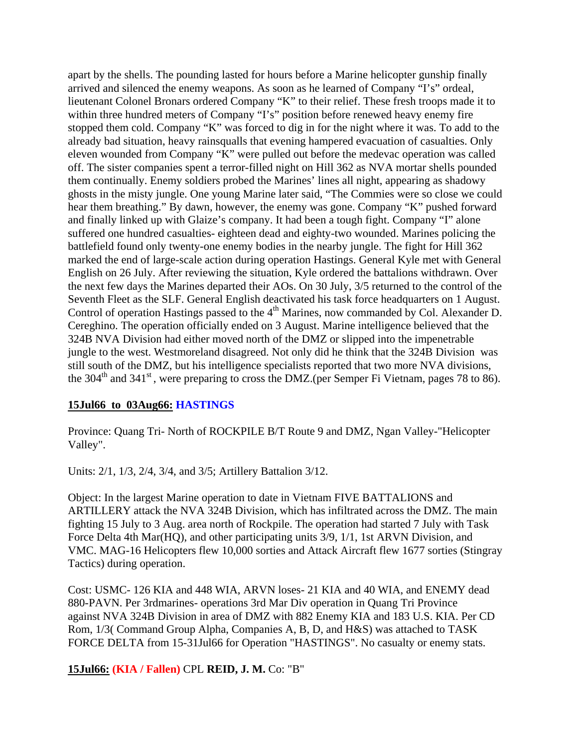apart by the shells. The pounding lasted for hours before a Marine helicopter gunship finally arrived and silenced the enemy weapons. As soon as he learned of Company "I's" ordeal, lieutenant Colonel Bronars ordered Company "K" to their relief. These fresh troops made it to within three hundred meters of Company "I's" position before renewed heavy enemy fire stopped them cold. Company "K" was forced to dig in for the night where it was. To add to the already bad situation, heavy rainsqualls that evening hampered evacuation of casualties. Only eleven wounded from Company "K" were pulled out before the medevac operation was called off. The sister companies spent a terror-filled night on Hill 362 as NVA mortar shells pounded them continually. Enemy soldiers probed the Marines' lines all night, appearing as shadowy ghosts in the misty jungle. One young Marine later said, "The Commies were so close we could hear them breathing." By dawn, however, the enemy was gone. Company "K" pushed forward and finally linked up with Glaize's company. It had been a tough fight. Company "I" alone suffered one hundred casualties- eighteen dead and eighty-two wounded. Marines policing the battlefield found only twenty-one enemy bodies in the nearby jungle. The fight for Hill 362 marked the end of large-scale action during operation Hastings. General Kyle met with General English on 26 July. After reviewing the situation, Kyle ordered the battalions withdrawn. Over the next few days the Marines departed their AOs. On 30 July, 3/5 returned to the control of the Seventh Fleet as the SLF. General English deactivated his task force headquarters on 1 August. Control of operation Hastings passed to the 4th Marines, now commanded by Col. Alexander D. Cereghino. The operation officially ended on 3 August. Marine intelligence believed that the 324B NVA Division had either moved north of the DMZ or slipped into the impenetrable jungle to the west. Westmoreland disagreed. Not only did he think that the 324B Division was still south of the DMZ, but his intelligence specialists reported that two more NVA divisions, the 304th and 341st, were preparing to cross the DMZ.(per Semper Fi Vietnam, pages 78 to 86).

**15Jul66 to 03Aug66: HASTINGS**

Province: Quang Tri- North of ROCKPILE B/T Route 9 and DMZ, Ngan Valley-"Helicopter Valley".

Units: 2/1, 1/3, 2/4, 3/4, and 3/5; Artillery Battalion 3/12.

Object: In the largest Marine operation to date in Vietnam FIVE BATTALIONS and ARTILLERY attack the NVA 324B Division, which has infiltrated across the DMZ. The main fighting 15 July to 3 Aug. area north of Rockpile. The operation had started 7 July with Task Force Delta 4th Mar(HQ), and other participating units 3/9, 1/1, 1st ARVN Division, and VMC. MAG-16 Helicopters flew 10,000 sorties and Attack Aircraft flew 1677 sorties (Stingray Tactics) during operation.

Cost: USMC- 126 KIA and 448 WIA, ARVN loses- 21 KIA and 40 WIA, and ENEMY dead 880-PAVN. Per 3rdmarines- operations 3rd Mar Div operation in Quang Tri Province against NVA 324B Division in area of DMZ with 882 Enemy KIA and 183 U.S. KIA. Per CD Rom, 1/3( Command Group Alpha, Companies A, B, D, and H&S) was attached to TASK FORCE DELTA from 15-31Jul66 for Operation "HASTINGS". No casualty or enemy stats.

**15Jul66: (KIA / Fallen)** CPL **REID, J. M.** Co: "B"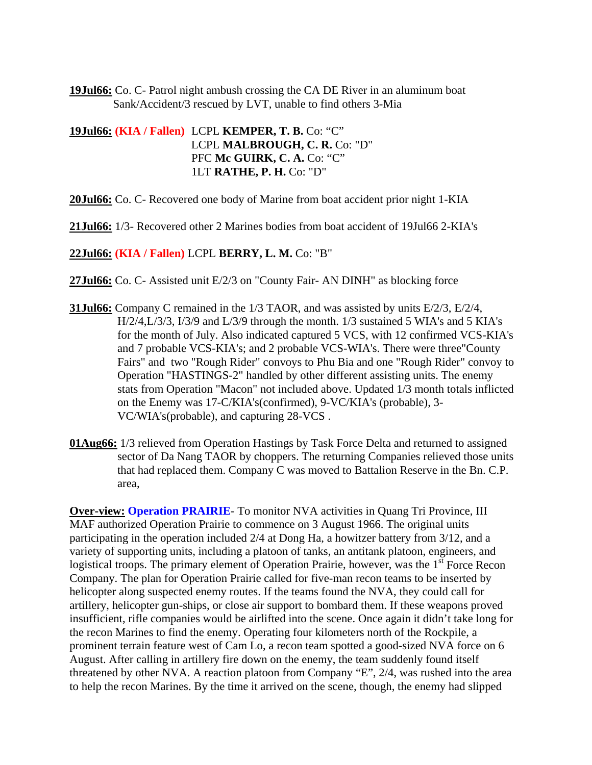**19Jul66:** Co. C- Patrol night ambush crossing the CA DE River in an aluminum boat Sank/Accident/3 rescued by LVT, unable to find others 3-Mia

**19Jul66:** **(KIA / Fallen)** LCPL **KEMPER, T. B.** Co: "C"
LCPL **MALBROUGH, C. R.** Co: "D"
PFC **Mc GUIRK, C. A.** Co: "C"
1LT **RATHE, P. H.** Co: "D"

**20Jul66:** Co. C- Recovered one body of Marine from boat accident prior night 1-KIA

**21Jul66:** 1/3- Recovered other 2 Marines bodies from boat accident of 19Jul66 2-KIA's

**22Jul66:** **(KIA / Fallen)** LCPL **BERRY, L. M.** Co: "B"

**27Jul66:** Co. C- Assisted unit E/2/3 on "County Fair- AN DINH" as blocking force

**31Jul66:** Company C remained in the 1/3 TAOR, and was assisted by units E/2/3, E/2/4, H/2/4,L/3/3, I/3/9 and L/3/9 through the month. 1/3 sustained 5 WIA's and 5 KIA's for the month of July. Also indicated captured 5 VCS, with 12 confirmed VCS-KIA's and 7 probable VCS-KIA's; and 2 probable VCS-WIA's. There were three"County Fairs" and two "Rough Rider" convoys to Phu Bia and one "Rough Rider" convoy to Operation "HASTINGS-2" handled by other different assisting units. The enemy stats from Operation "Macon" not included above. Updated 1/3 month totals inflicted on the Enemy was 17-C/KIA's(confirmed), 9-VC/KIA's (probable), 3-VC/WIA's(probable), and capturing 28-VCS .

**01Aug66:** 1/3 relieved from Operation Hastings by Task Force Delta and returned to assigned sector of Da Nang TAOR by choppers. The returning Companies relieved those units that had replaced them. Company C was moved to Battalion Reserve in the Bn. C.P. area,

**Over-view:** **Operation PRAIRIE**- To monitor NVA activities in Quang Tri Province, III MAF authorized Operation Prairie to commence on 3 August 1966. The original units participating in the operation included 2/4 at Dong Ha, a howitzer battery from 3/12, and a variety of supporting units, including a platoon of tanks, an antitank platoon, engineers, and logistical troops. The primary element of Operation Prairie, however, was the 1st Force Recon Company. The plan for Operation Prairie called for five-man recon teams to be inserted by helicopter along suspected enemy routes. If the teams found the NVA, they could call for artillery, helicopter gun-ships, or close air support to bombard them. If these weapons proved insufficient, rifle companies would be airlifted into the scene. Once again it didn't take long for the recon Marines to find the enemy. Operating four kilometers north of the Rockpile, a prominent terrain feature west of Cam Lo, a recon team spotted a good-sized NVA force on 6 August. After calling in artillery fire down on the enemy, the team suddenly found itself threatened by other NVA. A reaction platoon from Company "E", 2/4, was rushed into the area to help the recon Marines. By the time it arrived on the scene, though, the enemy had slipped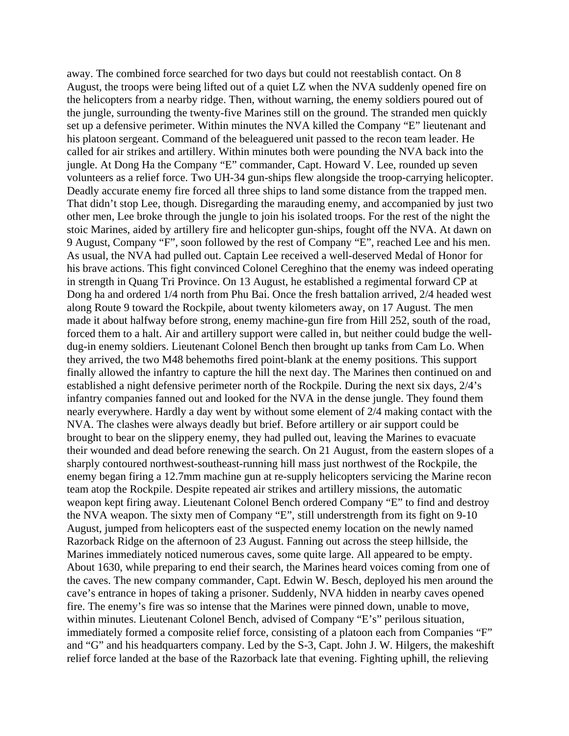away. The combined force searched for two days but could not reestablish contact. On 8 August, the troops were being lifted out of a quiet LZ when the NVA suddenly opened fire on the helicopters from a nearby ridge. Then, without warning, the enemy soldiers poured out of the jungle, surrounding the twenty-five Marines still on the ground. The stranded men quickly set up a defensive perimeter. Within minutes the NVA killed the Company "E" lieutenant and his platoon sergeant. Command of the beleaguered unit passed to the recon team leader. He called for air strikes and artillery. Within minutes both were pounding the NVA back into the jungle. At Dong Ha the Company "E" commander, Capt. Howard V. Lee, rounded up seven volunteers as a relief force. Two UH-34 gun-ships flew alongside the troop-carrying helicopter. Deadly accurate enemy fire forced all three ships to land some distance from the trapped men. That didn't stop Lee, though. Disregarding the marauding enemy, and accompanied by just two other men, Lee broke through the jungle to join his isolated troops. For the rest of the night the stoic Marines, aided by artillery fire and helicopter gun-ships, fought off the NVA. At dawn on 9 August, Company "F", soon followed by the rest of Company "E", reached Lee and his men. As usual, the NVA had pulled out. Captain Lee received a well-deserved Medal of Honor for his brave actions. This fight convinced Colonel Cereghino that the enemy was indeed operating in strength in Quang Tri Province. On 13 August, he established a regimental forward CP at Dong ha and ordered 1/4 north from Phu Bai. Once the fresh battalion arrived, 2/4 headed west along Route 9 toward the Rockpile, about twenty kilometers away, on 17 August. The men made it about halfway before strong, enemy machine-gun fire from Hill 252, south of the road, forced them to a halt. Air and artillery support were called in, but neither could budge the well-dug-in enemy soldiers. Lieutenant Colonel Bench then brought up tanks from Cam Lo. When they arrived, the two M48 behemoths fired point-blank at the enemy positions. This support finally allowed the infantry to capture the hill the next day. The Marines then continued on and established a night defensive perimeter north of the Rockpile. During the next six days, 2/4's infantry companies fanned out and looked for the NVA in the dense jungle. They found them nearly everywhere. Hardly a day went by without some element of 2/4 making contact with the NVA. The clashes were always deadly but brief. Before artillery or air support could be brought to bear on the slippery enemy, they had pulled out, leaving the Marines to evacuate their wounded and dead before renewing the search. On 21 August, from the eastern slopes of a sharply contoured northwest-southeast-running hill mass just northwest of the Rockpile, the enemy began firing a 12.7mm machine gun at re-supply helicopters servicing the Marine recon team atop the Rockpile. Despite repeated air strikes and artillery missions, the automatic weapon kept firing away. Lieutenant Colonel Bench ordered Company "E" to find and destroy the NVA weapon. The sixty men of Company "E", still understrength from its fight on 9-10 August, jumped from helicopters east of the suspected enemy location on the newly named Razorback Ridge on the afternoon of 23 August. Fanning out across the steep hillside, the Marines immediately noticed numerous caves, some quite large. All appeared to be empty. About 1630, while preparing to end their search, the Marines heard voices coming from one of the caves. The new company commander, Capt. Edwin W. Besch, deployed his men around the cave's entrance in hopes of taking a prisoner. Suddenly, NVA hidden in nearby caves opened fire. The enemy's fire was so intense that the Marines were pinned down, unable to move, within minutes. Lieutenant Colonel Bench, advised of Company "E's" perilous situation, immediately formed a composite relief force, consisting of a platoon each from Companies "F" and "G" and his headquarters company. Led by the S-3, Capt. John J. W. Hilgers, the makeshift relief force landed at the base of the Razorback late that evening. Fighting uphill, the relieving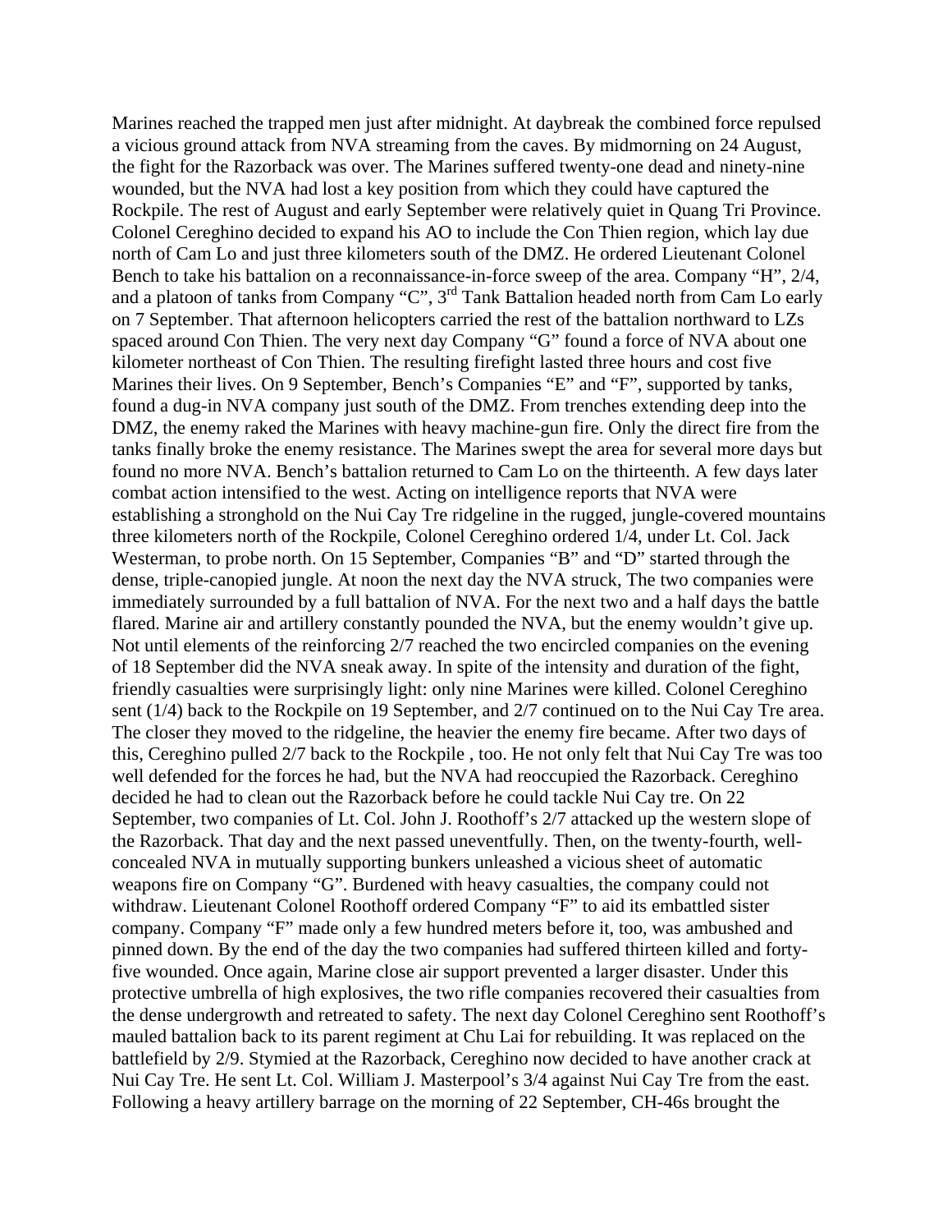Marines reached the trapped men just after midnight. At daybreak the combined force repulsed a vicious ground attack from NVA streaming from the caves. By midmorning on 24 August, the fight for the Razorback was over. The Marines suffered twenty-one dead and ninety-nine wounded, but the NVA had lost a key position from which they could have captured the Rockpile. The rest of August and early September were relatively quiet in Quang Tri Province. Colonel Cereghino decided to expand his AO to include the Con Thien region, which lay due north of Cam Lo and just three kilometers south of the DMZ. He ordered Lieutenant Colonel Bench to take his battalion on a reconnaissance-in-force sweep of the area. Company "H", 2/4, and a platoon of tanks from Company "C", 3rd Tank Battalion headed north from Cam Lo early on 7 September. That afternoon helicopters carried the rest of the battalion northward to LZs spaced around Con Thien. The very next day Company "G" found a force of NVA about one kilometer northeast of Con Thien. The resulting firefight lasted three hours and cost five Marines their lives. On 9 September, Bench's Companies "E" and "F", supported by tanks, found a dug-in NVA company just south of the DMZ. From trenches extending deep into the DMZ, the enemy raked the Marines with heavy machine-gun fire. Only the direct fire from the tanks finally broke the enemy resistance. The Marines swept the area for several more days but found no more NVA. Bench's battalion returned to Cam Lo on the thirteenth. A few days later combat action intensified to the west. Acting on intelligence reports that NVA were establishing a stronghold on the Nui Cay Tre ridgeline in the rugged, jungle-covered mountains three kilometers north of the Rockpile, Colonel Cereghino ordered 1/4, under Lt. Col. Jack Westerman, to probe north. On 15 September, Companies "B" and "D" started through the dense, triple-canopied jungle. At noon the next day the NVA struck, The two companies were immediately surrounded by a full battalion of NVA. For the next two and a half days the battle flared. Marine air and artillery constantly pounded the NVA, but the enemy wouldn't give up. Not until elements of the reinforcing 2/7 reached the two encircled companies on the evening of 18 September did the NVA sneak away. In spite of the intensity and duration of the fight, friendly casualties were surprisingly light: only nine Marines were killed. Colonel Cereghino sent (1/4) back to the Rockpile on 19 September, and 2/7 continued on to the Nui Cay Tre area. The closer they moved to the ridgeline, the heavier the enemy fire became. After two days of this, Cereghino pulled 2/7 back to the Rockpile , too. He not only felt that Nui Cay Tre was too well defended for the forces he had, but the NVA had reoccupied the Razorback. Cereghino decided he had to clean out the Razorback before he could tackle Nui Cay tre. On 22 September, two companies of Lt. Col. John J. Roothoff's 2/7 attacked up the western slope of the Razorback. That day and the next passed uneventfully. Then, on the twenty-fourth, well-concealed NVA in mutually supporting bunkers unleashed a vicious sheet of automatic weapons fire on Company "G". Burdened with heavy casualties, the company could not withdraw. Lieutenant Colonel Roothoff ordered Company "F" to aid its embattled sister company. Company "F" made only a few hundred meters before it, too, was ambushed and pinned down. By the end of the day the two companies had suffered thirteen killed and forty-five wounded. Once again, Marine close air support prevented a larger disaster. Under this protective umbrella of high explosives, the two rifle companies recovered their casualties from the dense undergrowth and retreated to safety. The next day Colonel Cereghino sent Roothoff's mauled battalion back to its parent regiment at Chu Lai for rebuilding. It was replaced on the battlefield by 2/9. Stymied at the Razorback, Cereghino now decided to have another crack at Nui Cay Tre. He sent Lt. Col. William J. Masterpool's 3/4 against Nui Cay Tre from the east. Following a heavy artillery barrage on the morning of 22 September, CH-46s brought the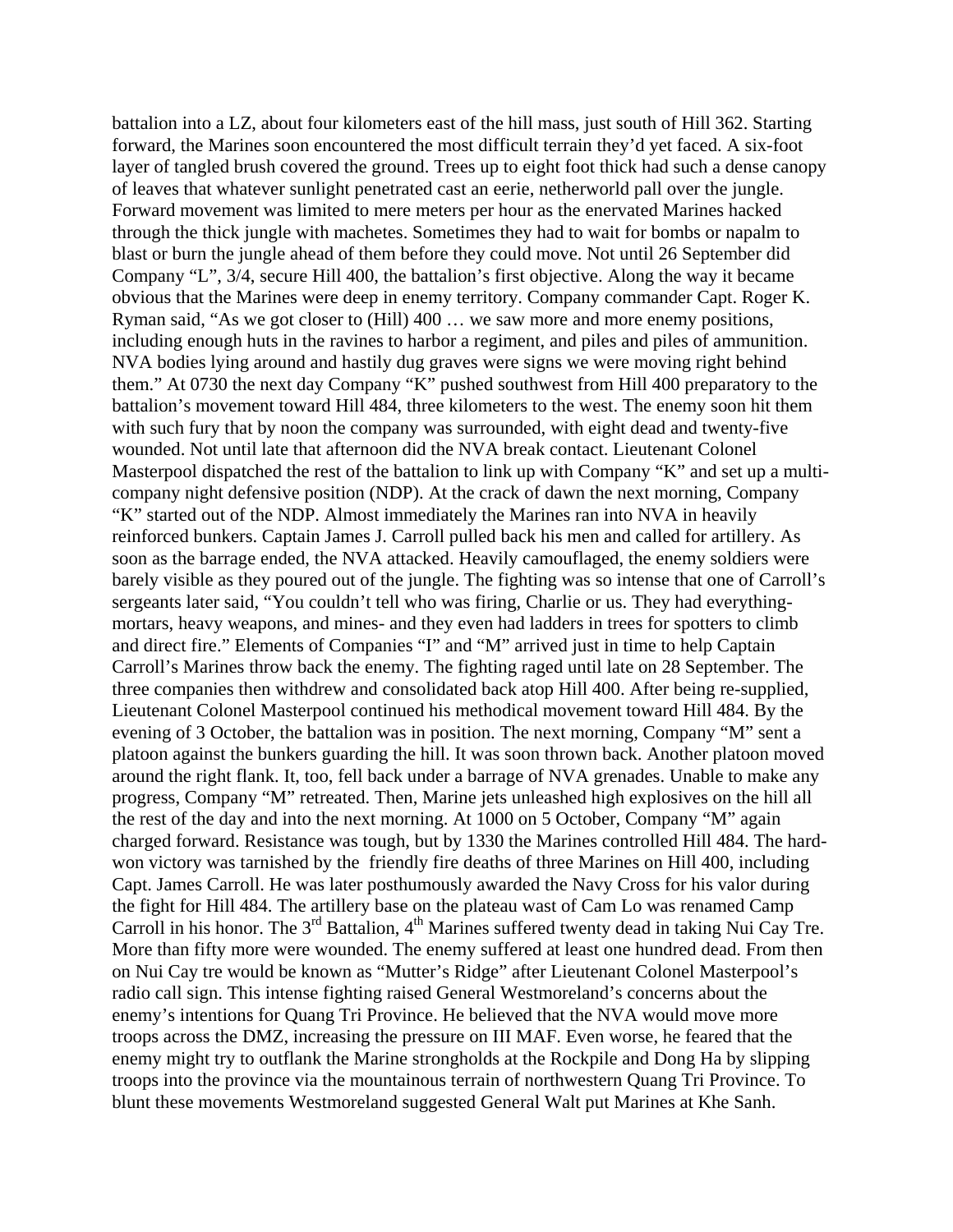battalion into a LZ, about four kilometers east of the hill mass, just south of Hill 362. Starting forward, the Marines soon encountered the most difficult terrain they'd yet faced. A six-foot layer of tangled brush covered the ground. Trees up to eight foot thick had such a dense canopy of leaves that whatever sunlight penetrated cast an eerie, netherworld pall over the jungle. Forward movement was limited to mere meters per hour as the enervated Marines hacked through the thick jungle with machetes. Sometimes they had to wait for bombs or napalm to blast or burn the jungle ahead of them before they could move. Not until 26 September did Company "L", 3/4, secure Hill 400, the battalion's first objective. Along the way it became obvious that the Marines were deep in enemy territory. Company commander Capt. Roger K. Ryman said, "As we got closer to (Hill) 400 … we saw more and more enemy positions, including enough huts in the ravines to harbor a regiment, and piles and piles of ammunition. NVA bodies lying around and hastily dug graves were signs we were moving right behind them." At 0730 the next day Company "K" pushed southwest from Hill 400 preparatory to the battalion's movement toward Hill 484, three kilometers to the west. The enemy soon hit them with such fury that by noon the company was surrounded, with eight dead and twenty-five wounded. Not until late that afternoon did the NVA break contact. Lieutenant Colonel Masterpool dispatched the rest of the battalion to link up with Company "K" and set up a multi-company night defensive position (NDP). At the crack of dawn the next morning, Company "K" started out of the NDP. Almost immediately the Marines ran into NVA in heavily reinforced bunkers. Captain James J. Carroll pulled back his men and called for artillery. As soon as the barrage ended, the NVA attacked. Heavily camouflaged, the enemy soldiers were barely visible as they poured out of the jungle. The fighting was so intense that one of Carroll's sergeants later said, "You couldn't tell who was firing, Charlie or us. They had everything- mortars, heavy weapons, and mines- and they even had ladders in trees for spotters to climb and direct fire." Elements of Companies "I" and "M" arrived just in time to help Captain Carroll's Marines throw back the enemy. The fighting raged until late on 28 September. The three companies then withdrew and consolidated back atop Hill 400. After being re-supplied, Lieutenant Colonel Masterpool continued his methodical movement toward Hill 484. By the evening of 3 October, the battalion was in position. The next morning, Company "M" sent a platoon against the bunkers guarding the hill. It was soon thrown back. Another platoon moved around the right flank. It, too, fell back under a barrage of NVA grenades. Unable to make any progress, Company "M" retreated. Then, Marine jets unleashed high explosives on the hill all the rest of the day and into the next morning. At 1000 on 5 October, Company "M" again charged forward. Resistance was tough, but by 1330 the Marines controlled Hill 484. The hard-won victory was tarnished by the friendly fire deaths of three Marines on Hill 400, including Capt. James Carroll. He was later posthumously awarded the Navy Cross for his valor during the fight for Hill 484. The artillery base on the plateau wast of Cam Lo was renamed Camp Carroll in his honor. The 3rd Battalion, 4th Marines suffered twenty dead in taking Nui Cay Tre. More than fifty more were wounded. The enemy suffered at least one hundred dead. From then on Nui Cay tre would be known as "Mutter's Ridge" after Lieutenant Colonel Masterpool's radio call sign. This intense fighting raised General Westmoreland's concerns about the enemy's intentions for Quang Tri Province. He believed that the NVA would move more troops across the DMZ, increasing the pressure on III MAF. Even worse, he feared that the enemy might try to outflank the Marine strongholds at the Rockpile and Dong Ha by slipping troops into the province via the mountainous terrain of northwestern Quang Tri Province. To blunt these movements Westmoreland suggested General Walt put Marines at Khe Sanh.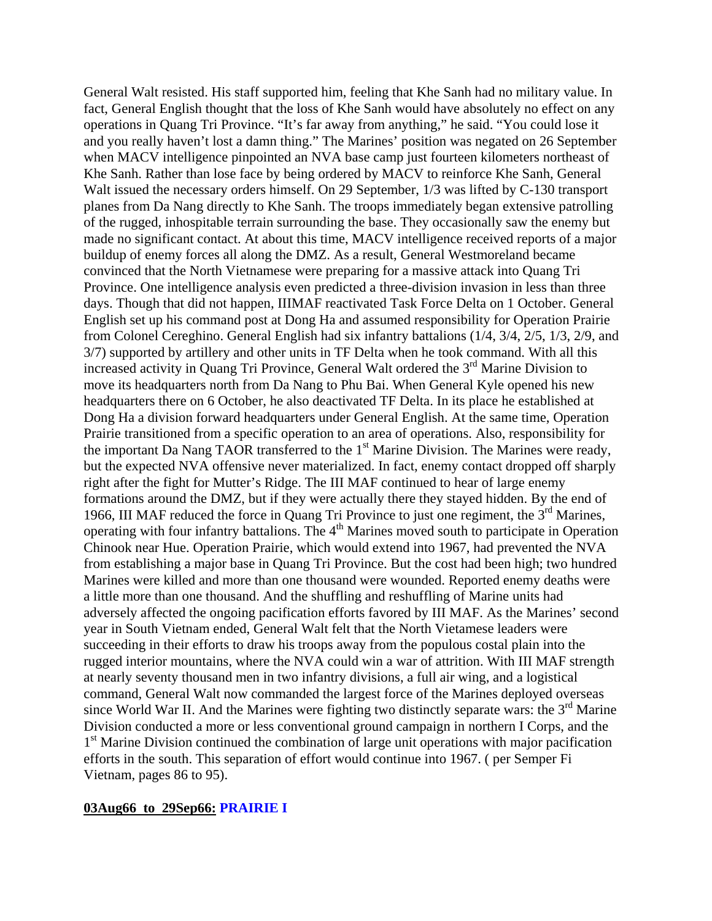General Walt resisted. His staff supported him, feeling that Khe Sanh had no military value. In fact, General English thought that the loss of Khe Sanh would have absolutely no effect on any operations in Quang Tri Province. "It's far away from anything," he said. "You could lose it and you really haven't lost a damn thing." The Marines' position was negated on 26 September when MACV intelligence pinpointed an NVA base camp just fourteen kilometers northeast of Khe Sanh. Rather than lose face by being ordered by MACV to reinforce Khe Sanh, General Walt issued the necessary orders himself. On 29 September, 1/3 was lifted by C-130 transport planes from Da Nang directly to Khe Sanh. The troops immediately began extensive patrolling of the rugged, inhospitable terrain surrounding the base. They occasionally saw the enemy but made no significant contact. At about this time, MACV intelligence received reports of a major buildup of enemy forces all along the DMZ. As a result, General Westmoreland became convinced that the North Vietnamese were preparing for a massive attack into Quang Tri Province. One intelligence analysis even predicted a three-division invasion in less than three days. Though that did not happen, IIIMAF reactivated Task Force Delta on 1 October. General English set up his command post at Dong Ha and assumed responsibility for Operation Prairie from Colonel Cereghino. General English had six infantry battalions (1/4, 3/4, 2/5, 1/3, 2/9, and 3/7) supported by artillery and other units in TF Delta when he took command. With all this increased activity in Quang Tri Province, General Walt ordered the 3rd Marine Division to move its headquarters north from Da Nang to Phu Bai. When General Kyle opened his new headquarters there on 6 October, he also deactivated TF Delta. In its place he established at Dong Ha a division forward headquarters under General English. At the same time, Operation Prairie transitioned from a specific operation to an area of operations. Also, responsibility for the important Da Nang TAOR transferred to the 1st Marine Division. The Marines were ready, but the expected NVA offensive never materialized. In fact, enemy contact dropped off sharply right after the fight for Mutter's Ridge. The III MAF continued to hear of large enemy formations around the DMZ, but if they were actually there they stayed hidden. By the end of 1966, III MAF reduced the force in Quang Tri Province to just one regiment, the 3rd Marines, operating with four infantry battalions. The 4th Marines moved south to participate in Operation Chinook near Hue. Operation Prairie, which would extend into 1967, had prevented the NVA from establishing a major base in Quang Tri Province. But the cost had been high; two hundred Marines were killed and more than one thousand were wounded. Reported enemy deaths were a little more than one thousand. And the shuffling and reshuffling of Marine units had adversely affected the ongoing pacification efforts favored by III MAF. As the Marines' second year in South Vietnam ended, General Walt felt that the North Vietamese leaders were succeeding in their efforts to draw his troops away from the populous costal plain into the rugged interior mountains, where the NVA could win a war of attrition. With III MAF strength at nearly seventy thousand men in two infantry divisions, a full air wing, and a logistical command, General Walt now commanded the largest force of the Marines deployed overseas since World War II. And the Marines were fighting two distinctly separate wars: the 3rd Marine Division conducted a more or less conventional ground campaign in northern I Corps, and the 1st Marine Division continued the combination of large unit operations with major pacification efforts in the south. This separation of effort would continue into 1967. ( per Semper Fi Vietnam, pages 86 to 95).

**03Aug66 to 29Sep66: PRAIRIE I**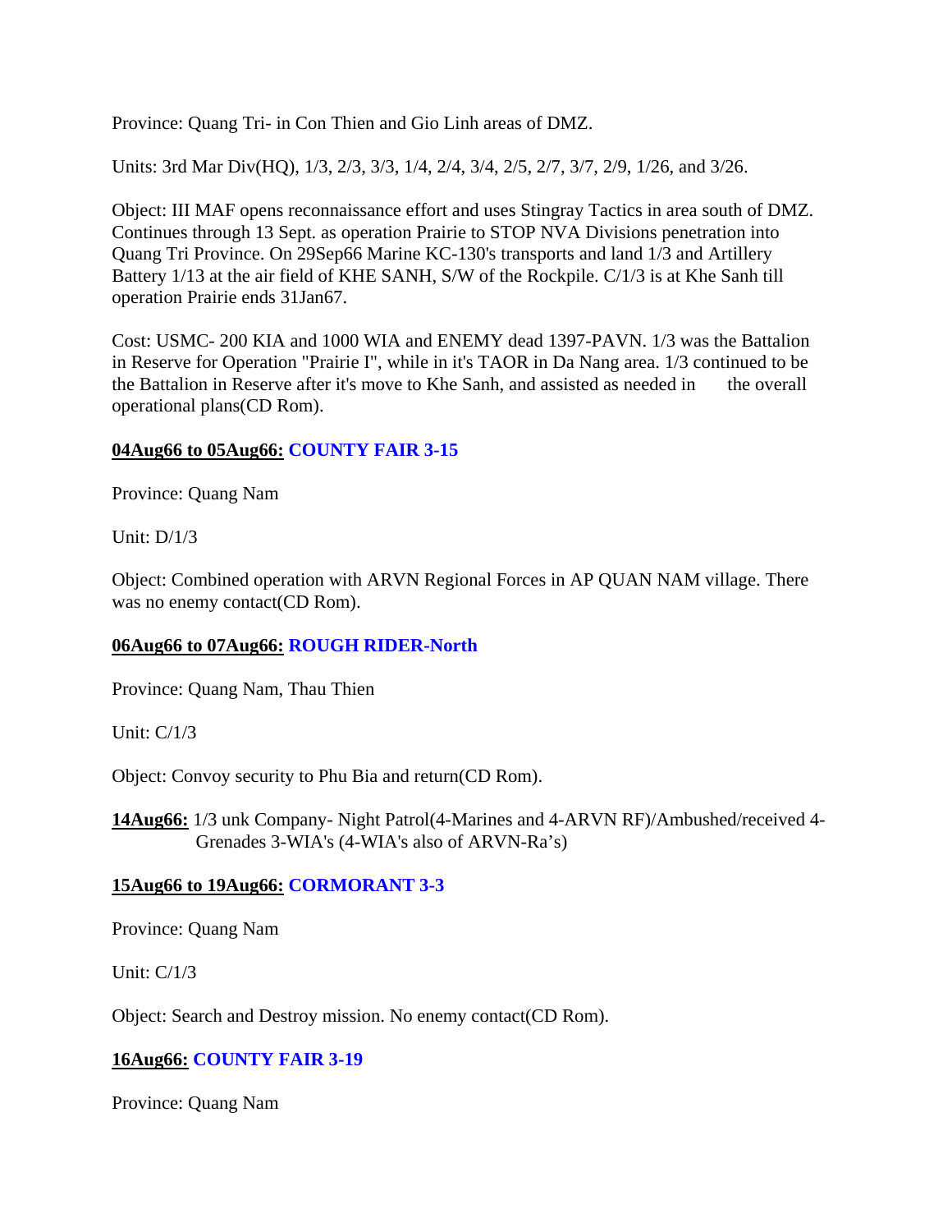Province: Quang Tri- in Con Thien and Gio Linh areas of DMZ.

Units: 3rd Mar Div(HQ), 1/3, 2/3, 3/3, 1/4, 2/4, 3/4, 2/5, 2/7, 3/7, 2/9, 1/26, and 3/26.

Object: III MAF opens reconnaissance effort and uses Stingray Tactics in area south of DMZ. Continues through 13 Sept. as operation Prairie to STOP NVA Divisions penetration into Quang Tri Province. On 29Sep66 Marine KC-130's transports and land 1/3 and Artillery Battery 1/13 at the air field of KHE SANH, S/W of the Rockpile. C/1/3 is at Khe Sanh till operation Prairie ends 31Jan67.

Cost: USMC- 200 KIA and 1000 WIA and ENEMY dead 1397-PAVN. 1/3 was the Battalion in Reserve for Operation "Prairie I", while in it's TAOR in Da Nang area. 1/3 continued to be the Battalion in Reserve after it's move to Khe Sanh, and assisted as needed in the overall operational plans(CD Rom).

**04Aug66 to 05Aug66: COUNTY FAIR 3-15**

Province: Quang Nam

Unit: D/1/3

Object: Combined operation with ARVN Regional Forces in AP QUAN NAM village. There was no enemy contact(CD Rom).

**06Aug66 to 07Aug66: ROUGH RIDER-North**

Province: Quang Nam, Thau Thien

Unit: C/1/3

Object: Convoy security to Phu Bia and return(CD Rom).

**14Aug66:** 1/3 unk Company- Night Patrol(4-Marines and 4-ARVN RF)/Ambushed/received 4-Grenades 3-WIA's (4-WIA's also of ARVN-Ra's)

**15Aug66 to 19Aug66: CORMORANT 3-3**

Province: Quang Nam

Unit: C/1/3

Object: Search and Destroy mission. No enemy contact(CD Rom).

**16Aug66: COUNTY FAIR 3-19**

Province: Quang Nam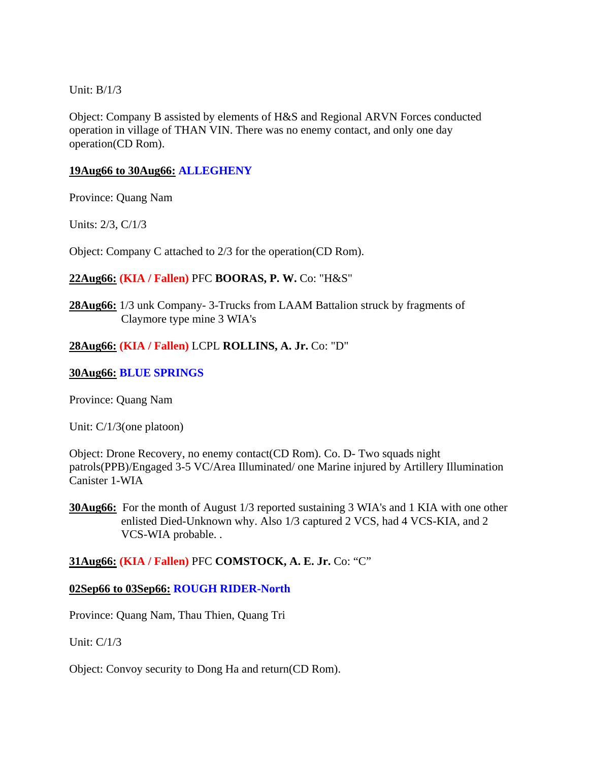Unit: B/1/3

Object: Company B assisted by elements of H&S and Regional ARVN Forces conducted operation in village of THAN VIN. There was no enemy contact, and only one day operation(CD Rom).

**19Aug66 to 30Aug66:** **ALLEGHENY**

Province: Quang Nam

Units: 2/3, C/1/3

Object: Company C attached to 2/3 for the operation(CD Rom).

**22Aug66:** **(KIA / Fallen)** PFC **BOORAS, P. W.** Co: "H&S"

**28Aug66:** 1/3 unk Company- 3-Trucks from LAAM Battalion struck by fragments of Claymore type mine 3 WIA's

**28Aug66:** **(KIA / Fallen)** LCPL **ROLLINS, A. Jr.** Co: "D"

**30Aug66:** **BLUE SPRINGS**

Province: Quang Nam

Unit: C/1/3(one platoon)

Object: Drone Recovery, no enemy contact(CD Rom). Co. D- Two squads night patrols(PPB)/Engaged 3-5 VC/Area Illuminated/ one Marine injured by Artillery Illumination Canister 1-WIA

**30Aug66:** For the month of August 1/3 reported sustaining 3 WIA's and 1 KIA with one other enlisted Died-Unknown why. Also 1/3 captured 2 VCS, had 4 VCS-KIA, and 2 VCS-WIA probable. .

**31Aug66:** **(KIA / Fallen)** PFC **COMSTOCK, A. E. Jr.** Co: "C"

**02Sep66 to 03Sep66:** **ROUGH RIDER-North**

Province: Quang Nam, Thau Thien, Quang Tri

Unit: C/1/3

Object: Convoy security to Dong Ha and return(CD Rom).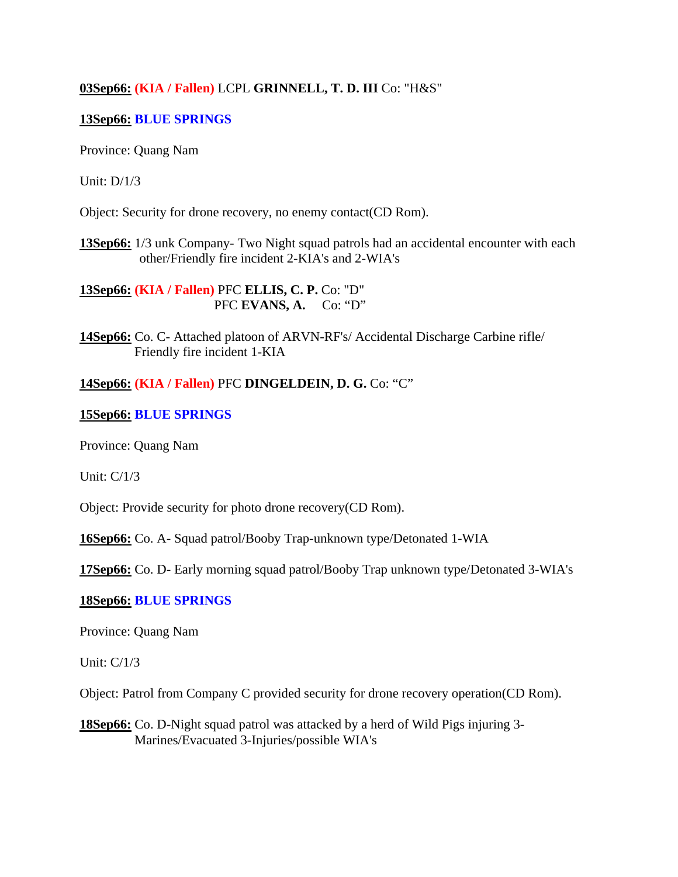**03Sep66:** **(KIA / Fallen)** LCPL **GRINNELL, T. D. III** Co: "H&S"

**13Sep66:** **BLUE SPRINGS**

Province: Quang Nam

Unit: D/1/3

Object: Security for drone recovery, no enemy contact(CD Rom).

**13Sep66:** 1/3 unk Company- Two Night squad patrols had an accidental encounter with each other/Friendly fire incident 2-KIA's and 2-WIA's

**13Sep66:** **(KIA / Fallen)** PFC **ELLIS, C. P.** Co: "D"
PFC **EVANS, A.** Co: "D"

**14Sep66:** Co. C- Attached platoon of ARVN-RF's/ Accidental Discharge Carbine rifle/ Friendly fire incident 1-KIA

**14Sep66:** **(KIA / Fallen)** PFC **DINGELDEIN, D. G.** Co: "C"

**15Sep66:** **BLUE SPRINGS**

Province: Quang Nam

Unit: C/1/3

Object: Provide security for photo drone recovery(CD Rom).

**16Sep66:** Co. A- Squad patrol/Booby Trap-unknown type/Detonated 1-WIA

**17Sep66:** Co. D- Early morning squad patrol/Booby Trap unknown type/Detonated 3-WIA's

**18Sep66:** **BLUE SPRINGS**

Province: Quang Nam

Unit: C/1/3

Object: Patrol from Company C provided security for drone recovery operation(CD Rom).

**18Sep66:** Co. D-Night squad patrol was attacked by a herd of Wild Pigs injuring 3-Marines/Evacuated 3-Injuries/possible WIA's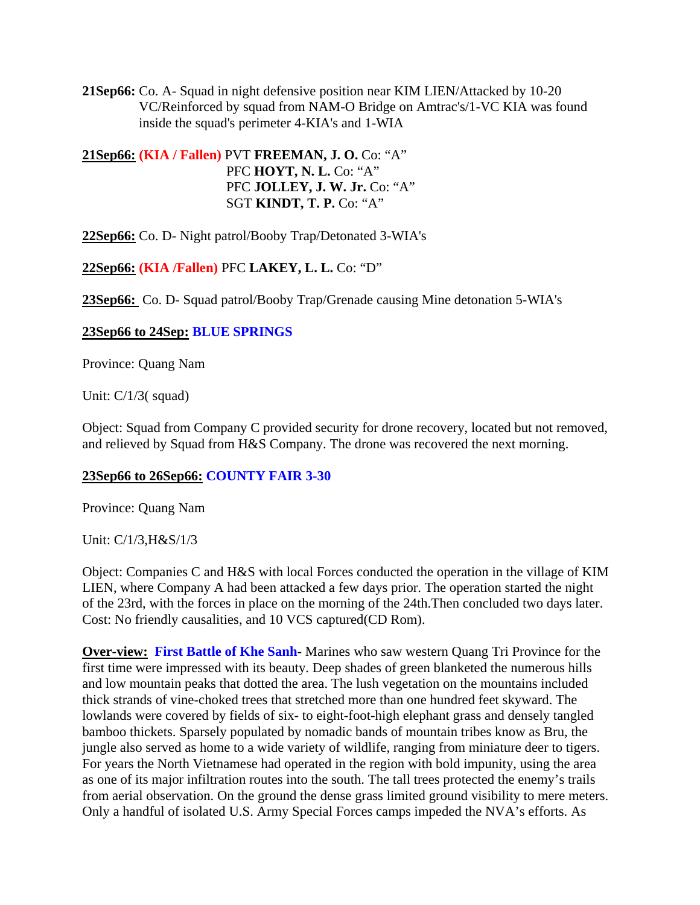**21Sep66:** Co. A- Squad in night defensive position near KIM LIEN/Attacked by 10-20 VC/Reinforced by squad from NAM-O Bridge on Amtrac's/1-VC KIA was found inside the squad's perimeter 4-KIA's and 1-WIA

**21Sep66: (KIA / Fallen)** PVT **FREEMAN, J. O.** Co: "A"
PFC **HOYT, N. L.** Co: "A"
PFC **JOLLEY, J. W. Jr.** Co: "A"
SGT **KINDT, T. P.** Co: "A"

**22Sep66:** Co. D- Night patrol/Booby Trap/Detonated 3-WIA's

**22Sep66: (KIA /Fallen)** PFC **LAKEY, L. L.** Co: "D"

**23Sep66:** Co. D- Squad patrol/Booby Trap/Grenade causing Mine detonation 5-WIA's

**23Sep66 to 24Sep: BLUE SPRINGS**

Province: Quang Nam

Unit: C/1/3( squad)

Object: Squad from Company C provided security for drone recovery, located but not removed, and relieved by Squad from H&S Company. The drone was recovered the next morning.

**23Sep66 to 26Sep66: COUNTY FAIR 3-30**

Province: Quang Nam

Unit: C/1/3,H&S/1/3

Object: Companies C and H&S with local Forces conducted the operation in the village of KIM LIEN, where Company A had been attacked a few days prior. The operation started the night of the 23rd, with the forces in place on the morning of the 24th.Then concluded two days later. Cost: No friendly causalities, and 10 VCS captured(CD Rom).

**Over-view: First Battle of Khe Sanh**- Marines who saw western Quang Tri Province for the first time were impressed with its beauty. Deep shades of green blanketed the numerous hills and low mountain peaks that dotted the area. The lush vegetation on the mountains included thick strands of vine-choked trees that stretched more than one hundred feet skyward. The lowlands were covered by fields of six- to eight-foot-high elephant grass and densely tangled bamboo thickets. Sparsely populated by nomadic bands of mountain tribes know as Bru, the jungle also served as home to a wide variety of wildlife, ranging from miniature deer to tigers. For years the North Vietnamese had operated in the region with bold impunity, using the area as one of its major infiltration routes into the south. The tall trees protected the enemy's trails from aerial observation. On the ground the dense grass limited ground visibility to mere meters. Only a handful of isolated U.S. Army Special Forces camps impeded the NVA's efforts. As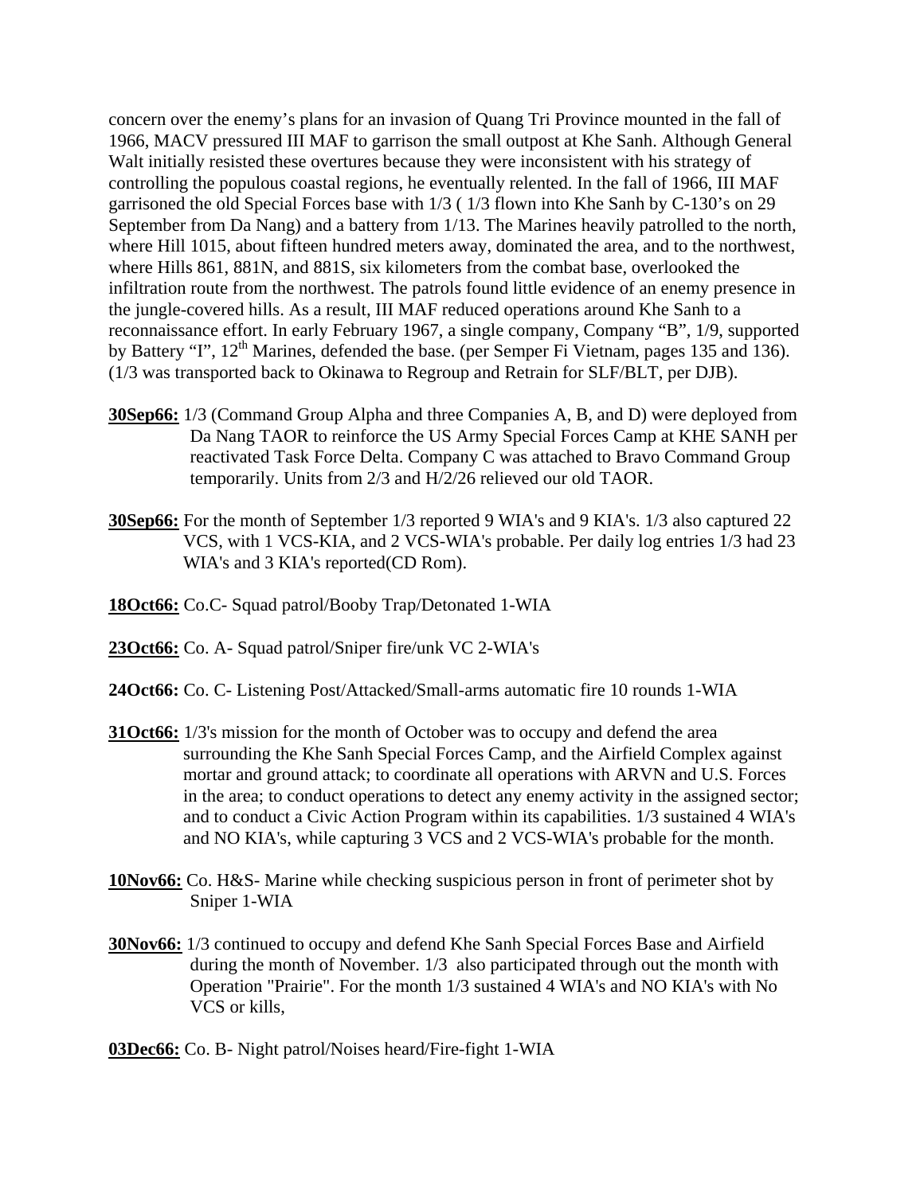concern over the enemy's plans for an invasion of Quang Tri Province mounted in the fall of 1966, MACV pressured III MAF to garrison the small outpost at Khe Sanh. Although General Walt initially resisted these overtures because they were inconsistent with his strategy of controlling the populous coastal regions, he eventually relented. In the fall of 1966, III MAF garrisoned the old Special Forces base with 1/3 ( 1/3 flown into Khe Sanh by C-130's on 29 September from Da Nang) and a battery from 1/13. The Marines heavily patrolled to the north, where Hill 1015, about fifteen hundred meters away, dominated the area, and to the northwest, where Hills 861, 881N, and 881S, six kilometers from the combat base, overlooked the infiltration route from the northwest. The patrols found little evidence of an enemy presence in the jungle-covered hills. As a result, III MAF reduced operations around Khe Sanh to a reconnaissance effort. In early February 1967, a single company, Company "B", 1/9, supported by Battery "I", 12th Marines, defended the base. (per Semper Fi Vietnam, pages 135 and 136). (1/3 was transported back to Okinawa to Regroup and Retrain for SLF/BLT, per DJB).

**30Sep66:** 1/3 (Command Group Alpha and three Companies A, B, and D) were deployed from Da Nang TAOR to reinforce the US Army Special Forces Camp at KHE SANH per reactivated Task Force Delta. Company C was attached to Bravo Command Group temporarily. Units from 2/3 and H/2/26 relieved our old TAOR.

**30Sep66:** For the month of September 1/3 reported 9 WIA's and 9 KIA's. 1/3 also captured 22 VCS, with 1 VCS-KIA, and 2 VCS-WIA's probable. Per daily log entries 1/3 had 23 WIA's and 3 KIA's reported(CD Rom).

**18Oct66:** Co.C- Squad patrol/Booby Trap/Detonated 1-WIA

**23Oct66:** Co. A- Squad patrol/Sniper fire/unk VC 2-WIA's

**24Oct66:** Co. C- Listening Post/Attacked/Small-arms automatic fire 10 rounds 1-WIA

**31Oct66:** 1/3's mission for the month of October was to occupy and defend the area surrounding the Khe Sanh Special Forces Camp, and the Airfield Complex against mortar and ground attack; to coordinate all operations with ARVN and U.S. Forces in the area; to conduct operations to detect any enemy activity in the assigned sector; and to conduct a Civic Action Program within its capabilities. 1/3 sustained 4 WIA's and NO KIA's, while capturing 3 VCS and 2 VCS-WIA's probable for the month.

**10Nov66:** Co. H&S- Marine while checking suspicious person in front of perimeter shot by Sniper 1-WIA

**30Nov66:** 1/3 continued to occupy and defend Khe Sanh Special Forces Base and Airfield during the month of November. 1/3 also participated through out the month with Operation "Prairie". For the month 1/3 sustained 4 WIA's and NO KIA's with No VCS or kills,

**03Dec66:** Co. B- Night patrol/Noises heard/Fire-fight 1-WIA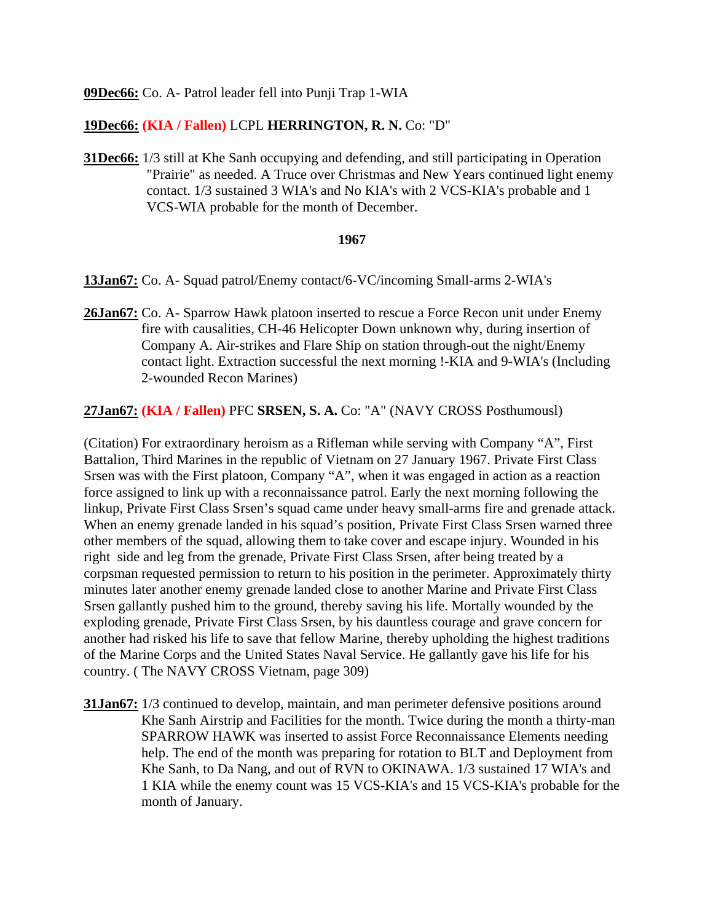**09Dec66:** Co. A- Patrol leader fell into Punji Trap 1-WIA

**19Dec66:** **(KIA / Fallen)** LCPL **HERRINGTON, R. N.** Co: "D"

**31Dec66:** 1/3 still at Khe Sanh occupying and defending, and still participating in Operation "Prairie" as needed. A Truce over Christmas and New Years continued light enemy contact. 1/3 sustained 3 WIA's and No KIA's with 2 VCS-KIA's probable and 1 VCS-WIA probable for the month of December.

**1967**

**13Jan67:** Co. A- Squad patrol/Enemy contact/6-VC/incoming Small-arms 2-WIA's

**26Jan67:** Co. A- Sparrow Hawk platoon inserted to rescue a Force Recon unit under Enemy fire with causalities, CH-46 Helicopter Down unknown why, during insertion of Company A. Air-strikes and Flare Ship on station through-out the night/Enemy contact light. Extraction successful the next morning !-KIA and 9-WIA's (Including 2-wounded Recon Marines)

**27Jan67:** **(KIA / Fallen)** PFC **SRSEN, S. A.** Co: "A" (NAVY CROSS Posthumousl)

(Citation) For extraordinary heroism as a Rifleman while serving with Company "A", First Battalion, Third Marines in the republic of Vietnam on 27 January 1967. Private First Class Srsen was with the First platoon, Company "A", when it was engaged in action as a reaction force assigned to link up with a reconnaissance patrol. Early the next morning following the linkup, Private First Class Srsen's squad came under heavy small-arms fire and grenade attack. When an enemy grenade landed in his squad's position, Private First Class Srsen warned three other members of the squad, allowing them to take cover and escape injury. Wounded in his right side and leg from the grenade, Private First Class Srsen, after being treated by a corpsman requested permission to return to his position in the perimeter. Approximately thirty minutes later another enemy grenade landed close to another Marine and Private First Class Srsen gallantly pushed him to the ground, thereby saving his life. Mortally wounded by the exploding grenade, Private First Class Srsen, by his dauntless courage and grave concern for another had risked his life to save that fellow Marine, thereby upholding the highest traditions of the Marine Corps and the United States Naval Service. He gallantly gave his life for his country. ( The NAVY CROSS Vietnam, page 309)

**31Jan67:** 1/3 continued to develop, maintain, and man perimeter defensive positions around Khe Sanh Airstrip and Facilities for the month. Twice during the month a thirty-man SPARROW HAWK was inserted to assist Force Reconnaissance Elements needing help. The end of the month was preparing for rotation to BLT and Deployment from Khe Sanh, to Da Nang, and out of RVN to OKINAWA. 1/3 sustained 17 WIA's and 1 KIA while the enemy count was 15 VCS-KIA's and 15 VCS-KIA's probable for the month of January.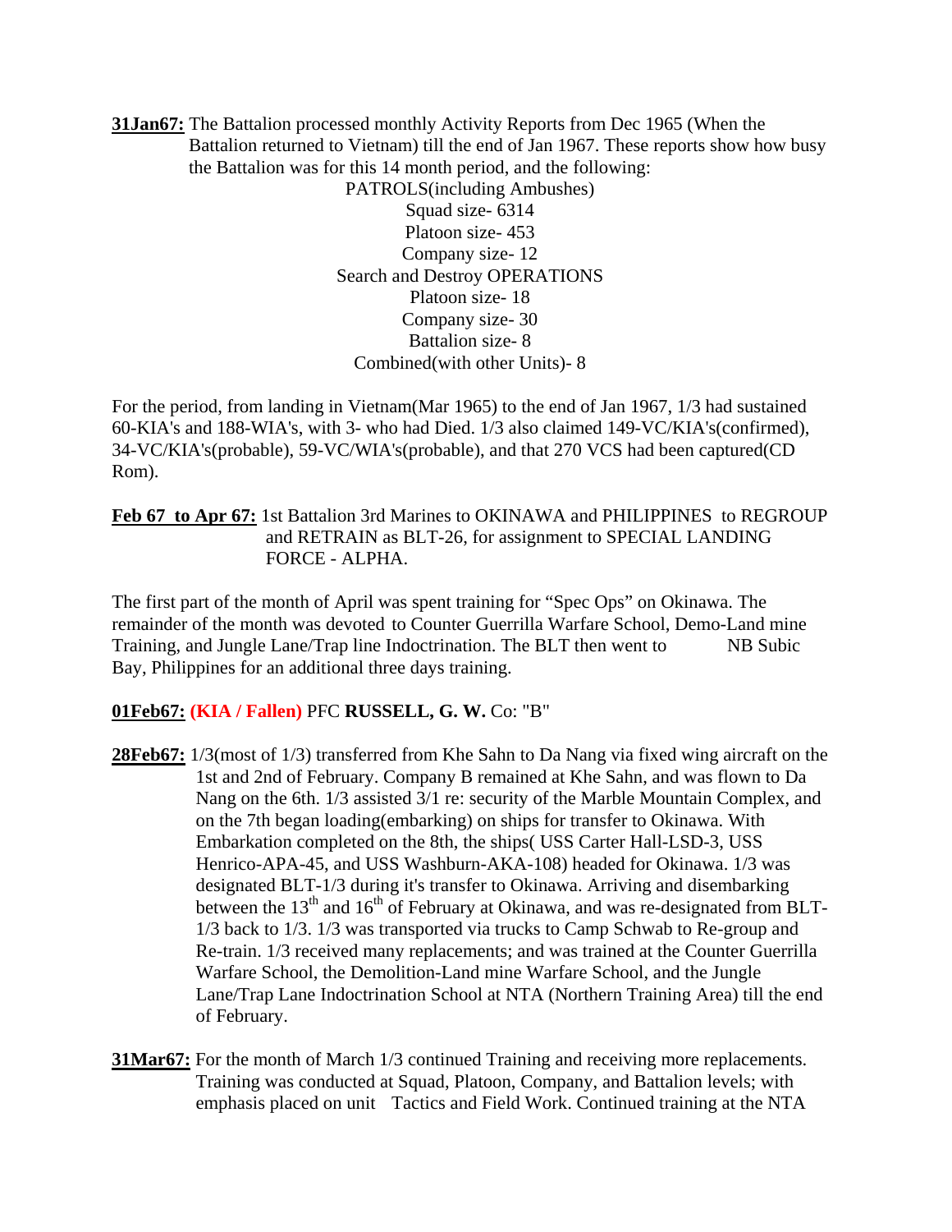**31Jan67:** The Battalion processed monthly Activity Reports from Dec 1965 (When the Battalion returned to Vietnam) till the end of Jan 1967. These reports show how busy the Battalion was for this 14 month period, and the following:

PATROLS(including Ambushes)
Squad size- 6314
Platoon size- 453
Company size- 12
Search and Destroy OPERATIONS
Platoon size- 18
Company size- 30
Battalion size- 8
Combined(with other Units)- 8

For the period, from landing in Vietnam(Mar 1965) to the end of Jan 1967, 1/3 had sustained 60-KIA's and 188-WIA's, with 3- who had Died. 1/3 also claimed 149-VC/KIA's(confirmed), 34-VC/KIA's(probable), 59-VC/WIA's(probable), and that 270 VCS had been captured(CD Rom).

**Feb 67 to Apr 67:** 1st Battalion 3rd Marines to OKINAWA and PHILIPPINES to REGROUP and RETRAIN as BLT-26, for assignment to SPECIAL LANDING FORCE - ALPHA.

The first part of the month of April was spent training for "Spec Ops" on Okinawa. The remainder of the month was devoted to Counter Guerrilla Warfare School, Demo-Land mine Training, and Jungle Lane/Trap line Indoctrination. The BLT then went to NB Subic Bay, Philippines for an additional three days training.

**01Feb67:** **(KIA / Fallen)** PFC **RUSSELL, G. W.** Co: "B"

**28Feb67:** 1/3(most of 1/3) transferred from Khe Sahn to Da Nang via fixed wing aircraft on the 1st and 2nd of February. Company B remained at Khe Sahn, and was flown to Da Nang on the 6th. 1/3 assisted 3/1 re: security of the Marble Mountain Complex, and on the 7th began loading(embarking) on ships for transfer to Okinawa. With Embarkation completed on the 8th, the ships( USS Carter Hall-LSD-3, USS Henrico-APA-45, and USS Washburn-AKA-108) headed for Okinawa. 1/3 was designated BLT-1/3 during it's transfer to Okinawa. Arriving and disembarking between the 13th and 16th of February at Okinawa, and was re-designated from BLT-1/3 back to 1/3. 1/3 was transported via trucks to Camp Schwab to Re-group and Re-train. 1/3 received many replacements; and was trained at the Counter Guerrilla Warfare School, the Demolition-Land mine Warfare School, and the Jungle Lane/Trap Lane Indoctrination School at NTA (Northern Training Area) till the end of February.

**31Mar67:** For the month of March 1/3 continued Training and receiving more replacements. Training was conducted at Squad, Platoon, Company, and Battalion levels; with emphasis placed on unit Tactics and Field Work. Continued training at the NTA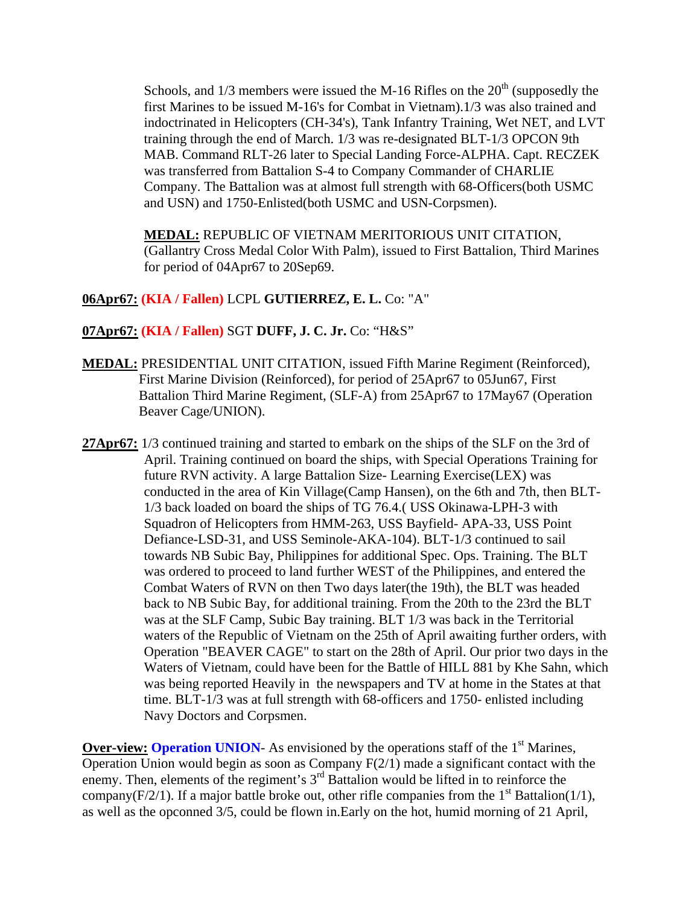Schools, and 1/3 members were issued the M-16 Rifles on the 20th (supposedly the first Marines to be issued M-16's for Combat in Vietnam).1/3 was also trained and indoctrinated in Helicopters (CH-34's), Tank Infantry Training, Wet NET, and LVT training through the end of March. 1/3 was re-designated BLT-1/3 OPCON 9th MAB. Command RLT-26 later to Special Landing Force-ALPHA. Capt. RECZEK was transferred from Battalion S-4 to Company Commander of CHARLIE Company. The Battalion was at almost full strength with 68-Officers(both USMC and USN) and 1750-Enlisted(both USMC and USN-Corpsmen).

**MEDAL:** REPUBLIC OF VIETNAM MERITORIOUS UNIT CITATION, (Gallantry Cross Medal Color With Palm), issued to First Battalion, Third Marines for period of 04Apr67 to 20Sep69.

**06Apr67:** **(KIA / Fallen)** LCPL **GUTIERREZ, E. L.** Co: "A"

**07Apr67:** **(KIA / Fallen)** SGT **DUFF, J. C. Jr.** Co: "H&S"

**MEDAL:** PRESIDENTIAL UNIT CITATION, issued Fifth Marine Regiment (Reinforced), First Marine Division (Reinforced), for period of 25Apr67 to 05Jun67, First Battalion Third Marine Regiment, (SLF-A) from 25Apr67 to 17May67 (Operation Beaver Cage/UNION).

**27Apr67:** 1/3 continued training and started to embark on the ships of the SLF on the 3rd of April. Training continued on board the ships, with Special Operations Training for future RVN activity. A large Battalion Size- Learning Exercise(LEX) was conducted in the area of Kin Village(Camp Hansen), on the 6th and 7th, then BLT-1/3 back loaded on board the ships of TG 76.4.( USS Okinawa-LPH-3 with Squadron of Helicopters from HMM-263, USS Bayfield- APA-33, USS Point Defiance-LSD-31, and USS Seminole-AKA-104). BLT-1/3 continued to sail towards NB Subic Bay, Philippines for additional Spec. Ops. Training. The BLT was ordered to proceed to land further WEST of the Philippines, and entered the Combat Waters of RVN on then Two days later(the 19th), the BLT was headed back to NB Subic Bay, for additional training. From the 20th to the 23rd the BLT was at the SLF Camp, Subic Bay training. BLT 1/3 was back in the Territorial waters of the Republic of Vietnam on the 25th of April awaiting further orders, with Operation "BEAVER CAGE" to start on the 28th of April. Our prior two days in the Waters of Vietnam, could have been for the Battle of HILL 881 by Khe Sahn, which was being reported Heavily in the newspapers and TV at home in the States at that time. BLT-1/3 was at full strength with 68-officers and 1750- enlisted including Navy Doctors and Corpsmen.

**Over-view:** **Operation UNION**- As envisioned by the operations staff of the 1st Marines, Operation Union would begin as soon as Company F(2/1) made a significant contact with the enemy. Then, elements of the regiment's 3rd Battalion would be lifted in to reinforce the company(F/2/1). If a major battle broke out, other rifle companies from the 1st Battalion(1/1), as well as the opconned 3/5, could be flown in.Early on the hot, humid morning of 21 April,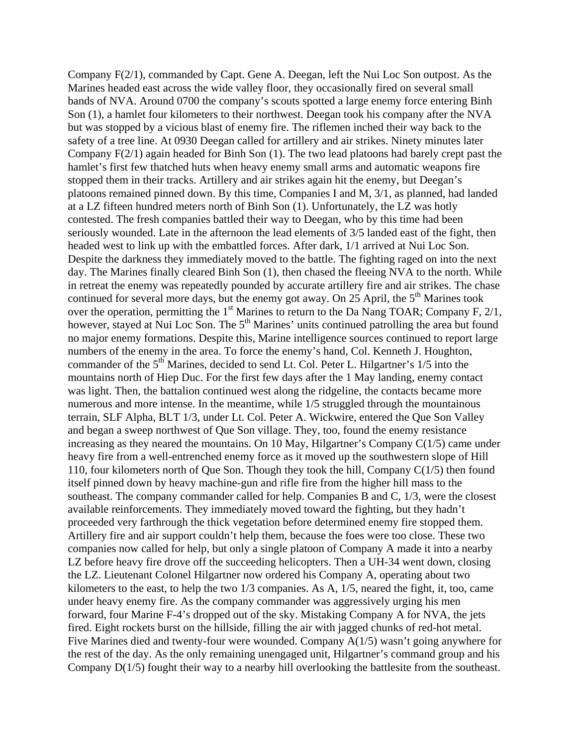Company F(2/1), commanded by Capt. Gene A. Deegan, left the Nui Loc Son outpost. As the Marines headed east across the wide valley floor, they occasionally fired on several small bands of NVA. Around 0700 the company's scouts spotted a large enemy force entering Binh Son (1), a hamlet four kilometers to their northwest. Deegan took his company after the NVA but was stopped by a vicious blast of enemy fire. The riflemen inched their way back to the safety of a tree line. At 0930 Deegan called for artillery and air strikes. Ninety minutes later Company F(2/1) again headed for Binh Son (1). The two lead platoons had barely crept past the hamlet's first few thatched huts when heavy enemy small arms and automatic weapons fire stopped them in their tracks. Artillery and air strikes again hit the enemy, but Deegan's platoons remained pinned down. By this time, Companies I and M, 3/1, as planned, had landed at a LZ fifteen hundred meters north of Binh Son (1). Unfortunately, the LZ was hotly contested. The fresh companies battled their way to Deegan, who by this time had been seriously wounded. Late in the afternoon the lead elements of 3/5 landed east of the fight, then headed west to link up with the embattled forces. After dark, 1/1 arrived at Nui Loc Son. Despite the darkness they immediately moved to the battle. The fighting raged on into the next day. The Marines finally cleared Binh Son (1), then chased the fleeing NVA to the north. While in retreat the enemy was repeatedly pounded by accurate artillery fire and air strikes. The chase continued for several more days, but the enemy got away. On 25 April, the 5th Marines took over the operation, permitting the 1st Marines to return to the Da Nang TOAR; Company F, 2/1, however, stayed at Nui Loc Son. The 5th Marines' units continued patrolling the area but found no major enemy formations. Despite this, Marine intelligence sources continued to report large numbers of the enemy in the area. To force the enemy's hand, Col. Kenneth J. Houghton, commander of the 5th Marines, decided to send Lt. Col. Peter L. Hilgartner's 1/5 into the mountains north of Hiep Duc. For the first few days after the 1 May landing, enemy contact was light. Then, the battalion continued west along the ridgeline, the contacts became more numerous and more intense. In the meantime, while 1/5 struggled through the mountainous terrain, SLF Alpha, BLT 1/3, under Lt. Col. Peter A. Wickwire, entered the Que Son Valley and began a sweep northwest of Que Son village. They, too, found the enemy resistance increasing as they neared the mountains. On 10 May, Hilgartner's Company C(1/5) came under heavy fire from a well-entrenched enemy force as it moved up the southwestern slope of Hill 110, four kilometers north of Que Son. Though they took the hill, Company C(1/5) then found itself pinned down by heavy machine-gun and rifle fire from the higher hill mass to the southeast. The company commander called for help. Companies B and C, 1/3, were the closest available reinforcements. They immediately moved toward the fighting, but they hadn't proceeded very farthrough the thick vegetation before determined enemy fire stopped them. Artillery fire and air support couldn't help them, because the foes were too close. These two companies now called for help, but only a single platoon of Company A made it into a nearby LZ before heavy fire drove off the succeeding helicopters. Then a UH-34 went down, closing the LZ. Lieutenant Colonel Hilgartner now ordered his Company A, operating about two kilometers to the east, to help the two 1/3 companies. As A, 1/5, neared the fight, it, too, came under heavy enemy fire. As the company commander was aggressively urging his men forward, four Marine F-4's dropped out of the sky. Mistaking Company A for NVA, the jets fired. Eight rockets burst on the hillside, filling the air with jagged chunks of red-hot metal. Five Marines died and twenty-four were wounded. Company A(1/5) wasn't going anywhere for the rest of the day. As the only remaining unengaged unit, Hilgartner's command group and his Company D(1/5) fought their way to a nearby hill overlooking the battlesite from the southeast.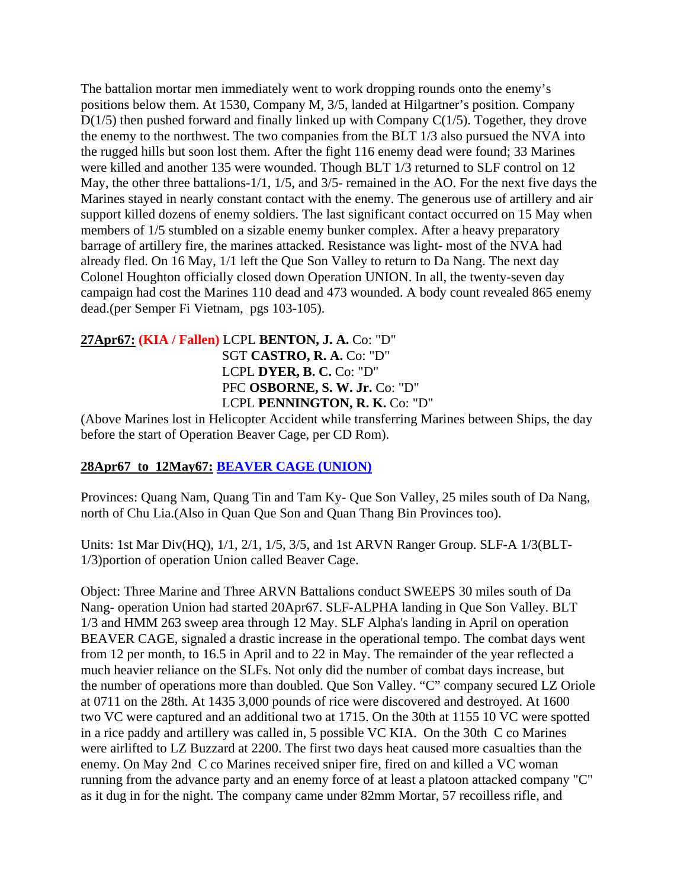The battalion mortar men immediately went to work dropping rounds onto the enemy's positions below them. At 1530, Company M, 3/5, landed at Hilgartner's position. Company D(1/5) then pushed forward and finally linked up with Company C(1/5). Together, they drove the enemy to the northwest. The two companies from the BLT 1/3 also pursued the NVA into the rugged hills but soon lost them. After the fight 116 enemy dead were found; 33 Marines were killed and another 135 were wounded. Though BLT 1/3 returned to SLF control on 12 May, the other three battalions-1/1, 1/5, and 3/5- remained in the AO. For the next five days the Marines stayed in nearly constant contact with the enemy. The generous use of artillery and air support killed dozens of enemy soldiers. The last significant contact occurred on 15 May when members of 1/5 stumbled on a sizable enemy bunker complex. After a heavy preparatory barrage of artillery fire, the marines attacked. Resistance was light- most of the NVA had already fled. On 16 May, 1/1 left the Que Son Valley to return to Da Nang. The next day Colonel Houghton officially closed down Operation UNION. In all, the twenty-seven day campaign had cost the Marines 110 dead and 473 wounded. A body count revealed 865 enemy dead.(per Semper Fi Vietnam, pgs 103-105).

**27Apr67: (KIA / Fallen)** LCPL **BENTON, J. A.** Co: "D"
SGT **CASTRO, R. A.** Co: "D"
LCPL **DYER, B. C.** Co: "D"
PFC **OSBORNE, S. W. Jr.** Co: "D"
LCPL **PENNINGTON, R. K.** Co: "D"

(Above Marines lost in Helicopter Accident while transferring Marines between Ships, the day before the start of Operation Beaver Cage, per CD Rom).

**28Apr67 to 12May67: BEAVER CAGE (UNION)**

Provinces: Quang Nam, Quang Tin and Tam Ky- Que Son Valley, 25 miles south of Da Nang, north of Chu Lia.(Also in Quan Que Son and Quan Thang Bin Provinces too).

Units: 1st Mar Div(HQ), 1/1, 2/1, 1/5, 3/5, and 1st ARVN Ranger Group. SLF-A 1/3(BLT-1/3)portion of operation Union called Beaver Cage.

Object: Three Marine and Three ARVN Battalions conduct SWEEPS 30 miles south of Da Nang- operation Union had started 20Apr67. SLF-ALPHA landing in Que Son Valley. BLT 1/3 and HMM 263 sweep area through 12 May. SLF Alpha's landing in April on operation BEAVER CAGE, signaled a drastic increase in the operational tempo. The combat days went from 12 per month, to 16.5 in April and to 22 in May. The remainder of the year reflected a much heavier reliance on the SLFs. Not only did the number of combat days increase, but the number of operations more than doubled. Que Son Valley. "C" company secured LZ Oriole at 0711 on the 28th. At 1435 3,000 pounds of rice were discovered and destroyed. At 1600 two VC were captured and an additional two at 1715. On the 30th at 1155 10 VC were spotted in a rice paddy and artillery was called in, 5 possible VC KIA. On the 30th C co Marines were airlifted to LZ Buzzard at 2200. The first two days heat caused more casualties than the enemy. On May 2nd C co Marines received sniper fire, fired on and killed a VC woman running from the advance party and an enemy force of at least a platoon attacked company "C" as it dug in for the night. The company came under 82mm Mortar, 57 recoilless rifle, and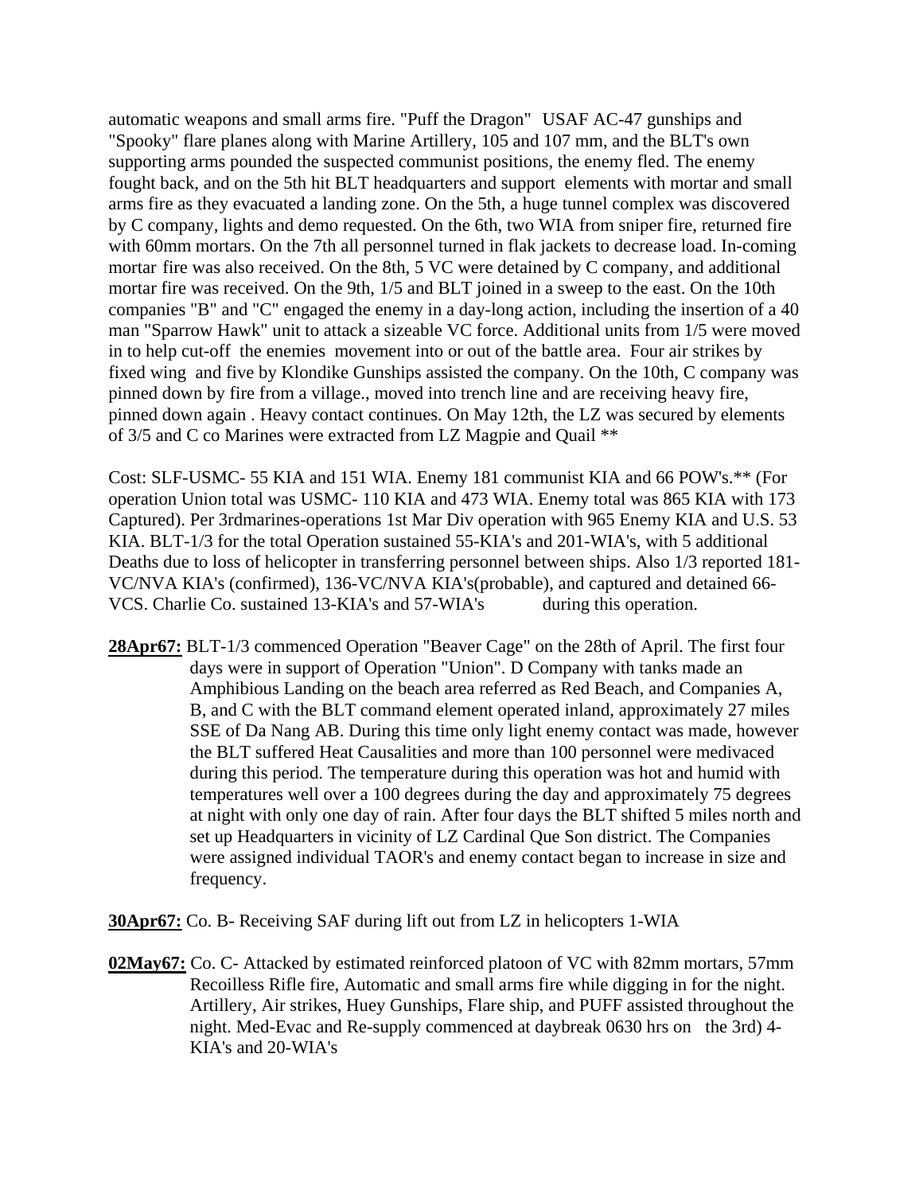automatic weapons and small arms fire. "Puff the Dragon" USAF AC-47 gunships and "Spooky" flare planes along with Marine Artillery, 105 and 107 mm, and the BLT's own supporting arms pounded the suspected communist positions, the enemy fled. The enemy fought back, and on the 5th hit BLT headquarters and support elements with mortar and small arms fire as they evacuated a landing zone. On the 5th, a huge tunnel complex was discovered by C company, lights and demo requested. On the 6th, two WIA from sniper fire, returned fire with 60mm mortars. On the 7th all personnel turned in flak jackets to decrease load. In-coming mortar fire was also received. On the 8th, 5 VC were detained by C company, and additional mortar fire was received. On the 9th, 1/5 and BLT joined in a sweep to the east. On the 10th companies "B" and "C" engaged the enemy in a day-long action, including the insertion of a 40 man "Sparrow Hawk" unit to attack a sizeable VC force. Additional units from 1/5 were moved in to help cut-off the enemies movement into or out of the battle area. Four air strikes by fixed wing and five by Klondike Gunships assisted the company. On the 10th, C company was pinned down by fire from a village., moved into trench line and are receiving heavy fire, pinned down again . Heavy contact continues. On May 12th, the LZ was secured by elements of 3/5 and C co Marines were extracted from LZ Magpie and Quail **

Cost: SLF-USMC- 55 KIA and 151 WIA. Enemy 181 communist KIA and 66 POW's.** (For operation Union total was USMC- 110 KIA and 473 WIA. Enemy total was 865 KIA with 173 Captured). Per 3rdmarines-operations 1st Mar Div operation with 965 Enemy KIA and U.S. 53 KIA. BLT-1/3 for the total Operation sustained 55-KIA's and 201-WIA's, with 5 additional Deaths due to loss of helicopter in transferring personnel between ships. Also 1/3 reported 181-VC/NVA KIA's (confirmed), 136-VC/NVA KIA's(probable), and captured and detained 66-VCS. Charlie Co. sustained 13-KIA's and 57-WIA's during this operation.

**28Apr67:** BLT-1/3 commenced Operation "Beaver Cage" on the 28th of April. The first four days were in support of Operation "Union". D Company with tanks made an Amphibious Landing on the beach area referred as Red Beach, and Companies A, B, and C with the BLT command element operated inland, approximately 27 miles SSE of Da Nang AB. During this time only light enemy contact was made, however the BLT suffered Heat Causalities and more than 100 personnel were medivaced during this period. The temperature during this operation was hot and humid with temperatures well over a 100 degrees during the day and approximately 75 degrees at night with only one day of rain. After four days the BLT shifted 5 miles north and set up Headquarters in vicinity of LZ Cardinal Que Son district. The Companies were assigned individual TAOR's and enemy contact began to increase in size and frequency.

**30Apr67:** Co. B- Receiving SAF during lift out from LZ in helicopters 1-WIA

**02May67:** Co. C- Attacked by estimated reinforced platoon of VC with 82mm mortars, 57mm Recoilless Rifle fire, Automatic and small arms fire while digging in for the night. Artillery, Air strikes, Huey Gunships, Flare ship, and PUFF assisted throughout the night. Med-Evac and Re-supply commenced at daybreak 0630 hrs on the 3rd) 4-KIA's and 20-WIA's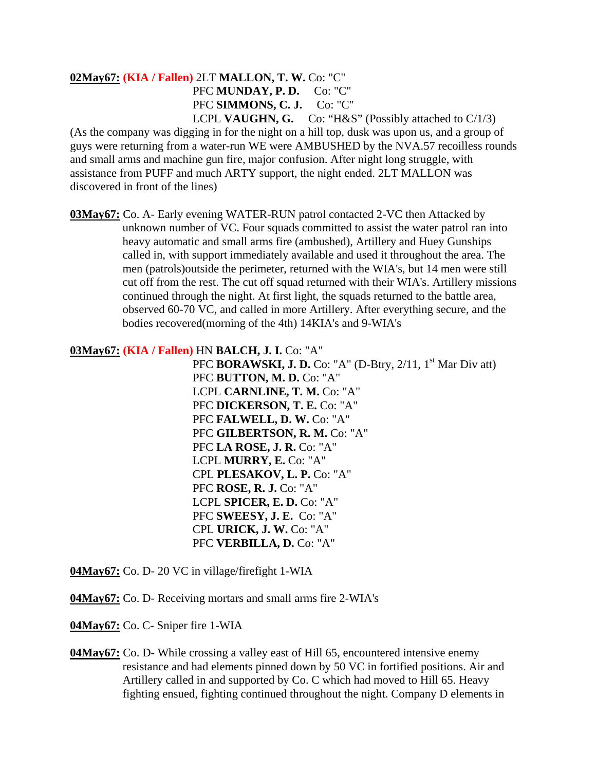**02May67:** **(KIA / Fallen)** 2LT **MALLON, T. W.** Co: "C"
PFC **MUNDAY, P. D.** Co: "C"
PFC **SIMMONS, C. J.** Co: "C"
LCPL **VAUGHN, G.** Co: "H&S" (Possibly attached to C/1/3)

(As the company was digging in for the night on a hill top, dusk was upon us, and a group of guys were returning from a water-run WE were AMBUSHED by the NVA.57 recoilless rounds and small arms and machine gun fire, major confusion. After night long struggle, with assistance from PUFF and much ARTY support, the night ended. 2LT MALLON was discovered in front of the lines)

**03May67:** Co. A- Early evening WATER-RUN patrol contacted 2-VC then Attacked by unknown number of VC. Four squads committed to assist the water patrol ran into heavy automatic and small arms fire (ambushed), Artillery and Huey Gunships called in, with support immediately available and used it throughout the area. The men (patrols)outside the perimeter, returned with the WIA's, but 14 men were still cut off from the rest. The cut off squad returned with their WIA's. Artillery missions continued through the night. At first light, the squads returned to the battle area, observed 60-70 VC, and called in more Artillery. After everything secure, and the bodies recovered(morning of the 4th) 14KIA's and 9-WIA's

**03May67:** **(KIA / Fallen)** HN **BALCH, J. I.** Co: "A"
PFC **BORAWSKI, J. D.** Co: "A" (D-Btry, 2/11, 1st Mar Div att)
PFC **BUTTON, M. D.** Co: "A"
LCPL **CARNLINE, T. M.** Co: "A"
PFC **DICKERSON, T. E.** Co: "A"
PFC **FALWELL, D. W.** Co: "A"
PFC **GILBERTSON, R. M.** Co: "A"
PFC **LA ROSE, J. R.** Co: "A"
LCPL **MURRY, E.** Co: "A"
CPL **PLESAKOV, L. P.** Co: "A"
PFC **ROSE, R. J.** Co: "A"
LCPL **SPICER, E. D.** Co: "A"
PFC **SWEESY, J. E.** Co: "A"
CPL **URICK, J. W.** Co: "A"
PFC **VERBILLA, D.** Co: "A"

**04May67:** Co. D- 20 VC in village/firefight 1-WIA

**04May67:** Co. D- Receiving mortars and small arms fire 2-WIA's

**04May67:** Co. C- Sniper fire 1-WIA

**04May67:** Co. D- While crossing a valley east of Hill 65, encountered intensive enemy resistance and had elements pinned down by 50 VC in fortified positions. Air and Artillery called in and supported by Co. C which had moved to Hill 65. Heavy fighting ensued, fighting continued throughout the night. Company D elements in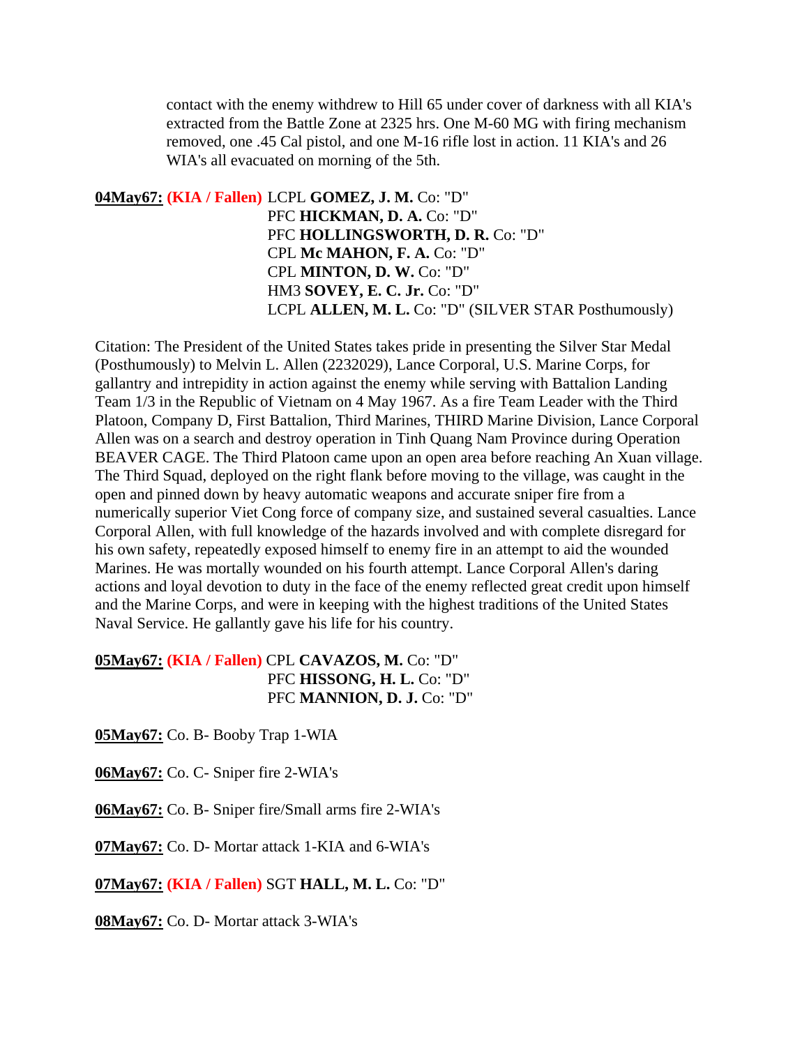contact with the enemy withdrew to Hill 65 under cover of darkness with all KIA's extracted from the Battle Zone at 2325 hrs. One M-60 MG with firing mechanism removed, one .45 Cal pistol, and one M-16 rifle lost in action. 11 KIA's and 26 WIA's all evacuated on morning of the 5th.

**04May67:** **(KIA / Fallen)** LCPL **GOMEZ, J. M.** Co: "D"
PFC **HICKMAN, D. A.** Co: "D"
PFC **HOLLINGSWORTH, D. R.** Co: "D"
CPL **Mc MAHON, F. A.** Co: "D"
CPL **MINTON, D. W.** Co: "D"
HM3 **SOVEY, E. C. Jr.** Co: "D"
LCPL **ALLEN, M. L.** Co: "D" (SILVER STAR Posthumously)

Citation: The President of the United States takes pride in presenting the Silver Star Medal (Posthumously) to Melvin L. Allen (2232029), Lance Corporal, U.S. Marine Corps, for gallantry and intrepidity in action against the enemy while serving with Battalion Landing Team 1/3 in the Republic of Vietnam on 4 May 1967. As a fire Team Leader with the Third Platoon, Company D, First Battalion, Third Marines, THIRD Marine Division, Lance Corporal Allen was on a search and destroy operation in Tinh Quang Nam Province during Operation BEAVER CAGE. The Third Platoon came upon an open area before reaching An Xuan village. The Third Squad, deployed on the right flank before moving to the village, was caught in the open and pinned down by heavy automatic weapons and accurate sniper fire from a numerically superior Viet Cong force of company size, and sustained several casualties. Lance Corporal Allen, with full knowledge of the hazards involved and with complete disregard for his own safety, repeatedly exposed himself to enemy fire in an attempt to aid the wounded Marines. He was mortally wounded on his fourth attempt. Lance Corporal Allen's daring actions and loyal devotion to duty in the face of the enemy reflected great credit upon himself and the Marine Corps, and were in keeping with the highest traditions of the United States Naval Service. He gallantly gave his life for his country.

**05May67:** **(KIA / Fallen)** CPL **CAVAZOS, M.** Co: "D"
PFC **HISSONG, H. L.** Co: "D"
PFC **MANNION, D. J.** Co: "D"

**05May67:** Co. B- Booby Trap 1-WIA

**06May67:** Co. C- Sniper fire 2-WIA's

**06May67:** Co. B- Sniper fire/Small arms fire 2-WIA's

**07May67:** Co. D- Mortar attack 1-KIA and 6-WIA's

**07May67:** **(KIA / Fallen)** SGT **HALL, M. L.** Co: "D"

**08May67:** Co. D- Mortar attack 3-WIA's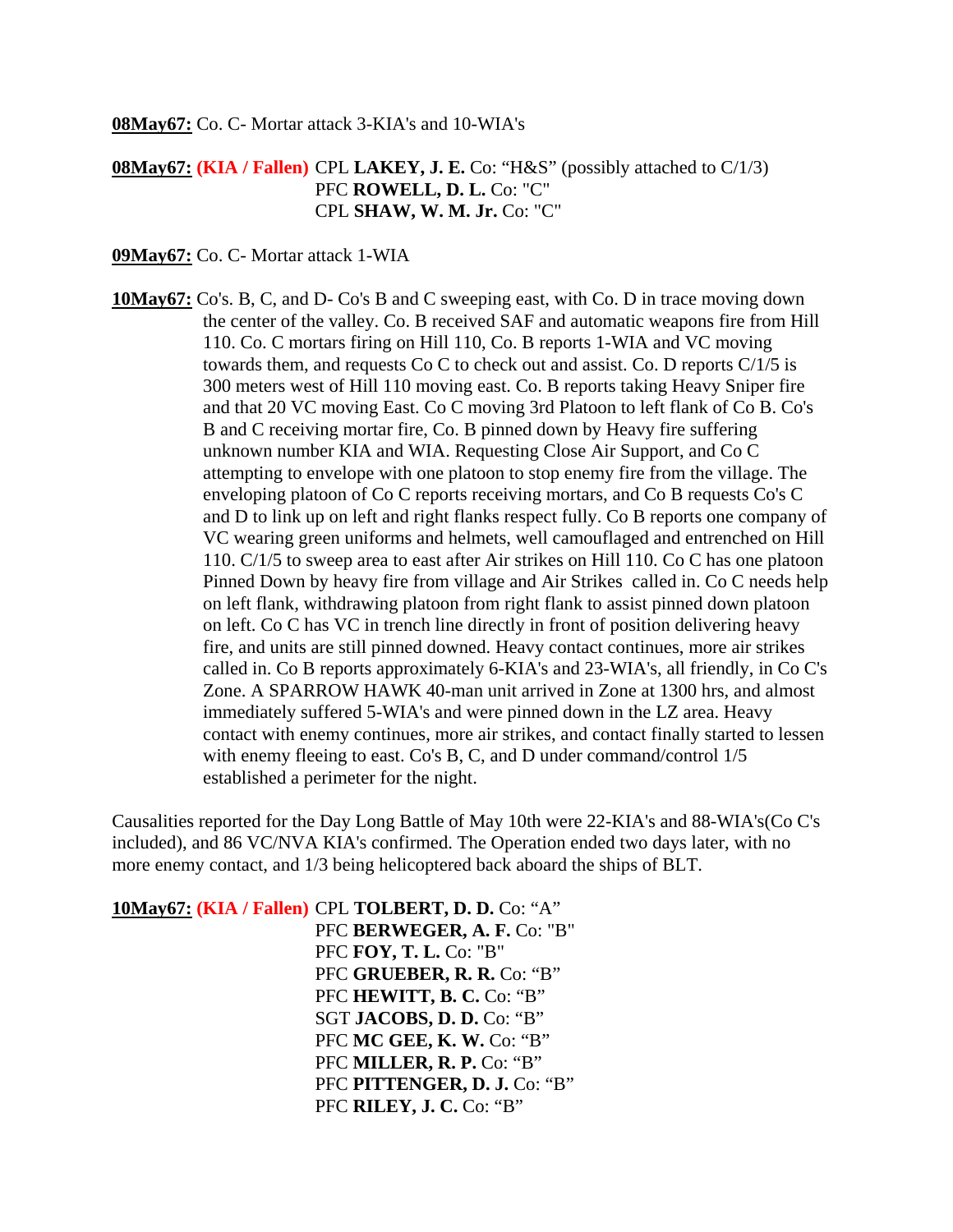**08May67:** Co. C- Mortar attack 3-KIA's and 10-WIA's

**08May67:** **(KIA / Fallen)** CPL **LAKEY, J. E.** Co: “H&S” (possibly attached to C/1/3)
PFC **ROWELL, D. L.** Co: "C"
CPL **SHAW, W. M. Jr.** Co: "C"

**09May67:** Co. C- Mortar attack 1-WIA

**10May67:** Co's. B, C, and D- Co's B and C sweeping east, with Co. D in trace moving down the center of the valley. Co. B received SAF and automatic weapons fire from Hill 110. Co. C mortars firing on Hill 110, Co. B reports 1-WIA and VC moving towards them, and requests Co C to check out and assist. Co. D reports C/1/5 is 300 meters west of Hill 110 moving east. Co. B reports taking Heavy Sniper fire and that 20 VC moving East. Co C moving 3rd Platoon to left flank of Co B. Co's B and C receiving mortar fire, Co. B pinned down by Heavy fire suffering unknown number KIA and WIA. Requesting Close Air Support, and Co C attempting to envelope with one platoon to stop enemy fire from the village. The enveloping platoon of Co C reports receiving mortars, and Co B requests Co's C and D to link up on left and right flanks respect fully. Co B reports one company of VC wearing green uniforms and helmets, well camouflaged and entrenched on Hill 110. C/1/5 to sweep area to east after Air strikes on Hill 110. Co C has one platoon Pinned Down by heavy fire from village and Air Strikes called in. Co C needs help on left flank, withdrawing platoon from right flank to assist pinned down platoon on left. Co C has VC in trench line directly in front of position delivering heavy fire, and units are still pinned downed. Heavy contact continues, more air strikes called in. Co B reports approximately 6-KIA's and 23-WIA's, all friendly, in Co C's Zone. A SPARROW HAWK 40-man unit arrived in Zone at 1300 hrs, and almost immediately suffered 5-WIA's and were pinned down in the LZ area. Heavy contact with enemy continues, more air strikes, and contact finally started to lessen with enemy fleeing to east. Co's B, C, and D under command/control 1/5 established a perimeter for the night.

Causalities reported for the Day Long Battle of May 10th were 22-KIA's and 88-WIA's(Co C's included), and 86 VC/NVA KIA's confirmed. The Operation ended two days later, with no more enemy contact, and 1/3 being helicoptered back aboard the ships of BLT.

**10May67:** **(KIA / Fallen)** CPL **TOLBERT, D. D.** Co: “A”
PFC **BERWEGER, A. F.** Co: "B"
PFC **FOY, T. L.** Co: "B"
PFC **GRUEBER, R. R.** Co: “B”
PFC **HEWITT, B. C.** Co: “B”
SGT **JACOBS, D. D.** Co: “B”
PFC **MC GEE, K. W.** Co: “B”
PFC **MILLER, R. P.** Co: “B”
PFC **PITTENGER, D. J.** Co: “B”
PFC **RILEY, J. C.** Co: “B”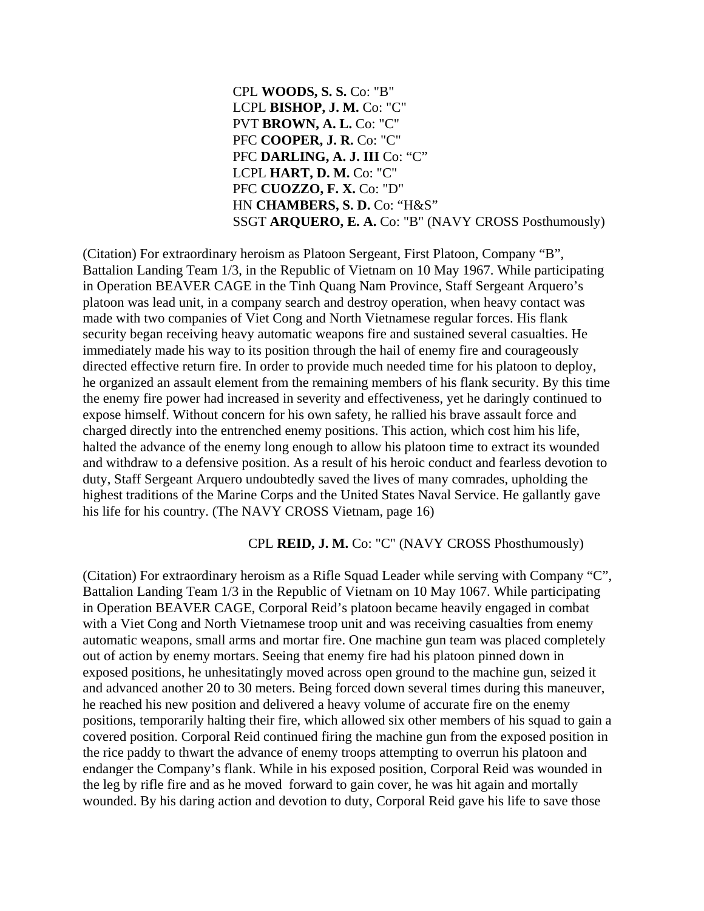CPL **WOODS, S. S.** Co: "B"
LCPL **BISHOP, J. M.** Co: "C"
PVT **BROWN, A. L.** Co: "C"
PFC **COOPER, J. R.** Co: "C"
PFC **DARLING, A. J. III** Co: "C"
LCPL **HART, D. M.** Co: "C"
PFC **CUOZZO, F. X.** Co: "D"
HN **CHAMBERS, S. D.** Co: "H&S"
SSGT **ARQUERO, E. A.** Co: "B" (NAVY CROSS Posthumously)

(Citation) For extraordinary heroism as Platoon Sergeant, First Platoon, Company "B", Battalion Landing Team 1/3, in the Republic of Vietnam on 10 May 1967. While participating in Operation BEAVER CAGE in the Tinh Quang Nam Province, Staff Sergeant Arquero's platoon was lead unit, in a company search and destroy operation, when heavy contact was made with two companies of Viet Cong and North Vietnamese regular forces. His flank security began receiving heavy automatic weapons fire and sustained several casualties. He immediately made his way to its position through the hail of enemy fire and courageously directed effective return fire. In order to provide much needed time for his platoon to deploy, he organized an assault element from the remaining members of his flank security. By this time the enemy fire power had increased in severity and effectiveness, yet he daringly continued to expose himself. Without concern for his own safety, he rallied his brave assault force and charged directly into the entrenched enemy positions. This action, which cost him his life, halted the advance of the enemy long enough to allow his platoon time to extract its wounded and withdraw to a defensive position. As a result of his heroic conduct and fearless devotion to duty, Staff Sergeant Arquero undoubtedly saved the lives of many comrades, upholding the highest traditions of the Marine Corps and the United States Naval Service. He gallantly gave his life for his country. (The NAVY CROSS Vietnam, page 16)

CPL **REID, J. M.** Co: "C" (NAVY CROSS Phosthumously)

(Citation) For extraordinary heroism as a Rifle Squad Leader while serving with Company "C", Battalion Landing Team 1/3 in the Republic of Vietnam on 10 May 1067. While participating in Operation BEAVER CAGE, Corporal Reid's platoon became heavily engaged in combat with a Viet Cong and North Vietnamese troop unit and was receiving casualties from enemy automatic weapons, small arms and mortar fire. One machine gun team was placed completely out of action by enemy mortars. Seeing that enemy fire had his platoon pinned down in exposed positions, he unhesitatingly moved across open ground to the machine gun, seized it and advanced another 20 to 30 meters. Being forced down several times during this maneuver, he reached his new position and delivered a heavy volume of accurate fire on the enemy positions, temporarily halting their fire, which allowed six other members of his squad to gain a covered position. Corporal Reid continued firing the machine gun from the exposed position in the rice paddy to thwart the advance of enemy troops attempting to overrun his platoon and endanger the Company's flank. While in his exposed position, Corporal Reid was wounded in the leg by rifle fire and as he moved forward to gain cover, he was hit again and mortally wounded. By his daring action and devotion to duty, Corporal Reid gave his life to save those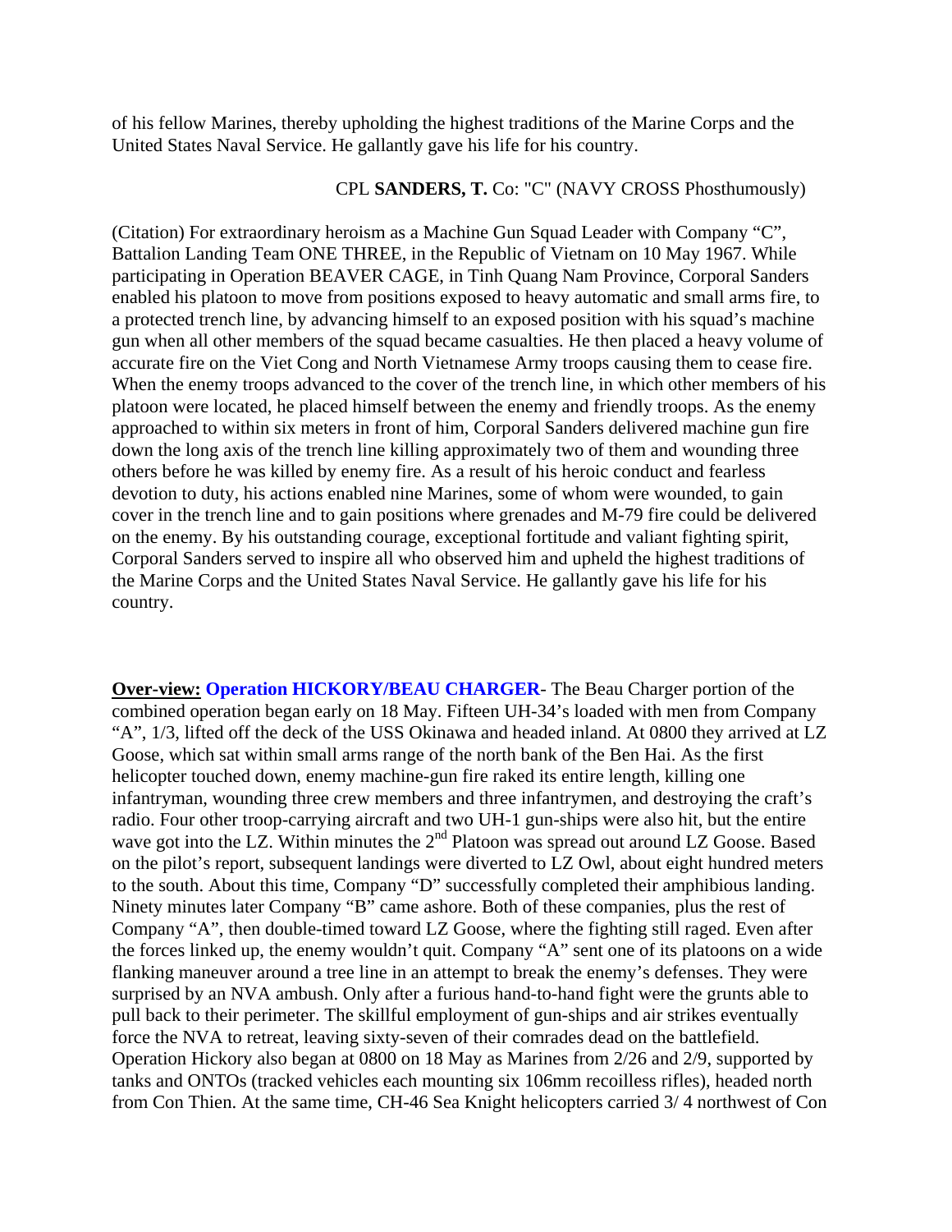of his fellow Marines, thereby upholding the highest traditions of the Marine Corps and the United States Naval Service. He gallantly gave his life for his country.

CPL **SANDERS, T.** Co: "C" (NAVY CROSS Phosthumously)

(Citation) For extraordinary heroism as a Machine Gun Squad Leader with Company "C", Battalion Landing Team ONE THREE, in the Republic of Vietnam on 10 May 1967. While participating in Operation BEAVER CAGE, in Tinh Quang Nam Province, Corporal Sanders enabled his platoon to move from positions exposed to heavy automatic and small arms fire, to a protected trench line, by advancing himself to an exposed position with his squad's machine gun when all other members of the squad became casualties. He then placed a heavy volume of accurate fire on the Viet Cong and North Vietnamese Army troops causing them to cease fire. When the enemy troops advanced to the cover of the trench line, in which other members of his platoon were located, he placed himself between the enemy and friendly troops. As the enemy approached to within six meters in front of him, Corporal Sanders delivered machine gun fire down the long axis of the trench line killing approximately two of them and wounding three others before he was killed by enemy fire. As a result of his heroic conduct and fearless devotion to duty, his actions enabled nine Marines, some of whom were wounded, to gain cover in the trench line and to gain positions where grenades and M-79 fire could be delivered on the enemy. By his outstanding courage, exceptional fortitude and valiant fighting spirit, Corporal Sanders served to inspire all who observed him and upheld the highest traditions of the Marine Corps and the United States Naval Service. He gallantly gave his life for his country.

**Over-view:** **Operation HICKORY/BEAU CHARGER**- The Beau Charger portion of the combined operation began early on 18 May. Fifteen UH-34's loaded with men from Company "A", 1/3, lifted off the deck of the USS Okinawa and headed inland. At 0800 they arrived at LZ Goose, which sat within small arms range of the north bank of the Ben Hai. As the first helicopter touched down, enemy machine-gun fire raked its entire length, killing one infantryman, wounding three crew members and three infantrymen, and destroying the craft's radio. Four other troop-carrying aircraft and two UH-1 gun-ships were also hit, but the entire wave got into the LZ. Within minutes the 2nd Platoon was spread out around LZ Goose. Based on the pilot's report, subsequent landings were diverted to LZ Owl, about eight hundred meters to the south. About this time, Company "D" successfully completed their amphibious landing. Ninety minutes later Company "B" came ashore. Both of these companies, plus the rest of Company "A", then double-timed toward LZ Goose, where the fighting still raged. Even after the forces linked up, the enemy wouldn't quit. Company "A" sent one of its platoons on a wide flanking maneuver around a tree line in an attempt to break the enemy's defenses. They were surprised by an NVA ambush. Only after a furious hand-to-hand fight were the grunts able to pull back to their perimeter. The skillful employment of gun-ships and air strikes eventually force the NVA to retreat, leaving sixty-seven of their comrades dead on the battlefield. Operation Hickory also began at 0800 on 18 May as Marines from 2/26 and 2/9, supported by tanks and ONTOs (tracked vehicles each mounting six 106mm recoilless rifles), headed north from Con Thien. At the same time, CH-46 Sea Knight helicopters carried 3/ 4 northwest of Con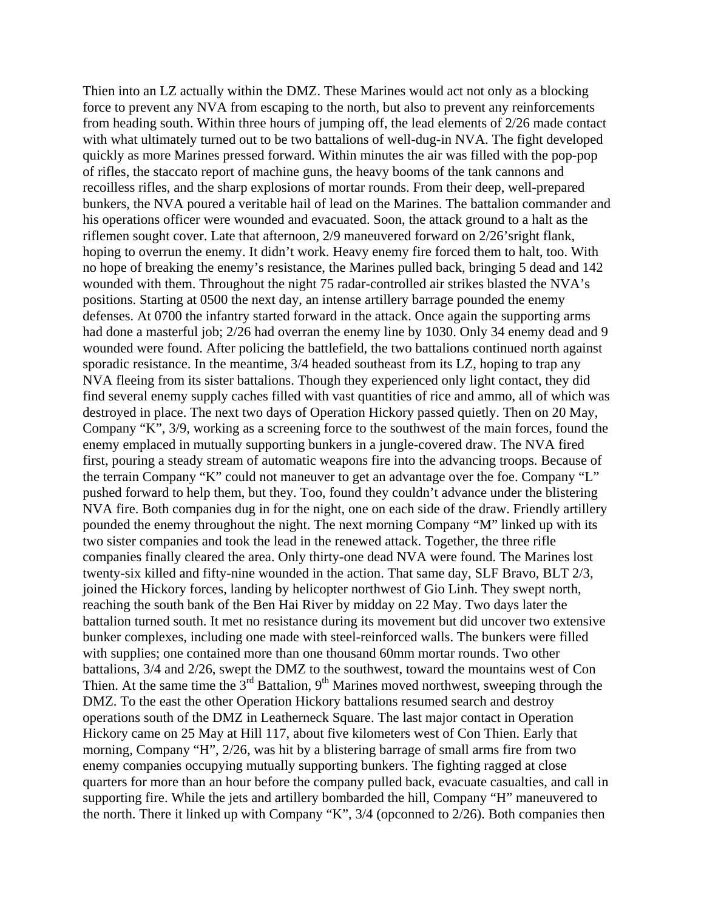Thien into an LZ actually within the DMZ. These Marines would act not only as a blocking force to prevent any NVA from escaping to the north, but also to prevent any reinforcements from heading south. Within three hours of jumping off, the lead elements of 2/26 made contact with what ultimately turned out to be two battalions of well-dug-in NVA. The fight developed quickly as more Marines pressed forward. Within minutes the air was filled with the pop-pop of rifles, the staccato report of machine guns, the heavy booms of the tank cannons and recoilless rifles, and the sharp explosions of mortar rounds. From their deep, well-prepared bunkers, the NVA poured a veritable hail of lead on the Marines. The battalion commander and his operations officer were wounded and evacuated. Soon, the attack ground to a halt as the riflemen sought cover. Late that afternoon, 2/9 maneuvered forward on 2/26'sright flank, hoping to overrun the enemy. It didn't work. Heavy enemy fire forced them to halt, too. With no hope of breaking the enemy's resistance, the Marines pulled back, bringing 5 dead and 142 wounded with them. Throughout the night 75 radar-controlled air strikes blasted the NVA's positions. Starting at 0500 the next day, an intense artillery barrage pounded the enemy defenses. At 0700 the infantry started forward in the attack. Once again the supporting arms had done a masterful job; 2/26 had overran the enemy line by 1030. Only 34 enemy dead and 9 wounded were found. After policing the battlefield, the two battalions continued north against sporadic resistance. In the meantime, 3/4 headed southeast from its LZ, hoping to trap any NVA fleeing from its sister battalions. Though they experienced only light contact, they did find several enemy supply caches filled with vast quantities of rice and ammo, all of which was destroyed in place. The next two days of Operation Hickory passed quietly. Then on 20 May, Company "K", 3/9, working as a screening force to the southwest of the main forces, found the enemy emplaced in mutually supporting bunkers in a jungle-covered draw. The NVA fired first, pouring a steady stream of automatic weapons fire into the advancing troops. Because of the terrain Company "K" could not maneuver to get an advantage over the foe. Company "L" pushed forward to help them, but they. Too, found they couldn't advance under the blistering NVA fire. Both companies dug in for the night, one on each side of the draw. Friendly artillery pounded the enemy throughout the night. The next morning Company "M" linked up with its two sister companies and took the lead in the renewed attack. Together, the three rifle companies finally cleared the area. Only thirty-one dead NVA were found. The Marines lost twenty-six killed and fifty-nine wounded in the action. That same day, SLF Bravo, BLT 2/3, joined the Hickory forces, landing by helicopter northwest of Gio Linh. They swept north, reaching the south bank of the Ben Hai River by midday on 22 May. Two days later the battalion turned south. It met no resistance during its movement but did uncover two extensive bunker complexes, including one made with steel-reinforced walls. The bunkers were filled with supplies; one contained more than one thousand 60mm mortar rounds. Two other battalions, 3/4 and 2/26, swept the DMZ to the southwest, toward the mountains west of Con Thien. At the same time the 3rd Battalion, 9th Marines moved northwest, sweeping through the DMZ. To the east the other Operation Hickory battalions resumed search and destroy operations south of the DMZ in Leatherneck Square. The last major contact in Operation Hickory came on 25 May at Hill 117, about five kilometers west of Con Thien. Early that morning, Company "H", 2/26, was hit by a blistering barrage of small arms fire from two enemy companies occupying mutually supporting bunkers. The fighting ragged at close quarters for more than an hour before the company pulled back, evacuate casualties, and call in supporting fire. While the jets and artillery bombarded the hill, Company "H" maneuvered to the north. There it linked up with Company "K", 3/4 (opconned to 2/26). Both companies then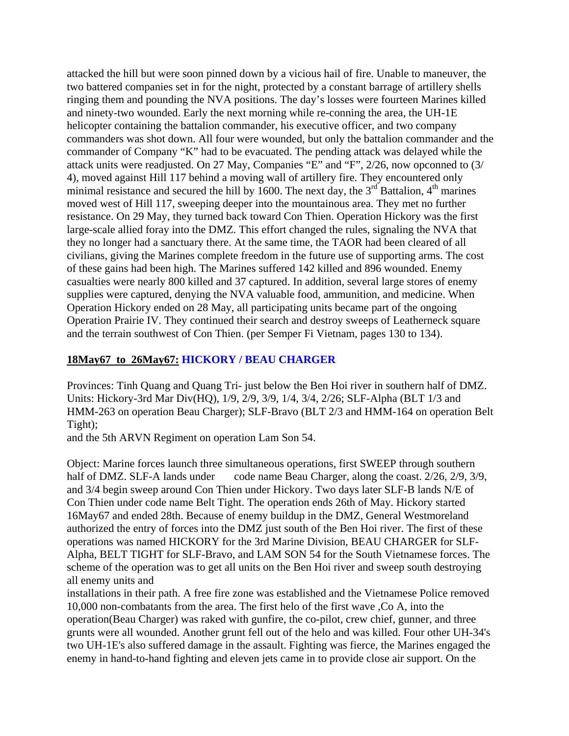attacked the hill but were soon pinned down by a vicious hail of fire. Unable to maneuver, the two battered companies set in for the night, protected by a constant barrage of artillery shells ringing them and pounding the NVA positions. The day's losses were fourteen Marines killed and ninety-two wounded. Early the next morning while re-conning the area, the UH-1E helicopter containing the battalion commander, his executive officer, and two company commanders was shot down. All four were wounded, but only the battalion commander and the commander of Company "K" had to be evacuated. The pending attack was delayed while the attack units were readjusted. On 27 May, Companies "E" and "F", 2/26, now opconned to (3/4), moved against Hill 117 behind a moving wall of artillery fire. They encountered only minimal resistance and secured the hill by 1600. The next day, the 3rd Battalion, 4th marines moved west of Hill 117, sweeping deeper into the mountainous area. They met no further resistance. On 29 May, they turned back toward Con Thien. Operation Hickory was the first large-scale allied foray into the DMZ. This effort changed the rules, signaling the NVA that they no longer had a sanctuary there. At the same time, the TAOR had been cleared of all civilians, giving the Marines complete freedom in the future use of supporting arms. The cost of these gains had been high. The Marines suffered 142 killed and 896 wounded. Enemy casualties were nearly 800 killed and 37 captured. In addition, several large stores of enemy supplies were captured, denying the NVA valuable food, ammunition, and medicine. When Operation Hickory ended on 28 May, all participating units became part of the ongoing Operation Prairie IV. They continued their search and destroy sweeps of Leatherneck square and the terrain southwest of Con Thien. (per Semper Fi Vietnam, pages 130 to 134).

**18May67 to 26May67: HICKORY / BEAU CHARGER**

Provinces: Tinh Quang and Quang Tri- just below the Ben Hoi river in southern half of DMZ.
Units: Hickory-3rd Mar Div(HQ), 1/9, 2/9, 3/9, 1/4, 3/4, 2/26; SLF-Alpha (BLT 1/3 and HMM-263 on operation Beau Charger); SLF-Bravo (BLT 2/3 and HMM-164 on operation Belt Tight);
and the 5th ARVN Regiment on operation Lam Son 54.

Object: Marine forces launch three simultaneous operations, first SWEEP through southern half of DMZ. SLF-A lands under code name Beau Charger, along the coast. 2/26, 2/9, 3/9, and 3/4 begin sweep around Con Thien under Hickory. Two days later SLF-B lands N/E of Con Thien under code name Belt Tight. The operation ends 26th of May. Hickory started 16May67 and ended 28th. Because of enemy buildup in the DMZ, General Westmoreland authorized the entry of forces into the DMZ just south of the Ben Hoi river. The first of these operations was named HICKORY for the 3rd Marine Division, BEAU CHARGER for SLF-Alpha, BELT TIGHT for SLF-Bravo, and LAM SON 54 for the South Vietnamese forces. The scheme of the operation was to get all units on the Ben Hoi river and sweep south destroying all enemy units and
installations in their path. A free fire zone was established and the Vietnamese Police removed 10,000 non-combatants from the area. The first helo of the first wave ,Co A, into the operation(Beau Charger) was raked with gunfire, the co-pilot, crew chief, gunner, and three grunts were all wounded. Another grunt fell out of the helo and was killed. Four other UH-34's two UH-1E's also suffered damage in the assault. Fighting was fierce, the Marines engaged the enemy in hand-to-hand fighting and eleven jets came in to provide close air support. On the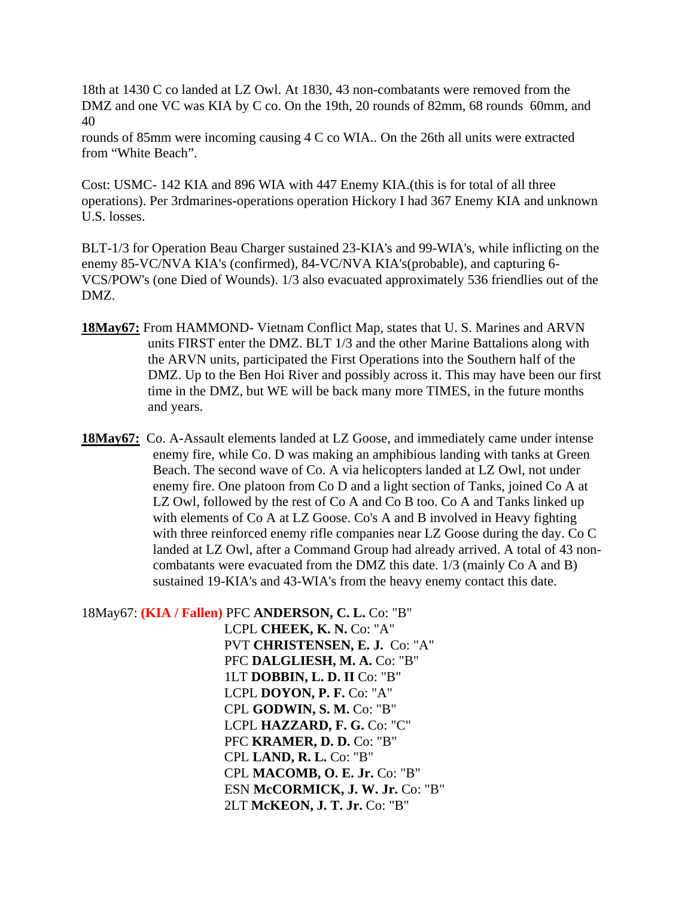18th at 1430 C co landed at LZ Owl. At 1830, 43 non-combatants were removed from the DMZ and one VC was KIA by C co. On the 19th, 20 rounds of 82mm, 68 rounds 60mm, and 40
rounds of 85mm were incoming causing 4 C co WIA.. On the 26th all units were extracted from "White Beach".

Cost: USMC- 142 KIA and 896 WIA with 447 Enemy KIA.(this is for total of all three operations). Per 3rdmarines-operations operation Hickory I had 367 Enemy KIA and unknown U.S. losses.

BLT-1/3 for Operation Beau Charger sustained 23-KIA's and 99-WIA's, while inflicting on the enemy 85-VC/NVA KIA's (confirmed), 84-VC/NVA KIA's(probable), and capturing 6-VCS/POW's (one Died of Wounds). 1/3 also evacuated approximately 536 friendlies out of the DMZ.

**18May67:** From HAMMOND- Vietnam Conflict Map, states that U. S. Marines and ARVN units FIRST enter the DMZ. BLT 1/3 and the other Marine Battalions along with the ARVN units, participated the First Operations into the Southern half of the DMZ. Up to the Ben Hoi River and possibly across it. This may have been our first time in the DMZ, but WE will be back many more TIMES, in the future months and years.

**18May67:** Co. A-Assault elements landed at LZ Goose, and immediately came under intense enemy fire, while Co. D was making an amphibious landing with tanks at Green Beach. The second wave of Co. A via helicopters landed at LZ Owl, not under enemy fire. One platoon from Co D and a light section of Tanks, joined Co A at LZ Owl, followed by the rest of Co A and Co B too. Co A and Tanks linked up with elements of Co A at LZ Goose. Co's A and B involved in Heavy fighting with three reinforced enemy rifle companies near LZ Goose during the day. Co C landed at LZ Owl, after a Command Group had already arrived. A total of 43 non-combatants were evacuated from the DMZ this date. 1/3 (mainly Co A and B) sustained 19-KIA's and 43-WIA's from the heavy enemy contact this date.

18May67: **(KIA / Fallen)** PFC **ANDERSON, C. L.** Co: "B"
LCPL **CHEEK, K. N.** Co: "A"
PVT **CHRISTENSEN, E. J.** Co: "A"
PFC **DALGLIESH, M. A.** Co: "B"
1LT **DOBBIN, L. D. II** Co: "B"
LCPL **DOYON, P. F.** Co: "A"
CPL **GODWIN, S. M.** Co: "B"
LCPL **HAZZARD, F. G.** Co: "C"
PFC **KRAMER, D. D.** Co: "B"
CPL **LAND, R. L.** Co: "B"
CPL **MACOMB, O. E. Jr.** Co: "B"
ESN **McCORMICK, J. W. Jr.** Co: "B"
2LT **McKEON, J. T. Jr.** Co: "B"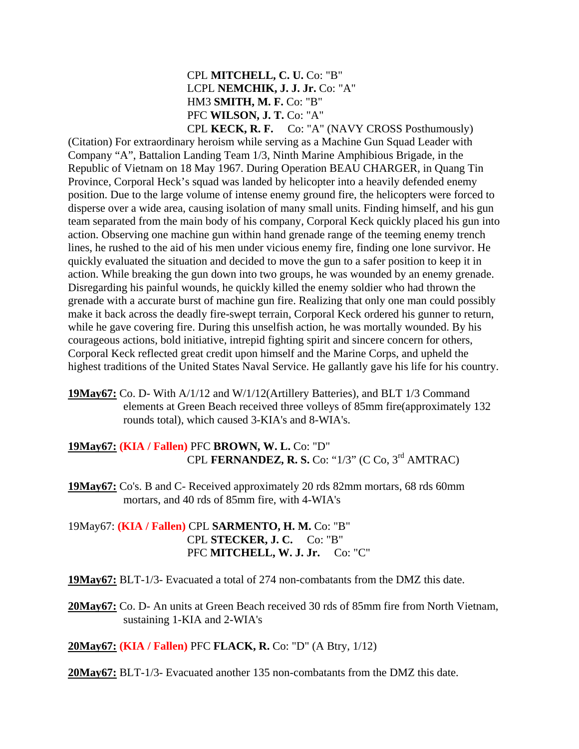CPL **MITCHELL, C. U.** Co: "B"
LCPL **NEMCHIK, J. J. Jr.** Co: "A"
HM3 **SMITH, M. F.** Co: "B"
PFC **WILSON, J. T.** Co: "A"
CPL **KECK, R. F.** Co: "A" (NAVY CROSS Posthumously)

(Citation) For extraordinary heroism while serving as a Machine Gun Squad Leader with Company "A", Battalion Landing Team 1/3, Ninth Marine Amphibious Brigade, in the Republic of Vietnam on 18 May 1967. During Operation BEAU CHARGER, in Quang Tin Province, Corporal Heck's squad was landed by helicopter into a heavily defended enemy position. Due to the large volume of intense enemy ground fire, the helicopters were forced to disperse over a wide area, causing isolation of many small units. Finding himself, and his gun team separated from the main body of his company, Corporal Keck quickly placed his gun into action. Observing one machine gun within hand grenade range of the teeming enemy trench lines, he rushed to the aid of his men under vicious enemy fire, finding one lone survivor. He quickly evaluated the situation and decided to move the gun to a safer position to keep it in action. While breaking the gun down into two groups, he was wounded by an enemy grenade. Disregarding his painful wounds, he quickly killed the enemy soldier who had thrown the grenade with a accurate burst of machine gun fire. Realizing that only one man could possibly make it back across the deadly fire-swept terrain, Corporal Keck ordered his gunner to return, while he gave covering fire. During this unselfish action, he was mortally wounded. By his courageous actions, bold initiative, intrepid fighting spirit and sincere concern for others, Corporal Keck reflected great credit upon himself and the Marine Corps, and upheld the highest traditions of the United States Naval Service. He gallantly gave his life for his country.

**19May67:** Co. D- With A/1/12 and W/1/12(Artillery Batteries), and BLT 1/3 Command elements at Green Beach received three volleys of 85mm fire(approximately 132 rounds total), which caused 3-KIA's and 8-WIA's.

**19May67:** **(KIA / Fallen)** PFC **BROWN, W. L.** Co: "D"
CPL **FERNANDEZ, R. S.** Co: "1/3" (C Co, 3rd AMTRAC)

**19May67:** Co's. B and C- Received approximately 20 rds 82mm mortars, 68 rds 60mm mortars, and 40 rds of 85mm fire, with 4-WIA's

19May67: **(KIA / Fallen)** CPL **SARMENTO, H. M.** Co: "B"
CPL **STECKER, J. C.** Co: "B"
PFC **MITCHELL, W. J. Jr.** Co: "C"

**19May67:** BLT-1/3- Evacuated a total of 274 non-combatants from the DMZ this date.

**20May67:** Co. D- An units at Green Beach received 30 rds of 85mm fire from North Vietnam, sustaining 1-KIA and 2-WIA's

**20May67:** **(KIA / Fallen)** PFC **FLACK, R.** Co: "D" (A Btry, 1/12)

**20May67:** BLT-1/3- Evacuated another 135 non-combatants from the DMZ this date.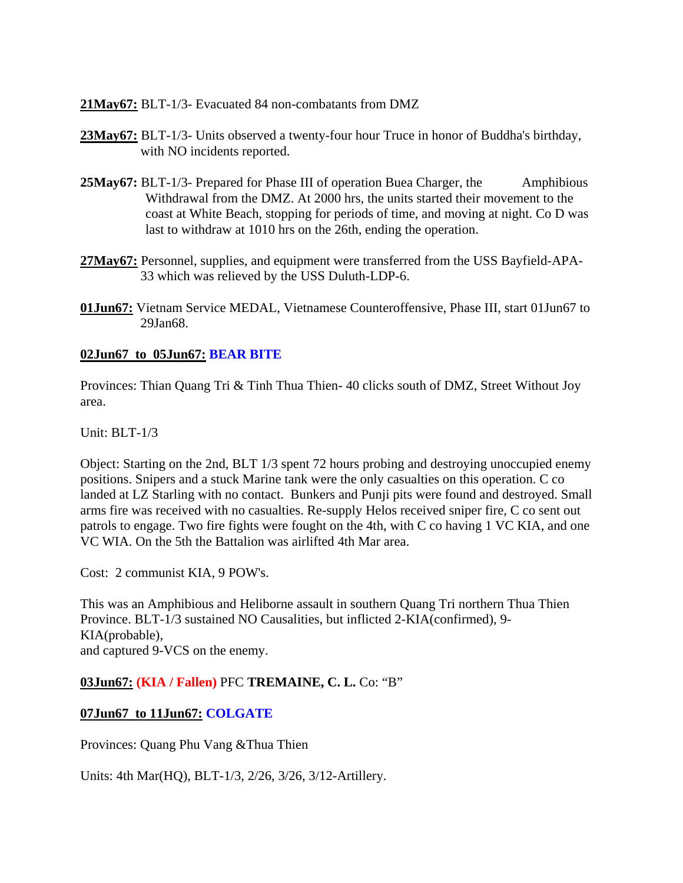**21May67:** BLT-1/3- Evacuated 84 non-combatants from DMZ

**23May67:** BLT-1/3- Units observed a twenty-four hour Truce in honor of Buddha's birthday, with NO incidents reported.

**25May67:** BLT-1/3- Prepared for Phase III of operation Buea Charger, the Amphibious Withdrawal from the DMZ. At 2000 hrs, the units started their movement to the coast at White Beach, stopping for periods of time, and moving at night. Co D was last to withdraw at 1010 hrs on the 26th, ending the operation.

**27May67:** Personnel, supplies, and equipment were transferred from the USS Bayfield-APA-33 which was relieved by the USS Duluth-LDP-6.

**01Jun67:** Vietnam Service MEDAL, Vietnamese Counteroffensive, Phase III, start 01Jun67 to 29Jan68.

**02Jun67 to 05Jun67: BEAR BITE**

Provinces: Thian Quang Tri & Tinh Thua Thien- 40 clicks south of DMZ, Street Without Joy area.

Unit: BLT-1/3

Object: Starting on the 2nd, BLT 1/3 spent 72 hours probing and destroying unoccupied enemy positions. Snipers and a stuck Marine tank were the only casualties on this operation. C co landed at LZ Starling with no contact. Bunkers and Punji pits were found and destroyed. Small arms fire was received with no casualties. Re-supply Helos received sniper fire, C co sent out patrols to engage. Two fire fights were fought on the 4th, with C co having 1 VC KIA, and one VC WIA. On the 5th the Battalion was airlifted 4th Mar area.

Cost: 2 communist KIA, 9 POW's.

This was an Amphibious and Heliborne assault in southern Quang Tri northern Thua Thien Province. BLT-1/3 sustained NO Causalities, but inflicted 2-KIA(confirmed), 9-KIA(probable),
and captured 9-VCS on the enemy.

**03Jun67: (KIA / Fallen)** PFC **TREMAINE, C. L.** Co: "B"

**07Jun67 to 11Jun67: COLGATE**

Provinces: Quang Phu Vang &Thua Thien

Units: 4th Mar(HQ), BLT-1/3, 2/26, 3/26, 3/12-Artillery.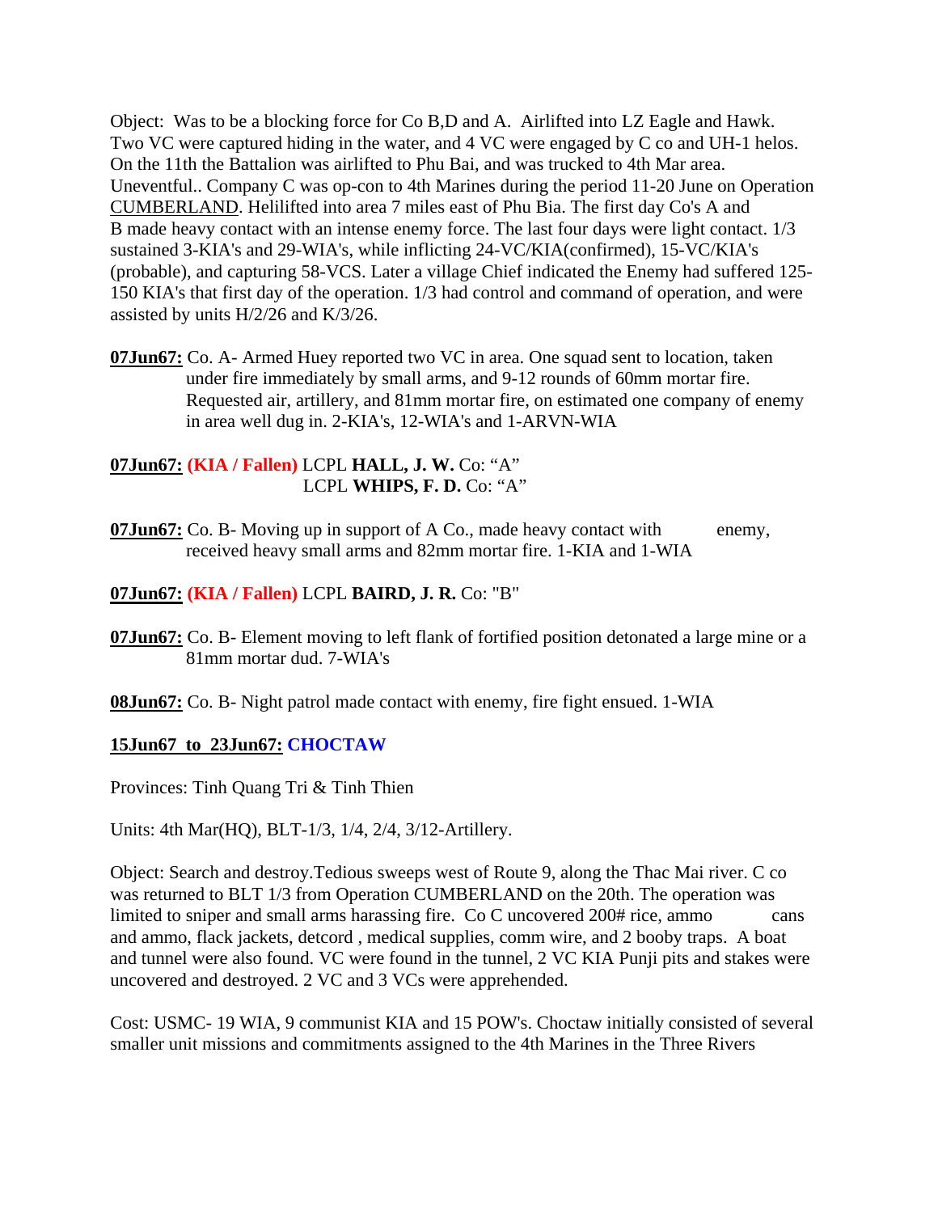Object: Was to be a blocking force for Co B,D and A. Airlifted into LZ Eagle and Hawk. Two VC were captured hiding in the water, and 4 VC were engaged by C co and UH-1 helos. On the 11th the Battalion was airlifted to Phu Bai, and was trucked to 4th Mar area. Uneventful.. Company C was op-con to 4th Marines during the period 11-20 June on Operation CUMBERLAND. Helilifted into area 7 miles east of Phu Bia. The first day Co's A and B made heavy contact with an intense enemy force. The last four days were light contact. 1/3 sustained 3-KIA's and 29-WIA's, while inflicting 24-VC/KIA(confirmed), 15-VC/KIA's (probable), and capturing 58-VCS. Later a village Chief indicated the Enemy had suffered 125-150 KIA's that first day of the operation. 1/3 had control and command of operation, and were assisted by units H/2/26 and K/3/26.

**07Jun67:** Co. A- Armed Huey reported two VC in area. One squad sent to location, taken under fire immediately by small arms, and 9-12 rounds of 60mm mortar fire. Requested air, artillery, and 81mm mortar fire, on estimated one company of enemy in area well dug in. 2-KIA's, 12-WIA's and 1-ARVN-WIA

**07Jun67:** **(KIA / Fallen)** LCPL **HALL, J. W.** Co: "A"
LCPL **WHIPS, F. D.** Co: "A"

**07Jun67:** Co. B- Moving up in support of A Co., made heavy contact with enemy, received heavy small arms and 82mm mortar fire. 1-KIA and 1-WIA

**07Jun67:** **(KIA / Fallen)** LCPL **BAIRD, J. R.** Co: "B"

**07Jun67:** Co. B- Element moving to left flank of fortified position detonated a large mine or a 81mm mortar dud. 7-WIA's

**08Jun67:** Co. B- Night patrol made contact with enemy, fire fight ensued. 1-WIA

**15Jun67 to 23Jun67: CHOCTAW**

Provinces: Tinh Quang Tri & Tinh Thien

Units: 4th Mar(HQ), BLT-1/3, 1/4, 2/4, 3/12-Artillery.

Object: Search and destroy.Tedious sweeps west of Route 9, along the Thac Mai river. C co was returned to BLT 1/3 from Operation CUMBERLAND on the 20th. The operation was limited to sniper and small arms harassing fire. Co C uncovered 200# rice, ammo cans and ammo, flack jackets, detcord , medical supplies, comm wire, and 2 booby traps. A boat and tunnel were also found. VC were found in the tunnel, 2 VC KIA Punji pits and stakes were uncovered and destroyed. 2 VC and 3 VCs were apprehended.

Cost: USMC- 19 WIA, 9 communist KIA and 15 POW's. Choctaw initially consisted of several smaller unit missions and commitments assigned to the 4th Marines in the Three Rivers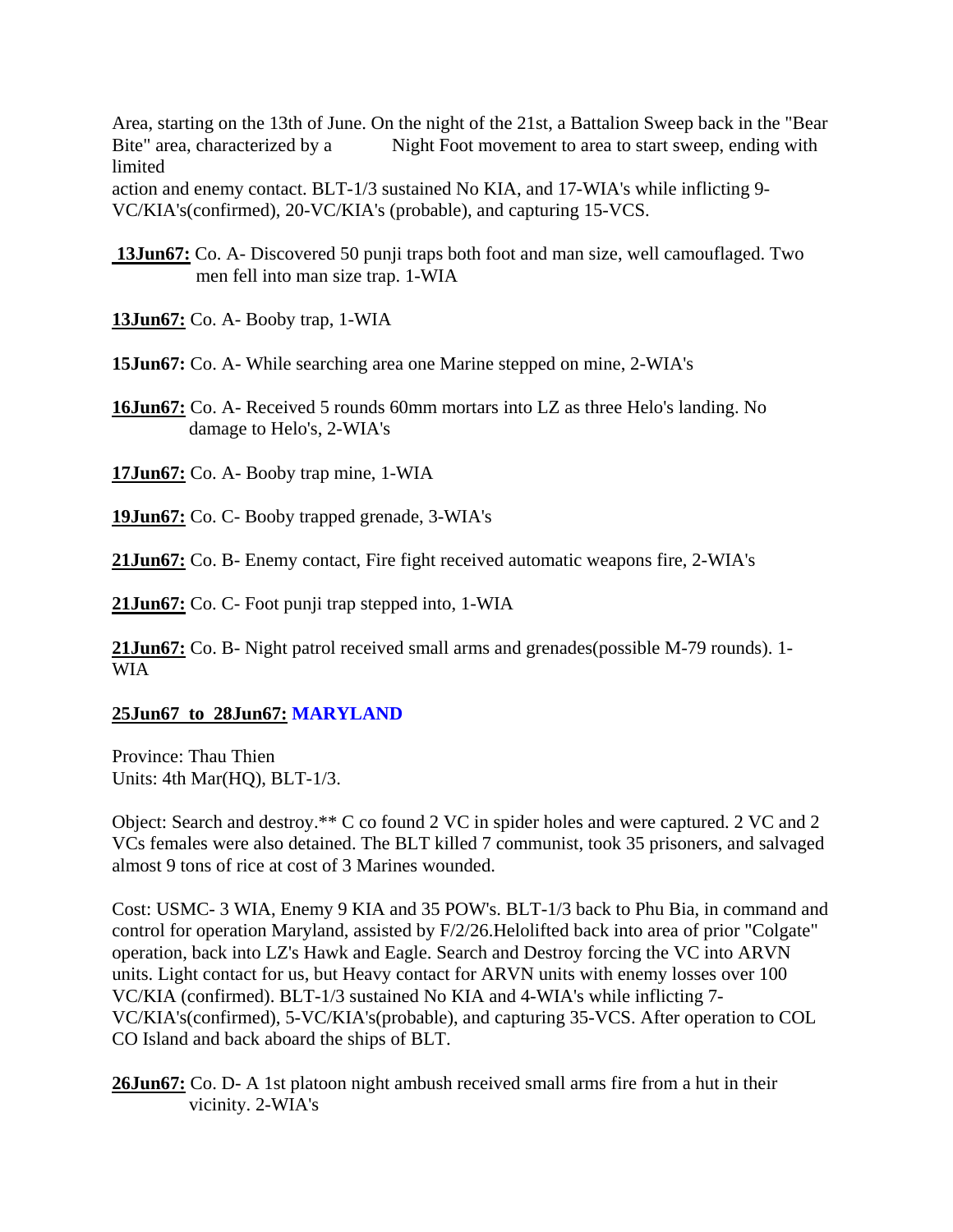Area, starting on the 13th of June. On the night of the 21st, a Battalion Sweep back in the "Bear Bite" area, characterized by a Night Foot movement to area to start sweep, ending with limited action and enemy contact. BLT-1/3 sustained No KIA, and 17-WIA's while inflicting 9-VC/KIA's(confirmed), 20-VC/KIA's (probable), and capturing 15-VCS.

**13Jun67:** Co. A- Discovered 50 punji traps both foot and man size, well camouflaged. Two men fell into man size trap. 1-WIA

**13Jun67:** Co. A- Booby trap, 1-WIA

**15Jun67:** Co. A- While searching area one Marine stepped on mine, 2-WIA's

**16Jun67:** Co. A- Received 5 rounds 60mm mortars into LZ as three Helo's landing. No damage to Helo's, 2-WIA's

**17Jun67:** Co. A- Booby trap mine, 1-WIA

**19Jun67:** Co. C- Booby trapped grenade, 3-WIA's

**21Jun67:** Co. B- Enemy contact, Fire fight received automatic weapons fire, 2-WIA's

**21Jun67:** Co. C- Foot punji trap stepped into, 1-WIA

**21Jun67:** Co. B- Night patrol received small arms and grenades(possible M-79 rounds). 1-WIA

**25Jun67 to 28Jun67: MARYLAND**

Province: Thau Thien
Units: 4th Mar(HQ), BLT-1/3.

Object: Search and destroy.** C co found 2 VC in spider holes and were captured. 2 VC and 2 VCs females were also detained. The BLT killed 7 communist, took 35 prisoners, and salvaged almost 9 tons of rice at cost of 3 Marines wounded.

Cost: USMC- 3 WIA, Enemy 9 KIA and 35 POW's. BLT-1/3 back to Phu Bia, in command and control for operation Maryland, assisted by F/2/26.Helolifted back into area of prior "Colgate" operation, back into LZ's Hawk and Eagle. Search and Destroy forcing the VC into ARVN units. Light contact for us, but Heavy contact for ARVN units with enemy losses over 100 VC/KIA (confirmed). BLT-1/3 sustained No KIA and 4-WIA's while inflicting 7-VC/KIA's(confirmed), 5-VC/KIA's(probable), and capturing 35-VCS. After operation to COL CO Island and back aboard the ships of BLT.

**26Jun67:** Co. D- A 1st platoon night ambush received small arms fire from a hut in their vicinity. 2-WIA's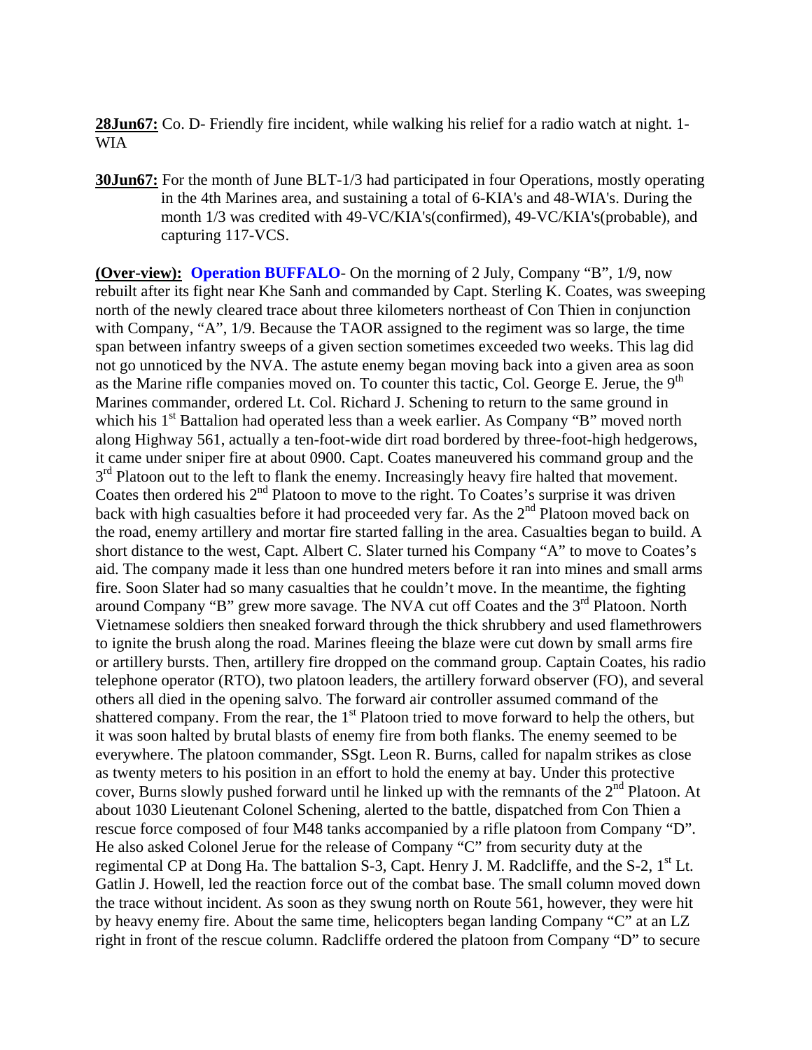**28Jun67:** Co. D- Friendly fire incident, while walking his relief for a radio watch at night. 1-WIA

**30Jun67:** For the month of June BLT-1/3 had participated in four Operations, mostly operating in the 4th Marines area, and sustaining a total of 6-KIA's and 48-WIA's. During the month 1/3 was credited with 49-VC/KIA's(confirmed), 49-VC/KIA's(probable), and capturing 117-VCS.

**(Over-view): Operation BUFFALO**- On the morning of 2 July, Company "B", 1/9, now rebuilt after its fight near Khe Sanh and commanded by Capt. Sterling K. Coates, was sweeping north of the newly cleared trace about three kilometers northeast of Con Thien in conjunction with Company, "A", 1/9. Because the TAOR assigned to the regiment was so large, the time span between infantry sweeps of a given section sometimes exceeded two weeks. This lag did not go unnoticed by the NVA. The astute enemy began moving back into a given area as soon as the Marine rifle companies moved on. To counter this tactic, Col. George E. Jerue, the 9th Marines commander, ordered Lt. Col. Richard J. Schening to return to the same ground in which his 1st Battalion had operated less than a week earlier. As Company "B" moved north along Highway 561, actually a ten-foot-wide dirt road bordered by three-foot-high hedgerows, it came under sniper fire at about 0900. Capt. Coates maneuvered his command group and the 3rd Platoon out to the left to flank the enemy. Increasingly heavy fire halted that movement. Coates then ordered his 2nd Platoon to move to the right. To Coates's surprise it was driven back with high casualties before it had proceeded very far. As the 2nd Platoon moved back on the road, enemy artillery and mortar fire started falling in the area. Casualties began to build. A short distance to the west, Capt. Albert C. Slater turned his Company "A" to move to Coates's aid. The company made it less than one hundred meters before it ran into mines and small arms fire. Soon Slater had so many casualties that he couldn't move. In the meantime, the fighting around Company "B" grew more savage. The NVA cut off Coates and the 3rd Platoon. North Vietnamese soldiers then sneaked forward through the thick shrubbery and used flamethrowers to ignite the brush along the road. Marines fleeing the blaze were cut down by small arms fire or artillery bursts. Then, artillery fire dropped on the command group. Captain Coates, his radio telephone operator (RTO), two platoon leaders, the artillery forward observer (FO), and several others all died in the opening salvo. The forward air controller assumed command of the shattered company. From the rear, the 1st Platoon tried to move forward to help the others, but it was soon halted by brutal blasts of enemy fire from both flanks. The enemy seemed to be everywhere. The platoon commander, SSgt. Leon R. Burns, called for napalm strikes as close as twenty meters to his position in an effort to hold the enemy at bay. Under this protective cover, Burns slowly pushed forward until he linked up with the remnants of the 2nd Platoon. At about 1030 Lieutenant Colonel Schening, alerted to the battle, dispatched from Con Thien a rescue force composed of four M48 tanks accompanied by a rifle platoon from Company "D". He also asked Colonel Jerue for the release of Company "C" from security duty at the regimental CP at Dong Ha. The battalion S-3, Capt. Henry J. M. Radcliffe, and the S-2, 1st Lt. Gatlin J. Howell, led the reaction force out of the combat base. The small column moved down the trace without incident. As soon as they swung north on Route 561, however, they were hit by heavy enemy fire. About the same time, helicopters began landing Company "C" at an LZ right in front of the rescue column. Radcliffe ordered the platoon from Company "D" to secure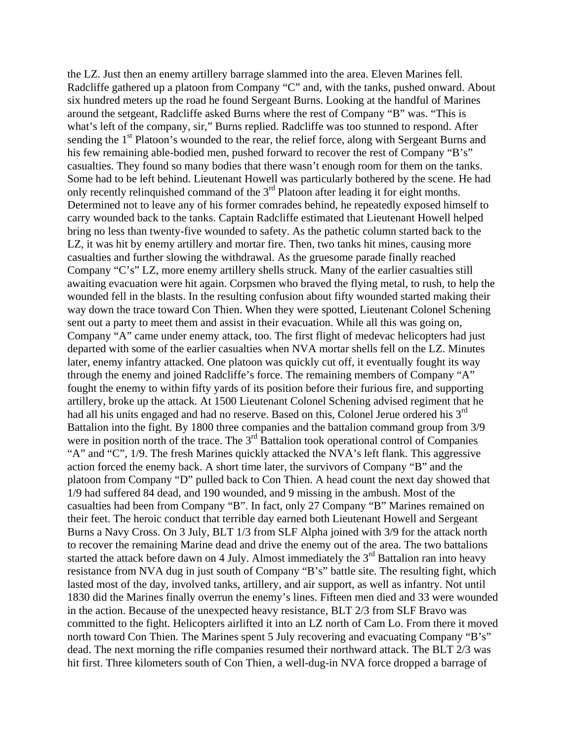the LZ. Just then an enemy artillery barrage slammed into the area. Eleven Marines fell. Radcliffe gathered up a platoon from Company "C" and, with the tanks, pushed onward. About six hundred meters up the road he found Sergeant Burns. Looking at the handful of Marines around the setgeant, Radcliffe asked Burns where the rest of Company "B" was. "This is what's left of the company, sir," Burns replied. Radcliffe was too stunned to respond. After sending the 1st Platoon's wounded to the rear, the relief force, along with Sergeant Burns and his few remaining able-bodied men, pushed forward to recover the rest of Company "B's" casualties. They found so many bodies that there wasn't enough room for them on the tanks. Some had to be left behind. Lieutenant Howell was particularly bothered by the scene. He had only recently relinquished command of the 3rd Platoon after leading it for eight months. Determined not to leave any of his former comrades behind, he repeatedly exposed himself to carry wounded back to the tanks. Captain Radcliffe estimated that Lieutenant Howell helped bring no less than twenty-five wounded to safety. As the pathetic column started back to the LZ, it was hit by enemy artillery and mortar fire. Then, two tanks hit mines, causing more casualties and further slowing the withdrawal. As the gruesome parade finally reached Company "C's" LZ, more enemy artillery shells struck. Many of the earlier casualties still awaiting evacuation were hit again. Corpsmen who braved the flying metal, to rush, to help the wounded fell in the blasts. In the resulting confusion about fifty wounded started making their way down the trace toward Con Thien. When they were spotted, Lieutenant Colonel Schening sent out a party to meet them and assist in their evacuation. While all this was going on, Company "A" came under enemy attack, too. The first flight of medevac helicopters had just departed with some of the earlier casualties when NVA mortar shells fell on the LZ. Minutes later, enemy infantry attacked. One platoon was quickly cut off, it eventually fought its way through the enemy and joined Radcliffe's force. The remaining members of Company "A" fought the enemy to within fifty yards of its position before their furious fire, and supporting artillery, broke up the attack. At 1500 Lieutenant Colonel Schening advised regiment that he had all his units engaged and had no reserve. Based on this, Colonel Jerue ordered his 3rd Battalion into the fight. By 1800 three companies and the battalion command group from 3/9 were in position north of the trace. The 3rd Battalion took operational control of Companies "A" and "C", 1/9. The fresh Marines quickly attacked the NVA's left flank. This aggressive action forced the enemy back. A short time later, the survivors of Company "B" and the platoon from Company "D" pulled back to Con Thien. A head count the next day showed that 1/9 had suffered 84 dead, and 190 wounded, and 9 missing in the ambush. Most of the casualties had been from Company "B". In fact, only 27 Company "B" Marines remained on their feet. The heroic conduct that terrible day earned both Lieutenant Howell and Sergeant Burns a Navy Cross. On 3 July, BLT 1/3 from SLF Alpha joined with 3/9 for the attack north to recover the remaining Marine dead and drive the enemy out of the area. The two battalions started the attack before dawn on 4 July. Almost immediately the 3rd Battalion ran into heavy resistance from NVA dug in just south of Company "B's" battle site. The resulting fight, which lasted most of the day, involved tanks, artillery, and air support, as well as infantry. Not until 1830 did the Marines finally overrun the enemy's lines. Fifteen men died and 33 were wounded in the action. Because of the unexpected heavy resistance, BLT 2/3 from SLF Bravo was committed to the fight. Helicopters airlifted it into an LZ north of Cam Lo. From there it moved north toward Con Thien. The Marines spent 5 July recovering and evacuating Company "B's" dead. The next morning the rifle companies resumed their northward attack. The BLT 2/3 was hit first. Three kilometers south of Con Thien, a well-dug-in NVA force dropped a barrage of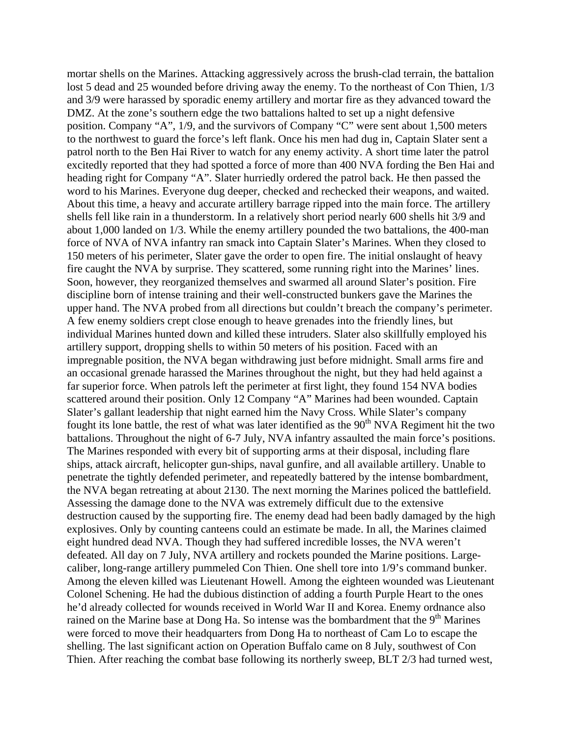mortar shells on the Marines. Attacking aggressively across the brush-clad terrain, the battalion lost 5 dead and 25 wounded before driving away the enemy. To the northeast of Con Thien, 1/3 and 3/9 were harassed by sporadic enemy artillery and mortar fire as they advanced toward the DMZ. At the zone's southern edge the two battalions halted to set up a night defensive position. Company "A", 1/9, and the survivors of Company "C" were sent about 1,500 meters to the northwest to guard the force's left flank. Once his men had dug in, Captain Slater sent a patrol north to the Ben Hai River to watch for any enemy activity. A short time later the patrol excitedly reported that they had spotted a force of more than 400 NVA fording the Ben Hai and heading right for Company "A". Slater hurriedly ordered the patrol back. He then passed the word to his Marines. Everyone dug deeper, checked and rechecked their weapons, and waited. About this time, a heavy and accurate artillery barrage ripped into the main force. The artillery shells fell like rain in a thunderstorm. In a relatively short period nearly 600 shells hit 3/9 and about 1,000 landed on 1/3. While the enemy artillery pounded the two battalions, the 400-man force of NVA of NVA infantry ran smack into Captain Slater's Marines. When they closed to 150 meters of his perimeter, Slater gave the order to open fire. The initial onslaught of heavy fire caught the NVA by surprise. They scattered, some running right into the Marines' lines. Soon, however, they reorganized themselves and swarmed all around Slater's position. Fire discipline born of intense training and their well-constructed bunkers gave the Marines the upper hand. The NVA probed from all directions but couldn't breach the company's perimeter. A few enemy soldiers crept close enough to heave grenades into the friendly lines, but individual Marines hunted down and killed these intruders. Slater also skillfully employed his artillery support, dropping shells to within 50 meters of his position. Faced with an impregnable position, the NVA began withdrawing just before midnight. Small arms fire and an occasional grenade harassed the Marines throughout the night, but they had held against a far superior force. When patrols left the perimeter at first light, they found 154 NVA bodies scattered around their position. Only 12 Company "A" Marines had been wounded. Captain Slater's gallant leadership that night earned him the Navy Cross. While Slater's company fought its lone battle, the rest of what was later identified as the 90th NVA Regiment hit the two battalions. Throughout the night of 6-7 July, NVA infantry assaulted the main force's positions. The Marines responded with every bit of supporting arms at their disposal, including flare ships, attack aircraft, helicopter gun-ships, naval gunfire, and all available artillery. Unable to penetrate the tightly defended perimeter, and repeatedly battered by the intense bombardment, the NVA began retreating at about 2130. The next morning the Marines policed the battlefield. Assessing the damage done to the NVA was extremely difficult due to the extensive destruction caused by the supporting fire. The enemy dead had been badly damaged by the high explosives. Only by counting canteens could an estimate be made. In all, the Marines claimed eight hundred dead NVA. Though they had suffered incredible losses, the NVA weren't defeated. All day on 7 July, NVA artillery and rockets pounded the Marine positions. Large-caliber, long-range artillery pummeled Con Thien. One shell tore into 1/9's command bunker. Among the eleven killed was Lieutenant Howell. Among the eighteen wounded was Lieutenant Colonel Schening. He had the dubious distinction of adding a fourth Purple Heart to the ones he'd already collected for wounds received in World War II and Korea. Enemy ordnance also rained on the Marine base at Dong Ha. So intense was the bombardment that the 9th Marines were forced to move their headquarters from Dong Ha to northeast of Cam Lo to escape the shelling. The last significant action on Operation Buffalo came on 8 July, southwest of Con Thien. After reaching the combat base following its northerly sweep, BLT 2/3 had turned west,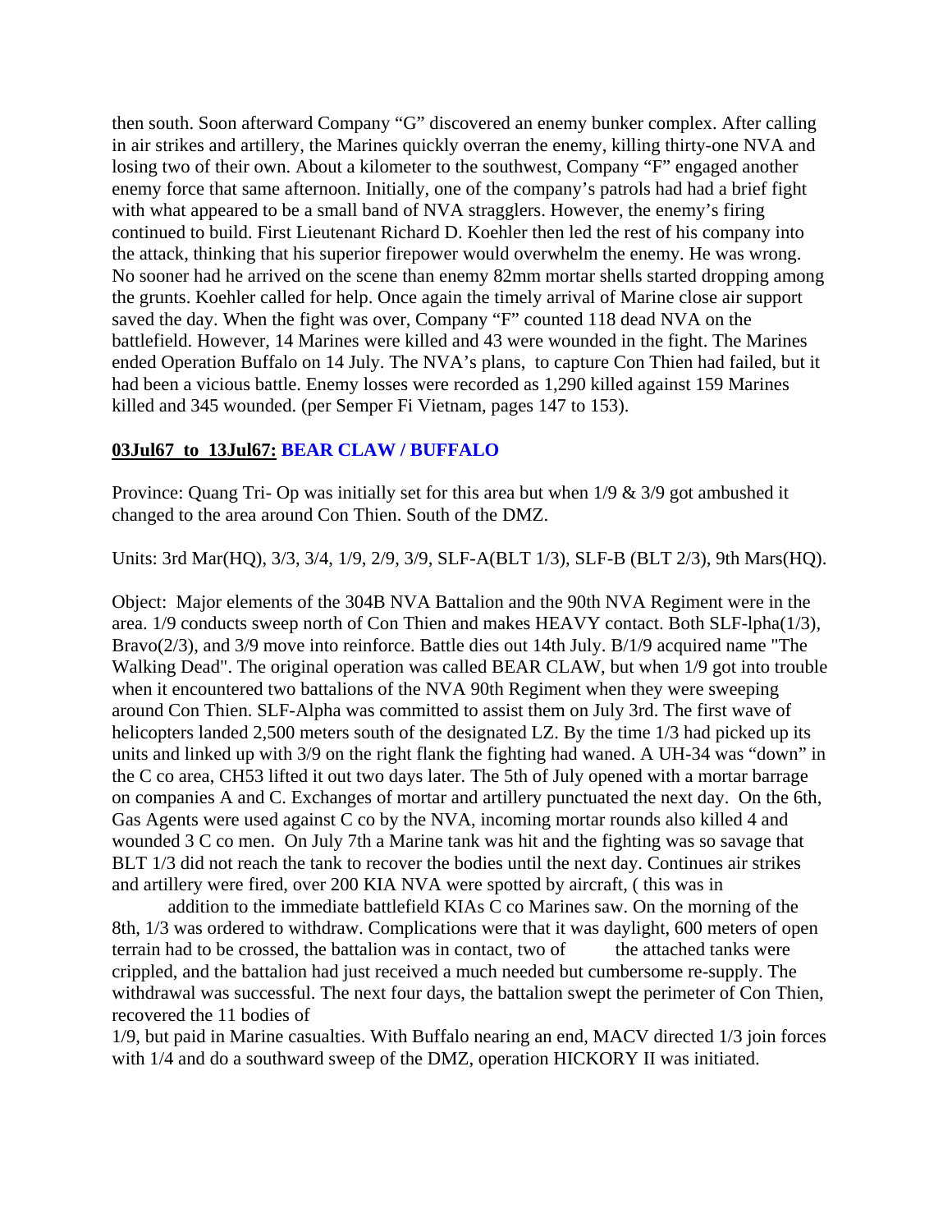then south. Soon afterward Company "G" discovered an enemy bunker complex. After calling in air strikes and artillery, the Marines quickly overran the enemy, killing thirty-one NVA and losing two of their own. About a kilometer to the southwest, Company "F" engaged another enemy force that same afternoon. Initially, one of the company's patrols had had a brief fight with what appeared to be a small band of NVA stragglers. However, the enemy's firing continued to build. First Lieutenant Richard D. Koehler then led the rest of his company into the attack, thinking that his superior firepower would overwhelm the enemy. He was wrong. No sooner had he arrived on the scene than enemy 82mm mortar shells started dropping among the grunts. Koehler called for help. Once again the timely arrival of Marine close air support saved the day. When the fight was over, Company "F" counted 118 dead NVA on the battlefield. However, 14 Marines were killed and 43 were wounded in the fight. The Marines ended Operation Buffalo on 14 July. The NVA's plans, to capture Con Thien had failed, but it had been a vicious battle. Enemy losses were recorded as 1,290 killed against 159 Marines killed and 345 wounded. (per Semper Fi Vietnam, pages 147 to 153).

**<u>03Jul67 to 13Jul67:</u> BEAR CLAW / BUFFALO**

Province: Quang Tri- Op was initially set for this area but when 1/9 & 3/9 got ambushed it changed to the area around Con Thien. South of the DMZ.

Units: 3rd Mar(HQ), 3/3, 3/4, 1/9, 2/9, 3/9, SLF-A(BLT 1/3), SLF-B (BLT 2/3), 9th Mars(HQ).

Object: Major elements of the 304B NVA Battalion and the 90th NVA Regiment were in the area. 1/9 conducts sweep north of Con Thien and makes HEAVY contact. Both SLF-lpha(1/3), Bravo(2/3), and 3/9 move into reinforce. Battle dies out 14th July. B/1/9 acquired name "The Walking Dead". The original operation was called BEAR CLAW, but when 1/9 got into trouble when it encountered two battalions of the NVA 90th Regiment when they were sweeping around Con Thien. SLF-Alpha was committed to assist them on July 3rd. The first wave of helicopters landed 2,500 meters south of the designated LZ. By the time 1/3 had picked up its units and linked up with 3/9 on the right flank the fighting had waned. A UH-34 was "down" in the C co area, CH53 lifted it out two days later. The 5th of July opened with a mortar barrage on companies A and C. Exchanges of mortar and artillery punctuated the next day. On the 6th, Gas Agents were used against C co by the NVA, incoming mortar rounds also killed 4 and wounded 3 C co men. On July 7th a Marine tank was hit and the fighting was so savage that BLT 1/3 did not reach the tank to recover the bodies until the next day. Continues air strikes and artillery were fired, over 200 KIA NVA were spotted by aircraft, ( this was in addition to the immediate battlefield KIAs C co Marines saw. On the morning of the 8th, 1/3 was ordered to withdraw. Complications were that it was daylight, 600 meters of open terrain had to be crossed, the battalion was in contact, two of the attached tanks were crippled, and the battalion had just received a much needed but cumbersome re-supply. The withdrawal was successful. The next four days, the battalion swept the perimeter of Con Thien, recovered the 11 bodies of 1/9, but paid in Marine casualties. With Buffalo nearing an end, MACV directed 1/3 join forces with 1/4 and do a southward sweep of the DMZ, operation HICKORY II was initiated.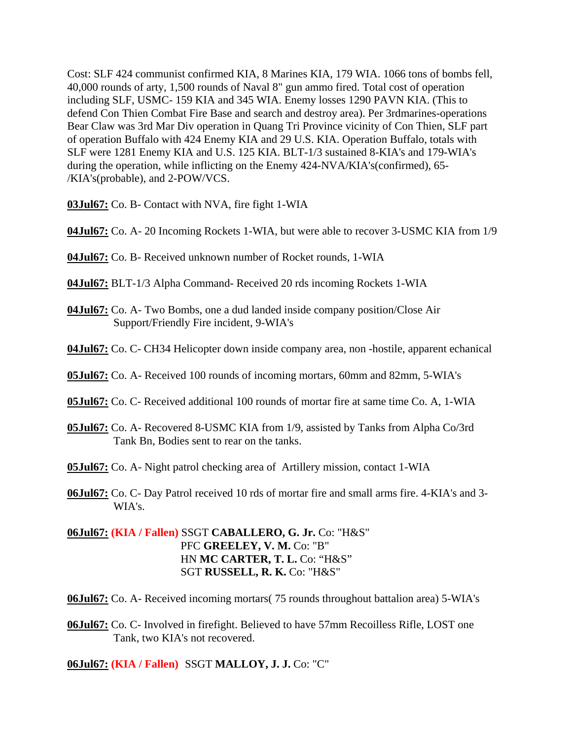Cost: SLF 424 communist confirmed KIA, 8 Marines KIA, 179 WIA. 1066 tons of bombs fell, 40,000 rounds of arty, 1,500 rounds of Naval 8" gun ammo fired. Total cost of operation including SLF, USMC- 159 KIA and 345 WIA. Enemy losses 1290 PAVN KIA. (This to defend Con Thien Combat Fire Base and search and destroy area). Per 3rdmarines-operations Bear Claw was 3rd Mar Div operation in Quang Tri Province vicinity of Con Thien, SLF part of operation Buffalo with 424 Enemy KIA and 29 U.S. KIA. Operation Buffalo, totals with SLF were 1281 Enemy KIA and U.S. 125 KIA. BLT-1/3 sustained 8-KIA's and 179-WIA's during the operation, while inflicting on the Enemy 424-NVA/KIA's(confirmed), 65-/KIA's(probable), and 2-POW/VCS.

**03Jul67:** Co. B- Contact with NVA, fire fight 1-WIA

**04Jul67:** Co. A- 20 Incoming Rockets 1-WIA, but were able to recover 3-USMC KIA from 1/9

**04Jul67:** Co. B- Received unknown number of Rocket rounds, 1-WIA

**04Jul67:** BLT-1/3 Alpha Command- Received 20 rds incoming Rockets 1-WIA

**04Jul67:** Co. A- Two Bombs, one a dud landed inside company position/Close Air Support/Friendly Fire incident, 9-WIA's

**04Jul67:** Co. C- CH34 Helicopter down inside company area, non -hostile, apparent echanical

**05Jul67:** Co. A- Received 100 rounds of incoming mortars, 60mm and 82mm, 5-WIA's

**05Jul67:** Co. C- Received additional 100 rounds of mortar fire at same time Co. A, 1-WIA

**05Jul67:** Co. A- Recovered 8-USMC KIA from 1/9, assisted by Tanks from Alpha Co/3rd Tank Bn, Bodies sent to rear on the tanks.

**05Jul67:** Co. A- Night patrol checking area of Artillery mission, contact 1-WIA

**06Jul67:** Co. C- Day Patrol received 10 rds of mortar fire and small arms fire. 4-KIA's and 3-WIA's.

**06Jul67:** **(KIA / Fallen)** SSGT **CABALLERO, G. Jr.** Co: "H&S"
PFC **GREELEY, V. M.** Co: "B"
HN **MC CARTER, T. L.** Co: "H&S"
SGT **RUSSELL, R. K.** Co: "H&S"

**06Jul67:** Co. A- Received incoming mortars( 75 rounds throughout battalion area) 5-WIA's

**06Jul67:** Co. C- Involved in firefight. Believed to have 57mm Recoilless Rifle, LOST one Tank, two KIA's not recovered.

**06Jul67:** **(KIA / Fallen)** SSGT **MALLOY, J. J.** Co: "C"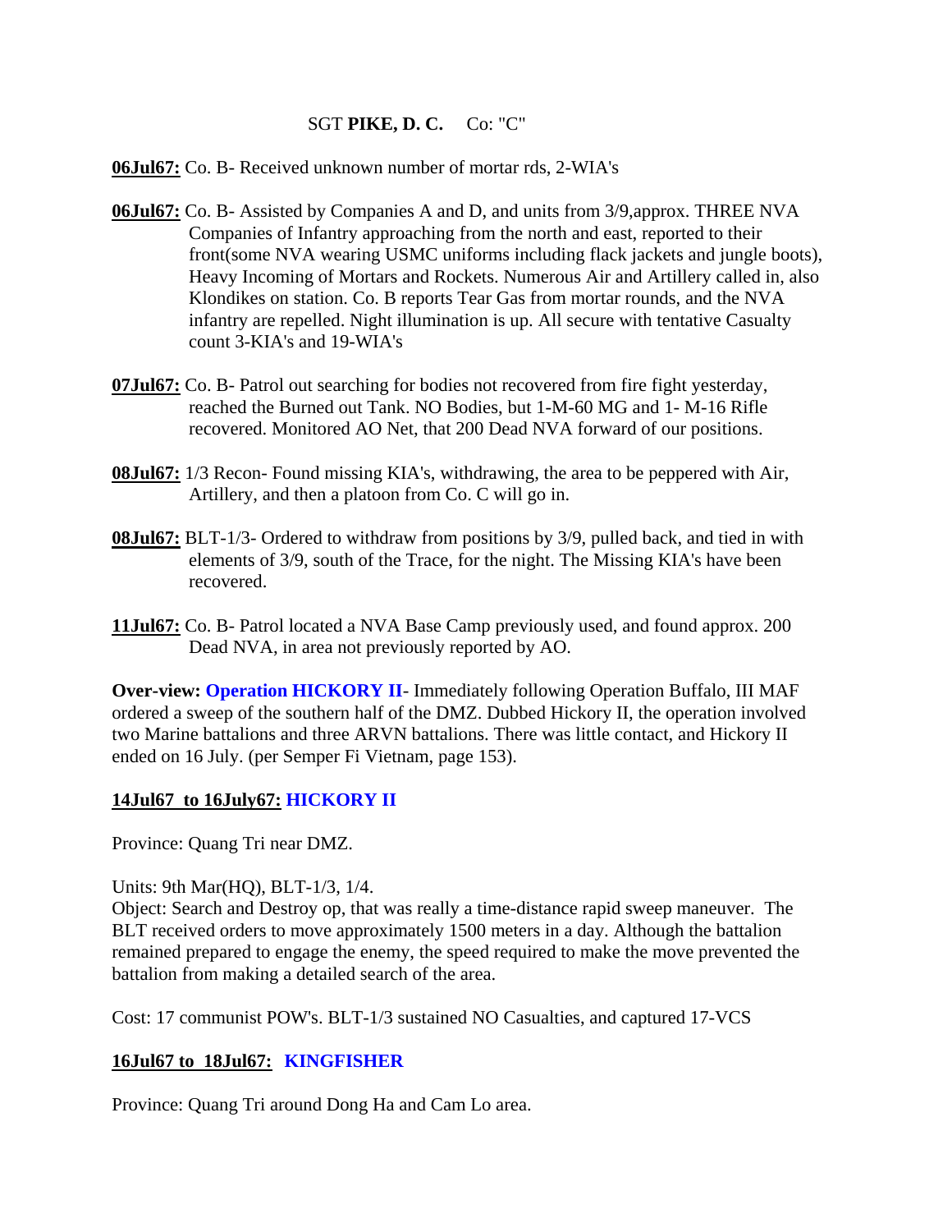SGT **PIKE, D. C.** Co: "C"

**06Jul67:** Co. B- Received unknown number of mortar rds, 2-WIA's

**06Jul67:** Co. B- Assisted by Companies A and D, and units from 3/9,approx. THREE NVA Companies of Infantry approaching from the north and east, reported to their front(some NVA wearing USMC uniforms including flack jackets and jungle boots), Heavy Incoming of Mortars and Rockets. Numerous Air and Artillery called in, also Klondikes on station. Co. B reports Tear Gas from mortar rounds, and the NVA infantry are repelled. Night illumination is up. All secure with tentative Casualty count 3-KIA's and 19-WIA's

**07Jul67:** Co. B- Patrol out searching for bodies not recovered from fire fight yesterday, reached the Burned out Tank. NO Bodies, but 1-M-60 MG and 1- M-16 Rifle recovered. Monitored AO Net, that 200 Dead NVA forward of our positions.

**08Jul67:** 1/3 Recon- Found missing KIA's, withdrawing, the area to be peppered with Air, Artillery, and then a platoon from Co. C will go in.

**08Jul67:** BLT-1/3- Ordered to withdraw from positions by 3/9, pulled back, and tied in with elements of 3/9, south of the Trace, for the night. The Missing KIA's have been recovered.

**11Jul67:** Co. B- Patrol located a NVA Base Camp previously used, and found approx. 200 Dead NVA, in area not previously reported by AO.

**Over-view: Operation HICKORY II**- Immediately following Operation Buffalo, III MAF ordered a sweep of the southern half of the DMZ. Dubbed Hickory II, the operation involved two Marine battalions and three ARVN battalions. There was little contact, and Hickory II ended on 16 July. (per Semper Fi Vietnam, page 153).

**14Jul67 to 16July67: HICKORY II**

Province: Quang Tri near DMZ.

Units: 9th Mar(HQ), BLT-1/3, 1/4.
Object: Search and Destroy op, that was really a time-distance rapid sweep maneuver. The BLT received orders to move approximately 1500 meters in a day. Although the battalion remained prepared to engage the enemy, the speed required to make the move prevented the battalion from making a detailed search of the area.

Cost: 17 communist POW's. BLT-1/3 sustained NO Casualties, and captured 17-VCS

**16Jul67 to 18Jul67: KINGFISHER**

Province: Quang Tri around Dong Ha and Cam Lo area.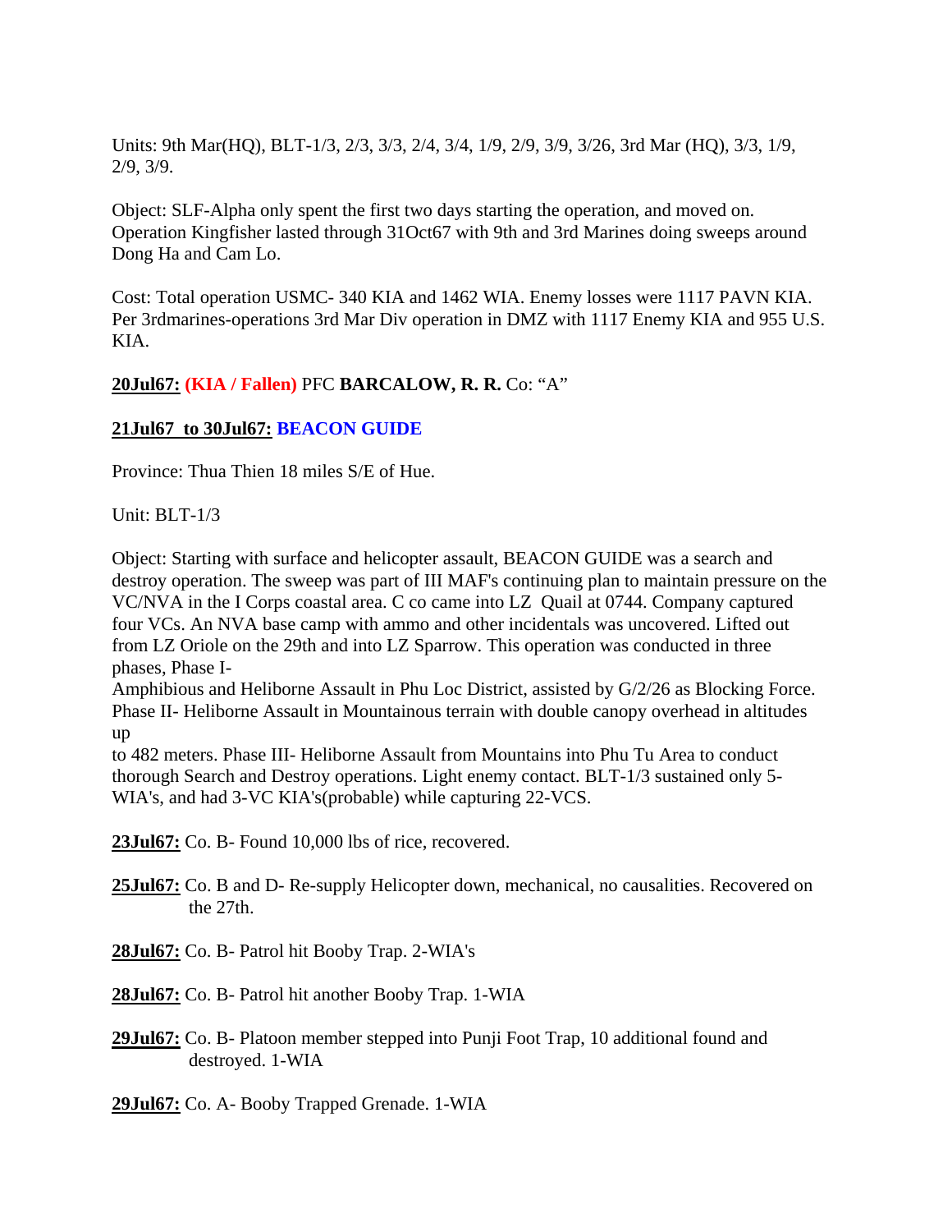Units: 9th Mar(HQ), BLT-1/3, 2/3, 3/3, 2/4, 3/4, 1/9, 2/9, 3/9, 3/26, 3rd Mar (HQ), 3/3, 1/9, 2/9, 3/9.

Object: SLF-Alpha only spent the first two days starting the operation, and moved on. Operation Kingfisher lasted through 31Oct67 with 9th and 3rd Marines doing sweeps around Dong Ha and Cam Lo.

Cost: Total operation USMC- 340 KIA and 1462 WIA. Enemy losses were 1117 PAVN KIA. Per 3rdmarines-operations 3rd Mar Div operation in DMZ with 1117 Enemy KIA and 955 U.S. KIA.

**20Jul67:** **(KIA / Fallen)** PFC **BARCALOW, R. R.** Co: "A"

**21Jul67 to 30Jul67: BEACON GUIDE**

Province: Thua Thien 18 miles S/E of Hue.

Unit: BLT-1/3

Object: Starting with surface and helicopter assault, BEACON GUIDE was a search and destroy operation. The sweep was part of III MAF's continuing plan to maintain pressure on the VC/NVA in the I Corps coastal area. C co came into LZ Quail at 0744. Company captured four VCs. An NVA base camp with ammo and other incidentals was uncovered. Lifted out from LZ Oriole on the 29th and into LZ Sparrow. This operation was conducted in three phases, Phase I-
Amphibious and Heliborne Assault in Phu Loc District, assisted by G/2/26 as Blocking Force. Phase II- Heliborne Assault in Mountainous terrain with double canopy overhead in altitudes up
to 482 meters. Phase III- Heliborne Assault from Mountains into Phu Tu Area to conduct thorough Search and Destroy operations. Light enemy contact. BLT-1/3 sustained only 5-WIA's, and had 3-VC KIA's(probable) while capturing 22-VCS.

**23Jul67:** Co. B- Found 10,000 lbs of rice, recovered.

**25Jul67:** Co. B and D- Re-supply Helicopter down, mechanical, no causalities. Recovered on the 27th.

**28Jul67:** Co. B- Patrol hit Booby Trap. 2-WIA's

**28Jul67:** Co. B- Patrol hit another Booby Trap. 1-WIA

**29Jul67:** Co. B- Platoon member stepped into Punji Foot Trap, 10 additional found and destroyed. 1-WIA

**29Jul67:** Co. A- Booby Trapped Grenade. 1-WIA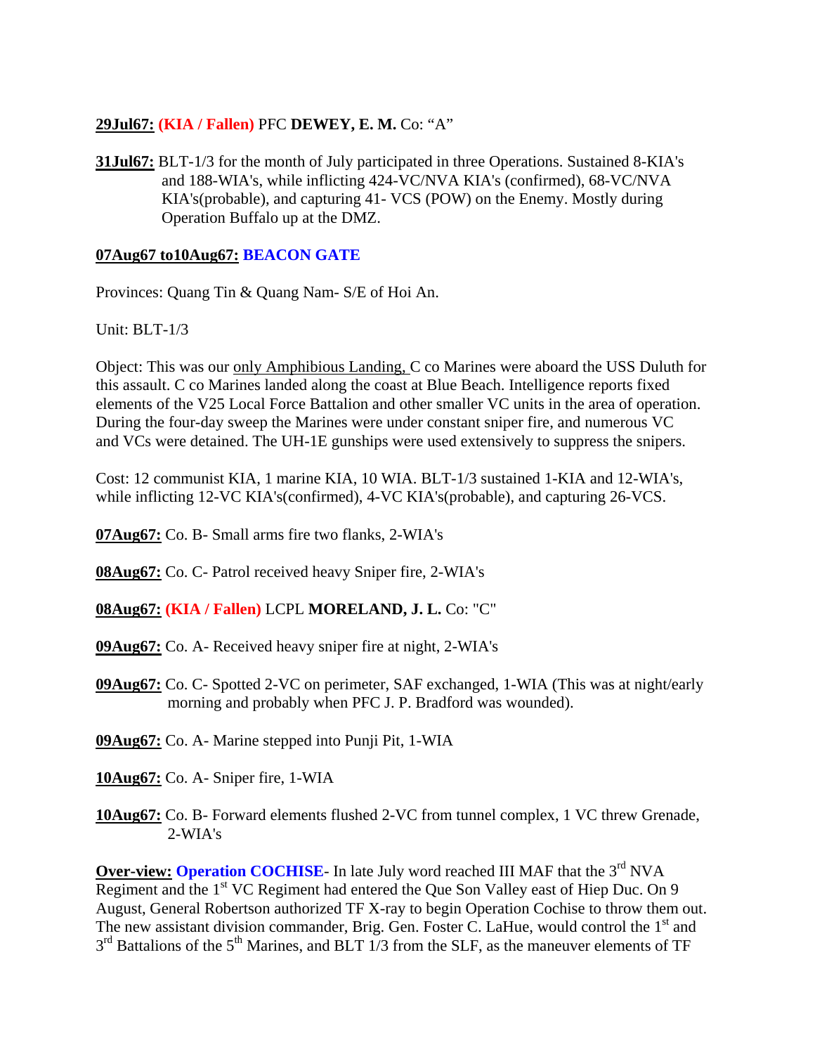**29Jul67:** **(KIA / Fallen)** PFC **DEWEY, E. M.** Co: "A"

**31Jul67:** BLT-1/3 for the month of July participated in three Operations. Sustained 8-KIA's and 188-WIA's, while inflicting 424-VC/NVA KIA's (confirmed), 68-VC/NVA KIA's(probable), and capturing 41- VCS (POW) on the Enemy. Mostly during Operation Buffalo up at the DMZ.

**07Aug67 to10Aug67:** **BEACON GATE**

Provinces: Quang Tin & Quang Nam- S/E of Hoi An.

Unit: BLT-1/3

Object: This was our only Amphibious Landing, C co Marines were aboard the USS Duluth for this assault. C co Marines landed along the coast at Blue Beach. Intelligence reports fixed elements of the V25 Local Force Battalion and other smaller VC units in the area of operation. During the four-day sweep the Marines were under constant sniper fire, and numerous VC and VCs were detained. The UH-1E gunships were used extensively to suppress the snipers.

Cost: 12 communist KIA, 1 marine KIA, 10 WIA. BLT-1/3 sustained 1-KIA and 12-WIA's, while inflicting 12-VC KIA's(confirmed), 4-VC KIA's(probable), and capturing 26-VCS.

**07Aug67:** Co. B- Small arms fire two flanks, 2-WIA's

**08Aug67:** Co. C- Patrol received heavy Sniper fire, 2-WIA's

**08Aug67:** **(KIA / Fallen)** LCPL **MORELAND, J. L.** Co: "C"

**09Aug67:** Co. A- Received heavy sniper fire at night, 2-WIA's

**09Aug67:** Co. C- Spotted 2-VC on perimeter, SAF exchanged, 1-WIA (This was at night/early morning and probably when PFC J. P. Bradford was wounded).

**09Aug67:** Co. A- Marine stepped into Punji Pit, 1-WIA

**10Aug67:** Co. A- Sniper fire, 1-WIA

**10Aug67:** Co. B- Forward elements flushed 2-VC from tunnel complex, 1 VC threw Grenade, 2-WIA's

**Over-view:** **Operation COCHISE**- In late July word reached III MAF that the 3rd NVA Regiment and the 1st VC Regiment had entered the Que Son Valley east of Hiep Duc. On 9 August, General Robertson authorized TF X-ray to begin Operation Cochise to throw them out. The new assistant division commander, Brig. Gen. Foster C. LaHue, would control the 1st and 3rd Battalions of the 5th Marines, and BLT 1/3 from the SLF, as the maneuver elements of TF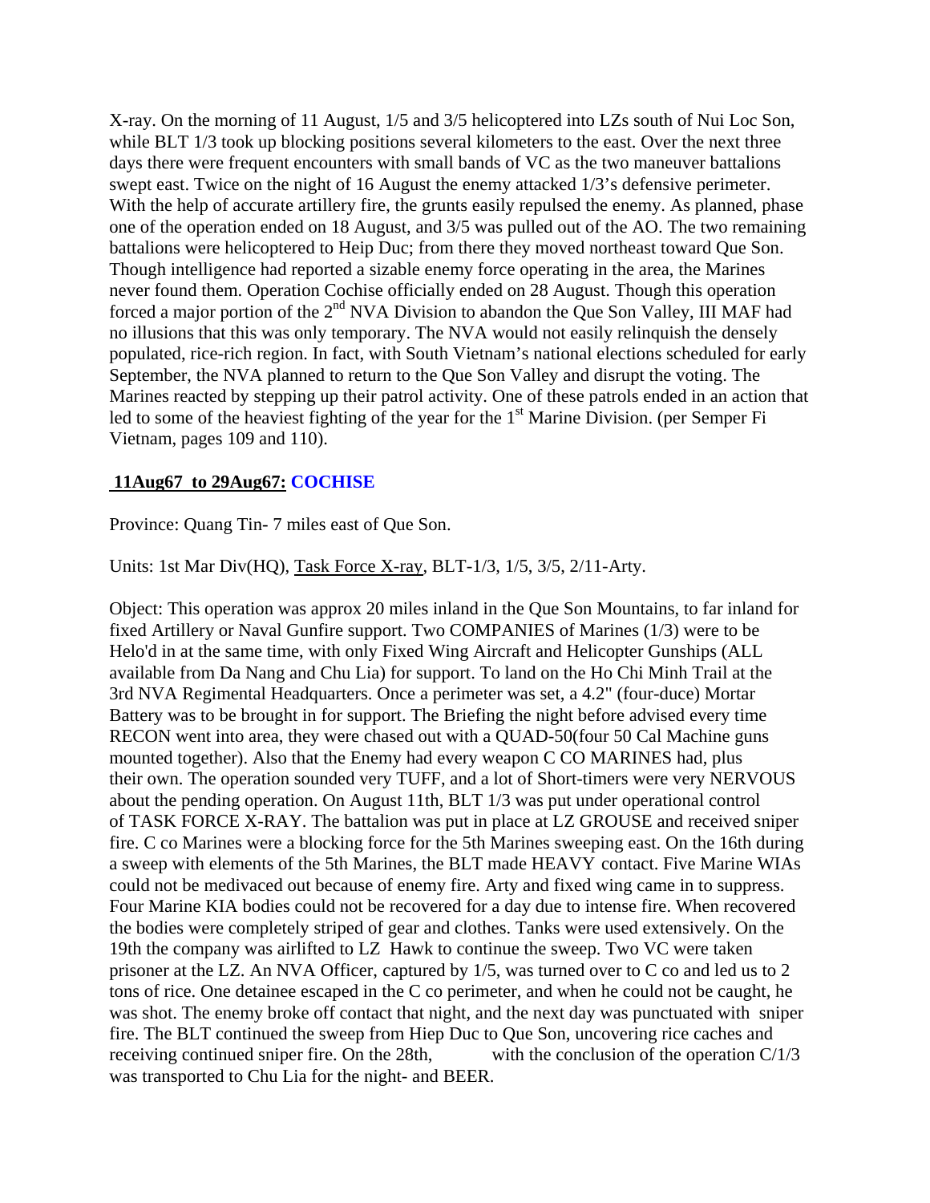X-ray. On the morning of 11 August, 1/5 and 3/5 helicoptered into LZs south of Nui Loc Son, while BLT 1/3 took up blocking positions several kilometers to the east. Over the next three days there were frequent encounters with small bands of VC as the two maneuver battalions swept east. Twice on the night of 16 August the enemy attacked 1/3's defensive perimeter. With the help of accurate artillery fire, the grunts easily repulsed the enemy. As planned, phase one of the operation ended on 18 August, and 3/5 was pulled out of the AO. The two remaining battalions were helicoptered to Heip Duc; from there they moved northeast toward Que Son. Though intelligence had reported a sizable enemy force operating in the area, the Marines never found them. Operation Cochise officially ended on 28 August. Though this operation forced a major portion of the 2nd NVA Division to abandon the Que Son Valley, III MAF had no illusions that this was only temporary. The NVA would not easily relinquish the densely populated, rice-rich region. In fact, with South Vietnam's national elections scheduled for early September, the NVA planned to return to the Que Son Valley and disrupt the voting. The Marines reacted by stepping up their patrol activity. One of these patrols ended in an action that led to some of the heaviest fighting of the year for the 1st Marine Division. (per Semper Fi Vietnam, pages 109 and 110).

## 11Aug67 to 29Aug67: COCHISE

Province: Quang Tin- 7 miles east of Que Son.

Units: 1st Mar Div(HQ), Task Force X-ray, BLT-1/3, 1/5, 3/5, 2/11-Arty.

Object: This operation was approx 20 miles inland in the Que Son Mountains, to far inland for fixed Artillery or Naval Gunfire support. Two COMPANIES of Marines (1/3) were to be Helo'd in at the same time, with only Fixed Wing Aircraft and Helicopter Gunships (ALL available from Da Nang and Chu Lia) for support. To land on the Ho Chi Minh Trail at the 3rd NVA Regimental Headquarters. Once a perimeter was set, a 4.2" (four-duce) Mortar Battery was to be brought in for support. The Briefing the night before advised every time RECON went into area, they were chased out with a QUAD-50(four 50 Cal Machine guns mounted together). Also that the Enemy had every weapon C CO MARINES had, plus their own. The operation sounded very TUFF, and a lot of Short-timers were very NERVOUS about the pending operation. On August 11th, BLT 1/3 was put under operational control of TASK FORCE X-RAY. The battalion was put in place at LZ GROUSE and received sniper fire. C co Marines were a blocking force for the 5th Marines sweeping east. On the 16th during a sweep with elements of the 5th Marines, the BLT made HEAVY contact. Five Marine WIAs could not be medivaced out because of enemy fire. Arty and fixed wing came in to suppress. Four Marine KIA bodies could not be recovered for a day due to intense fire. When recovered the bodies were completely striped of gear and clothes. Tanks were used extensively. On the 19th the company was airlifted to LZ Hawk to continue the sweep. Two VC were taken prisoner at the LZ. An NVA Officer, captured by 1/5, was turned over to C co and led us to 2 tons of rice. One detainee escaped in the C co perimeter, and when he could not be caught, he was shot. The enemy broke off contact that night, and the next day was punctuated with sniper fire. The BLT continued the sweep from Hiep Duc to Que Son, uncovering rice caches and receiving continued sniper fire. On the 28th, with the conclusion of the operation C/1/3 was transported to Chu Lia for the night- and BEER.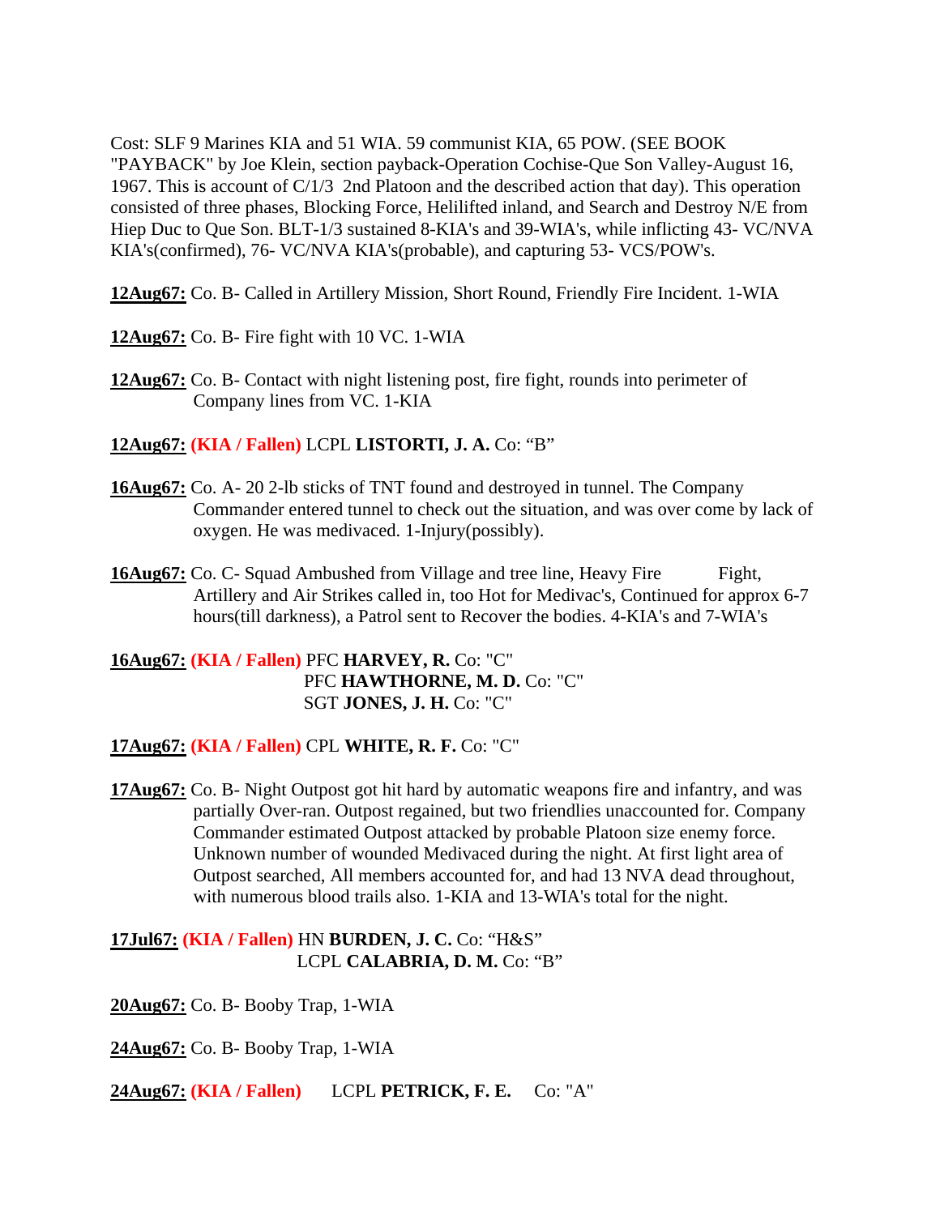Cost: SLF 9 Marines KIA and 51 WIA. 59 communist KIA, 65 POW. (SEE BOOK "PAYBACK" by Joe Klein, section payback-Operation Cochise-Que Son Valley-August 16, 1967. This is account of C/1/3 2nd Platoon and the described action that day). This operation consisted of three phases, Blocking Force, Helilifted inland, and Search and Destroy N/E from Hiep Duc to Que Son. BLT-1/3 sustained 8-KIA's and 39-WIA's, while inflicting 43- VC/NVA KIA's(confirmed), 76- VC/NVA KIA's(probable), and capturing 53- VCS/POW's.

**12Aug67:** Co. B- Called in Artillery Mission, Short Round, Friendly Fire Incident. 1-WIA

**12Aug67:** Co. B- Fire fight with 10 VC. 1-WIA

**12Aug67:** Co. B- Contact with night listening post, fire fight, rounds into perimeter of Company lines from VC. 1-KIA

**12Aug67:** **(KIA / Fallen)** LCPL **LISTORTI, J. A.** Co: "B"

**16Aug67:** Co. A- 20 2-lb sticks of TNT found and destroyed in tunnel. The Company Commander entered tunnel to check out the situation, and was over come by lack of oxygen. He was medivaced. 1-Injury(possibly).

**16Aug67:** Co. C- Squad Ambushed from Village and tree line, Heavy Fire Fight, Artillery and Air Strikes called in, too Hot for Medivac's, Continued for approx 6-7 hours(till darkness), a Patrol sent to Recover the bodies. 4-KIA's and 7-WIA's

**16Aug67:** **(KIA / Fallen)** PFC **HARVEY, R.** Co: "C"
PFC **HAWTHORNE, M. D.** Co: "C"
SGT **JONES, J. H.** Co: "C"

**17Aug67:** **(KIA / Fallen)** CPL **WHITE, R. F.** Co: "C"

**17Aug67:** Co. B- Night Outpost got hit hard by automatic weapons fire and infantry, and was partially Over-ran. Outpost regained, but two friendlies unaccounted for. Company Commander estimated Outpost attacked by probable Platoon size enemy force. Unknown number of wounded Medivaced during the night. At first light area of Outpost searched, All members accounted for, and had 13 NVA dead throughout, with numerous blood trails also. 1-KIA and 13-WIA's total for the night.

**17Jul67:** **(KIA / Fallen)** HN **BURDEN, J. C.** Co: "H&S"
LCPL **CALABRIA, D. M.** Co: "B"

**20Aug67:** Co. B- Booby Trap, 1-WIA

**24Aug67:** Co. B- Booby Trap, 1-WIA

**24Aug67:** **(KIA / Fallen)** LCPL **PETRICK, F. E.** Co: "A"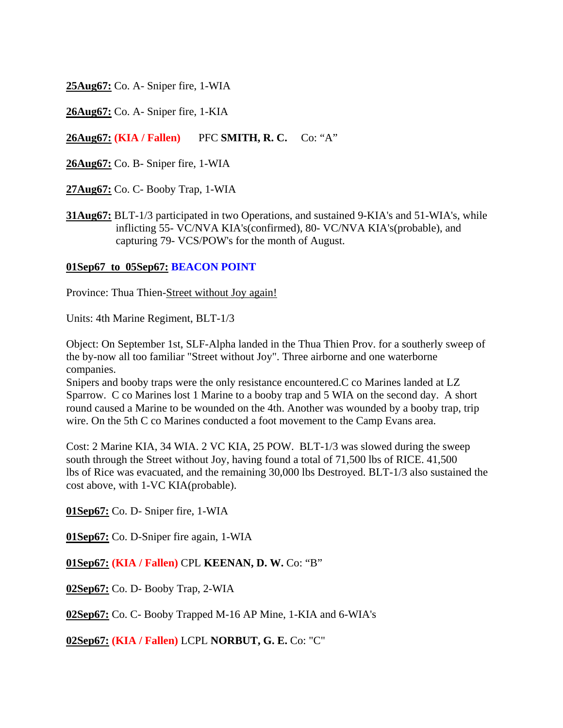**25Aug67:** Co. A- Sniper fire, 1-WIA

**26Aug67:** Co. A- Sniper fire, 1-KIA

**26Aug67:** **(KIA / Fallen)** PFC **SMITH, R. C.** Co: "A"

**26Aug67:** Co. B- Sniper fire, 1-WIA

**27Aug67:** Co. C- Booby Trap, 1-WIA

**31Aug67:** BLT-1/3 participated in two Operations, and sustained 9-KIA's and 51-WIA's, while inflicting 55- VC/NVA KIA's(confirmed), 80- VC/NVA KIA's(probable), and capturing 79- VCS/POW's for the month of August.

**01Sep67 to 05Sep67: BEACON POINT**

Province: Thua Thien-Street without Joy again!

Units: 4th Marine Regiment, BLT-1/3

Object: On September 1st, SLF-Alpha landed in the Thua Thien Prov. for a southerly sweep of the by-now all too familiar "Street without Joy". Three airborne and one waterborne companies.
Snipers and booby traps were the only resistance encountered.C co Marines landed at LZ Sparrow. C co Marines lost 1 Marine to a booby trap and 5 WIA on the second day. A short round caused a Marine to be wounded on the 4th. Another was wounded by a booby trap, trip wire. On the 5th C co Marines conducted a foot movement to the Camp Evans area.

Cost: 2 Marine KIA, 34 WIA. 2 VC KIA, 25 POW. BLT-1/3 was slowed during the sweep south through the Street without Joy, having found a total of 71,500 lbs of RICE. 41,500 lbs of Rice was evacuated, and the remaining 30,000 lbs Destroyed. BLT-1/3 also sustained the cost above, with 1-VC KIA(probable).

**01Sep67:** Co. D- Sniper fire, 1-WIA

**01Sep67:** Co. D-Sniper fire again, 1-WIA

**01Sep67:** **(KIA / Fallen)** CPL **KEENAN, D. W.** Co: "B"

**02Sep67:** Co. D- Booby Trap, 2-WIA

**02Sep67:** Co. C- Booby Trapped M-16 AP Mine, 1-KIA and 6-WIA's

**02Sep67:** **(KIA / Fallen)** LCPL **NORBUT, G. E.** Co: "C"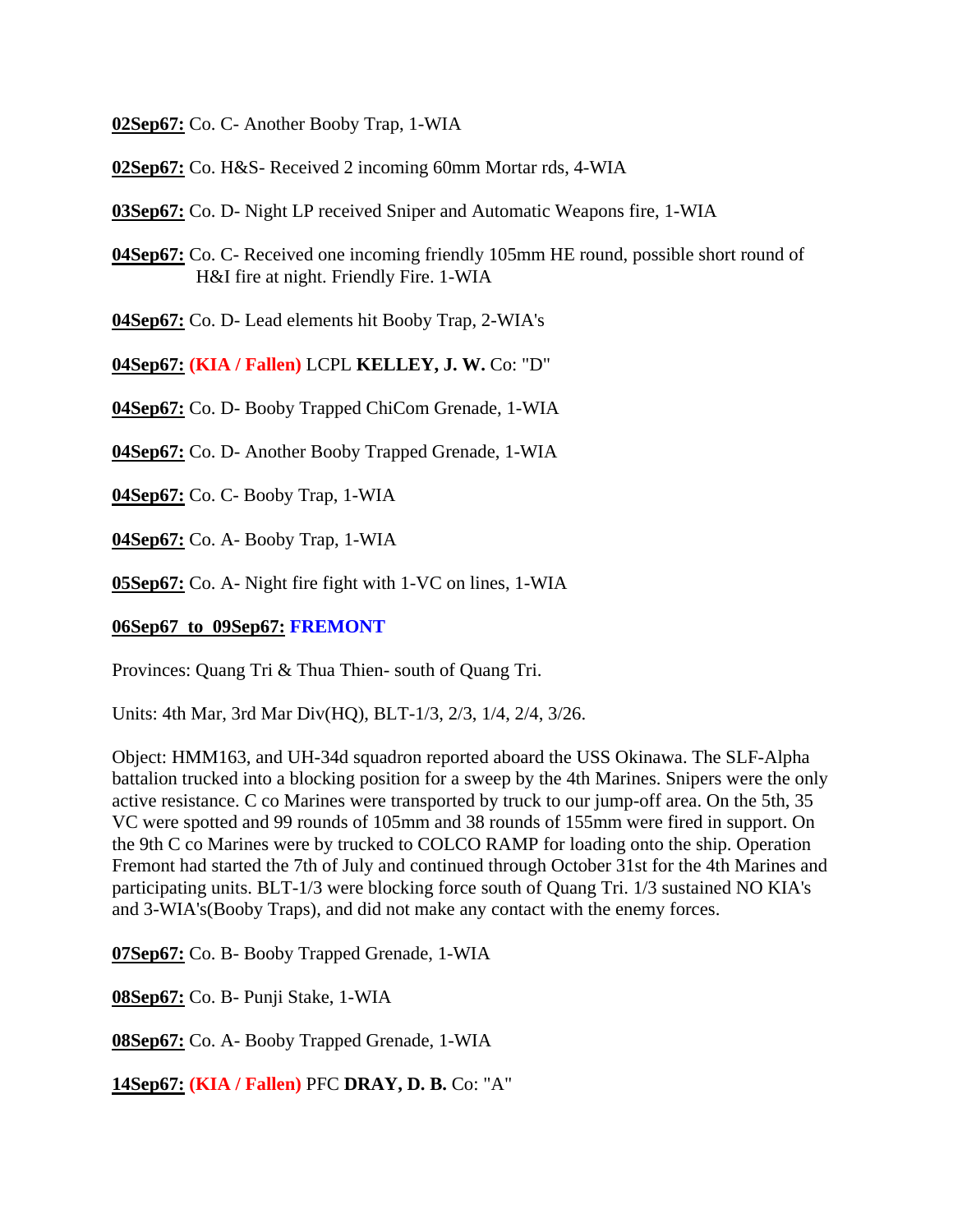**<u>02Sep67:</u>** Co. C- Another Booby Trap, 1-WIA

**<u>02Sep67:</u>** Co. H&S- Received 2 incoming 60mm Mortar rds, 4-WIA

**<u>03Sep67:</u>** Co. D- Night LP received Sniper and Automatic Weapons fire, 1-WIA

**<u>04Sep67:</u>** Co. C- Received one incoming friendly 105mm HE round, possible short round of H&I fire at night. Friendly Fire. 1-WIA

**<u>04Sep67:</u>** Co. D- Lead elements hit Booby Trap, 2-WIA's

**<u>04Sep67:</u>** **(KIA / Fallen)** LCPL **KELLEY, J. W.** Co: "D"

**<u>04Sep67:</u>** Co. D- Booby Trapped ChiCom Grenade, 1-WIA

**<u>04Sep67:</u>** Co. D- Another Booby Trapped Grenade, 1-WIA

**<u>04Sep67:</u>** Co. C- Booby Trap, 1-WIA

**<u>04Sep67:</u>** Co. A- Booby Trap, 1-WIA

**<u>05Sep67:</u>** Co. A- Night fire fight with 1-VC on lines, 1-WIA

**<u>06Sep67 to 09Sep67:</u> FREMONT**

Provinces: Quang Tri & Thua Thien- south of Quang Tri.

Units: 4th Mar, 3rd Mar Div(HQ), BLT-1/3, 2/3, 1/4, 2/4, 3/26.

Object: HMM163, and UH-34d squadron reported aboard the USS Okinawa. The SLF-Alpha battalion trucked into a blocking position for a sweep by the 4th Marines. Snipers were the only active resistance. C co Marines were transported by truck to our jump-off area. On the 5th, 35 VC were spotted and 99 rounds of 105mm and 38 rounds of 155mm were fired in support. On the 9th C co Marines were by trucked to COLCO RAMP for loading onto the ship. Operation Fremont had started the 7th of July and continued through October 31st for the 4th Marines and participating units. BLT-1/3 were blocking force south of Quang Tri. 1/3 sustained NO KIA's and 3-WIA's(Booby Traps), and did not make any contact with the enemy forces.

**<u>07Sep67:</u>** Co. B- Booby Trapped Grenade, 1-WIA

**<u>08Sep67:</u>** Co. B- Punji Stake, 1-WIA

**<u>08Sep67:</u>** Co. A- Booby Trapped Grenade, 1-WIA

**<u>14Sep67:</u>** **(KIA / Fallen)** PFC **DRAY, D. B.** Co: "A"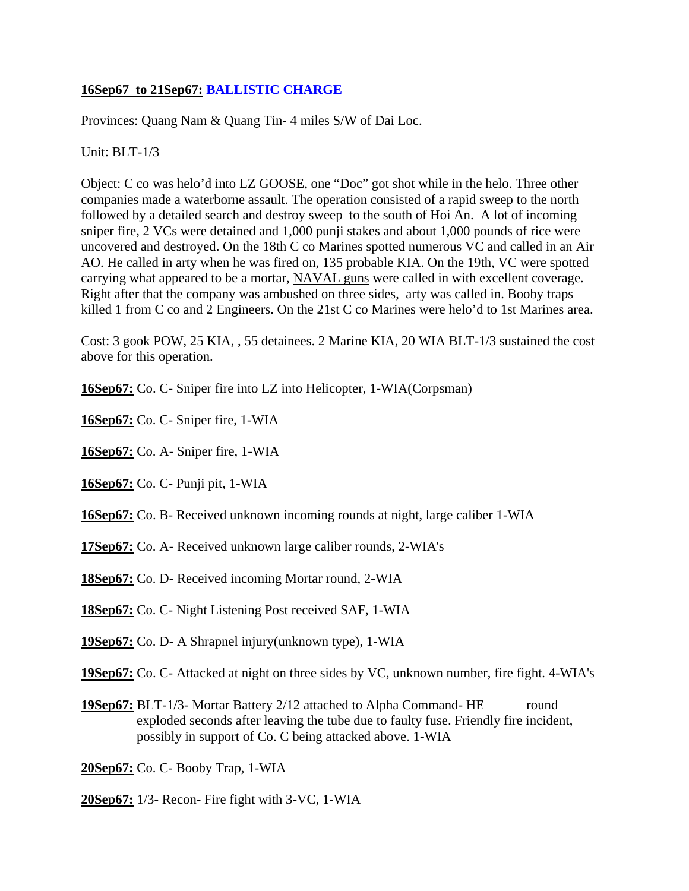**16Sep67 to 21Sep67: BALLISTIC CHARGE**

Provinces: Quang Nam & Quang Tin- 4 miles S/W of Dai Loc.

Unit: BLT-1/3

Object: C co was helo'd into LZ GOOSE, one "Doc" got shot while in the helo. Three other companies made a waterborne assault. The operation consisted of a rapid sweep to the north followed by a detailed search and destroy sweep to the south of Hoi An. A lot of incoming sniper fire, 2 VCs were detained and 1,000 punji stakes and about 1,000 pounds of rice were uncovered and destroyed. On the 18th C co Marines spotted numerous VC and called in an Air AO. He called in arty when he was fired on, 135 probable KIA. On the 19th, VC were spotted carrying what appeared to be a mortar, NAVAL guns were called in with excellent coverage. Right after that the company was ambushed on three sides, arty was called in. Booby traps killed 1 from C co and 2 Engineers. On the 21st C co Marines were helo'd to 1st Marines area.

Cost: 3 gook POW, 25 KIA, , 55 detainees. 2 Marine KIA, 20 WIA BLT-1/3 sustained the cost above for this operation.

**16Sep67:** Co. C- Sniper fire into LZ into Helicopter, 1-WIA(Corpsman)

**16Sep67:** Co. C- Sniper fire, 1-WIA

**16Sep67:** Co. A- Sniper fire, 1-WIA

**16Sep67:** Co. C- Punji pit, 1-WIA

**16Sep67:** Co. B- Received unknown incoming rounds at night, large caliber 1-WIA

**17Sep67:** Co. A- Received unknown large caliber rounds, 2-WIA's

**18Sep67:** Co. D- Received incoming Mortar round, 2-WIA

**18Sep67:** Co. C- Night Listening Post received SAF, 1-WIA

**19Sep67:** Co. D- A Shrapnel injury(unknown type), 1-WIA

**19Sep67:** Co. C- Attacked at night on three sides by VC, unknown number, fire fight. 4-WIA's

**19Sep67:** BLT-1/3- Mortar Battery 2/12 attached to Alpha Command- HE round exploded seconds after leaving the tube due to faulty fuse. Friendly fire incident, possibly in support of Co. C being attacked above. 1-WIA

**20Sep67:** Co. C- Booby Trap, 1-WIA

**20Sep67:** 1/3- Recon- Fire fight with 3-VC, 1-WIA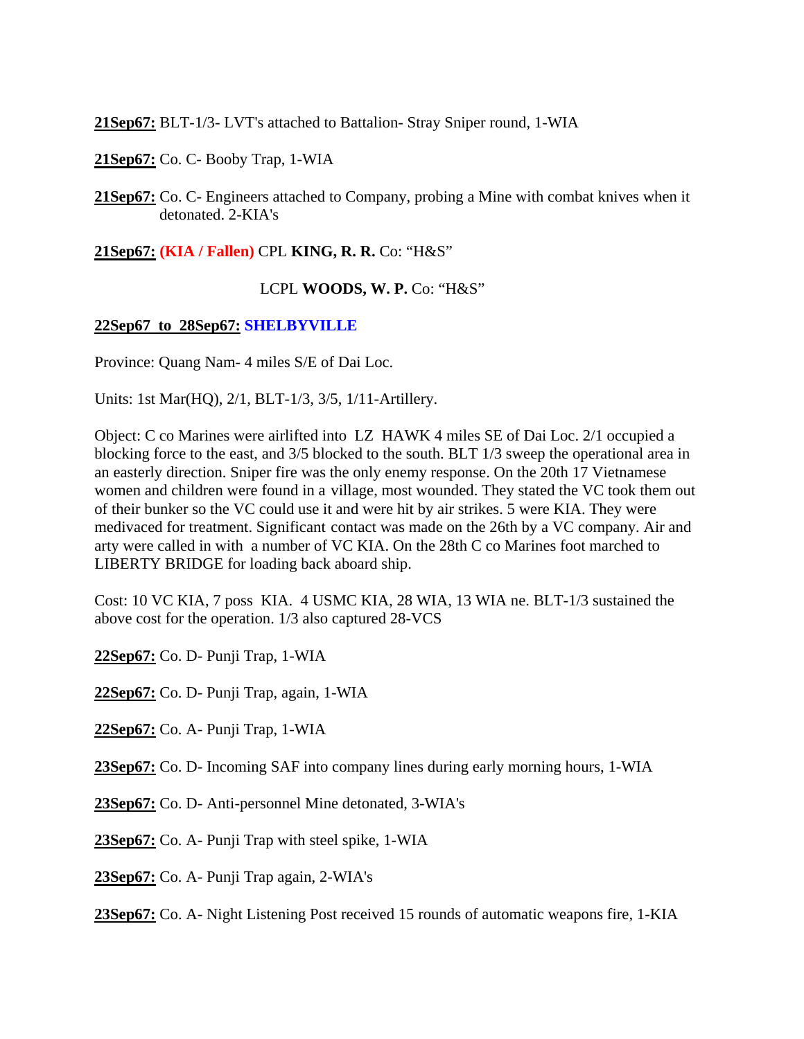**21Sep67:** BLT-1/3- LVT's attached to Battalion- Stray Sniper round, 1-WIA

**21Sep67:** Co. C- Booby Trap, 1-WIA

**21Sep67:** Co. C- Engineers attached to Company, probing a Mine with combat knives when it detonated. 2-KIA's

**21Sep67:** **(KIA / Fallen)** CPL **KING, R. R.** Co: "H&S"

LCPL **WOODS, W. P.** Co: "H&S"

**22Sep67 to 28Sep67:** **SHELBYVILLE**

Province: Quang Nam- 4 miles S/E of Dai Loc.

Units: 1st Mar(HQ), 2/1, BLT-1/3, 3/5, 1/11-Artillery.

Object: C co Marines were airlifted into LZ HAWK 4 miles SE of Dai Loc. 2/1 occupied a blocking force to the east, and 3/5 blocked to the south. BLT 1/3 sweep the operational area in an easterly direction. Sniper fire was the only enemy response. On the 20th 17 Vietnamese women and children were found in a village, most wounded. They stated the VC took them out of their bunker so the VC could use it and were hit by air strikes. 5 were KIA. They were medivaced for treatment. Significant contact was made on the 26th by a VC company. Air and arty were called in with a number of VC KIA. On the 28th C co Marines foot marched to LIBERTY BRIDGE for loading back aboard ship.

Cost: 10 VC KIA, 7 poss KIA. 4 USMC KIA, 28 WIA, 13 WIA ne. BLT-1/3 sustained the above cost for the operation. 1/3 also captured 28-VCS

**22Sep67:** Co. D- Punji Trap, 1-WIA

**22Sep67:** Co. D- Punji Trap, again, 1-WIA

**22Sep67:** Co. A- Punji Trap, 1-WIA

**23Sep67:** Co. D- Incoming SAF into company lines during early morning hours, 1-WIA

**23Sep67:** Co. D- Anti-personnel Mine detonated, 3-WIA's

**23Sep67:** Co. A- Punji Trap with steel spike, 1-WIA

**23Sep67:** Co. A- Punji Trap again, 2-WIA's

**23Sep67:** Co. A- Night Listening Post received 15 rounds of automatic weapons fire, 1-KIA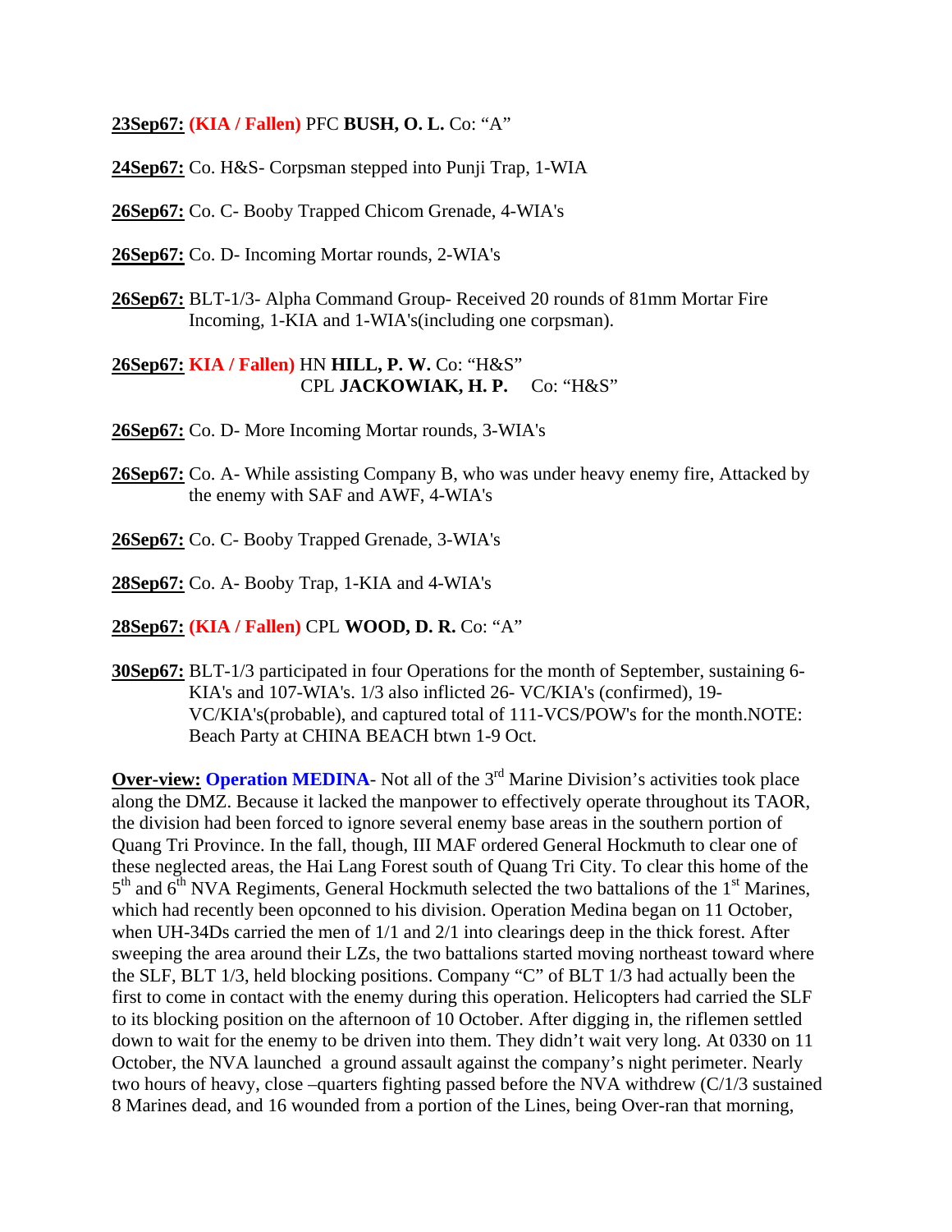**23Sep67:** **(KIA / Fallen)** PFC **BUSH, O. L.** Co: "A"

**24Sep67:** Co. H&S- Corpsman stepped into Punji Trap, 1-WIA

**26Sep67:** Co. C- Booby Trapped Chicom Grenade, 4-WIA's

**26Sep67:** Co. D- Incoming Mortar rounds, 2-WIA's

**26Sep67:** BLT-1/3- Alpha Command Group- Received 20 rounds of 81mm Mortar Fire Incoming, 1-KIA and 1-WIA's(including one corpsman).

**26Sep67:** **KIA / Fallen)** HN **HILL, P. W.** Co: "H&S"
CPL **JACKOWIAK, H. P.** Co: "H&S"

**26Sep67:** Co. D- More Incoming Mortar rounds, 3-WIA's

**26Sep67:** Co. A- While assisting Company B, who was under heavy enemy fire, Attacked by the enemy with SAF and AWF, 4-WIA's

**26Sep67:** Co. C- Booby Trapped Grenade, 3-WIA's

**28Sep67:** Co. A- Booby Trap, 1-KIA and 4-WIA's

**28Sep67:** **(KIA / Fallen)** CPL **WOOD, D. R.** Co: "A"

**30Sep67:** BLT-1/3 participated in four Operations for the month of September, sustaining 6-KIA's and 107-WIA's. 1/3 also inflicted 26- VC/KIA's (confirmed), 19-VC/KIA's(probable), and captured total of 111-VCS/POW's for the month.NOTE: Beach Party at CHINA BEACH btwn 1-9 Oct.

**Over-view:** **Operation MEDINA**- Not all of the 3rd Marine Division's activities took place along the DMZ. Because it lacked the manpower to effectively operate throughout its TAOR, the division had been forced to ignore several enemy base areas in the southern portion of Quang Tri Province. In the fall, though, III MAF ordered General Hockmuth to clear one of these neglected areas, the Hai Lang Forest south of Quang Tri City. To clear this home of the 5th and 6th NVA Regiments, General Hockmuth selected the two battalions of the 1st Marines, which had recently been opconned to his division. Operation Medina began on 11 October, when UH-34Ds carried the men of 1/1 and 2/1 into clearings deep in the thick forest. After sweeping the area around their LZs, the two battalions started moving northeast toward where the SLF, BLT 1/3, held blocking positions. Company "C" of BLT 1/3 had actually been the first to come in contact with the enemy during this operation. Helicopters had carried the SLF to its blocking position on the afternoon of 10 October. After digging in, the riflemen settled down to wait for the enemy to be driven into them. They didn't wait very long. At 0330 on 11 October, the NVA launched a ground assault against the company's night perimeter. Nearly two hours of heavy, close –quarters fighting passed before the NVA withdrew (C/1/3 sustained 8 Marines dead, and 16 wounded from a portion of the Lines, being Over-ran that morning,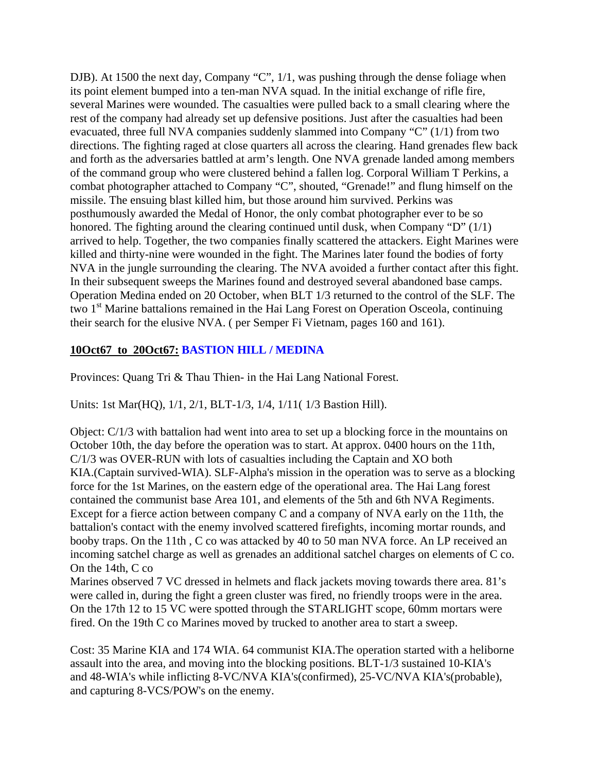DJB). At 1500 the next day, Company "C", 1/1, was pushing through the dense foliage when its point element bumped into a ten-man NVA squad. In the initial exchange of rifle fire, several Marines were wounded. The casualties were pulled back to a small clearing where the rest of the company had already set up defensive positions. Just after the casualties had been evacuated, three full NVA companies suddenly slammed into Company "C" (1/1) from two directions. The fighting raged at close quarters all across the clearing. Hand grenades flew back and forth as the adversaries battled at arm's length. One NVA grenade landed among members of the command group who were clustered behind a fallen log. Corporal William T Perkins, a combat photographer attached to Company "C", shouted, "Grenade!" and flung himself on the missile. The ensuing blast killed him, but those around him survived. Perkins was posthumously awarded the Medal of Honor, the only combat photographer ever to be so honored. The fighting around the clearing continued until dusk, when Company "D" (1/1) arrived to help. Together, the two companies finally scattered the attackers. Eight Marines were killed and thirty-nine were wounded in the fight. The Marines later found the bodies of forty NVA in the jungle surrounding the clearing. The NVA avoided a further contact after this fight. In their subsequent sweeps the Marines found and destroyed several abandoned base camps. Operation Medina ended on 20 October, when BLT 1/3 returned to the control of the SLF. The two 1st Marine battalions remained in the Hai Lang Forest on Operation Osceola, continuing their search for the elusive NVA. ( per Semper Fi Vietnam, pages 160 and 161).

**10Oct67 to 20Oct67: BASTION HILL / MEDINA**

Provinces: Quang Tri & Thau Thien- in the Hai Lang National Forest.

Units: 1st Mar(HQ), 1/1, 2/1, BLT-1/3, 1/4, 1/11( 1/3 Bastion Hill).

Object: C/1/3 with battalion had went into area to set up a blocking force in the mountains on October 10th, the day before the operation was to start. At approx. 0400 hours on the 11th, C/1/3 was OVER-RUN with lots of casualties including the Captain and XO both KIA.(Captain survived-WIA). SLF-Alpha's mission in the operation was to serve as a blocking force for the 1st Marines, on the eastern edge of the operational area. The Hai Lang forest contained the communist base Area 101, and elements of the 5th and 6th NVA Regiments. Except for a fierce action between company C and a company of NVA early on the 11th, the battalion's contact with the enemy involved scattered firefights, incoming mortar rounds, and booby traps. On the 11th , C co was attacked by 40 to 50 man NVA force. An LP received an incoming satchel charge as well as grenades an additional satchel charges on elements of C co. On the 14th, C co
Marines observed 7 VC dressed in helmets and flack jackets moving towards there area. 81's were called in, during the fight a green cluster was fired, no friendly troops were in the area. On the 17th 12 to 15 VC were spotted through the STARLIGHT scope, 60mm mortars were fired. On the 19th C co Marines moved by trucked to another area to start a sweep.

Cost: 35 Marine KIA and 174 WIA. 64 communist KIA.The operation started with a heliborne assault into the area, and moving into the blocking positions. BLT-1/3 sustained 10-KIA's and 48-WIA's while inflicting 8-VC/NVA KIA's(confirmed), 25-VC/NVA KIA's(probable), and capturing 8-VCS/POW's on the enemy.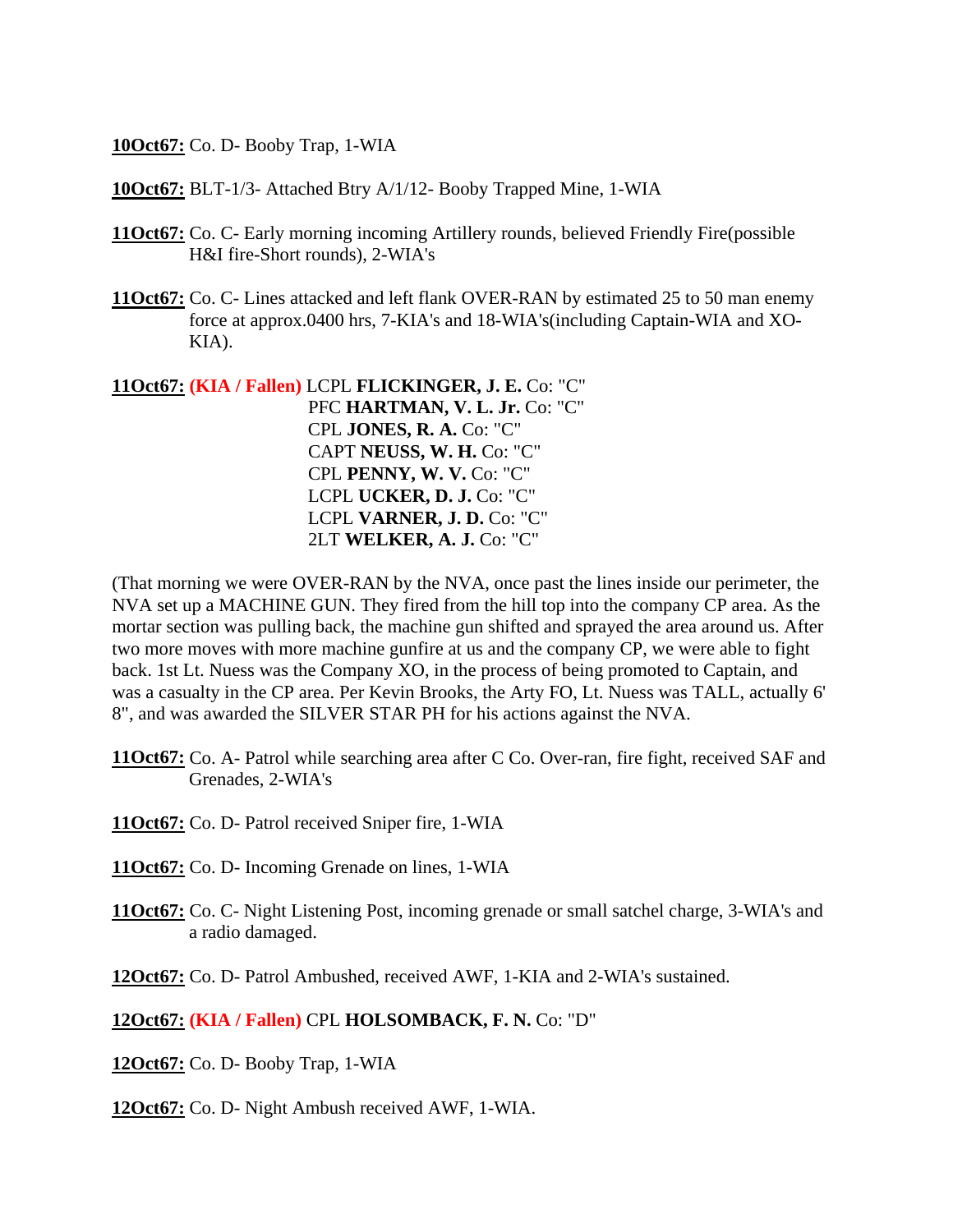**10Oct67:** Co. D- Booby Trap, 1-WIA

**10Oct67:** BLT-1/3- Attached Btry A/1/12- Booby Trapped Mine, 1-WIA

**11Oct67:** Co. C- Early morning incoming Artillery rounds, believed Friendly Fire(possible H&I fire-Short rounds), 2-WIA's

**11Oct67:** Co. C- Lines attacked and left flank OVER-RAN by estimated 25 to 50 man enemy force at approx.0400 hrs, 7-KIA's and 18-WIA's(including Captain-WIA and XO-KIA).

**11Oct67:** **(KIA / Fallen)** LCPL **FLICKINGER, J. E.** Co: "C"
PFC **HARTMAN, V. L. Jr.** Co: "C"
CPL **JONES, R. A.** Co: "C"
CAPT **NEUSS, W. H.** Co: "C"
CPL **PENNY, W. V.** Co: "C"
LCPL **UCKER, D. J.** Co: "C"
LCPL **VARNER, J. D.** Co: "C"
2LT **WELKER, A. J.** Co: "C"

(That morning we were OVER-RAN by the NVA, once past the lines inside our perimeter, the NVA set up a MACHINE GUN. They fired from the hill top into the company CP area. As the mortar section was pulling back, the machine gun shifted and sprayed the area around us. After two more moves with more machine gunfire at us and the company CP, we were able to fight back. 1st Lt. Nuess was the Company XO, in the process of being promoted to Captain, and was a casualty in the CP area. Per Kevin Brooks, the Arty FO, Lt. Nuess was TALL, actually 6' 8", and was awarded the SILVER STAR PH for his actions against the NVA.

**11Oct67:** Co. A- Patrol while searching area after C Co. Over-ran, fire fight, received SAF and Grenades, 2-WIA's

**11Oct67:** Co. D- Patrol received Sniper fire, 1-WIA

**11Oct67:** Co. D- Incoming Grenade on lines, 1-WIA

**11Oct67:** Co. C- Night Listening Post, incoming grenade or small satchel charge, 3-WIA's and a radio damaged.

**12Oct67:** Co. D- Patrol Ambushed, received AWF, 1-KIA and 2-WIA's sustained.

**12Oct67:** **(KIA / Fallen)** CPL **HOLSOMBACK, F. N.** Co: "D"

**12Oct67:** Co. D- Booby Trap, 1-WIA

**12Oct67:** Co. D- Night Ambush received AWF, 1-WIA.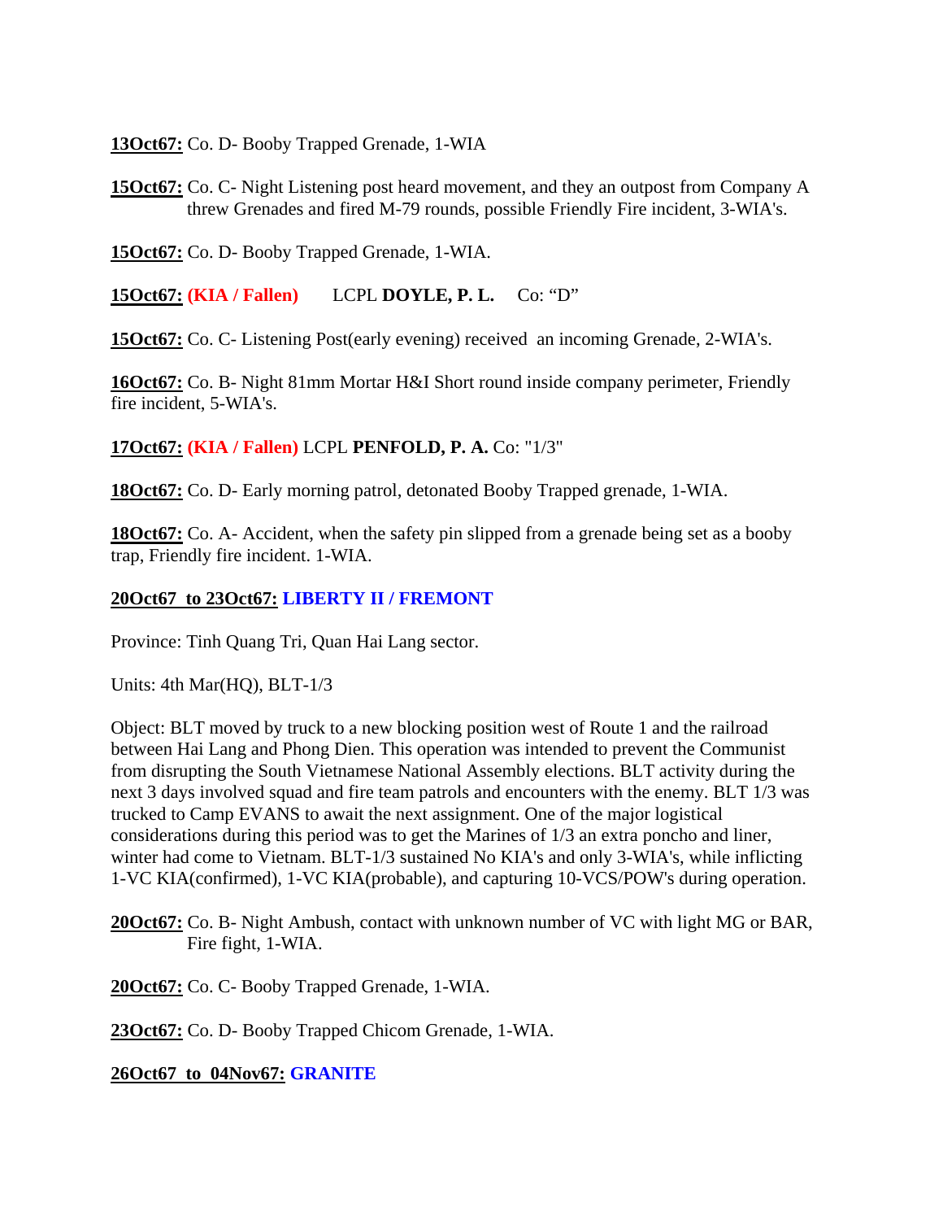**13Oct67:** Co. D- Booby Trapped Grenade, 1-WIA

**15Oct67:** Co. C- Night Listening post heard movement, and they an outpost from Company A threw Grenades and fired M-79 rounds, possible Friendly Fire incident, 3-WIA's.

**15Oct67:** Co. D- Booby Trapped Grenade, 1-WIA.

**15Oct67:** **(KIA / Fallen)** LCPL **DOYLE, P. L.** Co: "D"

**15Oct67:** Co. C- Listening Post(early evening) received an incoming Grenade, 2-WIA's.

**16Oct67:** Co. B- Night 81mm Mortar H&I Short round inside company perimeter, Friendly fire incident, 5-WIA's.

**17Oct67:** **(KIA / Fallen)** LCPL **PENFOLD, P. A.** Co: "1/3"

**18Oct67:** Co. D- Early morning patrol, detonated Booby Trapped grenade, 1-WIA.

**18Oct67:** Co. A- Accident, when the safety pin slipped from a grenade being set as a booby trap, Friendly fire incident. 1-WIA.

**20Oct67 to 23Oct67: LIBERTY II / FREMONT**

Province: Tinh Quang Tri, Quan Hai Lang sector.

Units: 4th Mar(HQ), BLT-1/3

Object: BLT moved by truck to a new blocking position west of Route 1 and the railroad between Hai Lang and Phong Dien. This operation was intended to prevent the Communist from disrupting the South Vietnamese National Assembly elections. BLT activity during the next 3 days involved squad and fire team patrols and encounters with the enemy. BLT 1/3 was trucked to Camp EVANS to await the next assignment. One of the major logistical considerations during this period was to get the Marines of 1/3 an extra poncho and liner, winter had come to Vietnam. BLT-1/3 sustained No KIA's and only 3-WIA's, while inflicting 1-VC KIA(confirmed), 1-VC KIA(probable), and capturing 10-VCS/POW's during operation.

**20Oct67:** Co. B- Night Ambush, contact with unknown number of VC with light MG or BAR, Fire fight, 1-WIA.

**20Oct67:** Co. C- Booby Trapped Grenade, 1-WIA.

**23Oct67:** Co. D- Booby Trapped Chicom Grenade, 1-WIA.

**26Oct67 to 04Nov67: GRANITE**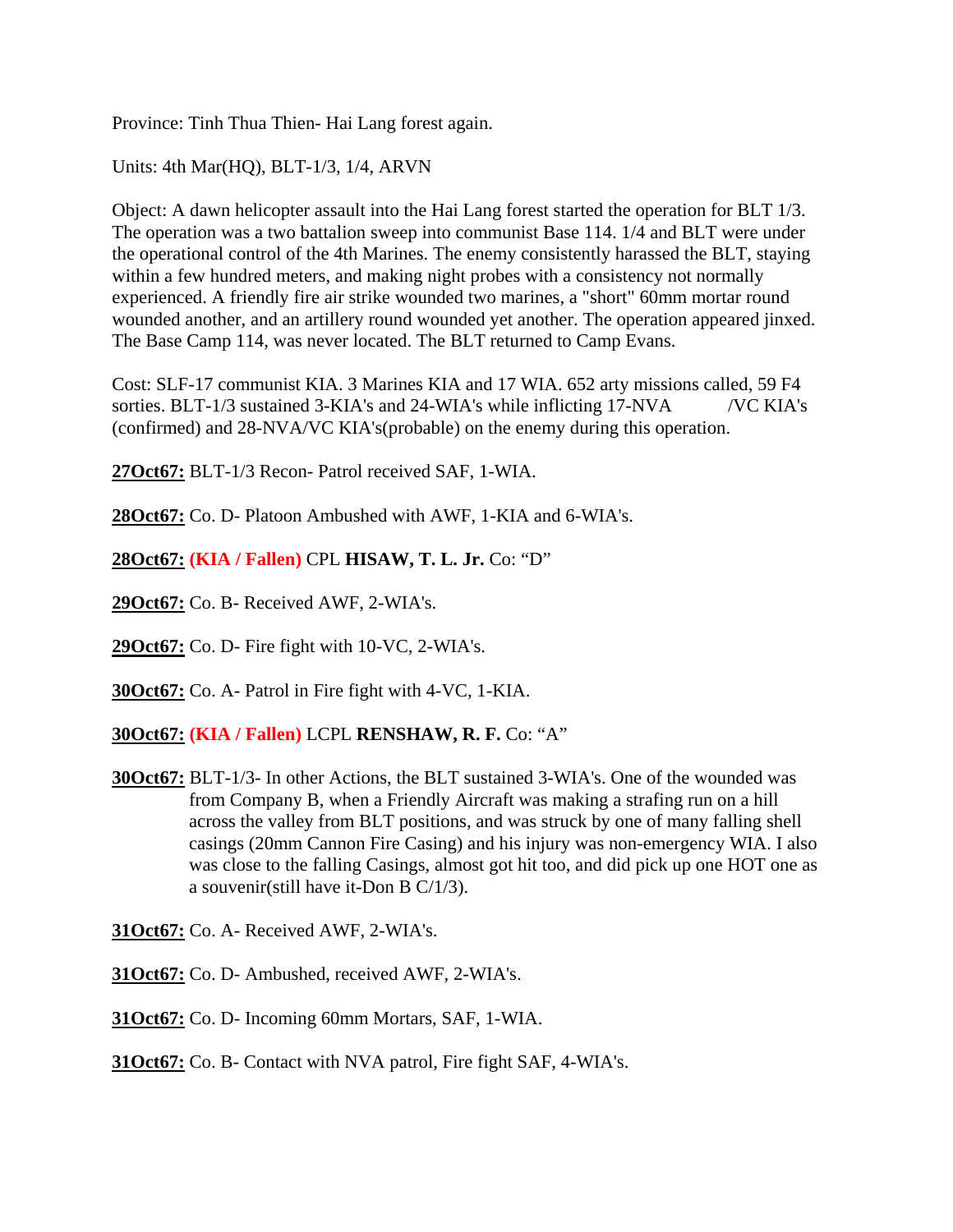Province: Tinh Thua Thien- Hai Lang forest again.

Units: 4th Mar(HQ), BLT-1/3, 1/4, ARVN

Object: A dawn helicopter assault into the Hai Lang forest started the operation for BLT 1/3. The operation was a two battalion sweep into communist Base 114. 1/4 and BLT were under the operational control of the 4th Marines. The enemy consistently harassed the BLT, staying within a few hundred meters, and making night probes with a consistency not normally experienced. A friendly fire air strike wounded two marines, a "short" 60mm mortar round wounded another, and an artillery round wounded yet another. The operation appeared jinxed. The Base Camp 114, was never located. The BLT returned to Camp Evans.

Cost: SLF-17 communist KIA. 3 Marines KIA and 17 WIA. 652 arty missions called, 59 F4 sorties. BLT-1/3 sustained 3-KIA's and 24-WIA's while inflicting 17-NVA /VC KIA's (confirmed) and 28-NVA/VC KIA's(probable) on the enemy during this operation.

**27Oct67:** BLT-1/3 Recon- Patrol received SAF, 1-WIA.

**28Oct67:** Co. D- Platoon Ambushed with AWF, 1-KIA and 6-WIA's.

**28Oct67:** **(KIA / Fallen)** CPL **HISAW, T. L. Jr.** Co: "D"

**29Oct67:** Co. B- Received AWF, 2-WIA's.

**29Oct67:** Co. D- Fire fight with 10-VC, 2-WIA's.

**30Oct67:** Co. A- Patrol in Fire fight with 4-VC, 1-KIA.

**30Oct67:** **(KIA / Fallen)** LCPL **RENSHAW, R. F.** Co: "A"

**30Oct67:** BLT-1/3- In other Actions, the BLT sustained 3-WIA's. One of the wounded was from Company B, when a Friendly Aircraft was making a strafing run on a hill across the valley from BLT positions, and was struck by one of many falling shell casings (20mm Cannon Fire Casing) and his injury was non-emergency WIA. I also was close to the falling Casings, almost got hit too, and did pick up one HOT one as a souvenir(still have it-Don B C/1/3).

**31Oct67:** Co. A- Received AWF, 2-WIA's.

**31Oct67:** Co. D- Ambushed, received AWF, 2-WIA's.

**31Oct67:** Co. D- Incoming 60mm Mortars, SAF, 1-WIA.

**31Oct67:** Co. B- Contact with NVA patrol, Fire fight SAF, 4-WIA's.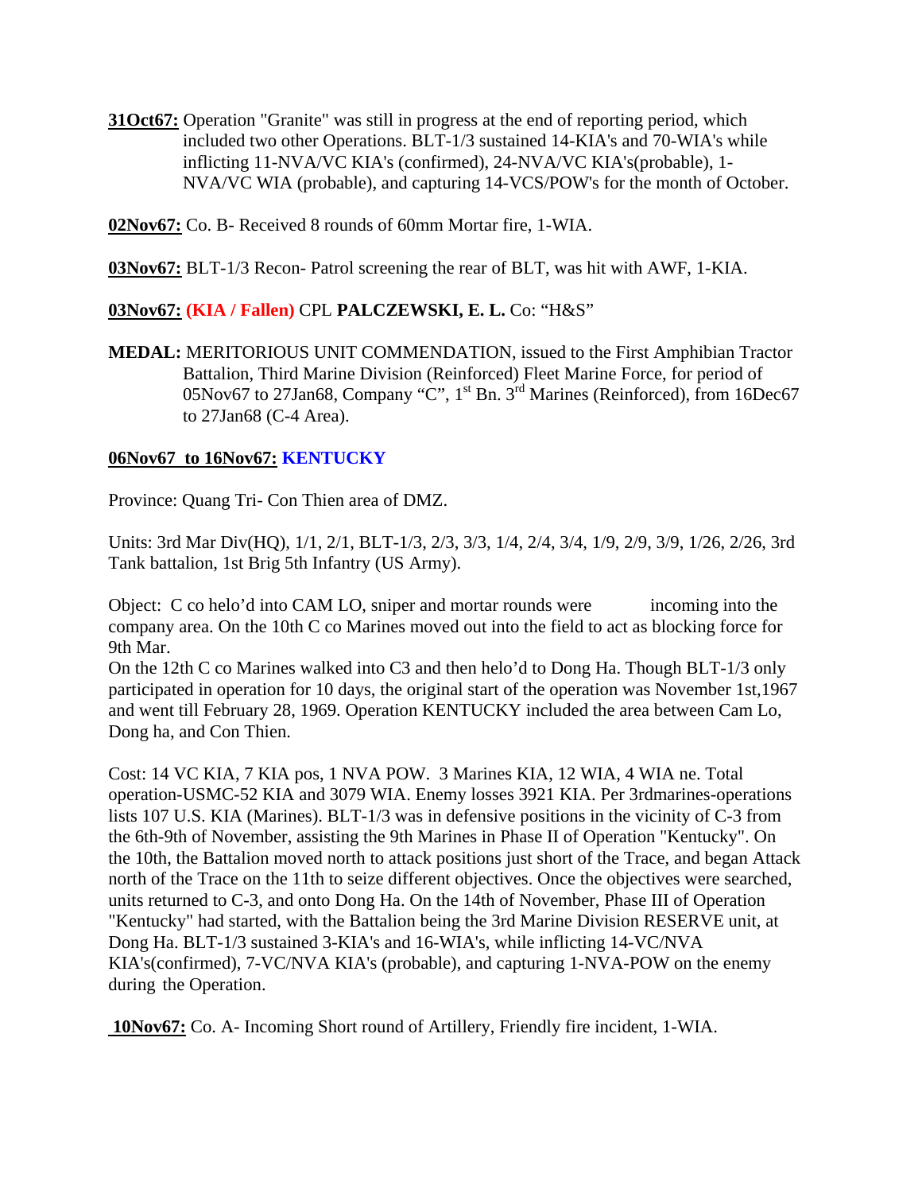**31Oct67:** Operation "Granite" was still in progress at the end of reporting period, which included two other Operations. BLT-1/3 sustained 14-KIA's and 70-WIA's while inflicting 11-NVA/VC KIA's (confirmed), 24-NVA/VC KIA's(probable), 1-NVA/VC WIA (probable), and capturing 14-VCS/POW's for the month of October.

**02Nov67:** Co. B- Received 8 rounds of 60mm Mortar fire, 1-WIA.

**03Nov67:** BLT-1/3 Recon- Patrol screening the rear of BLT, was hit with AWF, 1-KIA.

**03Nov67:** **(KIA / Fallen)** CPL **PALCZEWSKI, E. L.** Co: "H&S"

**MEDAL:** MERITORIOUS UNIT COMMENDATION, issued to the First Amphibian Tractor Battalion, Third Marine Division (Reinforced) Fleet Marine Force, for period of 05Nov67 to 27Jan68, Company "C", 1st Bn. 3rd Marines (Reinforced), from 16Dec67 to 27Jan68 (C-4 Area).

**06Nov67 to 16Nov67: KENTUCKY**

Province: Quang Tri- Con Thien area of DMZ.

Units: 3rd Mar Div(HQ), 1/1, 2/1, BLT-1/3, 2/3, 3/3, 1/4, 2/4, 3/4, 1/9, 2/9, 3/9, 1/26, 2/26, 3rd Tank battalion, 1st Brig 5th Infantry (US Army).

Object: C co helo'd into CAM LO, sniper and mortar rounds were incoming into the company area. On the 10th C co Marines moved out into the field to act as blocking force for 9th Mar.
On the 12th C co Marines walked into C3 and then helo'd to Dong Ha. Though BLT-1/3 only participated in operation for 10 days, the original start of the operation was November 1st,1967 and went till February 28, 1969. Operation KENTUCKY included the area between Cam Lo, Dong ha, and Con Thien.

Cost: 14 VC KIA, 7 KIA pos, 1 NVA POW. 3 Marines KIA, 12 WIA, 4 WIA ne. Total operation-USMC-52 KIA and 3079 WIA. Enemy losses 3921 KIA. Per 3rdmarines-operations lists 107 U.S. KIA (Marines). BLT-1/3 was in defensive positions in the vicinity of C-3 from the 6th-9th of November, assisting the 9th Marines in Phase II of Operation "Kentucky". On the 10th, the Battalion moved north to attack positions just short of the Trace, and began Attack north of the Trace on the 11th to seize different objectives. Once the objectives were searched, units returned to C-3, and onto Dong Ha. On the 14th of November, Phase III of Operation "Kentucky" had started, with the Battalion being the 3rd Marine Division RESERVE unit, at Dong Ha. BLT-1/3 sustained 3-KIA's and 16-WIA's, while inflicting 14-VC/NVA KIA's(confirmed), 7-VC/NVA KIA's (probable), and capturing 1-NVA-POW on the enemy during the Operation.

**10Nov67:** Co. A- Incoming Short round of Artillery, Friendly fire incident, 1-WIA.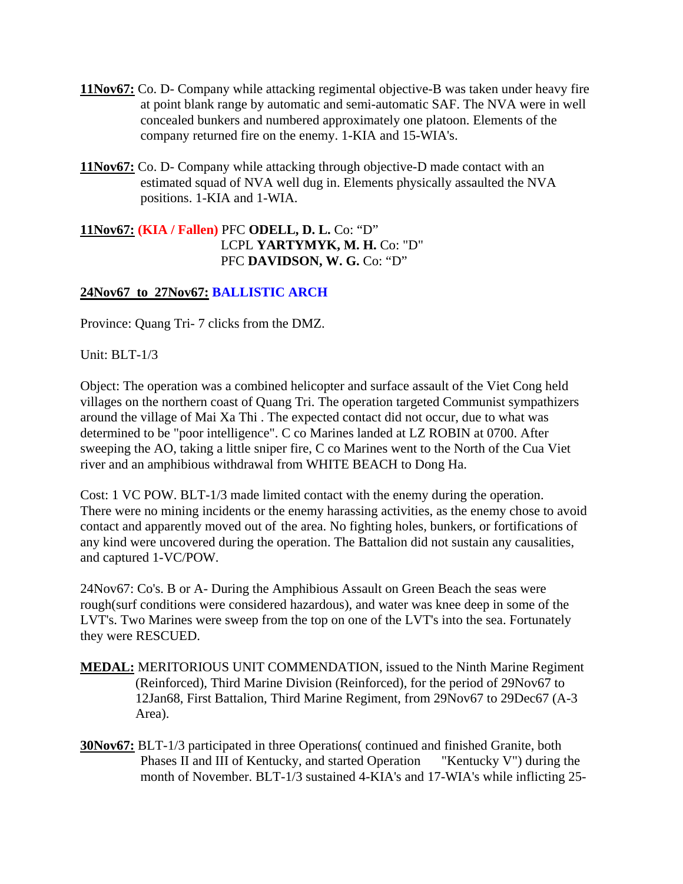**11Nov67:** Co. D- Company while attacking regimental objective-B was taken under heavy fire at point blank range by automatic and semi-automatic SAF. The NVA were in well concealed bunkers and numbered approximately one platoon. Elements of the company returned fire on the enemy. 1-KIA and 15-WIA's.

**11Nov67:** Co. D- Company while attacking through objective-D made contact with an estimated squad of NVA well dug in. Elements physically assaulted the NVA positions. 1-KIA and 1-WIA.

**11Nov67:** **(KIA / Fallen)** PFC **ODELL, D. L.** Co: "D"
LCPL **YARTYMYK, M. H.** Co: "D"
PFC **DAVIDSON, W. G.** Co: "D"

**24Nov67 to 27Nov67:** **BALLISTIC ARCH**

Province: Quang Tri- 7 clicks from the DMZ.

Unit: BLT-1/3

Object: The operation was a combined helicopter and surface assault of the Viet Cong held villages on the northern coast of Quang Tri. The operation targeted Communist sympathizers around the village of Mai Xa Thi . The expected contact did not occur, due to what was determined to be "poor intelligence". C co Marines landed at LZ ROBIN at 0700. After sweeping the AO, taking a little sniper fire, C co Marines went to the North of the Cua Viet river and an amphibious withdrawal from WHITE BEACH to Dong Ha.

Cost: 1 VC POW. BLT-1/3 made limited contact with the enemy during the operation. There were no mining incidents or the enemy harassing activities, as the enemy chose to avoid contact and apparently moved out of the area. No fighting holes, bunkers, or fortifications of any kind were uncovered during the operation. The Battalion did not sustain any causalities, and captured 1-VC/POW.

24Nov67: Co's. B or A- During the Amphibious Assault on Green Beach the seas were rough(surf conditions were considered hazardous), and water was knee deep in some of the LVT's. Two Marines were sweep from the top on one of the LVT's into the sea. Fortunately they were RESCUED.

**MEDAL:** MERITORIOUS UNIT COMMENDATION, issued to the Ninth Marine Regiment (Reinforced), Third Marine Division (Reinforced), for the period of 29Nov67 to 12Jan68, First Battalion, Third Marine Regiment, from 29Nov67 to 29Dec67 (A-3 Area).

**30Nov67:** BLT-1/3 participated in three Operations( continued and finished Granite, both Phases II and III of Kentucky, and started Operation "Kentucky V") during the month of November. BLT-1/3 sustained 4-KIA's and 17-WIA's while inflicting 25-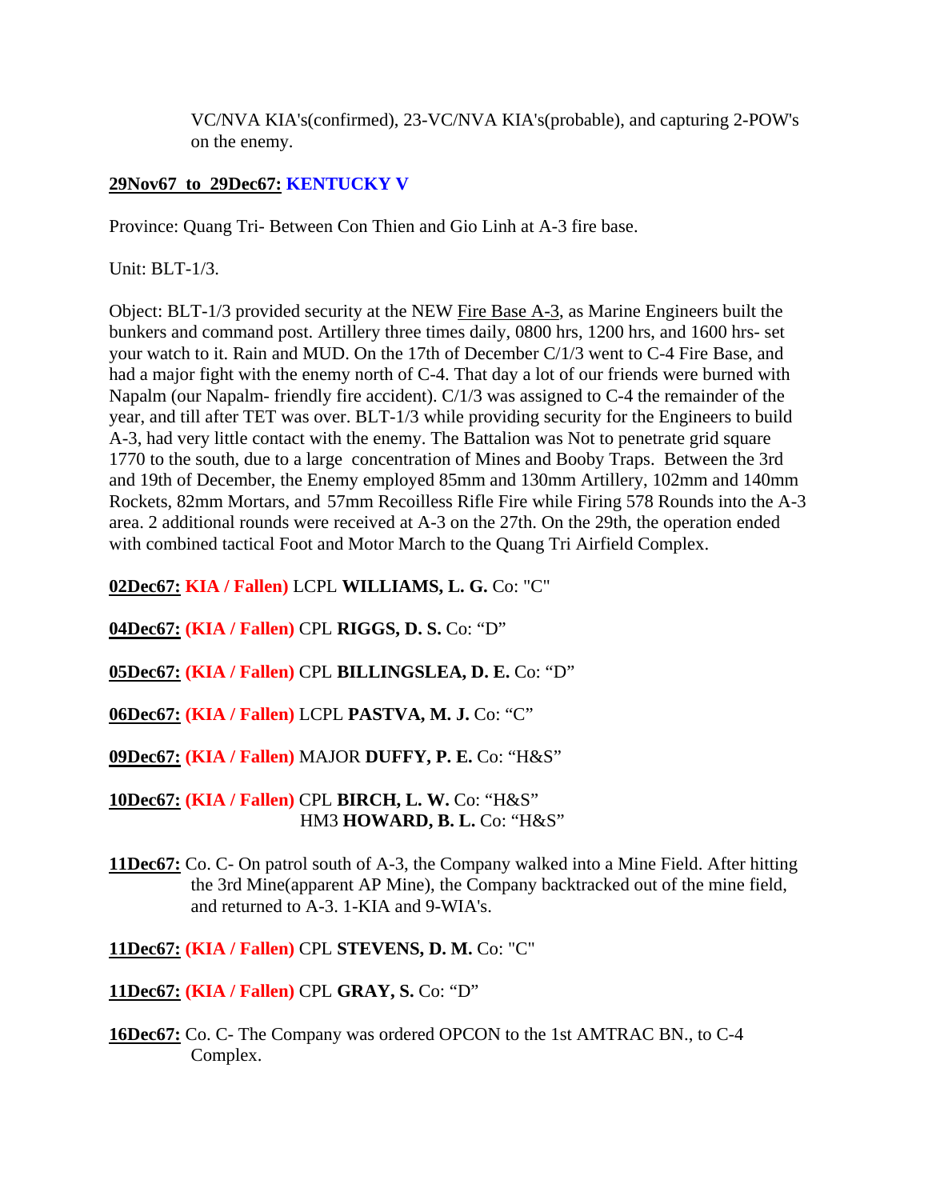VC/NVA KIA's(confirmed), 23-VC/NVA KIA's(probable), and capturing 2-POW's on the enemy.

**29Nov67 to 29Dec67: KENTUCKY V**

Province: Quang Tri- Between Con Thien and Gio Linh at A-3 fire base.

Unit: BLT-1/3.

Object: BLT-1/3 provided security at the NEW Fire Base A-3, as Marine Engineers built the bunkers and command post. Artillery three times daily, 0800 hrs, 1200 hrs, and 1600 hrs- set your watch to it. Rain and MUD. On the 17th of December C/1/3 went to C-4 Fire Base, and had a major fight with the enemy north of C-4. That day a lot of our friends were burned with Napalm (our Napalm- friendly fire accident). C/1/3 was assigned to C-4 the remainder of the year, and till after TET was over. BLT-1/3 while providing security for the Engineers to build A-3, had very little contact with the enemy. The Battalion was Not to penetrate grid square 1770 to the south, due to a large concentration of Mines and Booby Traps. Between the 3rd and 19th of December, the Enemy employed 85mm and 130mm Artillery, 102mm and 140mm Rockets, 82mm Mortars, and 57mm Recoilless Rifle Fire while Firing 578 Rounds into the A-3 area. 2 additional rounds were received at A-3 on the 27th. On the 29th, the operation ended with combined tactical Foot and Motor March to the Quang Tri Airfield Complex.

**02Dec67: KIA / Fallen)** LCPL **WILLIAMS, L. G.** Co: "C"

**04Dec67: (KIA / Fallen)** CPL **RIGGS, D. S.** Co: "D"

**05Dec67: (KIA / Fallen)** CPL **BILLINGSLEA, D. E.** Co: "D"

**06Dec67: (KIA / Fallen)** LCPL **PASTVA, M. J.** Co: "C"

**09Dec67: (KIA / Fallen)** MAJOR **DUFFY, P. E.** Co: "H&S"

**10Dec67: (KIA / Fallen)** CPL **BIRCH, L. W.** Co: "H&S"
HM3 **HOWARD, B. L.** Co: "H&S"

**11Dec67:** Co. C- On patrol south of A-3, the Company walked into a Mine Field. After hitting the 3rd Mine(apparent AP Mine), the Company backtracked out of the mine field, and returned to A-3. 1-KIA and 9-WIA's.

**11Dec67: (KIA / Fallen)** CPL **STEVENS, D. M.** Co: "C"

**11Dec67: (KIA / Fallen)** CPL **GRAY, S.** Co: "D"

**16Dec67:** Co. C- The Company was ordered OPCON to the 1st AMTRAC BN., to C-4 Complex.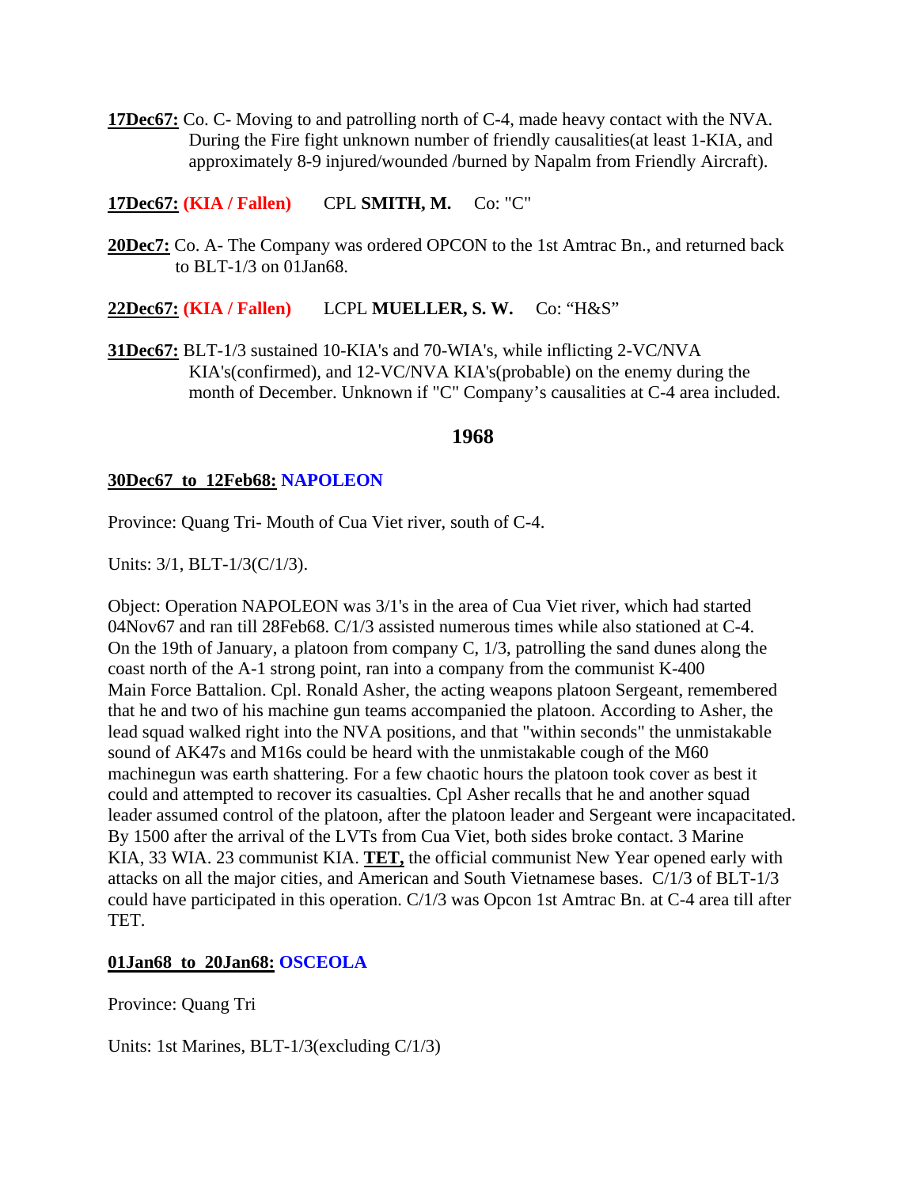**17Dec67:** Co. C- Moving to and patrolling north of C-4, made heavy contact with the NVA. During the Fire fight unknown number of friendly causalities(at least 1-KIA, and approximately 8-9 injured/wounded /burned by Napalm from Friendly Aircraft).

**17Dec67:** **(KIA / Fallen)** CPL **SMITH, M.** Co: "C"

**20Dec7:** Co. A- The Company was ordered OPCON to the 1st Amtrac Bn., and returned back to BLT-1/3 on 01Jan68.

**22Dec67:** **(KIA / Fallen)** LCPL **MUELLER, S. W.** Co: "H&S"

**31Dec67:** BLT-1/3 sustained 10-KIA's and 70-WIA's, while inflicting 2-VC/NVA KIA's(confirmed), and 12-VC/NVA KIA's(probable) on the enemy during the month of December. Unknown if "C" Company's causalities at C-4 area included.

## 1968

**30Dec67 to 12Feb68: NAPOLEON**

Province: Quang Tri- Mouth of Cua Viet river, south of C-4.

Units: 3/1, BLT-1/3(C/1/3).

Object: Operation NAPOLEON was 3/1's in the area of Cua Viet river, which had started 04Nov67 and ran till 28Feb68. C/1/3 assisted numerous times while also stationed at C-4. On the 19th of January, a platoon from company C, 1/3, patrolling the sand dunes along the coast north of the A-1 strong point, ran into a company from the communist K-400 Main Force Battalion. Cpl. Ronald Asher, the acting weapons platoon Sergeant, remembered that he and two of his machine gun teams accompanied the platoon. According to Asher, the lead squad walked right into the NVA positions, and that "within seconds" the unmistakable sound of AK47s and M16s could be heard with the unmistakable cough of the M60 machinegun was earth shattering. For a few chaotic hours the platoon took cover as best it could and attempted to recover its casualties. Cpl Asher recalls that he and another squad leader assumed control of the platoon, after the platoon leader and Sergeant were incapacitated. By 1500 after the arrival of the LVTs from Cua Viet, both sides broke contact. 3 Marine KIA, 33 WIA. 23 communist KIA. **TET,** the official communist New Year opened early with attacks on all the major cities, and American and South Vietnamese bases. C/1/3 of BLT-1/3 could have participated in this operation. C/1/3 was Opcon 1st Amtrac Bn. at C-4 area till after TET.

**01Jan68 to 20Jan68: OSCEOLA**

Province: Quang Tri

Units: 1st Marines, BLT-1/3(excluding C/1/3)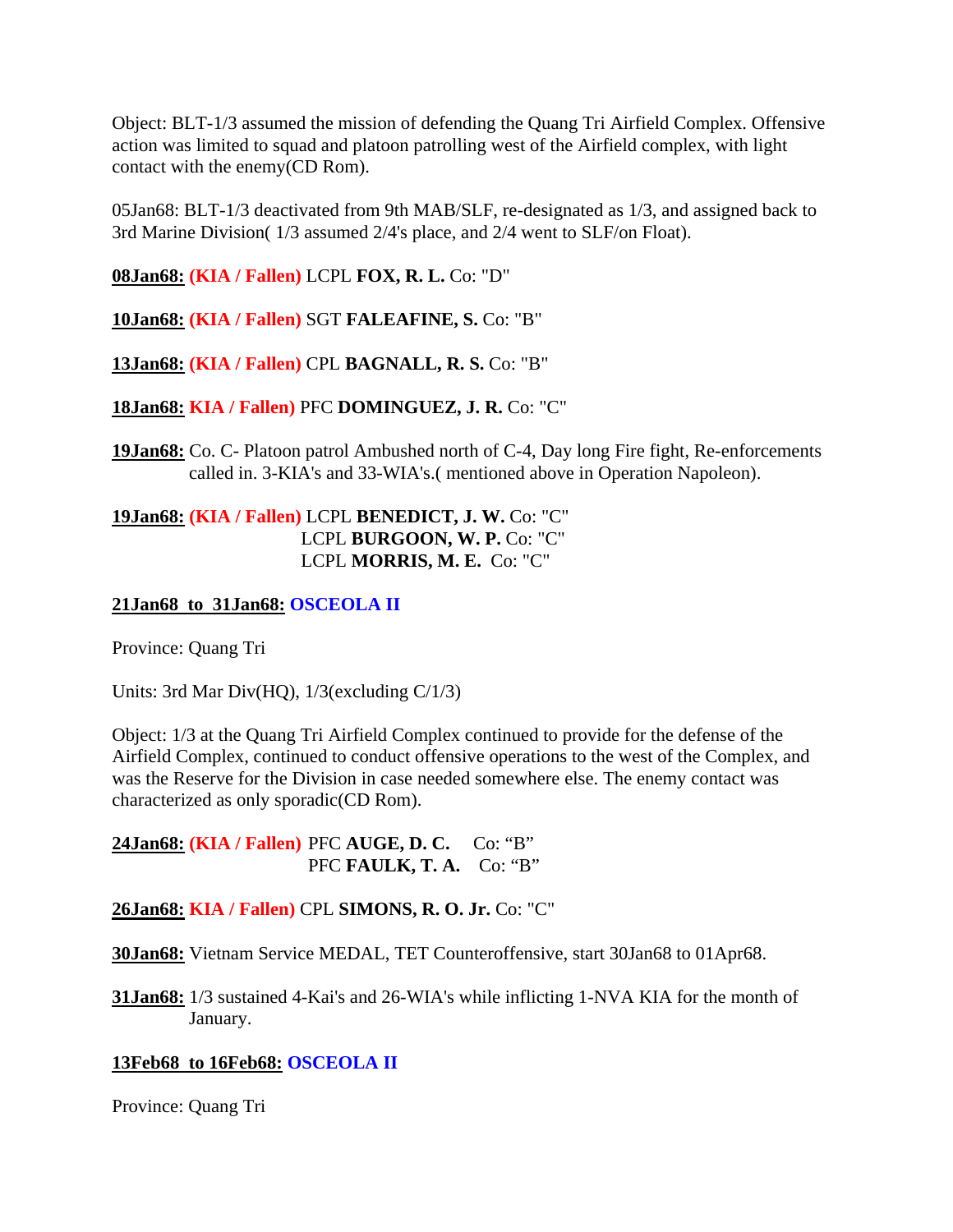Object: BLT-1/3 assumed the mission of defending the Quang Tri Airfield Complex. Offensive action was limited to squad and platoon patrolling west of the Airfield complex, with light contact with the enemy(CD Rom).

05Jan68: BLT-1/3 deactivated from 9th MAB/SLF, re-designated as 1/3, and assigned back to 3rd Marine Division( 1/3 assumed 2/4's place, and 2/4 went to SLF/on Float).

**08Jan68:** **(KIA / Fallen)** LCPL **FOX, R. L.** Co: "D"

**10Jan68:** **(KIA / Fallen)** SGT **FALEAFINE, S.** Co: "B"

**13Jan68:** **(KIA / Fallen)** CPL **BAGNALL, R. S.** Co: "B"

**18Jan68:** **KIA / Fallen)** PFC **DOMINGUEZ, J. R.** Co: "C"

**19Jan68:** Co. C- Platoon patrol Ambushed north of C-4, Day long Fire fight, Re-enforcements called in. 3-KIA's and 33-WIA's.( mentioned above in Operation Napoleon).

**19Jan68:** **(KIA / Fallen)** LCPL **BENEDICT, J. W.** Co: "C"
LCPL **BURGOON, W. P.** Co: "C"
LCPL **MORRIS, M. E.** Co: "C"

**21Jan68 to 31Jan68:** **OSCEOLA II**

Province: Quang Tri

Units: 3rd Mar Div(HQ), 1/3(excluding C/1/3)

Object: 1/3 at the Quang Tri Airfield Complex continued to provide for the defense of the Airfield Complex, continued to conduct offensive operations to the west of the Complex, and was the Reserve for the Division in case needed somewhere else. The enemy contact was characterized as only sporadic(CD Rom).

**24Jan68:** **(KIA / Fallen)** PFC **AUGE, D. C.** Co: "B"
PFC **FAULK, T. A.** Co: "B"

**26Jan68:** **KIA / Fallen)** CPL **SIMONS, R. O. Jr.** Co: "C"

**30Jan68:** Vietnam Service MEDAL, TET Counteroffensive, start 30Jan68 to 01Apr68.

**31Jan68:** 1/3 sustained 4-Kai's and 26-WIA's while inflicting 1-NVA KIA for the month of January.

**13Feb68 to 16Feb68:** **OSCEOLA II**

Province: Quang Tri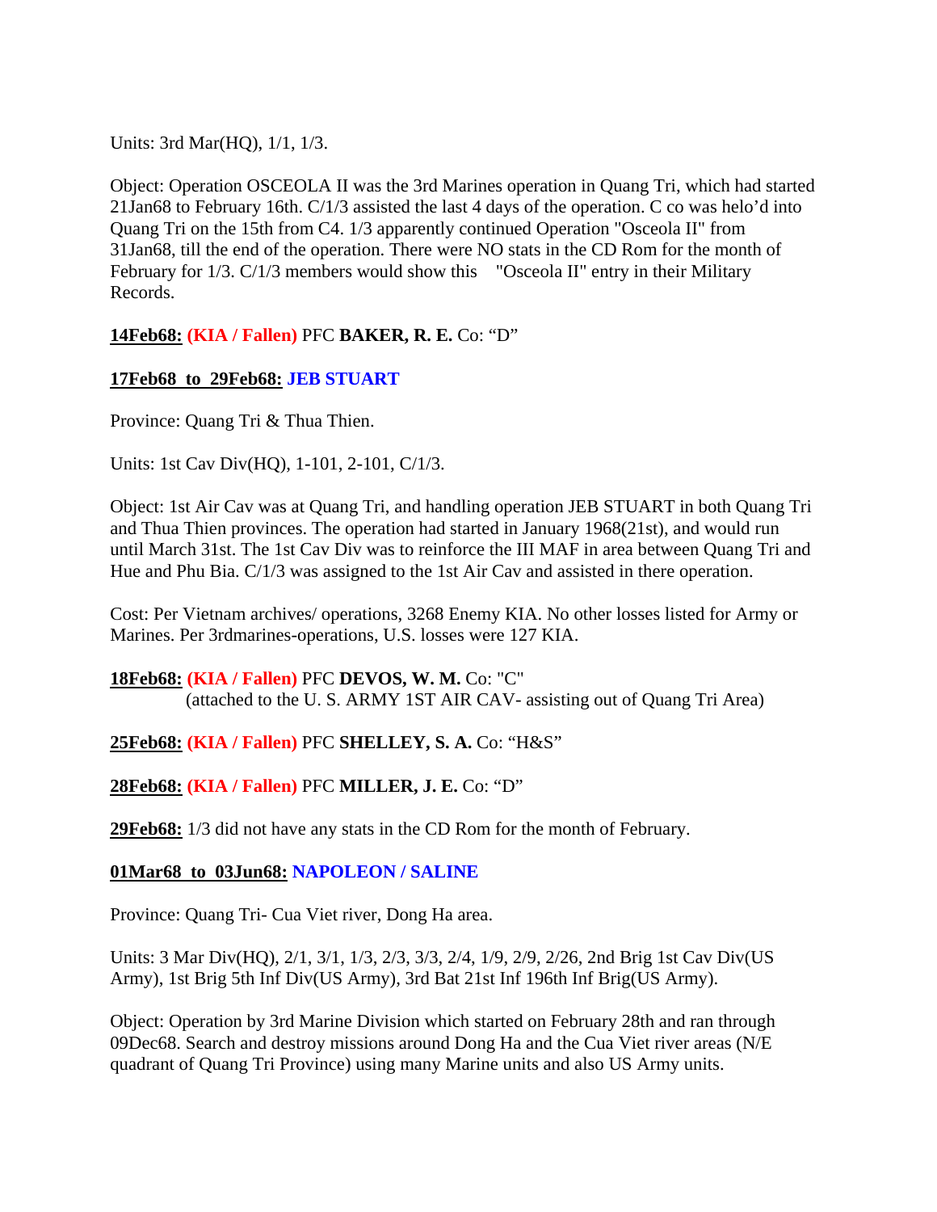Units: 3rd Mar(HQ), 1/1, 1/3.

Object: Operation OSCEOLA II was the 3rd Marines operation in Quang Tri, which had started 21Jan68 to February 16th. C/1/3 assisted the last 4 days of the operation. C co was helo'd into Quang Tri on the 15th from C4. 1/3 apparently continued Operation "Osceola II" from 31Jan68, till the end of the operation. There were NO stats in the CD Rom for the month of February for 1/3. C/1/3 members would show this "Osceola II" entry in their Military Records.

**<u>14Feb68:</u>** **(KIA / Fallen)** PFC **BAKER, R. E.** Co: "D"

**<u>17Feb68 to 29Feb68:</u>** **JEB STUART**

Province: Quang Tri & Thua Thien.

Units: 1st Cav Div(HQ), 1-101, 2-101, C/1/3.

Object: 1st Air Cav was at Quang Tri, and handling operation JEB STUART in both Quang Tri and Thua Thien provinces. The operation had started in January 1968(21st), and would run until March 31st. The 1st Cav Div was to reinforce the III MAF in area between Quang Tri and Hue and Phu Bia. C/1/3 was assigned to the 1st Air Cav and assisted in there operation.

Cost: Per Vietnam archives/ operations, 3268 Enemy KIA. No other losses listed for Army or Marines. Per 3rdmarines-operations, U.S. losses were 127 KIA.

**<u>18Feb68:</u>** **(KIA / Fallen)** PFC **DEVOS, W. M.** Co: "C"
(attached to the U. S. ARMY 1ST AIR CAV- assisting out of Quang Tri Area)

**<u>25Feb68:</u>** **(KIA / Fallen)** PFC **SHELLEY, S. A.** Co: "H&S"

**<u>28Feb68:</u>** **(KIA / Fallen)** PFC **MILLER, J. E.** Co: "D"

**<u>29Feb68:</u>** 1/3 did not have any stats in the CD Rom for the month of February.

**<u>01Mar68 to 03Jun68:</u>** **NAPOLEON / SALINE**

Province: Quang Tri- Cua Viet river, Dong Ha area.

Units: 3 Mar Div(HQ), 2/1, 3/1, 1/3, 2/3, 3/3, 2/4, 1/9, 2/9, 2/26, 2nd Brig 1st Cav Div(US Army), 1st Brig 5th Inf Div(US Army), 3rd Bat 21st Inf 196th Inf Brig(US Army).

Object: Operation by 3rd Marine Division which started on February 28th and ran through 09Dec68. Search and destroy missions around Dong Ha and the Cua Viet river areas (N/E quadrant of Quang Tri Province) using many Marine units and also US Army units.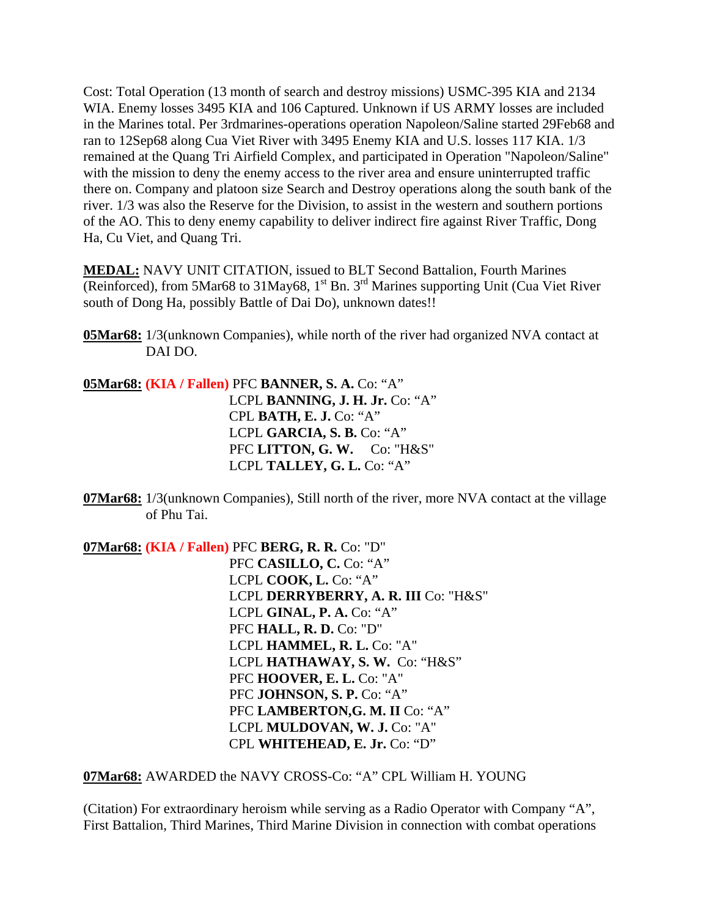Cost: Total Operation (13 month of search and destroy missions) USMC-395 KIA and 2134 WIA. Enemy losses 3495 KIA and 106 Captured. Unknown if US ARMY losses are included in the Marines total. Per 3rdmarines-operations operation Napoleon/Saline started 29Feb68 and ran to 12Sep68 along Cua Viet River with 3495 Enemy KIA and U.S. losses 117 KIA. 1/3 remained at the Quang Tri Airfield Complex, and participated in Operation "Napoleon/Saline" with the mission to deny the enemy access to the river area and ensure uninterrupted traffic there on. Company and platoon size Search and Destroy operations along the south bank of the river. 1/3 was also the Reserve for the Division, to assist in the western and southern portions of the AO. This to deny enemy capability to deliver indirect fire against River Traffic, Dong Ha, Cu Viet, and Quang Tri.

**MEDAL:** NAVY UNIT CITATION, issued to BLT Second Battalion, Fourth Marines (Reinforced), from 5Mar68 to 31May68, 1st Bn. 3rd Marines supporting Unit (Cua Viet River south of Dong Ha, possibly Battle of Dai Do), unknown dates!!

**05Mar68:** 1/3(unknown Companies), while north of the river had organized NVA contact at DAI DO.

**05Mar68:** **(KIA / Fallen)** PFC **BANNER, S. A.** Co: “A”
LCPL **BANNING, J. H. Jr.** Co: “A”
CPL **BATH, E. J.** Co: “A”
LCPL **GARCIA, S. B.** Co: “A”
PFC **LITTON, G. W.** Co: "H&S"
LCPL **TALLEY, G. L.** Co: “A”

**07Mar68:** 1/3(unknown Companies), Still north of the river, more NVA contact at the village of Phu Tai.

**07Mar68:** **(KIA / Fallen)** PFC **BERG, R. R.** Co: "D"
PFC **CASILLO, C.** Co: “A”
LCPL **COOK, L.** Co: “A”
LCPL **DERRYBERRY, A. R. III** Co: "H&S"
LCPL **GINAL, P. A.** Co: “A”
PFC **HALL, R. D.** Co: "D"
LCPL **HAMMEL, R. L.** Co: "A"
LCPL **HATHAWAY, S. W.** Co: “H&S”
PFC **HOOVER, E. L.** Co: "A"
PFC **JOHNSON, S. P.** Co: “A”
PFC **LAMBERTON,G. M. II** Co: “A”
LCPL **MULDOVAN, W. J.** Co: "A"
CPL **WHITEHEAD, E. Jr.** Co: “D”

**07Mar68:** AWARDED the NAVY CROSS-Co: “A” CPL William H. YOUNG

(Citation) For extraordinary heroism while serving as a Radio Operator with Company “A”, First Battalion, Third Marines, Third Marine Division in connection with combat operations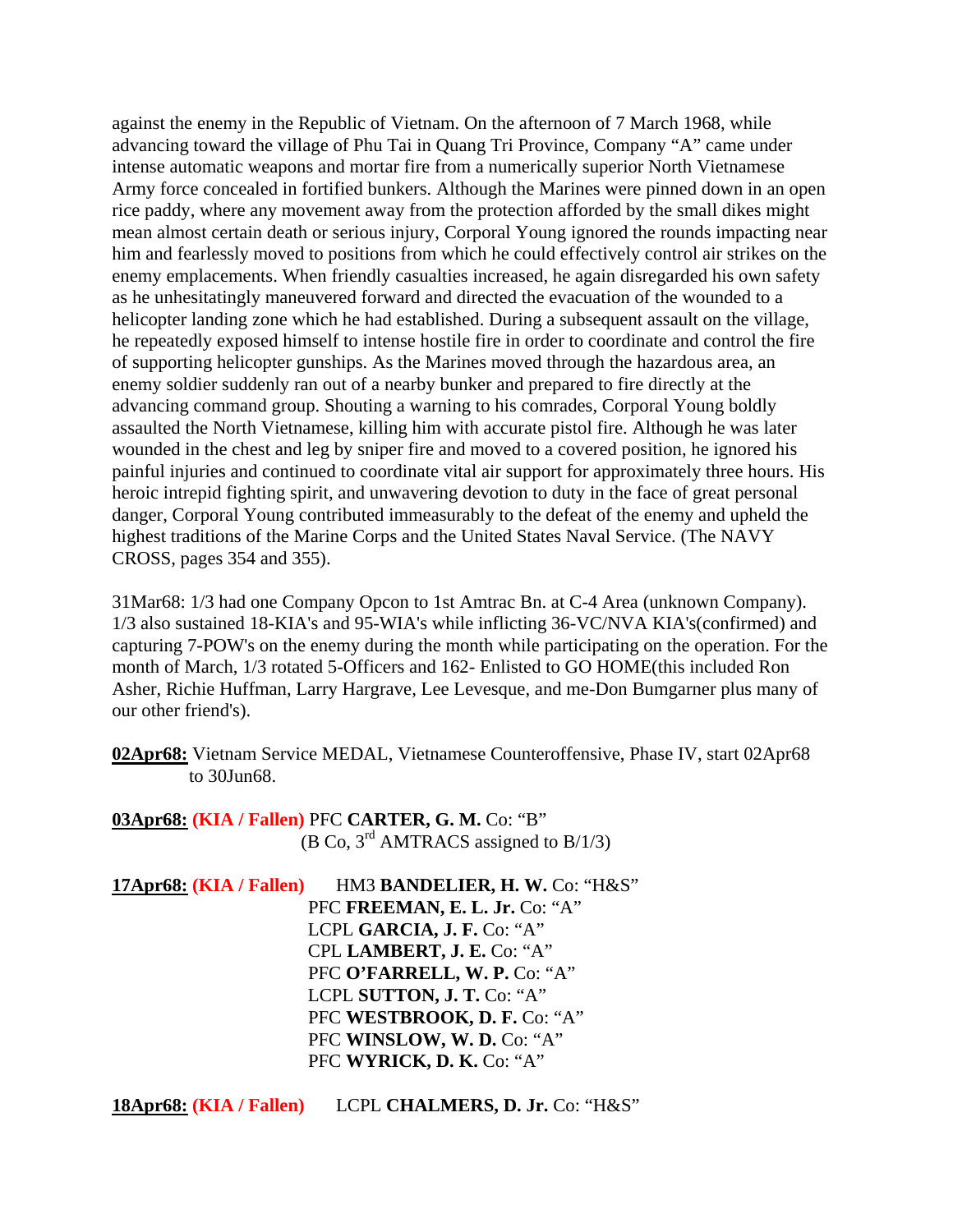against the enemy in the Republic of Vietnam. On the afternoon of 7 March 1968, while advancing toward the village of Phu Tai in Quang Tri Province, Company "A" came under intense automatic weapons and mortar fire from a numerically superior North Vietnamese Army force concealed in fortified bunkers. Although the Marines were pinned down in an open rice paddy, where any movement away from the protection afforded by the small dikes might mean almost certain death or serious injury, Corporal Young ignored the rounds impacting near him and fearlessly moved to positions from which he could effectively control air strikes on the enemy emplacements. When friendly casualties increased, he again disregarded his own safety as he unhesitatingly maneuvered forward and directed the evacuation of the wounded to a helicopter landing zone which he had established. During a subsequent assault on the village, he repeatedly exposed himself to intense hostile fire in order to coordinate and control the fire of supporting helicopter gunships. As the Marines moved through the hazardous area, an enemy soldier suddenly ran out of a nearby bunker and prepared to fire directly at the advancing command group. Shouting a warning to his comrades, Corporal Young boldly assaulted the North Vietnamese, killing him with accurate pistol fire. Although he was later wounded in the chest and leg by sniper fire and moved to a covered position, he ignored his painful injuries and continued to coordinate vital air support for approximately three hours. His heroic intrepid fighting spirit, and unwavering devotion to duty in the face of great personal danger, Corporal Young contributed immeasurably to the defeat of the enemy and upheld the highest traditions of the Marine Corps and the United States Naval Service. (The NAVY CROSS, pages 354 and 355).

31Mar68: 1/3 had one Company Opcon to 1st Amtrac Bn. at C-4 Area (unknown Company). 1/3 also sustained 18-KIA's and 95-WIA's while inflicting 36-VC/NVA KIA's(confirmed) and capturing 7-POW's on the enemy during the month while participating on the operation. For the month of March, 1/3 rotated 5-Officers and 162- Enlisted to GO HOME(this included Ron Asher, Richie Huffman, Larry Hargrave, Lee Levesque, and me-Don Bumgarner plus many of our other friend's).

**02Apr68:** Vietnam Service MEDAL, Vietnamese Counteroffensive, Phase IV, start 02Apr68 to 30Jun68.

**03Apr68:** **(KIA / Fallen)** PFC **CARTER, G. M.** Co: "B"
(B Co, 3rd AMTRACS assigned to B/1/3)

**17Apr68:** **(KIA / Fallen)** HM3 **BANDELIER, H. W.** Co: "H&S"
PFC **FREEMAN, E. L. Jr.** Co: "A"
LCPL **GARCIA, J. F.** Co: "A"
CPL **LAMBERT, J. E.** Co: "A"
PFC **O'FARRELL, W. P.** Co: "A"
LCPL **SUTTON, J. T.** Co: "A"
PFC **WESTBROOK, D. F.** Co: "A"
PFC **WINSLOW, W. D.** Co: "A"
PFC **WYRICK, D. K.** Co: "A"

**18Apr68:** **(KIA / Fallen)** LCPL **CHALMERS, D. Jr.** Co: "H&S"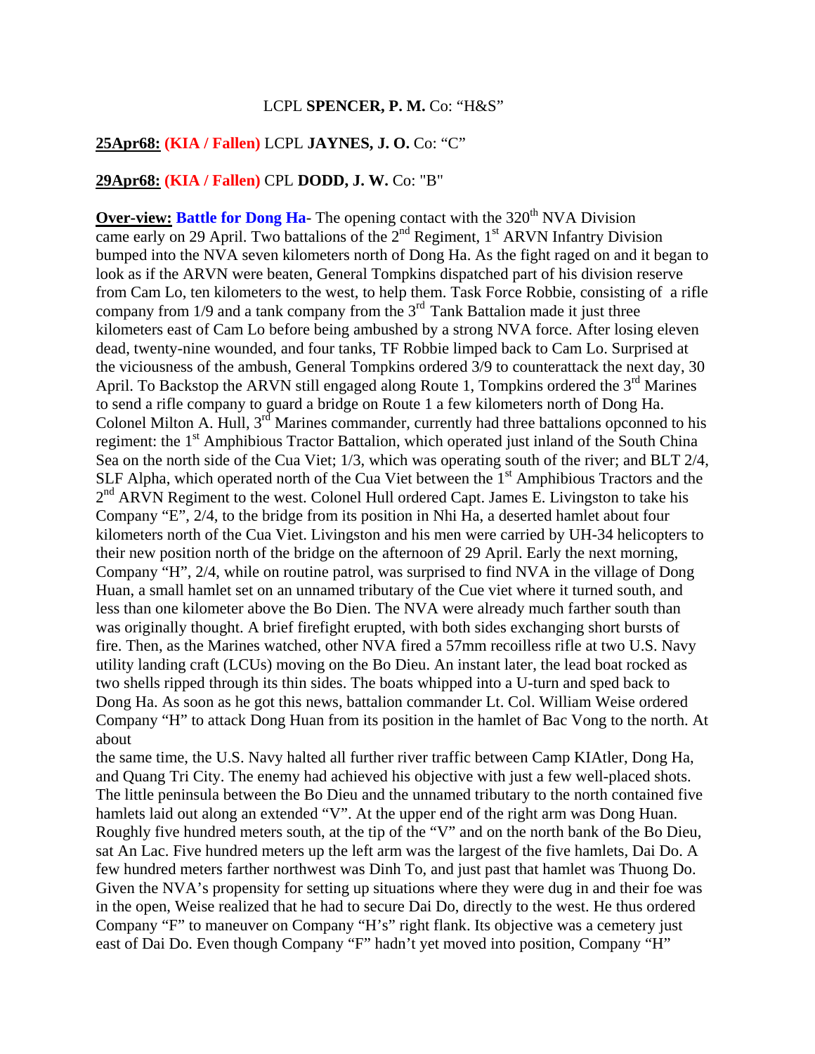LCPL **SPENCER, P. M.** Co: "H&S"

**25Apr68:** **(KIA / Fallen)** LCPL **JAYNES, J. O.** Co: "C"

**29Apr68:** **(KIA / Fallen)** CPL **DODD, J. W.** Co: "B"

**Over-view:** **Battle for Dong Ha**- The opening contact with the 320th NVA Division came early on 29 April. Two battalions of the 2nd Regiment, 1st ARVN Infantry Division bumped into the NVA seven kilometers north of Dong Ha. As the fight raged on and it began to look as if the ARVN were beaten, General Tompkins dispatched part of his division reserve from Cam Lo, ten kilometers to the west, to help them. Task Force Robbie, consisting of a rifle company from 1/9 and a tank company from the 3rd Tank Battalion made it just three kilometers east of Cam Lo before being ambushed by a strong NVA force. After losing eleven dead, twenty-nine wounded, and four tanks, TF Robbie limped back to Cam Lo. Surprised at the viciousness of the ambush, General Tompkins ordered 3/9 to counterattack the next day, 30 April. To Backstop the ARVN still engaged along Route 1, Tompkins ordered the 3rd Marines to send a rifle company to guard a bridge on Route 1 a few kilometers north of Dong Ha. Colonel Milton A. Hull, 3rd Marines commander, currently had three battalions opconned to his regiment: the 1st Amphibious Tractor Battalion, which operated just inland of the South China Sea on the north side of the Cua Viet; 1/3, which was operating south of the river; and BLT 2/4, SLF Alpha, which operated north of the Cua Viet between the 1st Amphibious Tractors and the 2nd ARVN Regiment to the west. Colonel Hull ordered Capt. James E. Livingston to take his Company "E", 2/4, to the bridge from its position in Nhi Ha, a deserted hamlet about four kilometers north of the Cua Viet. Livingston and his men were carried by UH-34 helicopters to their new position north of the bridge on the afternoon of 29 April. Early the next morning, Company "H", 2/4, while on routine patrol, was surprised to find NVA in the village of Dong Huan, a small hamlet set on an unnamed tributary of the Cue viet where it turned south, and less than one kilometer above the Bo Dien. The NVA were already much farther south than was originally thought. A brief firefight erupted, with both sides exchanging short bursts of fire. Then, as the Marines watched, other NVA fired a 57mm recoilless rifle at two U.S. Navy utility landing craft (LCUs) moving on the Bo Dieu. An instant later, the lead boat rocked as two shells ripped through its thin sides. The boats whipped into a U-turn and sped back to Dong Ha. As soon as he got this news, battalion commander Lt. Col. William Weise ordered Company "H" to attack Dong Huan from its position in the hamlet of Bac Vong to the north. At about
the same time, the U.S. Navy halted all further river traffic between Camp KIAtler, Dong Ha, and Quang Tri City. The enemy had achieved his objective with just a few well-placed shots. The little peninsula between the Bo Dieu and the unnamed tributary to the north contained five hamlets laid out along an extended "V". At the upper end of the right arm was Dong Huan. Roughly five hundred meters south, at the tip of the "V" and on the north bank of the Bo Dieu, sat An Lac. Five hundred meters up the left arm was the largest of the five hamlets, Dai Do. A few hundred meters farther northwest was Dinh To, and just past that hamlet was Thuong Do. Given the NVA's propensity for setting up situations where they were dug in and their foe was in the open, Weise realized that he had to secure Dai Do, directly to the west. He thus ordered Company "F" to maneuver on Company "H's" right flank. Its objective was a cemetery just east of Dai Do. Even though Company "F" hadn't yet moved into position, Company "H"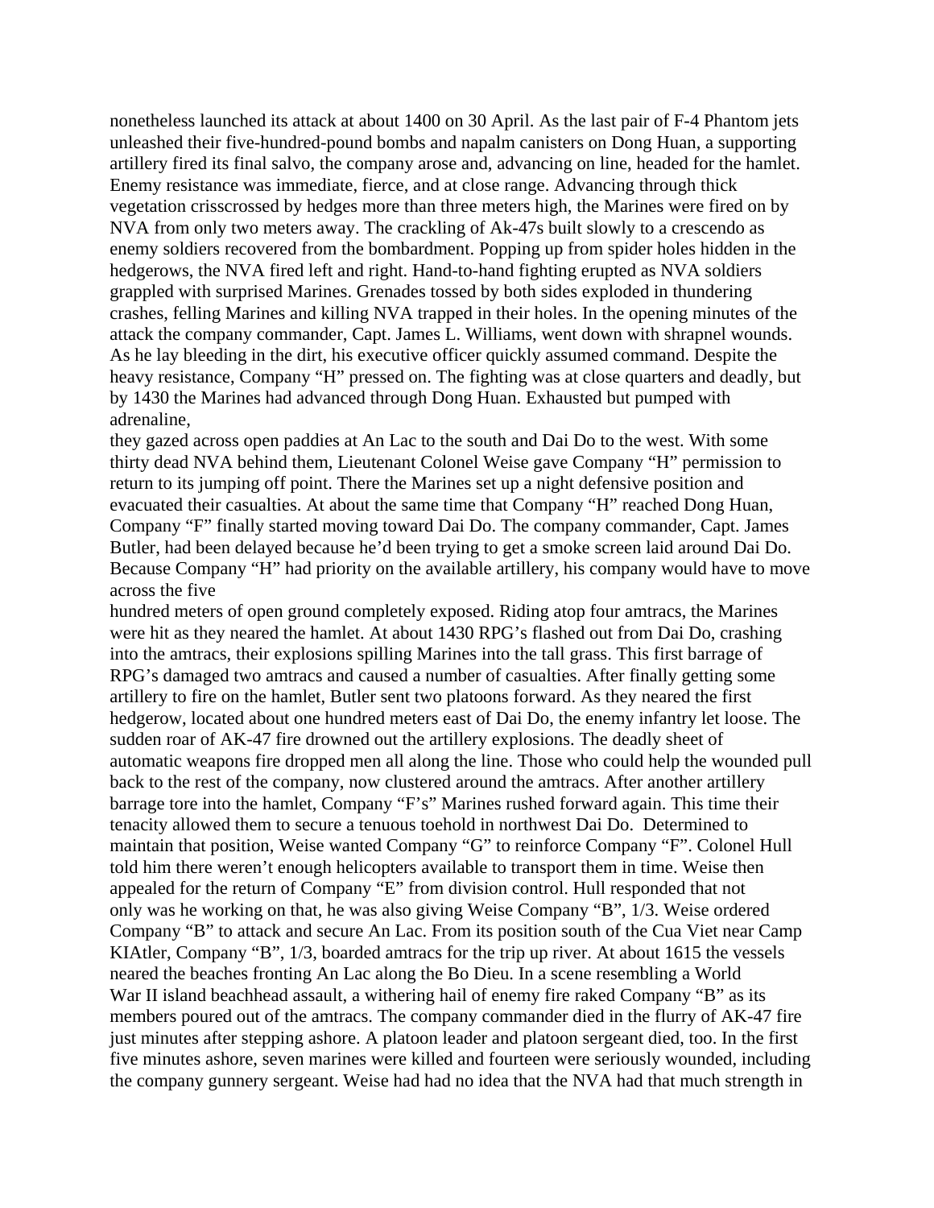nonetheless launched its attack at about 1400 on 30 April. As the last pair of F-4 Phantom jets unleashed their five-hundred-pound bombs and napalm canisters on Dong Huan, a supporting artillery fired its final salvo, the company arose and, advancing on line, headed for the hamlet. Enemy resistance was immediate, fierce, and at close range. Advancing through thick vegetation crisscrossed by hedges more than three meters high, the Marines were fired on by NVA from only two meters away. The crackling of Ak-47s built slowly to a crescendo as enemy soldiers recovered from the bombardment. Popping up from spider holes hidden in the hedgerows, the NVA fired left and right. Hand-to-hand fighting erupted as NVA soldiers grappled with surprised Marines. Grenades tossed by both sides exploded in thundering crashes, felling Marines and killing NVA trapped in their holes. In the opening minutes of the attack the company commander, Capt. James L. Williams, went down with shrapnel wounds. As he lay bleeding in the dirt, his executive officer quickly assumed command. Despite the heavy resistance, Company "H" pressed on. The fighting was at close quarters and deadly, but by 1430 the Marines had advanced through Dong Huan. Exhausted but pumped with adrenaline,
they gazed across open paddies at An Lac to the south and Dai Do to the west. With some thirty dead NVA behind them, Lieutenant Colonel Weise gave Company "H" permission to return to its jumping off point. There the Marines set up a night defensive position and evacuated their casualties. At about the same time that Company "H" reached Dong Huan, Company "F" finally started moving toward Dai Do. The company commander, Capt. James Butler, had been delayed because he'd been trying to get a smoke screen laid around Dai Do. Because Company "H" had priority on the available artillery, his company would have to move across the five
hundred meters of open ground completely exposed. Riding atop four amtracs, the Marines were hit as they neared the hamlet. At about 1430 RPG's flashed out from Dai Do, crashing into the amtracs, their explosions spilling Marines into the tall grass. This first barrage of RPG's damaged two amtracs and caused a number of casualties. After finally getting some artillery to fire on the hamlet, Butler sent two platoons forward. As they neared the first hedgerow, located about one hundred meters east of Dai Do, the enemy infantry let loose. The sudden roar of AK-47 fire drowned out the artillery explosions. The deadly sheet of automatic weapons fire dropped men all along the line. Those who could help the wounded pull back to the rest of the company, now clustered around the amtracs. After another artillery barrage tore into the hamlet, Company "F's" Marines rushed forward again. This time their tenacity allowed them to secure a tenuous toehold in northwest Dai Do. Determined to maintain that position, Weise wanted Company "G" to reinforce Company "F". Colonel Hull told him there weren't enough helicopters available to transport them in time. Weise then appealed for the return of Company "E" from division control. Hull responded that not only was he working on that, he was also giving Weise Company "B", 1/3. Weise ordered Company "B" to attack and secure An Lac. From its position south of the Cua Viet near Camp KIAtler, Company "B", 1/3, boarded amtracs for the trip up river. At about 1615 the vessels neared the beaches fronting An Lac along the Bo Dieu. In a scene resembling a World War II island beachhead assault, a withering hail of enemy fire raked Company "B" as its members poured out of the amtracs. The company commander died in the flurry of AK-47 fire just minutes after stepping ashore. A platoon leader and platoon sergeant died, too. In the first five minutes ashore, seven marines were killed and fourteen were seriously wounded, including the company gunnery sergeant. Weise had had no idea that the NVA had that much strength in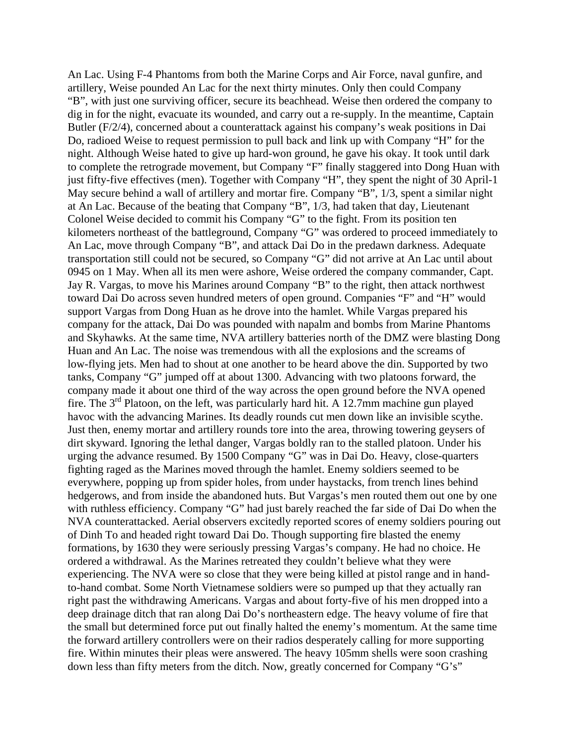An Lac. Using F-4 Phantoms from both the Marine Corps and Air Force, naval gunfire, and artillery, Weise pounded An Lac for the next thirty minutes. Only then could Company "B", with just one surviving officer, secure its beachhead. Weise then ordered the company to dig in for the night, evacuate its wounded, and carry out a re-supply. In the meantime, Captain Butler (F/2/4), concerned about a counterattack against his company's weak positions in Dai Do, radioed Weise to request permission to pull back and link up with Company "H" for the night. Although Weise hated to give up hard-won ground, he gave his okay. It took until dark to complete the retrograde movement, but Company "F" finally staggered into Dong Huan with just fifty-five effectives (men). Together with Company "H", they spent the night of 30 April-1 May secure behind a wall of artillery and mortar fire. Company "B", 1/3, spent a similar night at An Lac. Because of the beating that Company "B", 1/3, had taken that day, Lieutenant Colonel Weise decided to commit his Company "G" to the fight. From its position ten kilometers northeast of the battleground, Company "G" was ordered to proceed immediately to An Lac, move through Company "B", and attack Dai Do in the predawn darkness. Adequate transportation still could not be secured, so Company "G" did not arrive at An Lac until about 0945 on 1 May. When all its men were ashore, Weise ordered the company commander, Capt. Jay R. Vargas, to move his Marines around Company "B" to the right, then attack northwest toward Dai Do across seven hundred meters of open ground. Companies "F" and "H" would support Vargas from Dong Huan as he drove into the hamlet. While Vargas prepared his company for the attack, Dai Do was pounded with napalm and bombs from Marine Phantoms and Skyhawks. At the same time, NVA artillery batteries north of the DMZ were blasting Dong Huan and An Lac. The noise was tremendous with all the explosions and the screams of low-flying jets. Men had to shout at one another to be heard above the din. Supported by two tanks, Company "G" jumped off at about 1300. Advancing with two platoons forward, the company made it about one third of the way across the open ground before the NVA opened fire. The 3rd Platoon, on the left, was particularly hard hit. A 12.7mm machine gun played havoc with the advancing Marines. Its deadly rounds cut men down like an invisible scythe. Just then, enemy mortar and artillery rounds tore into the area, throwing towering geysers of dirt skyward. Ignoring the lethal danger, Vargas boldly ran to the stalled platoon. Under his urging the advance resumed. By 1500 Company "G" was in Dai Do. Heavy, close-quarters fighting raged as the Marines moved through the hamlet. Enemy soldiers seemed to be everywhere, popping up from spider holes, from under haystacks, from trench lines behind hedgerows, and from inside the abandoned huts. But Vargas's men routed them out one by one with ruthless efficiency. Company "G" had just barely reached the far side of Dai Do when the NVA counterattacked. Aerial observers excitedly reported scores of enemy soldiers pouring out of Dinh To and headed right toward Dai Do. Though supporting fire blasted the enemy formations, by 1630 they were seriously pressing Vargas's company. He had no choice. He ordered a withdrawal. As the Marines retreated they couldn't believe what they were experiencing. The NVA were so close that they were being killed at pistol range and in hand-to-hand combat. Some North Vietnamese soldiers were so pumped up that they actually ran right past the withdrawing Americans. Vargas and about forty-five of his men dropped into a deep drainage ditch that ran along Dai Do's northeastern edge. The heavy volume of fire that the small but determined force put out finally halted the enemy's momentum. At the same time the forward artillery controllers were on their radios desperately calling for more supporting fire. Within minutes their pleas were answered. The heavy 105mm shells were soon crashing down less than fifty meters from the ditch. Now, greatly concerned for Company "G's"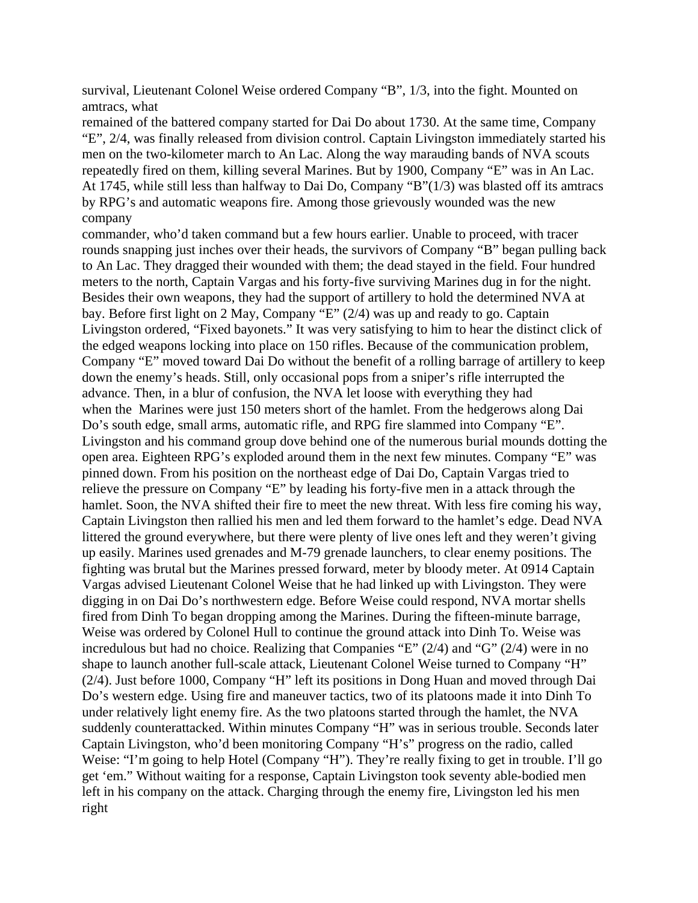survival, Lieutenant Colonel Weise ordered Company "B", 1/3, into the fight. Mounted on amtracs, what remained of the battered company started for Dai Do about 1730. At the same time, Company "E", 2/4, was finally released from division control. Captain Livingston immediately started his men on the two-kilometer march to An Lac. Along the way marauding bands of NVA scouts repeatedly fired on them, killing several Marines. But by 1900, Company "E" was in An Lac. At 1745, while still less than halfway to Dai Do, Company "B"(1/3) was blasted off its amtracs by RPG's and automatic weapons fire. Among those grievously wounded was the new company commander, who'd taken command but a few hours earlier. Unable to proceed, with tracer rounds snapping just inches over their heads, the survivors of Company "B" began pulling back to An Lac. They dragged their wounded with them; the dead stayed in the field. Four hundred meters to the north, Captain Vargas and his forty-five surviving Marines dug in for the night. Besides their own weapons, they had the support of artillery to hold the determined NVA at bay. Before first light on 2 May, Company "E" (2/4) was up and ready to go. Captain Livingston ordered, "Fixed bayonets." It was very satisfying to him to hear the distinct click of the edged weapons locking into place on 150 rifles. Because of the communication problem, Company "E" moved toward Dai Do without the benefit of a rolling barrage of artillery to keep down the enemy's heads. Still, only occasional pops from a sniper's rifle interrupted the advance. Then, in a blur of confusion, the NVA let loose with everything they had when the Marines were just 150 meters short of the hamlet. From the hedgerows along Dai Do's south edge, small arms, automatic rifle, and RPG fire slammed into Company "E". Livingston and his command group dove behind one of the numerous burial mounds dotting the open area. Eighteen RPG's exploded around them in the next few minutes. Company "E" was pinned down. From his position on the northeast edge of Dai Do, Captain Vargas tried to relieve the pressure on Company "E" by leading his forty-five men in a attack through the hamlet. Soon, the NVA shifted their fire to meet the new threat. With less fire coming his way, Captain Livingston then rallied his men and led them forward to the hamlet's edge. Dead NVA littered the ground everywhere, but there were plenty of live ones left and they weren't giving up easily. Marines used grenades and M-79 grenade launchers, to clear enemy positions. The fighting was brutal but the Marines pressed forward, meter by bloody meter. At 0914 Captain Vargas advised Lieutenant Colonel Weise that he had linked up with Livingston. They were digging in on Dai Do's northwestern edge. Before Weise could respond, NVA mortar shells fired from Dinh To began dropping among the Marines. During the fifteen-minute barrage, Weise was ordered by Colonel Hull to continue the ground attack into Dinh To. Weise was incredulous but had no choice. Realizing that Companies "E" (2/4) and "G" (2/4) were in no shape to launch another full-scale attack, Lieutenant Colonel Weise turned to Company "H" (2/4). Just before 1000, Company "H" left its positions in Dong Huan and moved through Dai Do's western edge. Using fire and maneuver tactics, two of its platoons made it into Dinh To under relatively light enemy fire. As the two platoons started through the hamlet, the NVA suddenly counterattacked. Within minutes Company "H" was in serious trouble. Seconds later Captain Livingston, who'd been monitoring Company "H's" progress on the radio, called Weise: "I'm going to help Hotel (Company "H"). They're really fixing to get in trouble. I'll go get 'em." Without waiting for a response, Captain Livingston took seventy able-bodied men left in his company on the attack. Charging through the enemy fire, Livingston led his men right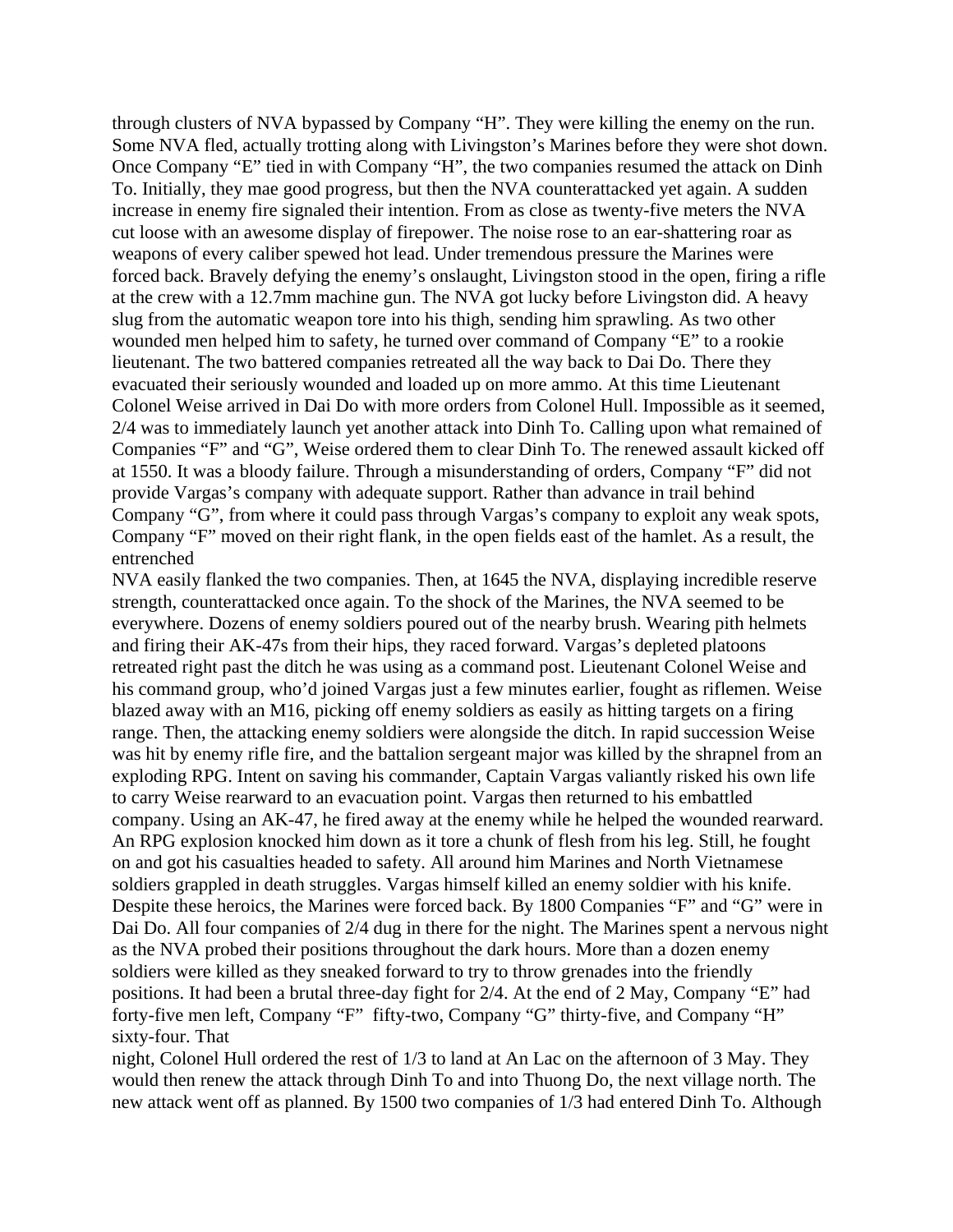through clusters of NVA bypassed by Company "H". They were killing the enemy on the run. Some NVA fled, actually trotting along with Livingston's Marines before they were shot down. Once Company "E" tied in with Company "H", the two companies resumed the attack on Dinh To. Initially, they mae good progress, but then the NVA counterattacked yet again. A sudden increase in enemy fire signaled their intention. From as close as twenty-five meters the NVA cut loose with an awesome display of firepower. The noise rose to an ear-shattering roar as weapons of every caliber spewed hot lead. Under tremendous pressure the Marines were forced back. Bravely defying the enemy's onslaught, Livingston stood in the open, firing a rifle at the crew with a 12.7mm machine gun. The NVA got lucky before Livingston did. A heavy slug from the automatic weapon tore into his thigh, sending him sprawling. As two other wounded men helped him to safety, he turned over command of Company "E" to a rookie lieutenant. The two battered companies retreated all the way back to Dai Do. There they evacuated their seriously wounded and loaded up on more ammo. At this time Lieutenant Colonel Weise arrived in Dai Do with more orders from Colonel Hull. Impossible as it seemed, 2/4 was to immediately launch yet another attack into Dinh To. Calling upon what remained of Companies "F" and "G", Weise ordered them to clear Dinh To. The renewed assault kicked off at 1550. It was a bloody failure. Through a misunderstanding of orders, Company "F" did not provide Vargas's company with adequate support. Rather than advance in trail behind Company "G", from where it could pass through Vargas's company to exploit any weak spots, Company "F" moved on their right flank, in the open fields east of the hamlet. As a result, the entrenched NVA easily flanked the two companies. Then, at 1645 the NVA, displaying incredible reserve strength, counterattacked once again. To the shock of the Marines, the NVA seemed to be everywhere. Dozens of enemy soldiers poured out of the nearby brush. Wearing pith helmets and firing their AK-47s from their hips, they raced forward. Vargas's depleted platoons retreated right past the ditch he was using as a command post. Lieutenant Colonel Weise and his command group, who'd joined Vargas just a few minutes earlier, fought as riflemen. Weise blazed away with an M16, picking off enemy soldiers as easily as hitting targets on a firing range. Then, the attacking enemy soldiers were alongside the ditch. In rapid succession Weise was hit by enemy rifle fire, and the battalion sergeant major was killed by the shrapnel from an exploding RPG. Intent on saving his commander, Captain Vargas valiantly risked his own life to carry Weise rearward to an evacuation point. Vargas then returned to his embattled company. Using an AK-47, he fired away at the enemy while he helped the wounded rearward. An RPG explosion knocked him down as it tore a chunk of flesh from his leg. Still, he fought on and got his casualties headed to safety. All around him Marines and North Vietnamese soldiers grappled in death struggles. Vargas himself killed an enemy soldier with his knife. Despite these heroics, the Marines were forced back. By 1800 Companies "F" and "G" were in Dai Do. All four companies of 2/4 dug in there for the night. The Marines spent a nervous night as the NVA probed their positions throughout the dark hours. More than a dozen enemy soldiers were killed as they sneaked forward to try to throw grenades into the friendly positions. It had been a brutal three-day fight for 2/4. At the end of 2 May, Company "E" had forty-five men left, Company "F" fifty-two, Company "G" thirty-five, and Company "H" sixty-four. That night, Colonel Hull ordered the rest of 1/3 to land at An Lac on the afternoon of 3 May. They would then renew the attack through Dinh To and into Thuong Do, the next village north. The new attack went off as planned. By 1500 two companies of 1/3 had entered Dinh To. Although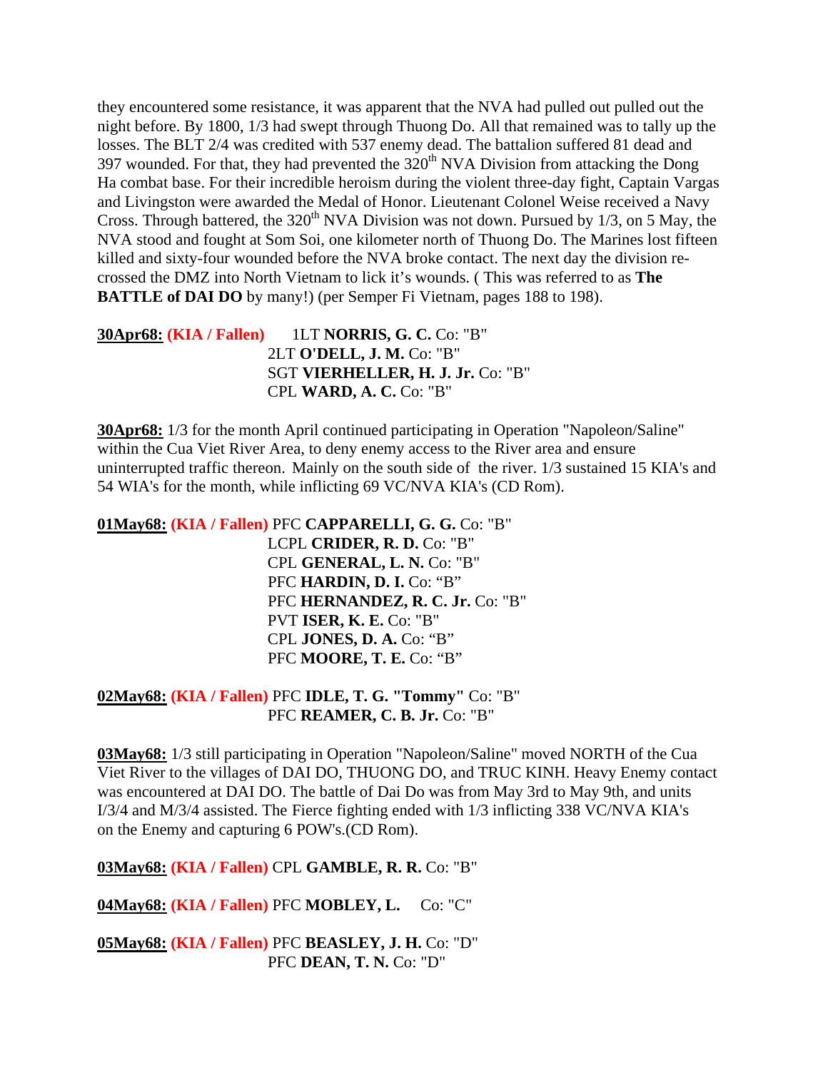they encountered some resistance, it was apparent that the NVA had pulled out pulled out the night before. By 1800, 1/3 had swept through Thuong Do. All that remained was to tally up the losses. The BLT 2/4 was credited with 537 enemy dead. The battalion suffered 81 dead and 397 wounded. For that, they had prevented the 320th NVA Division from attacking the Dong Ha combat base. For their incredible heroism during the violent three-day fight, Captain Vargas and Livingston were awarded the Medal of Honor. Lieutenant Colonel Weise received a Navy Cross. Through battered, the 320th NVA Division was not down. Pursued by 1/3, on 5 May, the NVA stood and fought at Som Soi, one kilometer north of Thuong Do. The Marines lost fifteen killed and sixty-four wounded before the NVA broke contact. The next day the division re-crossed the DMZ into North Vietnam to lick it's wounds. ( This was referred to as **The BATTLE of DAI DO** by many!) (per Semper Fi Vietnam, pages 188 to 198).

**30Apr68: (KIA / Fallen)** 1LT **NORRIS, G. C.** Co: "B"
2LT **O'DELL, J. M.** Co: "B"
SGT **VIERHELLER, H. J. Jr.** Co: "B"
CPL **WARD, A. C.** Co: "B"

**30Apr68:** 1/3 for the month April continued participating in Operation "Napoleon/Saline" within the Cua Viet River Area, to deny enemy access to the River area and ensure uninterrupted traffic thereon. Mainly on the south side of the river. 1/3 sustained 15 KIA's and 54 WIA's for the month, while inflicting 69 VC/NVA KIA's (CD Rom).

**01May68: (KIA / Fallen)** PFC **CAPPARELLI, G. G.** Co: "B"
LCPL **CRIDER, R. D.** Co: "B"
CPL **GENERAL, L. N.** Co: "B"
PFC **HARDIN, D. I.** Co: "B"
PFC **HERNANDEZ, R. C. Jr.** Co: "B"
PVT **ISER, K. E.** Co: "B"
CPL **JONES, D. A.** Co: "B"
PFC **MOORE, T. E.** Co: "B"

**02May68: (KIA / Fallen)** PFC **IDLE, T. G. "Tommy"** Co: "B"
PFC **REAMER, C. B. Jr.** Co: "B"

**03May68:** 1/3 still participating in Operation "Napoleon/Saline" moved NORTH of the Cua Viet River to the villages of DAI DO, THUONG DO, and TRUC KINH. Heavy Enemy contact was encountered at DAI DO. The battle of Dai Do was from May 3rd to May 9th, and units I/3/4 and M/3/4 assisted. The Fierce fighting ended with 1/3 inflicting 338 VC/NVA KIA's on the Enemy and capturing 6 POW's.(CD Rom).

**03May68: (KIA / Fallen)** CPL **GAMBLE, R. R.** Co: "B"

**04May68: (KIA / Fallen)** PFC **MOBLEY, L.** Co: "C"

**05May68: (KIA / Fallen)** PFC **BEASLEY, J. H.** Co: "D"
PFC **DEAN, T. N.** Co: "D"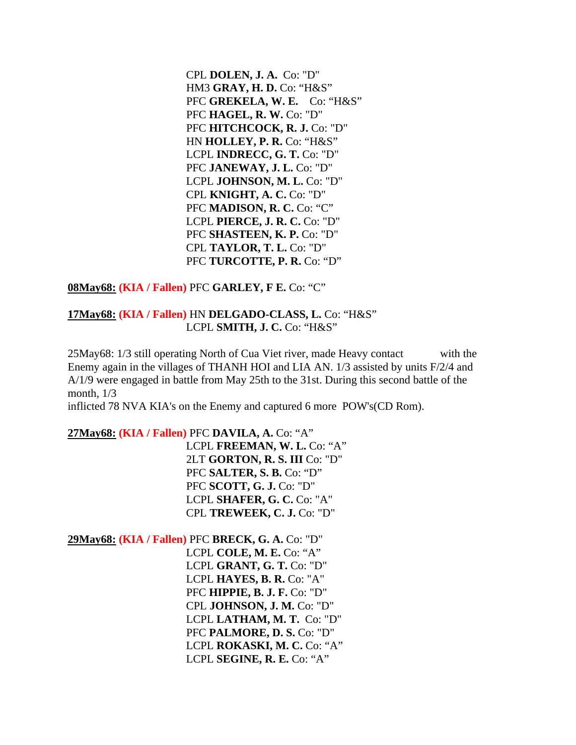CPL **DOLEN, J. A.** Co: "D"
HM3 **GRAY, H. D.** Co: "H&S"
PFC **GREKELA, W. E.** Co: "H&S"
PFC **HAGEL, R. W.** Co: "D"
PFC **HITCHCOCK, R. J.** Co: "D"
HN **HOLLEY, P. R.** Co: "H&S"
LCPL **INDRECC, G. T.** Co: "D"
PFC **JANEWAY, J. L.** Co: "D"
LCPL **JOHNSON, M. L.** Co: "D"
CPL **KNIGHT, A. C.** Co: "D"
PFC **MADISON, R. C.** Co: "C"
LCPL **PIERCE, J. R. C.** Co: "D"
PFC **SHASTEEN, K. P.** Co: "D"
CPL **TAYLOR, T. L.** Co: "D"
PFC **TURCOTTE, P. R.** Co: "D"

**08May68:** **(KIA / Fallen)** PFC **GARLEY, F E.** Co: "C"

**17May68:** **(KIA / Fallen)** HN **DELGADO-CLASS, L.** Co: "H&S"
LCPL **SMITH, J. C.** Co: "H&S"

25May68: 1/3 still operating North of Cua Viet river, made Heavy contact with the Enemy again in the villages of THANH HOI and LIA AN. 1/3 assisted by units F/2/4 and A/1/9 were engaged in battle from May 25th to the 31st. During this second battle of the month, 1/3
inflicted 78 NVA KIA's on the Enemy and captured 6 more POW's(CD Rom).

**27May68:** **(KIA / Fallen)** PFC **DAVILA, A.** Co: "A"
LCPL **FREEMAN, W. L.** Co: "A"
2LT **GORTON, R. S. III** Co: "D"
PFC **SALTER, S. B.** Co: "D"
PFC **SCOTT, G. J.** Co: "D"
LCPL **SHAFER, G. C.** Co: "A"
CPL **TREWEEK, C. J.** Co: "D"

**29May68:** **(KIA / Fallen)** PFC **BRECK, G. A.** Co: "D"
LCPL **COLE, M. E.** Co: "A"
LCPL **GRANT, G. T.** Co: "D"
LCPL **HAYES, B. R.** Co: "A"
PFC **HIPPIE, B. J. F.** Co: "D"
CPL **JOHNSON, J. M.** Co: "D"
LCPL **LATHAM, M. T.** Co: "D"
PFC **PALMORE, D. S.** Co: "D"
LCPL **ROKASKI, M. C.** Co: "A"
LCPL **SEGINE, R. E.** Co: "A"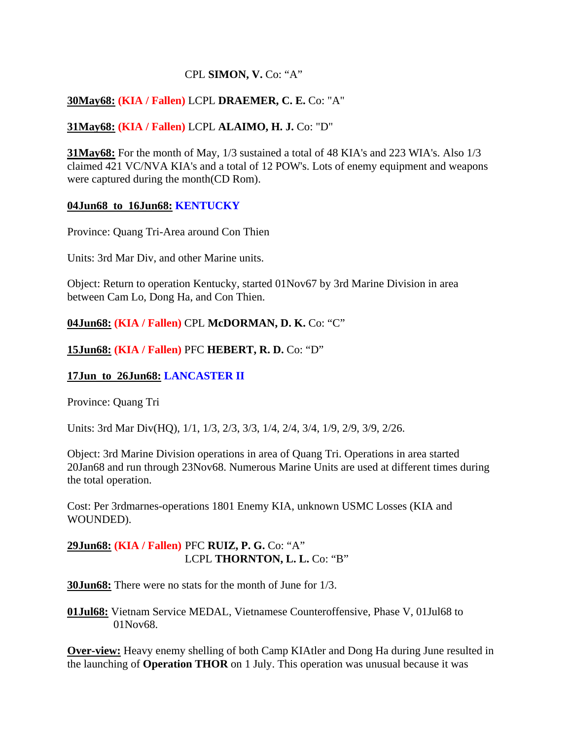CPL **SIMON, V.** Co: “A”

**30May68:** **(KIA / Fallen)** LCPL **DRAEMER, C. E.** Co: "A"

**31May68:** **(KIA / Fallen)** LCPL **ALAIMO, H. J.** Co: "D"

**31May68:** For the month of May, 1/3 sustained a total of 48 KIA's and 223 WIA's. Also 1/3 claimed 421 VC/NVA KIA's and a total of 12 POW's. Lots of enemy equipment and weapons were captured during the month(CD Rom).

**04Jun68 to 16Jun68:** **KENTUCKY**

Province: Quang Tri-Area around Con Thien

Units: 3rd Mar Div, and other Marine units.

Object: Return to operation Kentucky, started 01Nov67 by 3rd Marine Division in area between Cam Lo, Dong Ha, and Con Thien.

**04Jun68:** **(KIA / Fallen)** CPL **McDORMAN, D. K.** Co: “C”

**15Jun68:** **(KIA / Fallen)** PFC **HEBERT, R. D.** Co: “D”

**17Jun to 26Jun68:** **LANCASTER II**

Province: Quang Tri

Units: 3rd Mar Div(HQ), 1/1, 1/3, 2/3, 3/3, 1/4, 2/4, 3/4, 1/9, 2/9, 3/9, 2/26.

Object: 3rd Marine Division operations in area of Quang Tri. Operations in area started 20Jan68 and run through 23Nov68. Numerous Marine Units are used at different times during the total operation.

Cost: Per 3rdmarnes-operations 1801 Enemy KIA, unknown USMC Losses (KIA and WOUNDED).

**29Jun68:** **(KIA / Fallen)** PFC **RUIZ, P. G.** Co: “A”
LCPL **THORNTON, L. L.** Co: “B”

**30Jun68:** There were no stats for the month of June for 1/3.

**01Jul68:** Vietnam Service MEDAL, Vietnamese Counteroffensive, Phase V, 01Jul68 to 01Nov68.

**Over-view:** Heavy enemy shelling of both Camp KIAtler and Dong Ha during June resulted in the launching of **Operation THOR** on 1 July. This operation was unusual because it was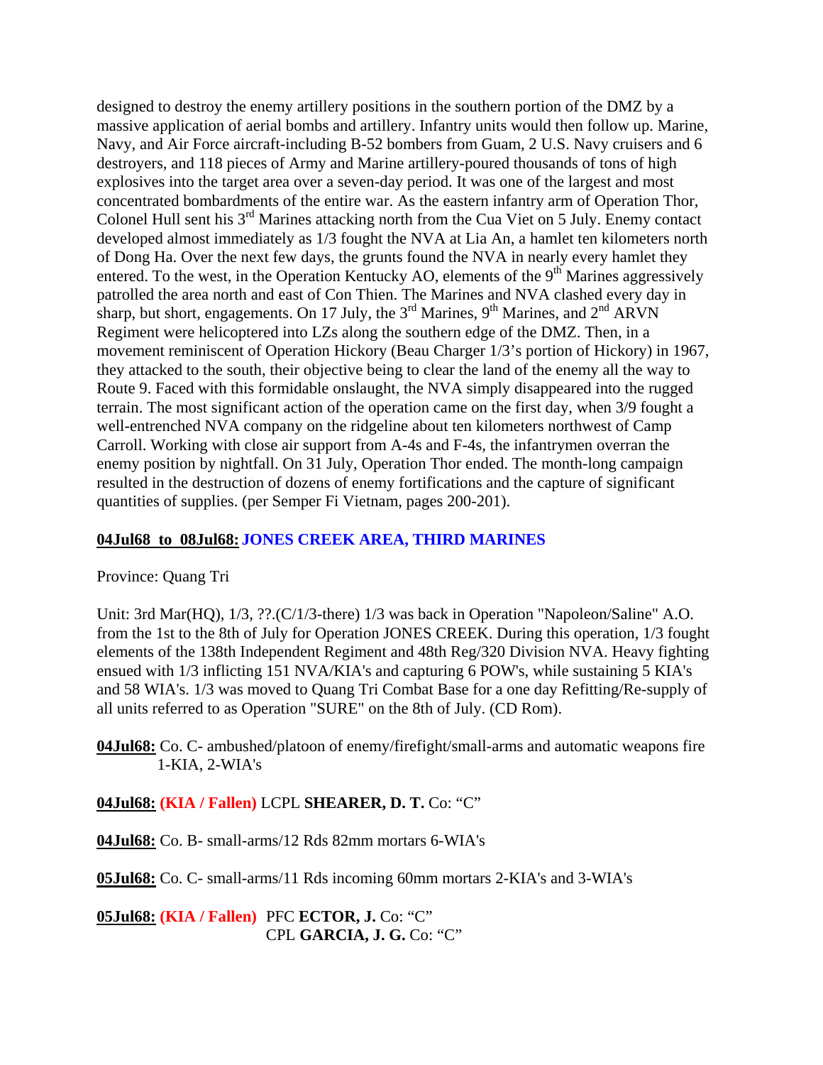designed to destroy the enemy artillery positions in the southern portion of the DMZ by a massive application of aerial bombs and artillery. Infantry units would then follow up. Marine, Navy, and Air Force aircraft-including B-52 bombers from Guam, 2 U.S. Navy cruisers and 6 destroyers, and 118 pieces of Army and Marine artillery-poured thousands of tons of high explosives into the target area over a seven-day period. It was one of the largest and most concentrated bombardments of the entire war. As the eastern infantry arm of Operation Thor, Colonel Hull sent his 3rd Marines attacking north from the Cua Viet on 5 July. Enemy contact developed almost immediately as 1/3 fought the NVA at Lia An, a hamlet ten kilometers north of Dong Ha. Over the next few days, the grunts found the NVA in nearly every hamlet they entered. To the west, in the Operation Kentucky AO, elements of the 9th Marines aggressively patrolled the area north and east of Con Thien. The Marines and NVA clashed every day in sharp, but short, engagements. On 17 July, the 3rd Marines, 9th Marines, and 2nd ARVN Regiment were helicoptered into LZs along the southern edge of the DMZ. Then, in a movement reminiscent of Operation Hickory (Beau Charger 1/3's portion of Hickory) in 1967, they attacked to the south, their objective being to clear the land of the enemy all the way to Route 9. Faced with this formidable onslaught, the NVA simply disappeared into the rugged terrain. The most significant action of the operation came on the first day, when 3/9 fought a well-entrenched NVA company on the ridgeline about ten kilometers northwest of Camp Carroll. Working with close air support from A-4s and F-4s, the infantrymen overran the enemy position by nightfall. On 31 July, Operation Thor ended. The month-long campaign resulted in the destruction of dozens of enemy fortifications and the capture of significant quantities of supplies. (per Semper Fi Vietnam, pages 200-201).

**04Jul68 to 08Jul68: JONES CREEK AREA, THIRD MARINES**

Province: Quang Tri

Unit: 3rd Mar(HQ), 1/3, ??.(C/1/3-there) 1/3 was back in Operation "Napoleon/Saline" A.O. from the 1st to the 8th of July for Operation JONES CREEK. During this operation, 1/3 fought elements of the 138th Independent Regiment and 48th Reg/320 Division NVA. Heavy fighting ensued with 1/3 inflicting 151 NVA/KIA's and capturing 6 POW's, while sustaining 5 KIA's and 58 WIA's. 1/3 was moved to Quang Tri Combat Base for a one day Refitting/Re-supply of all units referred to as Operation "SURE" on the 8th of July. (CD Rom).

**04Jul68:** Co. C- ambushed/platoon of enemy/firefight/small-arms and automatic weapons fire 1-KIA, 2-WIA's

**04Jul68:** **(KIA / Fallen)** LCPL **SHEARER, D. T.** Co: "C"

**04Jul68:** Co. B- small-arms/12 Rds 82mm mortars 6-WIA's

**05Jul68:** Co. C- small-arms/11 Rds incoming 60mm mortars 2-KIA's and 3-WIA's

**05Jul68:** **(KIA / Fallen)** PFC **ECTOR, J.** Co: "C"
CPL **GARCIA, J. G.** Co: "C"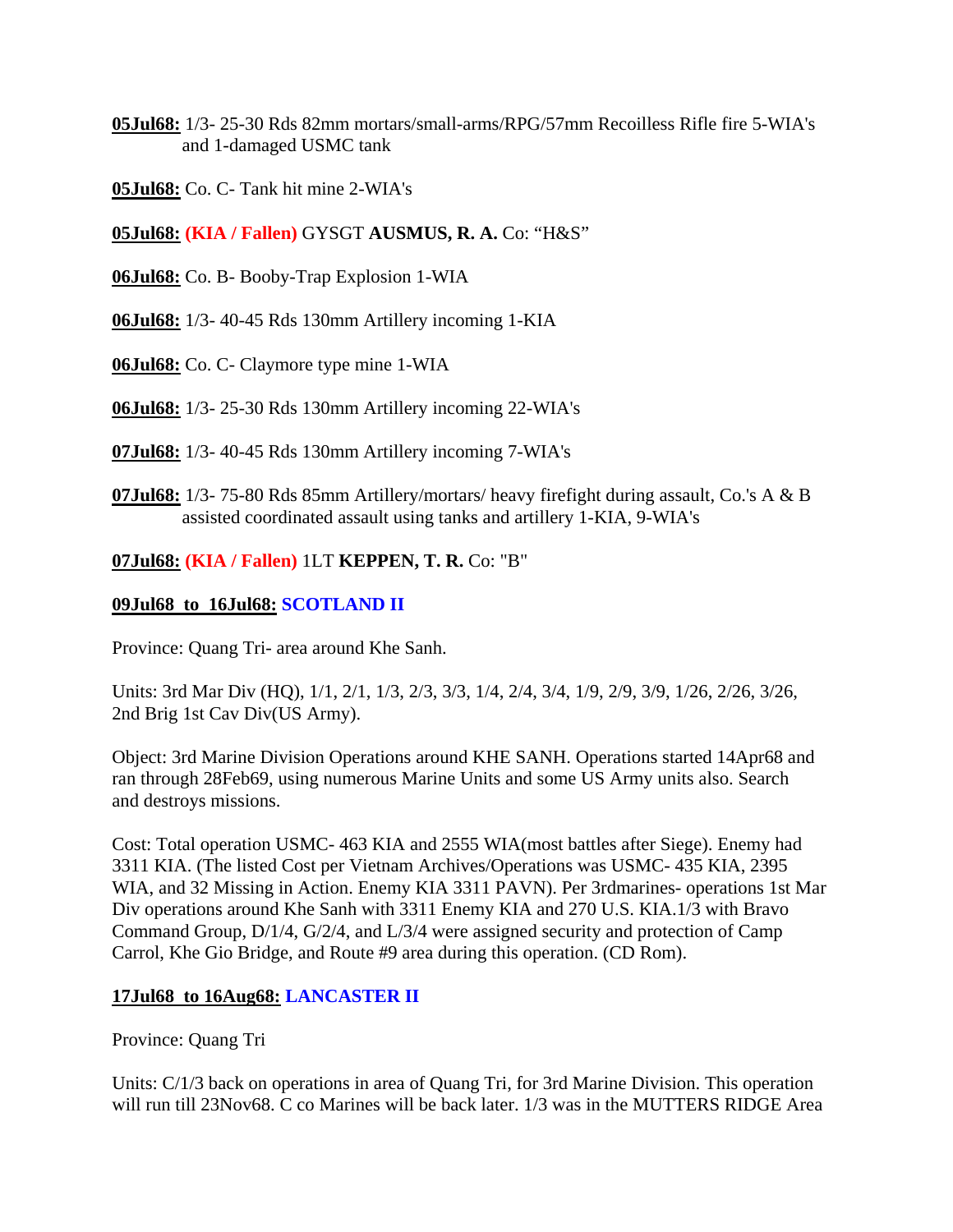**05Jul68:** 1/3- 25-30 Rds 82mm mortars/small-arms/RPG/57mm Recoilless Rifle fire 5-WIA's and 1-damaged USMC tank

**05Jul68:** Co. C- Tank hit mine 2-WIA's

**05Jul68:** **(KIA / Fallen)** GYSGT **AUSMUS, R. A.** Co: "H&S"

**06Jul68:** Co. B- Booby-Trap Explosion 1-WIA

**06Jul68:** 1/3- 40-45 Rds 130mm Artillery incoming 1-KIA

**06Jul68:** Co. C- Claymore type mine 1-WIA

**06Jul68:** 1/3- 25-30 Rds 130mm Artillery incoming 22-WIA's

**07Jul68:** 1/3- 40-45 Rds 130mm Artillery incoming 7-WIA's

**07Jul68:** 1/3- 75-80 Rds 85mm Artillery/mortars/ heavy firefight during assault, Co.'s A & B assisted coordinated assault using tanks and artillery 1-KIA, 9-WIA's

**07Jul68:** **(KIA / Fallen)** 1LT **KEPPEN, T. R.** Co: "B"

**09Jul68 to 16Jul68: SCOTLAND II**

Province: Quang Tri- area around Khe Sanh.

Units: 3rd Mar Div (HQ), 1/1, 2/1, 1/3, 2/3, 3/3, 1/4, 2/4, 3/4, 1/9, 2/9, 3/9, 1/26, 2/26, 3/26, 2nd Brig 1st Cav Div(US Army).

Object: 3rd Marine Division Operations around KHE SANH. Operations started 14Apr68 and ran through 28Feb69, using numerous Marine Units and some US Army units also. Search and destroys missions.

Cost: Total operation USMC- 463 KIA and 2555 WIA(most battles after Siege). Enemy had 3311 KIA. (The listed Cost per Vietnam Archives/Operations was USMC- 435 KIA, 2395 WIA, and 32 Missing in Action. Enemy KIA 3311 PAVN). Per 3rdmarines- operations 1st Mar Div operations around Khe Sanh with 3311 Enemy KIA and 270 U.S. KIA.1/3 with Bravo Command Group, D/1/4, G/2/4, and L/3/4 were assigned security and protection of Camp Carrol, Khe Gio Bridge, and Route #9 area during this operation. (CD Rom).

**17Jul68 to 16Aug68: LANCASTER II**

Province: Quang Tri

Units: C/1/3 back on operations in area of Quang Tri, for 3rd Marine Division. This operation will run till 23Nov68. C co Marines will be back later. 1/3 was in the MUTTERS RIDGE Area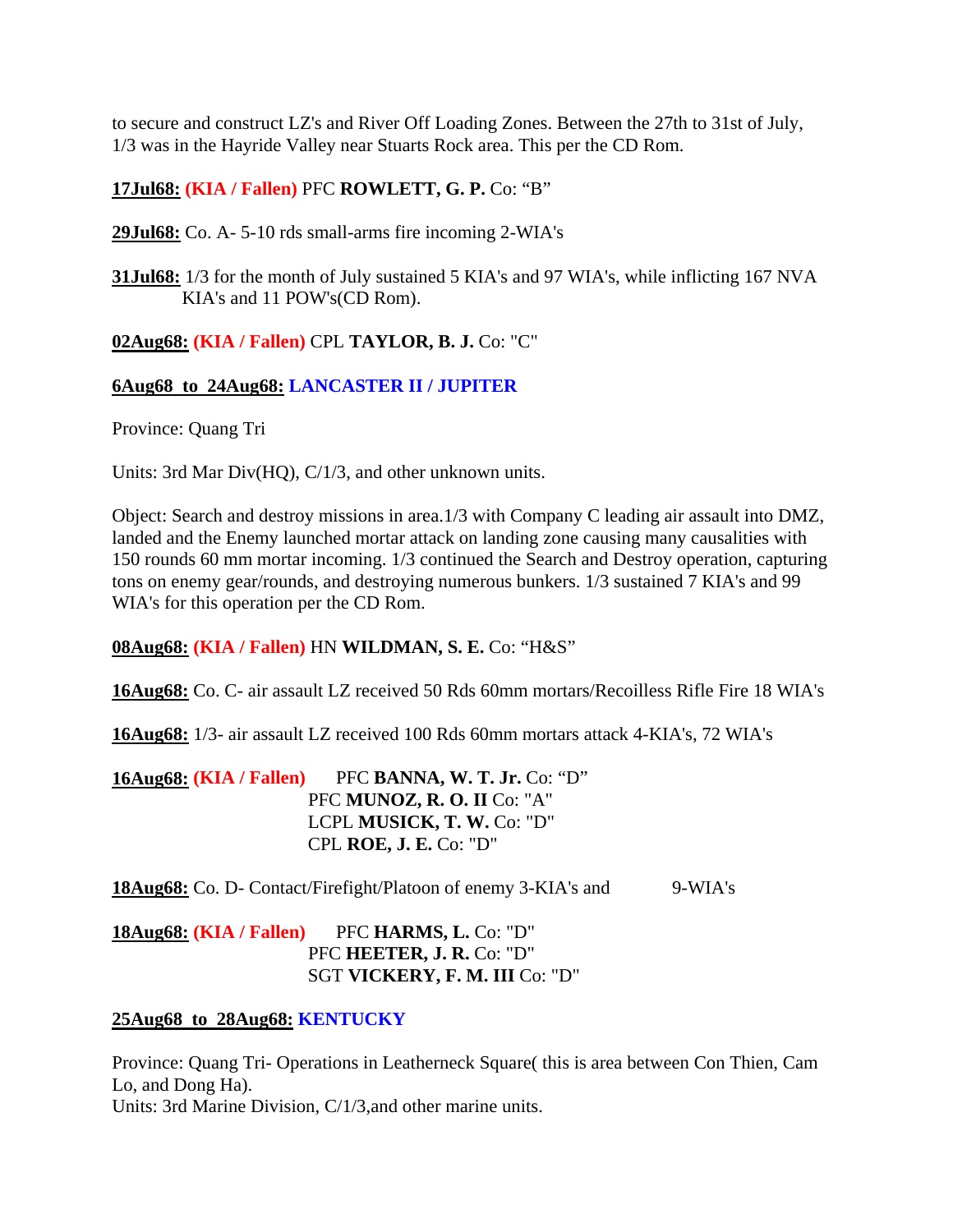to secure and construct LZ's and River Off Loading Zones. Between the 27th to 31st of July, 1/3 was in the Hayride Valley near Stuarts Rock area. This per the CD Rom.

**17Jul68:** **(KIA / Fallen)** PFC **ROWLETT, G. P.** Co: “B”

**29Jul68:** Co. A- 5-10 rds small-arms fire incoming 2-WIA's

**31Jul68:** 1/3 for the month of July sustained 5 KIA's and 97 WIA's, while inflicting 167 NVA KIA's and 11 POW's(CD Rom).

**02Aug68:** **(KIA / Fallen)** CPL **TAYLOR, B. J.** Co: "C"

**6Aug68 to 24Aug68:** **LANCASTER II / JUPITER**

Province: Quang Tri

Units: 3rd Mar Div(HQ), C/1/3, and other unknown units.

Object: Search and destroy missions in area.1/3 with Company C leading air assault into DMZ, landed and the Enemy launched mortar attack on landing zone causing many causalities with 150 rounds 60 mm mortar incoming. 1/3 continued the Search and Destroy operation, capturing tons on enemy gear/rounds, and destroying numerous bunkers. 1/3 sustained 7 KIA's and 99 WIA's for this operation per the CD Rom.

**08Aug68:** **(KIA / Fallen)** HN **WILDMAN, S. E.** Co: “H&S”

**16Aug68:** Co. C- air assault LZ received 50 Rds 60mm mortars/Recoilless Rifle Fire 18 WIA's

**16Aug68:** 1/3- air assault LZ received 100 Rds 60mm mortars attack 4-KIA's, 72 WIA's

**16Aug68:** **(KIA / Fallen)** PFC **BANNA, W. T. Jr.** Co: “D”
PFC **MUNOZ, R. O. II** Co: "A"
LCPL **MUSICK, T. W.** Co: "D"
CPL **ROE, J. E.** Co: "D"

**18Aug68:** Co. D- Contact/Firefight/Platoon of enemy 3-KIA's and 9-WIA's

**18Aug68:** **(KIA / Fallen)** PFC **HARMS, L.** Co: "D"
PFC **HEETER, J. R.** Co: "D"
SGT **VICKERY, F. M. III** Co: "D"

**25Aug68 to 28Aug68:** **KENTUCKY**

Province: Quang Tri- Operations in Leatherneck Square( this is area between Con Thien, Cam Lo, and Dong Ha).
Units: 3rd Marine Division, C/1/3,and other marine units.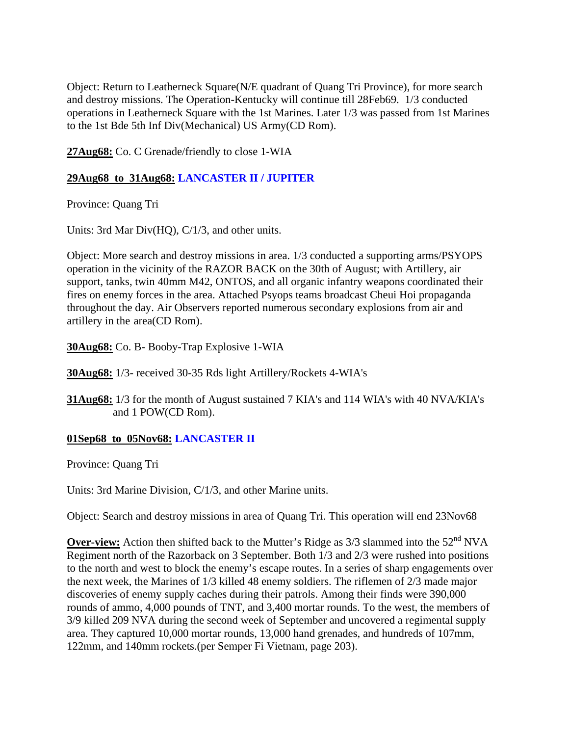Object: Return to Leatherneck Square(N/E quadrant of Quang Tri Province), for more search and destroy missions. The Operation-Kentucky will continue till 28Feb69. 1/3 conducted operations in Leatherneck Square with the 1st Marines. Later 1/3 was passed from 1st Marines to the 1st Bde 5th Inf Div(Mechanical) US Army(CD Rom).

**27Aug68:** Co. C Grenade/friendly to close 1-WIA

**29Aug68 to 31Aug68:** **LANCASTER II / JUPITER**

Province: Quang Tri

Units: 3rd Mar Div(HQ), C/1/3, and other units.

Object: More search and destroy missions in area. 1/3 conducted a supporting arms/PSYOPS operation in the vicinity of the RAZOR BACK on the 30th of August; with Artillery, air support, tanks, twin 40mm M42, ONTOS, and all organic infantry weapons coordinated their fires on enemy forces in the area. Attached Psyops teams broadcast Cheui Hoi propaganda throughout the day. Air Observers reported numerous secondary explosions from air and artillery in the area(CD Rom).

**30Aug68:** Co. B- Booby-Trap Explosive 1-WIA

**30Aug68:** 1/3- received 30-35 Rds light Artillery/Rockets 4-WIA's

**31Aug68:** 1/3 for the month of August sustained 7 KIA's and 114 WIA's with 40 NVA/KIA's and 1 POW(CD Rom).

**01Sep68 to 05Nov68:** **LANCASTER II**

Province: Quang Tri

Units: 3rd Marine Division, C/1/3, and other Marine units.

Object: Search and destroy missions in area of Quang Tri. This operation will end 23Nov68

**Over-view:** Action then shifted back to the Mutter's Ridge as 3/3 slammed into the 52nd NVA Regiment north of the Razorback on 3 September. Both 1/3 and 2/3 were rushed into positions to the north and west to block the enemy's escape routes. In a series of sharp engagements over the next week, the Marines of 1/3 killed 48 enemy soldiers. The riflemen of 2/3 made major discoveries of enemy supply caches during their patrols. Among their finds were 390,000 rounds of ammo, 4,000 pounds of TNT, and 3,400 mortar rounds. To the west, the members of 3/9 killed 209 NVA during the second week of September and uncovered a regimental supply area. They captured 10,000 mortar rounds, 13,000 hand grenades, and hundreds of 107mm, 122mm, and 140mm rockets.(per Semper Fi Vietnam, page 203).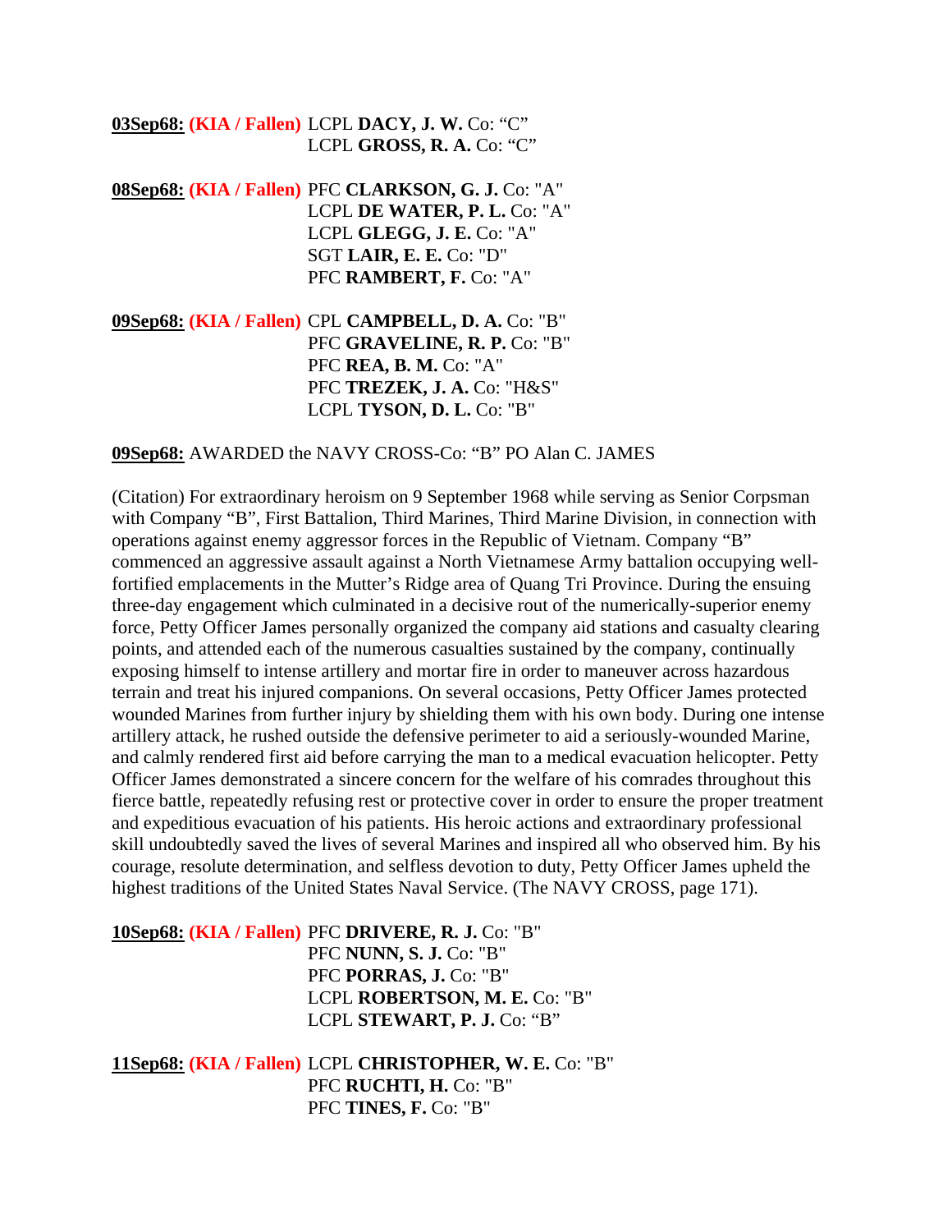**03Sep68:** **(KIA / Fallen)** LCPL **DACY, J. W.** Co: "C"
LCPL **GROSS, R. A.** Co: "C"

**08Sep68:** **(KIA / Fallen)** PFC **CLARKSON, G. J.** Co: "A"
LCPL **DE WATER, P. L.** Co: "A"
LCPL **GLEGG, J. E.** Co: "A"
SGT **LAIR, E. E.** Co: "D"
PFC **RAMBERT, F.** Co: "A"

**09Sep68:** **(KIA / Fallen)** CPL **CAMPBELL, D. A.** Co: "B"
PFC **GRAVELINE, R. P.** Co: "B"
PFC **REA, B. M.** Co: "A"
PFC **TREZEK, J. A.** Co: "H&S"
LCPL **TYSON, D. L.** Co: "B"

**09Sep68:** AWARDED the NAVY CROSS-Co: "B" PO Alan C. JAMES

(Citation) For extraordinary heroism on 9 September 1968 while serving as Senior Corpsman with Company "B", First Battalion, Third Marines, Third Marine Division, in connection with operations against enemy aggressor forces in the Republic of Vietnam. Company "B" commenced an aggressive assault against a North Vietnamese Army battalion occupying well-fortified emplacements in the Mutter's Ridge area of Quang Tri Province. During the ensuing three-day engagement which culminated in a decisive rout of the numerically-superior enemy force, Petty Officer James personally organized the company aid stations and casualty clearing points, and attended each of the numerous casualties sustained by the company, continually exposing himself to intense artillery and mortar fire in order to maneuver across hazardous terrain and treat his injured companions. On several occasions, Petty Officer James protected wounded Marines from further injury by shielding them with his own body. During one intense artillery attack, he rushed outside the defensive perimeter to aid a seriously-wounded Marine, and calmly rendered first aid before carrying the man to a medical evacuation helicopter. Petty Officer James demonstrated a sincere concern for the welfare of his comrades throughout this fierce battle, repeatedly refusing rest or protective cover in order to ensure the proper treatment and expeditious evacuation of his patients. His heroic actions and extraordinary professional skill undoubtedly saved the lives of several Marines and inspired all who observed him. By his courage, resolute determination, and selfless devotion to duty, Petty Officer James upheld the highest traditions of the United States Naval Service. (The NAVY CROSS, page 171).

**10Sep68:** **(KIA / Fallen)** PFC **DRIVERE, R. J.** Co: "B"
PFC **NUNN, S. J.** Co: "B"
PFC **PORRAS, J.** Co: "B"
LCPL **ROBERTSON, M. E.** Co: "B"
LCPL **STEWART, P. J.** Co: "B"

**11Sep68:** **(KIA / Fallen)** LCPL **CHRISTOPHER, W. E.** Co: "B"
PFC **RUCHTI, H.** Co: "B"
PFC **TINES, F.** Co: "B"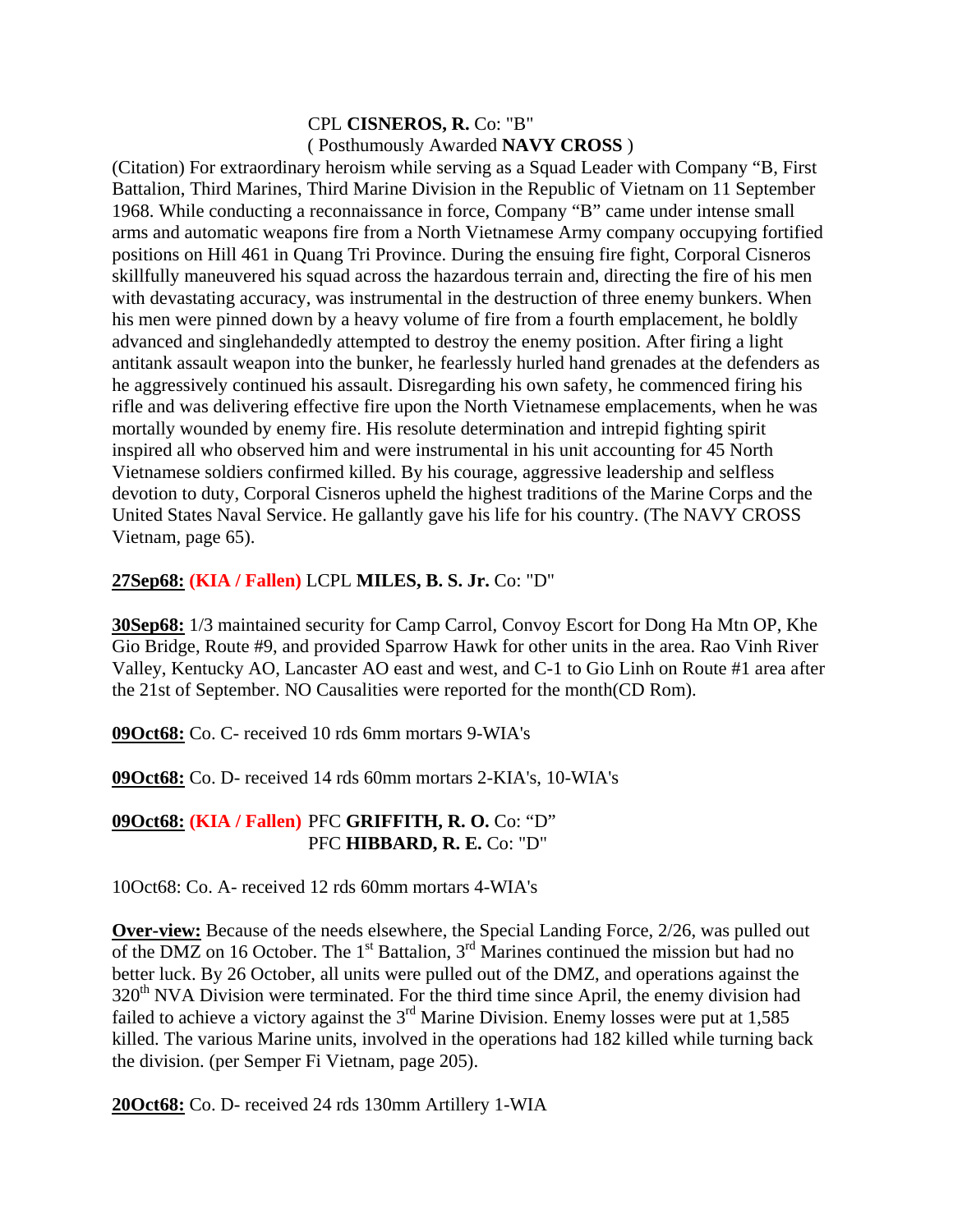CPL **CISNEROS, R.** Co: "B"
( Posthumously Awarded **NAVY CROSS** )

(Citation) For extraordinary heroism while serving as a Squad Leader with Company "B, First Battalion, Third Marines, Third Marine Division in the Republic of Vietnam on 11 September 1968. While conducting a reconnaissance in force, Company "B" came under intense small arms and automatic weapons fire from a North Vietnamese Army company occupying fortified positions on Hill 461 in Quang Tri Province. During the ensuing fire fight, Corporal Cisneros skillfully maneuvered his squad across the hazardous terrain and, directing the fire of his men with devastating accuracy, was instrumental in the destruction of three enemy bunkers. When his men were pinned down by a heavy volume of fire from a fourth emplacement, he boldly advanced and singlehandedly attempted to destroy the enemy position. After firing a light antitank assault weapon into the bunker, he fearlessly hurled hand grenades at the defenders as he aggressively continued his assault. Disregarding his own safety, he commenced firing his rifle and was delivering effective fire upon the North Vietnamese emplacements, when he was mortally wounded by enemy fire. His resolute determination and intrepid fighting spirit inspired all who observed him and were instrumental in his unit accounting for 45 North Vietnamese soldiers confirmed killed. By his courage, aggressive leadership and selfless devotion to duty, Corporal Cisneros upheld the highest traditions of the Marine Corps and the United States Naval Service. He gallantly gave his life for his country. (The NAVY CROSS Vietnam, page 65).

**27Sep68:** **(KIA / Fallen)** LCPL **MILES, B. S. Jr.** Co: "D"

**30Sep68:** 1/3 maintained security for Camp Carrol, Convoy Escort for Dong Ha Mtn OP, Khe Gio Bridge, Route #9, and provided Sparrow Hawk for other units in the area. Rao Vinh River Valley, Kentucky AO, Lancaster AO east and west, and C-1 to Gio Linh on Route #1 area after the 21st of September. NO Causalities were reported for the month(CD Rom).

**09Oct68:** Co. C- received 10 rds 6mm mortars 9-WIA's

**09Oct68:** Co. D- received 14 rds 60mm mortars 2-KIA's, 10-WIA's

**09Oct68:** **(KIA / Fallen)** PFC **GRIFFITH, R. O.** Co: "D"
PFC **HIBBARD, R. E.** Co: "D"

10Oct68: Co. A- received 12 rds 60mm mortars 4-WIA's

**Over-view:** Because of the needs elsewhere, the Special Landing Force, 2/26, was pulled out of the DMZ on 16 October. The 1st Battalion, 3rd Marines continued the mission but had no better luck. By 26 October, all units were pulled out of the DMZ, and operations against the 320th NVA Division were terminated. For the third time since April, the enemy division had failed to achieve a victory against the 3rd Marine Division. Enemy losses were put at 1,585 killed. The various Marine units, involved in the operations had 182 killed while turning back the division. (per Semper Fi Vietnam, page 205).

**20Oct68:** Co. D- received 24 rds 130mm Artillery 1-WIA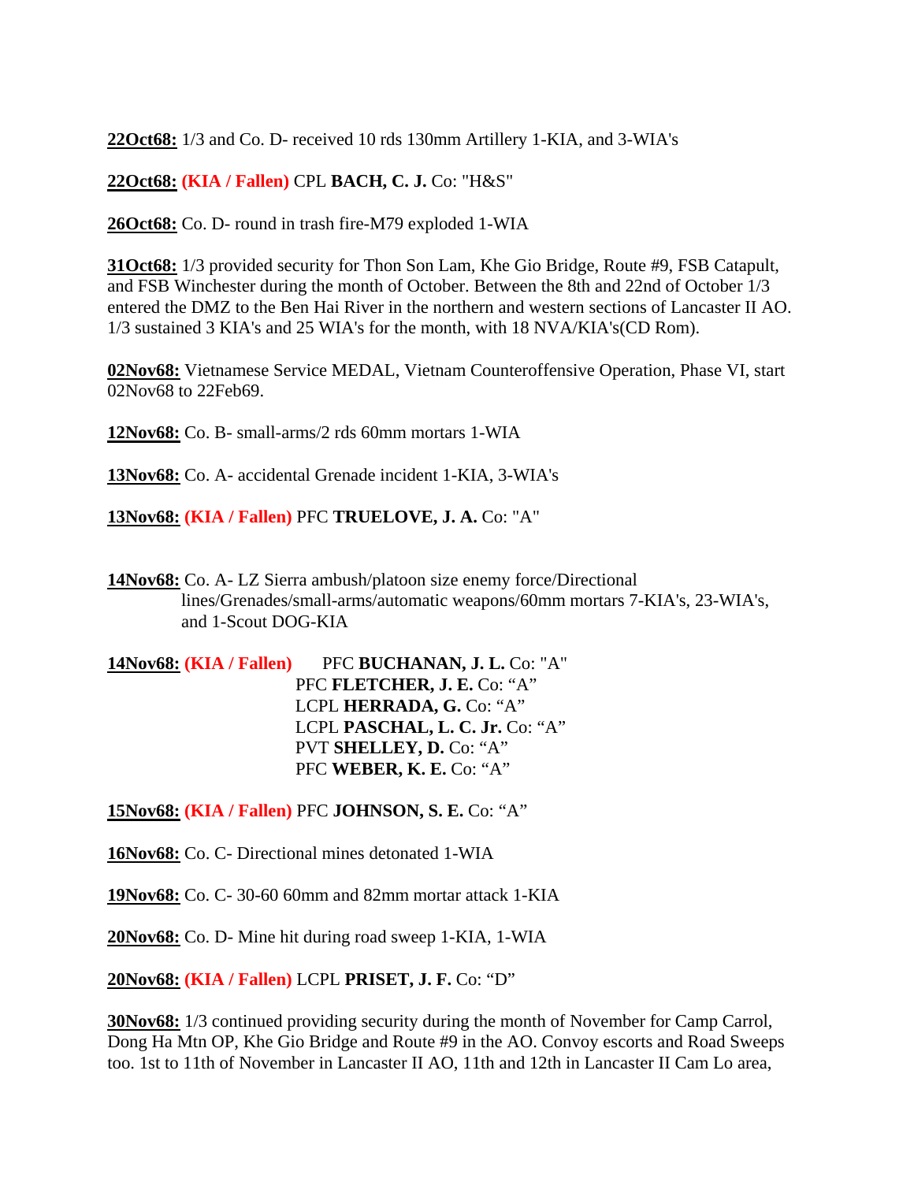**22Oct68:** 1/3 and Co. D- received 10 rds 130mm Artillery 1-KIA, and 3-WIA's

**22Oct68:** **(KIA / Fallen)** CPL **BACH, C. J.** Co: "H&S"

**26Oct68:** Co. D- round in trash fire-M79 exploded 1-WIA

**31Oct68:** 1/3 provided security for Thon Son Lam, Khe Gio Bridge, Route #9, FSB Catapult, and FSB Winchester during the month of October. Between the 8th and 22nd of October 1/3 entered the DMZ to the Ben Hai River in the northern and western sections of Lancaster II AO. 1/3 sustained 3 KIA's and 25 WIA's for the month, with 18 NVA/KIA's(CD Rom).

**02Nov68:** Vietnamese Service MEDAL, Vietnam Counteroffensive Operation, Phase VI, start 02Nov68 to 22Feb69.

**12Nov68:** Co. B- small-arms/2 rds 60mm mortars 1-WIA

**13Nov68:** Co. A- accidental Grenade incident 1-KIA, 3-WIA's

**13Nov68:** **(KIA / Fallen)** PFC **TRUELOVE, J. A.** Co: "A"

**14Nov68:** Co. A- LZ Sierra ambush/platoon size enemy force/Directional lines/Grenades/small-arms/automatic weapons/60mm mortars 7-KIA's, 23-WIA's, and 1-Scout DOG-KIA

**14Nov68:** **(KIA / Fallen)** PFC **BUCHANAN, J. L.** Co: "A"
PFC **FLETCHER, J. E.** Co: "A"
LCPL **HERRADA, G.** Co: "A"
LCPL **PASCHAL, L. C. Jr.** Co: "A"
PVT **SHELLEY, D.** Co: "A"
PFC **WEBER, K. E.** Co: "A"

**15Nov68:** **(KIA / Fallen)** PFC **JOHNSON, S. E.** Co: "A"

**16Nov68:** Co. C- Directional mines detonated 1-WIA

**19Nov68:** Co. C- 30-60 60mm and 82mm mortar attack 1-KIA

**20Nov68:** Co. D- Mine hit during road sweep 1-KIA, 1-WIA

**20Nov68:** **(KIA / Fallen)** LCPL **PRISET, J. F.** Co: "D"

**30Nov68:** 1/3 continued providing security during the month of November for Camp Carrol, Dong Ha Mtn OP, Khe Gio Bridge and Route #9 in the AO. Convoy escorts and Road Sweeps too. 1st to 11th of November in Lancaster II AO, 11th and 12th in Lancaster II Cam Lo area,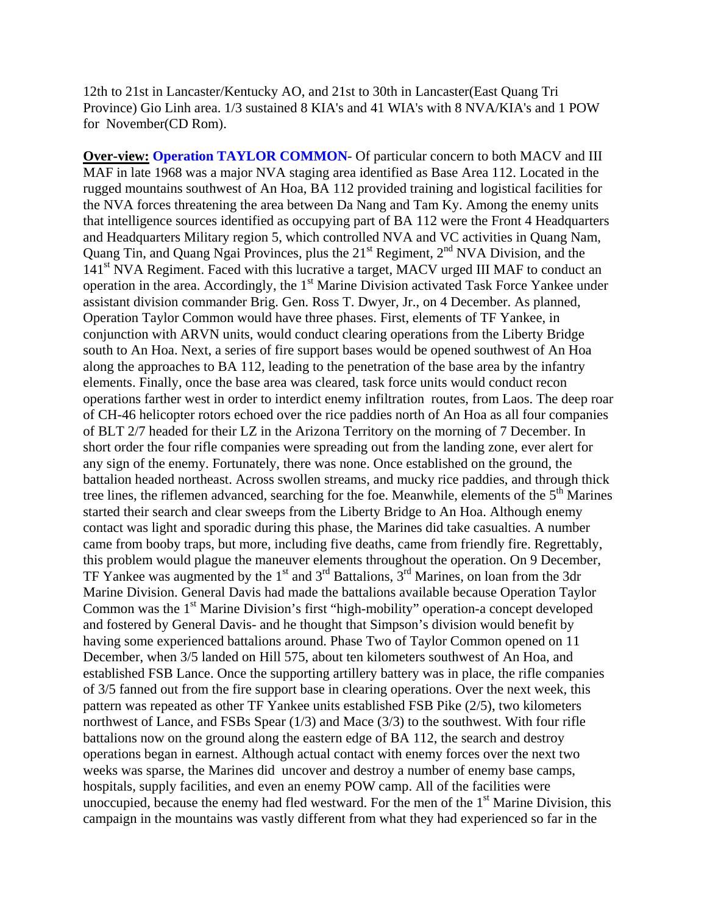12th to 21st in Lancaster/Kentucky AO, and 21st to 30th in Lancaster(East Quang Tri Province) Gio Linh area. 1/3 sustained 8 KIA's and 41 WIA's with 8 NVA/KIA's and 1 POW for November(CD Rom).

**Over-view:** **Operation TAYLOR COMMON**- Of particular concern to both MACV and III MAF in late 1968 was a major NVA staging area identified as Base Area 112. Located in the rugged mountains southwest of An Hoa, BA 112 provided training and logistical facilities for the NVA forces threatening the area between Da Nang and Tam Ky. Among the enemy units that intelligence sources identified as occupying part of BA 112 were the Front 4 Headquarters and Headquarters Military region 5, which controlled NVA and VC activities in Quang Nam, Quang Tin, and Quang Ngai Provinces, plus the 21st Regiment, 2nd NVA Division, and the 141st NVA Regiment. Faced with this lucrative a target, MACV urged III MAF to conduct an operation in the area. Accordingly, the 1st Marine Division activated Task Force Yankee under assistant division commander Brig. Gen. Ross T. Dwyer, Jr., on 4 December. As planned, Operation Taylor Common would have three phases. First, elements of TF Yankee, in conjunction with ARVN units, would conduct clearing operations from the Liberty Bridge south to An Hoa. Next, a series of fire support bases would be opened southwest of An Hoa along the approaches to BA 112, leading to the penetration of the base area by the infantry elements. Finally, once the base area was cleared, task force units would conduct recon operations farther west in order to interdict enemy infiltration routes, from Laos. The deep roar of CH-46 helicopter rotors echoed over the rice paddies north of An Hoa as all four companies of BLT 2/7 headed for their LZ in the Arizona Territory on the morning of 7 December. In short order the four rifle companies were spreading out from the landing zone, ever alert for any sign of the enemy. Fortunately, there was none. Once established on the ground, the battalion headed northeast. Across swollen streams, and mucky rice paddies, and through thick tree lines, the riflemen advanced, searching for the foe. Meanwhile, elements of the 5th Marines started their search and clear sweeps from the Liberty Bridge to An Hoa. Although enemy contact was light and sporadic during this phase, the Marines did take casualties. A number came from booby traps, but more, including five deaths, came from friendly fire. Regrettably, this problem would plague the maneuver elements throughout the operation. On 9 December, TF Yankee was augmented by the 1st and 3rd Battalions, 3rd Marines, on loan from the 3dr Marine Division. General Davis had made the battalions available because Operation Taylor Common was the 1st Marine Division's first "high-mobility" operation-a concept developed and fostered by General Davis- and he thought that Simpson's division would benefit by having some experienced battalions around. Phase Two of Taylor Common opened on 11 December, when 3/5 landed on Hill 575, about ten kilometers southwest of An Hoa, and established FSB Lance. Once the supporting artillery battery was in place, the rifle companies of 3/5 fanned out from the fire support base in clearing operations. Over the next week, this pattern was repeated as other TF Yankee units established FSB Pike (2/5), two kilometers northwest of Lance, and FSBs Spear (1/3) and Mace (3/3) to the southwest. With four rifle battalions now on the ground along the eastern edge of BA 112, the search and destroy operations began in earnest. Although actual contact with enemy forces over the next two weeks was sparse, the Marines did uncover and destroy a number of enemy base camps, hospitals, supply facilities, and even an enemy POW camp. All of the facilities were unoccupied, because the enemy had fled westward. For the men of the 1st Marine Division, this campaign in the mountains was vastly different from what they had experienced so far in the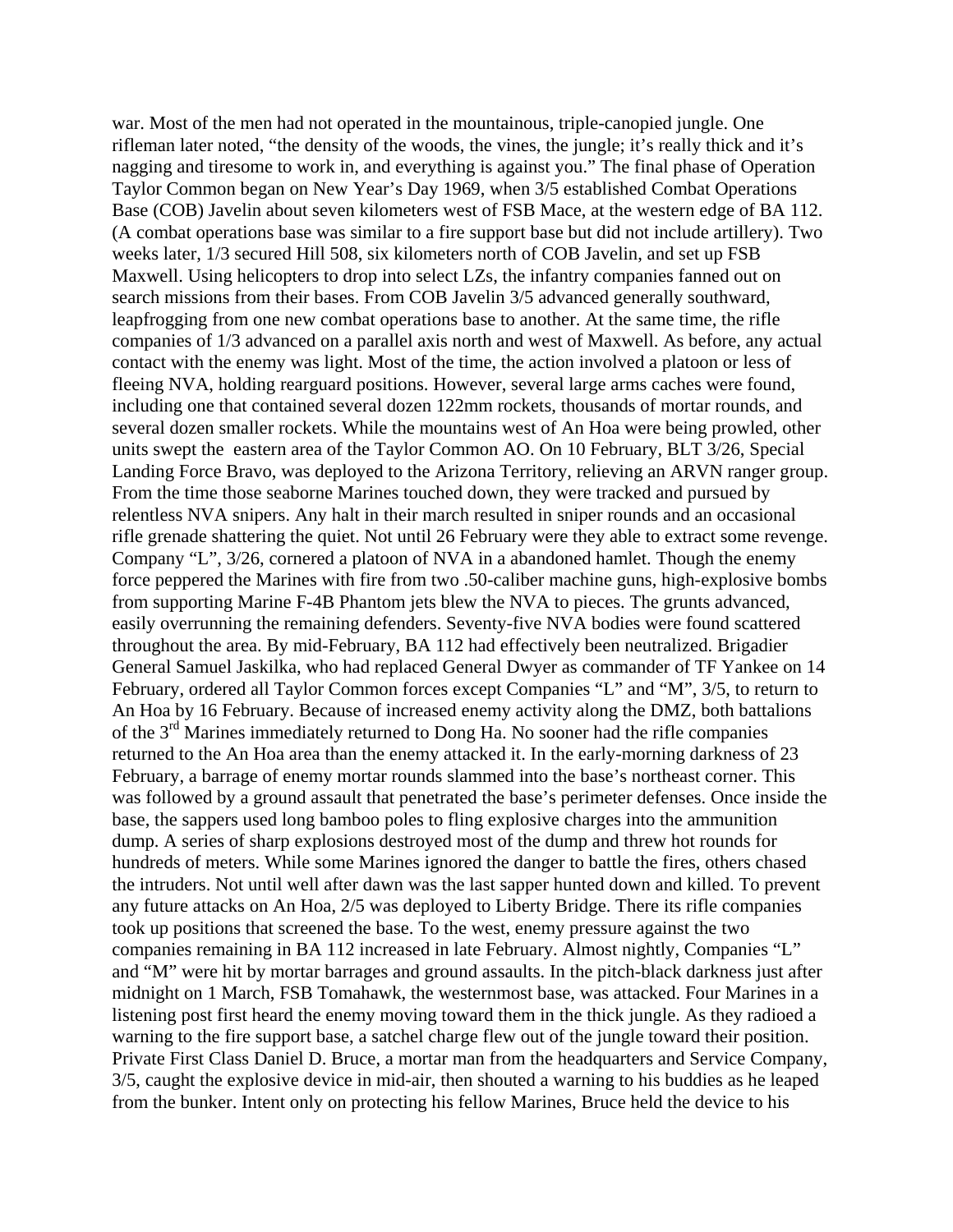war. Most of the men had not operated in the mountainous, triple-canopied jungle. One rifleman later noted, "the density of the woods, the vines, the jungle; it's really thick and it's nagging and tiresome to work in, and everything is against you." The final phase of Operation Taylor Common began on New Year's Day 1969, when 3/5 established Combat Operations Base (COB) Javelin about seven kilometers west of FSB Mace, at the western edge of BA 112. (A combat operations base was similar to a fire support base but did not include artillery). Two weeks later, 1/3 secured Hill 508, six kilometers north of COB Javelin, and set up FSB Maxwell. Using helicopters to drop into select LZs, the infantry companies fanned out on search missions from their bases. From COB Javelin 3/5 advanced generally southward, leapfrogging from one new combat operations base to another. At the same time, the rifle companies of 1/3 advanced on a parallel axis north and west of Maxwell. As before, any actual contact with the enemy was light. Most of the time, the action involved a platoon or less of fleeing NVA, holding rearguard positions. However, several large arms caches were found, including one that contained several dozen 122mm rockets, thousands of mortar rounds, and several dozen smaller rockets. While the mountains west of An Hoa were being prowled, other units swept the eastern area of the Taylor Common AO. On 10 February, BLT 3/26, Special Landing Force Bravo, was deployed to the Arizona Territory, relieving an ARVN ranger group. From the time those seaborne Marines touched down, they were tracked and pursued by relentless NVA snipers. Any halt in their march resulted in sniper rounds and an occasional rifle grenade shattering the quiet. Not until 26 February were they able to extract some revenge. Company "L", 3/26, cornered a platoon of NVA in a abandoned hamlet. Though the enemy force peppered the Marines with fire from two .50-caliber machine guns, high-explosive bombs from supporting Marine F-4B Phantom jets blew the NVA to pieces. The grunts advanced, easily overrunning the remaining defenders. Seventy-five NVA bodies were found scattered throughout the area. By mid-February, BA 112 had effectively been neutralized. Brigadier General Samuel Jaskilka, who had replaced General Dwyer as commander of TF Yankee on 14 February, ordered all Taylor Common forces except Companies "L" and "M", 3/5, to return to An Hoa by 16 February. Because of increased enemy activity along the DMZ, both battalions of the 3rd Marines immediately returned to Dong Ha. No sooner had the rifle companies returned to the An Hoa area than the enemy attacked it. In the early-morning darkness of 23 February, a barrage of enemy mortar rounds slammed into the base's northeast corner. This was followed by a ground assault that penetrated the base's perimeter defenses. Once inside the base, the sappers used long bamboo poles to fling explosive charges into the ammunition dump. A series of sharp explosions destroyed most of the dump and threw hot rounds for hundreds of meters. While some Marines ignored the danger to battle the fires, others chased the intruders. Not until well after dawn was the last sapper hunted down and killed. To prevent any future attacks on An Hoa, 2/5 was deployed to Liberty Bridge. There its rifle companies took up positions that screened the base. To the west, enemy pressure against the two companies remaining in BA 112 increased in late February. Almost nightly, Companies "L" and "M" were hit by mortar barrages and ground assaults. In the pitch-black darkness just after midnight on 1 March, FSB Tomahawk, the westernmost base, was attacked. Four Marines in a listening post first heard the enemy moving toward them in the thick jungle. As they radioed a warning to the fire support base, a satchel charge flew out of the jungle toward their position. Private First Class Daniel D. Bruce, a mortar man from the headquarters and Service Company, 3/5, caught the explosive device in mid-air, then shouted a warning to his buddies as he leaped from the bunker. Intent only on protecting his fellow Marines, Bruce held the device to his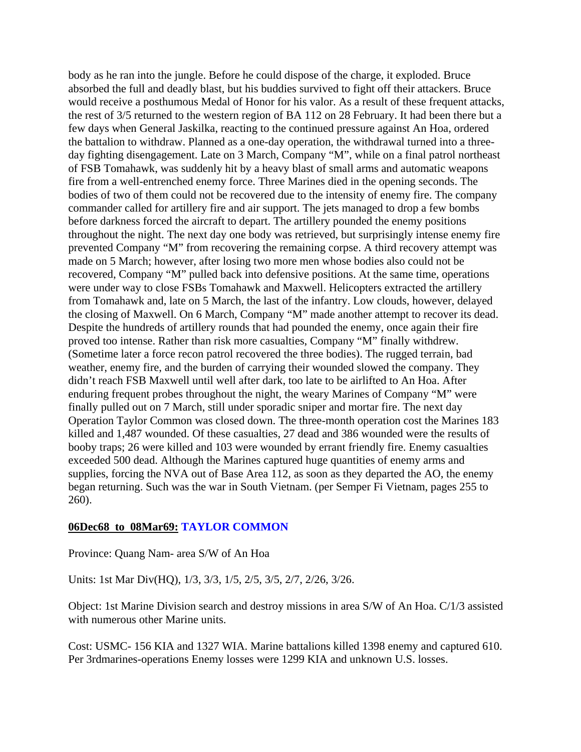body as he ran into the jungle. Before he could dispose of the charge, it exploded. Bruce absorbed the full and deadly blast, but his buddies survived to fight off their attackers. Bruce would receive a posthumous Medal of Honor for his valor. As a result of these frequent attacks, the rest of 3/5 returned to the western region of BA 112 on 28 February. It had been there but a few days when General Jaskilka, reacting to the continued pressure against An Hoa, ordered the battalion to withdraw. Planned as a one-day operation, the withdrawal turned into a three-day fighting disengagement. Late on 3 March, Company "M", while on a final patrol northeast of FSB Tomahawk, was suddenly hit by a heavy blast of small arms and automatic weapons fire from a well-entrenched enemy force. Three Marines died in the opening seconds. The bodies of two of them could not be recovered due to the intensity of enemy fire. The company commander called for artillery fire and air support. The jets managed to drop a few bombs before darkness forced the aircraft to depart. The artillery pounded the enemy positions throughout the night. The next day one body was retrieved, but surprisingly intense enemy fire prevented Company "M" from recovering the remaining corpse. A third recovery attempt was made on 5 March; however, after losing two more men whose bodies also could not be recovered, Company "M" pulled back into defensive positions. At the same time, operations were under way to close FSBs Tomahawk and Maxwell. Helicopters extracted the artillery from Tomahawk and, late on 5 March, the last of the infantry. Low clouds, however, delayed the closing of Maxwell. On 6 March, Company "M" made another attempt to recover its dead. Despite the hundreds of artillery rounds that had pounded the enemy, once again their fire proved too intense. Rather than risk more casualties, Company "M" finally withdrew. (Sometime later a force recon patrol recovered the three bodies). The rugged terrain, bad weather, enemy fire, and the burden of carrying their wounded slowed the company. They didn't reach FSB Maxwell until well after dark, too late to be airlifted to An Hoa. After enduring frequent probes throughout the night, the weary Marines of Company "M" were finally pulled out on 7 March, still under sporadic sniper and mortar fire. The next day Operation Taylor Common was closed down. The three-month operation cost the Marines 183 killed and 1,487 wounded. Of these casualties, 27 dead and 386 wounded were the results of booby traps; 26 were killed and 103 were wounded by errant friendly fire. Enemy casualties exceeded 500 dead. Although the Marines captured huge quantities of enemy arms and supplies, forcing the NVA out of Base Area 112, as soon as they departed the AO, the enemy began returning. Such was the war in South Vietnam. (per Semper Fi Vietnam, pages 255 to 260).

**06Dec68 to 08Mar69: TAYLOR COMMON**

Province: Quang Nam- area S/W of An Hoa

Units: 1st Mar Div(HQ), 1/3, 3/3, 1/5, 2/5, 3/5, 2/7, 2/26, 3/26.

Object: 1st Marine Division search and destroy missions in area S/W of An Hoa. C/1/3 assisted with numerous other Marine units.

Cost: USMC- 156 KIA and 1327 WIA. Marine battalions killed 1398 enemy and captured 610. Per 3rdmarines-operations Enemy losses were 1299 KIA and unknown U.S. losses.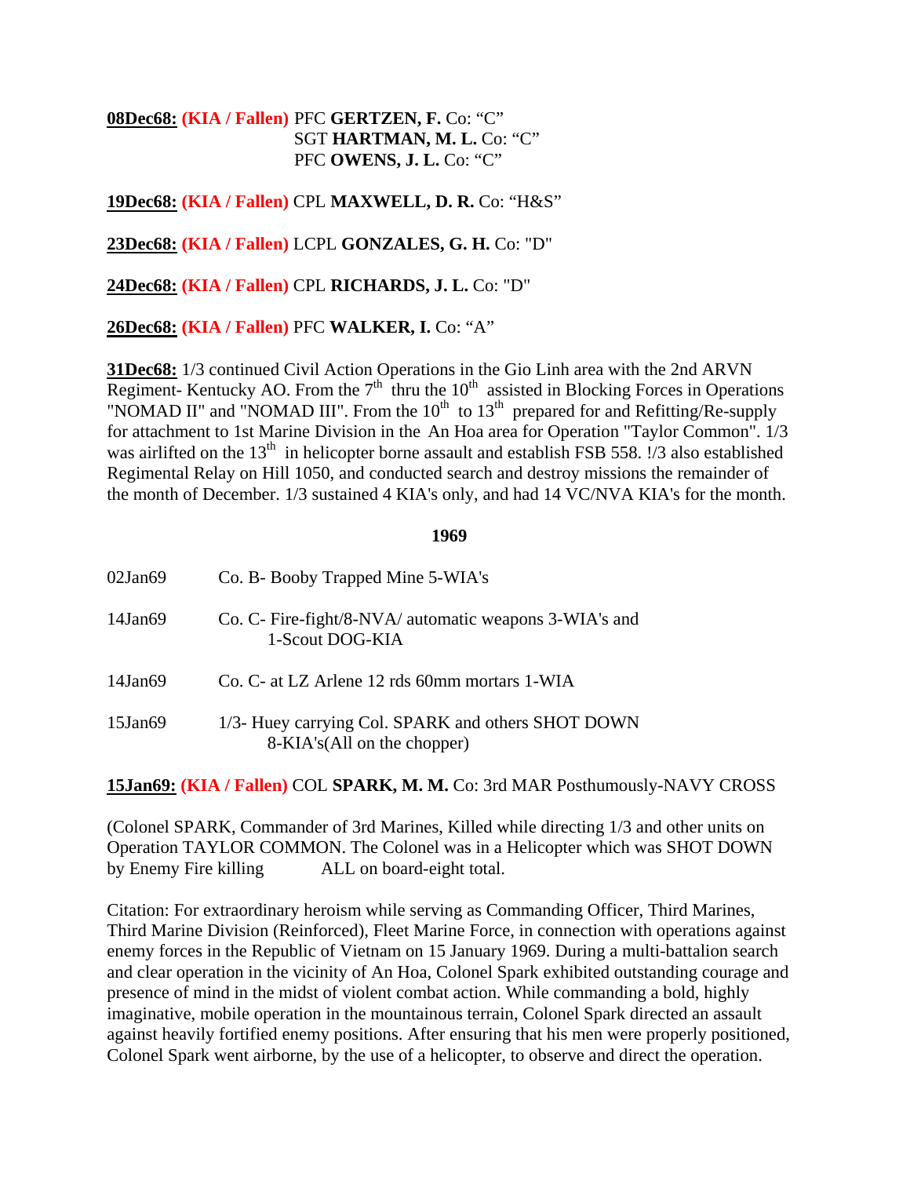**08Dec68:** **(KIA / Fallen)** PFC **GERTZEN, F.** Co: "C"
SGT **HARTMAN, M. L.** Co: "C"
PFC **OWENS, J. L.** Co: "C"

**19Dec68:** **(KIA / Fallen)** CPL **MAXWELL, D. R.** Co: "H&S"

**23Dec68:** **(KIA / Fallen)** LCPL **GONZALES, G. H.** Co: "D"

**24Dec68:** **(KIA / Fallen)** CPL **RICHARDS, J. L.** Co: "D"

**26Dec68:** **(KIA / Fallen)** PFC **WALKER, I.** Co: "A"

**31Dec68:** 1/3 continued Civil Action Operations in the Gio Linh area with the 2nd ARVN Regiment- Kentucky AO. From the 7th thru the 10th assisted in Blocking Forces in Operations "NOMAD II" and "NOMAD III". From the 10th to 13th prepared for and Refitting/Re-supply for attachment to 1st Marine Division in the An Hoa area for Operation "Taylor Common". 1/3 was airlifted on the 13th in helicopter borne assault and establish FSB 558. !/3 also established Regimental Relay on Hill 1050, and conducted search and destroy missions the remainder of the month of December. 1/3 sustained 4 KIA's only, and had 14 VC/NVA KIA's for the month.

**1969**

02Jan69 Co. B- Booby Trapped Mine 5-WIA's

14Jan69 Co. C- Fire-fight/8-NVA/ automatic weapons 3-WIA's and 1-Scout DOG-KIA

14Jan69 Co. C- at LZ Arlene 12 rds 60mm mortars 1-WIA

15Jan69 1/3- Huey carrying Col. SPARK and others SHOT DOWN 8-KIA's(All on the chopper)

**15Jan69:** **(KIA / Fallen)** COL **SPARK, M. M.** Co: 3rd MAR Posthumously-NAVY CROSS

(Colonel SPARK, Commander of 3rd Marines, Killed while directing 1/3 and other units on Operation TAYLOR COMMON. The Colonel was in a Helicopter which was SHOT DOWN by Enemy Fire killing ALL on board-eight total.

Citation: For extraordinary heroism while serving as Commanding Officer, Third Marines, Third Marine Division (Reinforced), Fleet Marine Force, in connection with operations against enemy forces in the Republic of Vietnam on 15 January 1969. During a multi-battalion search and clear operation in the vicinity of An Hoa, Colonel Spark exhibited outstanding courage and presence of mind in the midst of violent combat action. While commanding a bold, highly imaginative, mobile operation in the mountainous terrain, Colonel Spark directed an assault against heavily fortified enemy positions. After ensuring that his men were properly positioned, Colonel Spark went airborne, by the use of a helicopter, to observe and direct the operation.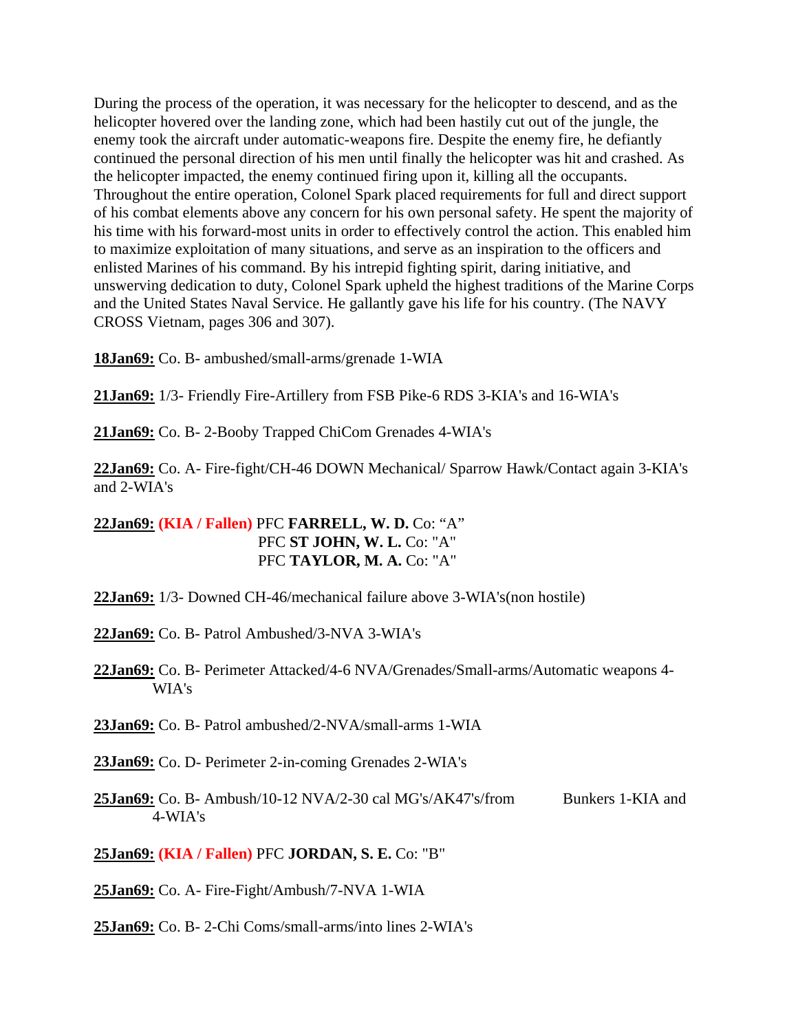During the process of the operation, it was necessary for the helicopter to descend, and as the helicopter hovered over the landing zone, which had been hastily cut out of the jungle, the enemy took the aircraft under automatic-weapons fire. Despite the enemy fire, he defiantly continued the personal direction of his men until finally the helicopter was hit and crashed. As the helicopter impacted, the enemy continued firing upon it, killing all the occupants. Throughout the entire operation, Colonel Spark placed requirements for full and direct support of his combat elements above any concern for his own personal safety. He spent the majority of his time with his forward-most units in order to effectively control the action. This enabled him to maximize exploitation of many situations, and serve as an inspiration to the officers and enlisted Marines of his command. By his intrepid fighting spirit, daring initiative, and unswerving dedication to duty, Colonel Spark upheld the highest traditions of the Marine Corps and the United States Naval Service. He gallantly gave his life for his country. (The NAVY CROSS Vietnam, pages 306 and 307).

**18Jan69:** Co. B- ambushed/small-arms/grenade 1-WIA

**21Jan69:** 1/3- Friendly Fire-Artillery from FSB Pike-6 RDS 3-KIA's and 16-WIA's

**21Jan69:** Co. B- 2-Booby Trapped ChiCom Grenades 4-WIA's

**22Jan69:** Co. A- Fire-fight/CH-46 DOWN Mechanical/ Sparrow Hawk/Contact again 3-KIA's and 2-WIA's

**22Jan69:** **(KIA / Fallen)** PFC **FARRELL, W. D.** Co: "A"
PFC **ST JOHN, W. L.** Co: "A"
PFC **TAYLOR, M. A.** Co: "A"

**22Jan69:** 1/3- Downed CH-46/mechanical failure above 3-WIA's(non hostile)

**22Jan69:** Co. B- Patrol Ambushed/3-NVA 3-WIA's

**22Jan69:** Co. B- Perimeter Attacked/4-6 NVA/Grenades/Small-arms/Automatic weapons 4-WIA's

**23Jan69:** Co. B- Patrol ambushed/2-NVA/small-arms 1-WIA

**23Jan69:** Co. D- Perimeter 2-in-coming Grenades 2-WIA's

**25Jan69:** Co. B- Ambush/10-12 NVA/2-30 cal MG's/AK47's/from Bunkers 1-KIA and 4-WIA's

**25Jan69:** **(KIA / Fallen)** PFC **JORDAN, S. E.** Co: "B"

**25Jan69:** Co. A- Fire-Fight/Ambush/7-NVA 1-WIA

**25Jan69:** Co. B- 2-Chi Coms/small-arms/into lines 2-WIA's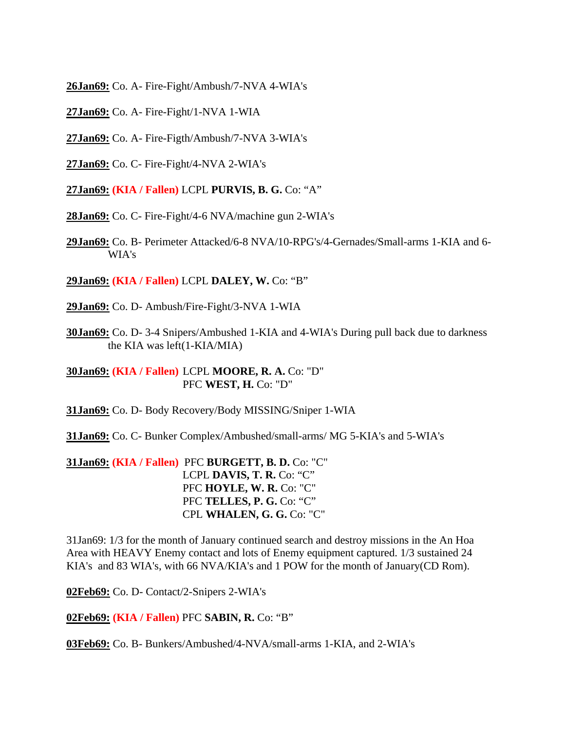**26Jan69:** Co. A- Fire-Fight/Ambush/7-NVA 4-WIA's

**27Jan69:** Co. A- Fire-Fight/1-NVA 1-WIA

**27Jan69:** Co. A- Fire-Figth/Ambush/7-NVA 3-WIA's

**27Jan69:** Co. C- Fire-Fight/4-NVA 2-WIA's

**27Jan69:** **(KIA / Fallen)** LCPL **PURVIS, B. G.** Co: "A"

**28Jan69:** Co. C- Fire-Fight/4-6 NVA/machine gun 2-WIA's

**29Jan69:** Co. B- Perimeter Attacked/6-8 NVA/10-RPG's/4-Gernades/Small-arms 1-KIA and 6-WIA's

**29Jan69:** **(KIA / Fallen)** LCPL **DALEY, W.** Co: "B"

**29Jan69:** Co. D- Ambush/Fire-Fight/3-NVA 1-WIA

**30Jan69:** Co. D- 3-4 Snipers/Ambushed 1-KIA and 4-WIA's During pull back due to darkness the KIA was left(1-KIA/MIA)

**30Jan69:** **(KIA / Fallen)** LCPL **MOORE, R. A.** Co: "D"
PFC **WEST, H.** Co: "D"

**31Jan69:** Co. D- Body Recovery/Body MISSING/Sniper 1-WIA

**31Jan69:** Co. C- Bunker Complex/Ambushed/small-arms/ MG 5-KIA's and 5-WIA's

**31Jan69:** **(KIA / Fallen)** PFC **BURGETT, B. D.** Co: "C"
LCPL **DAVIS, T. R.** Co: "C"
PFC **HOYLE, W. R.** Co: "C"
PFC **TELLES, P. G.** Co: "C"
CPL **WHALEN, G. G.** Co: "C"

31Jan69: 1/3 for the month of January continued search and destroy missions in the An Hoa Area with HEAVY Enemy contact and lots of Enemy equipment captured. 1/3 sustained 24 KIA's and 83 WIA's, with 66 NVA/KIA's and 1 POW for the month of January(CD Rom).

**02Feb69:** Co. D- Contact/2-Snipers 2-WIA's

**02Feb69:** **(KIA / Fallen)** PFC **SABIN, R.** Co: "B"

**03Feb69:** Co. B- Bunkers/Ambushed/4-NVA/small-arms 1-KIA, and 2-WIA's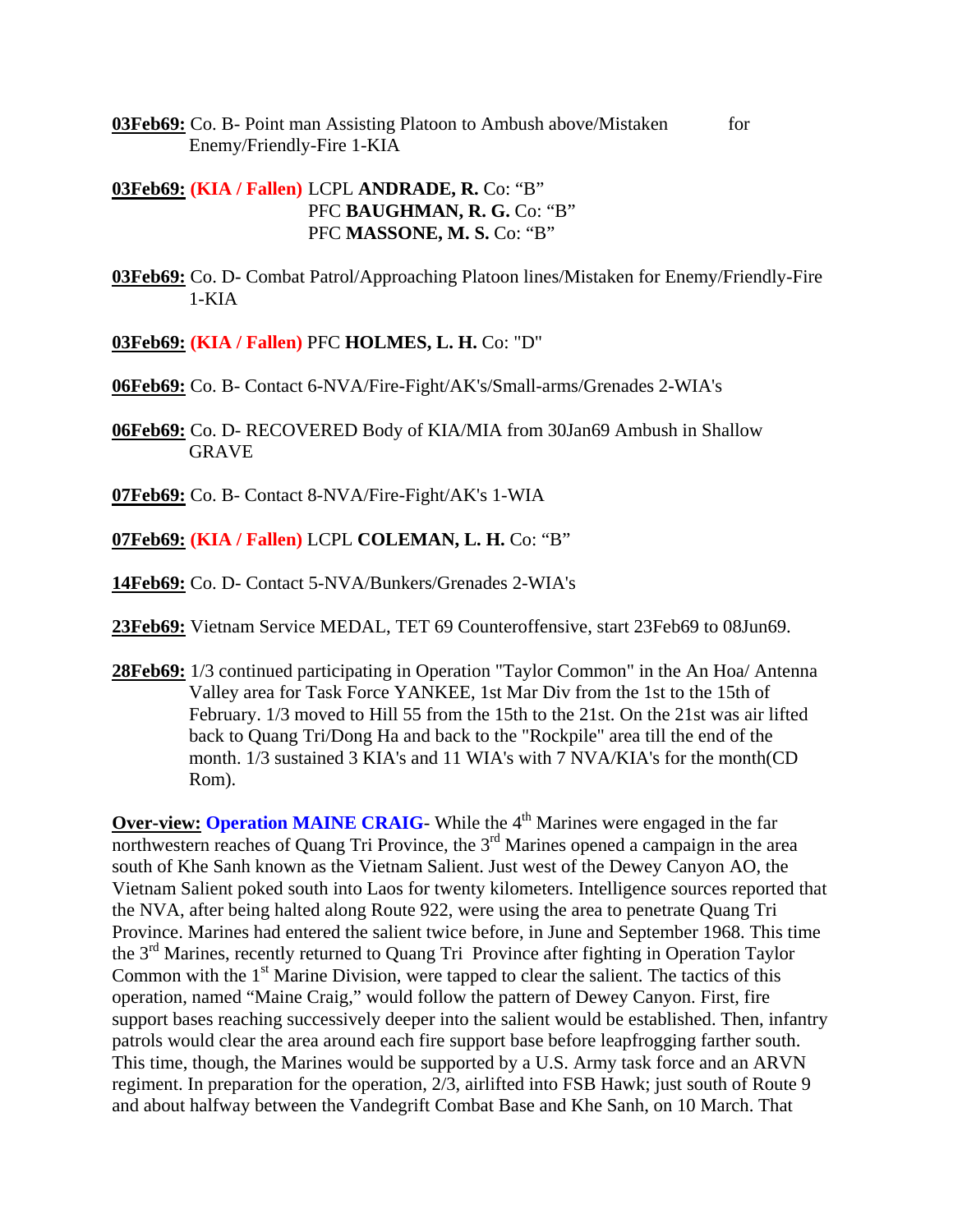**03Feb69:** Co. B- Point man Assisting Platoon to Ambush above/Mistaken for Enemy/Friendly-Fire 1-KIA

**03Feb69:** **(KIA / Fallen)** LCPL **ANDRADE, R.** Co: "B"
PFC **BAUGHMAN, R. G.** Co: "B"
PFC **MASSONE, M. S.** Co: "B"

**03Feb69:** Co. D- Combat Patrol/Approaching Platoon lines/Mistaken for Enemy/Friendly-Fire 1-KIA

**03Feb69:** **(KIA / Fallen)** PFC **HOLMES, L. H.** Co: "D"

**06Feb69:** Co. B- Contact 6-NVA/Fire-Fight/AK's/Small-arms/Grenades 2-WIA's

**06Feb69:** Co. D- RECOVERED Body of KIA/MIA from 30Jan69 Ambush in Shallow GRAVE

**07Feb69:** Co. B- Contact 8-NVA/Fire-Fight/AK's 1-WIA

**07Feb69:** **(KIA / Fallen)** LCPL **COLEMAN, L. H.** Co: "B"

**14Feb69:** Co. D- Contact 5-NVA/Bunkers/Grenades 2-WIA's

**23Feb69:** Vietnam Service MEDAL, TET 69 Counteroffensive, start 23Feb69 to 08Jun69.

**28Feb69:** 1/3 continued participating in Operation "Taylor Common" in the An Hoa/ Antenna Valley area for Task Force YANKEE, 1st Mar Div from the 1st to the 15th of February. 1/3 moved to Hill 55 from the 15th to the 21st. On the 21st was air lifted back to Quang Tri/Dong Ha and back to the "Rockpile" area till the end of the month. 1/3 sustained 3 KIA's and 11 WIA's with 7 NVA/KIA's for the month(CD Rom).

**Over-view: Operation MAINE CRAIG**- While the 4th Marines were engaged in the far northwestern reaches of Quang Tri Province, the 3rd Marines opened a campaign in the area south of Khe Sanh known as the Vietnam Salient. Just west of the Dewey Canyon AO, the Vietnam Salient poked south into Laos for twenty kilometers. Intelligence sources reported that the NVA, after being halted along Route 922, were using the area to penetrate Quang Tri Province. Marines had entered the salient twice before, in June and September 1968. This time the 3rd Marines, recently returned to Quang Tri Province after fighting in Operation Taylor Common with the 1st Marine Division, were tapped to clear the salient. The tactics of this operation, named "Maine Craig," would follow the pattern of Dewey Canyon. First, fire support bases reaching successively deeper into the salient would be established. Then, infantry patrols would clear the area around each fire support base before leapfrogging farther south. This time, though, the Marines would be supported by a U.S. Army task force and an ARVN regiment. In preparation for the operation, 2/3, airlifted into FSB Hawk; just south of Route 9 and about halfway between the Vandegrift Combat Base and Khe Sanh, on 10 March. That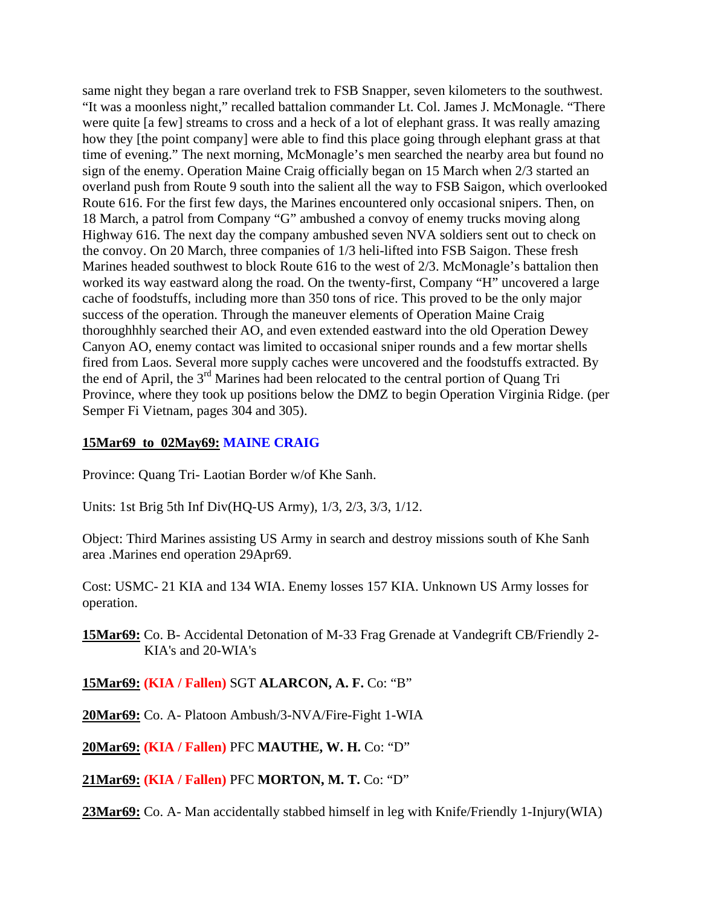same night they began a rare overland trek to FSB Snapper, seven kilometers to the southwest. "It was a moonless night," recalled battalion commander Lt. Col. James J. McMonagle. "There were quite [a few] streams to cross and a heck of a lot of elephant grass. It was really amazing how they [the point company] were able to find this place going through elephant grass at that time of evening." The next morning, McMonagle's men searched the nearby area but found no sign of the enemy. Operation Maine Craig officially began on 15 March when 2/3 started an overland push from Route 9 south into the salient all the way to FSB Saigon, which overlooked Route 616. For the first few days, the Marines encountered only occasional snipers. Then, on 18 March, a patrol from Company "G" ambushed a convoy of enemy trucks moving along Highway 616. The next day the company ambushed seven NVA soldiers sent out to check on the convoy. On 20 March, three companies of 1/3 heli-lifted into FSB Saigon. These fresh Marines headed southwest to block Route 616 to the west of 2/3. McMonagle's battalion then worked its way eastward along the road. On the twenty-first, Company "H" uncovered a large cache of foodstuffs, including more than 350 tons of rice. This proved to be the only major success of the operation. Through the maneuver elements of Operation Maine Craig thoroughhhly searched their AO, and even extended eastward into the old Operation Dewey Canyon AO, enemy contact was limited to occasional sniper rounds and a few mortar shells fired from Laos. Several more supply caches were uncovered and the foodstuffs extracted. By the end of April, the 3rd Marines had been relocated to the central portion of Quang Tri Province, where they took up positions below the DMZ to begin Operation Virginia Ridge. (per Semper Fi Vietnam, pages 304 and 305).

**15Mar69 to 02May69: MAINE CRAIG**

Province: Quang Tri- Laotian Border w/of Khe Sanh.

Units: 1st Brig 5th Inf Div(HQ-US Army), 1/3, 2/3, 3/3, 1/12.

Object: Third Marines assisting US Army in search and destroy missions south of Khe Sanh area .Marines end operation 29Apr69.

Cost: USMC- 21 KIA and 134 WIA. Enemy losses 157 KIA. Unknown US Army losses for operation.

**15Mar69:** Co. B- Accidental Detonation of M-33 Frag Grenade at Vandegrift CB/Friendly 2-KIA's and 20-WIA's

**15Mar69:** **(KIA / Fallen)** SGT **ALARCON, A. F.** Co: "B"

**20Mar69:** Co. A- Platoon Ambush/3-NVA/Fire-Fight 1-WIA

**20Mar69:** **(KIA / Fallen)** PFC **MAUTHE, W. H.** Co: "D"

**21Mar69:** **(KIA / Fallen)** PFC **MORTON, M. T.** Co: "D"

**23Mar69:** Co. A- Man accidentally stabbed himself in leg with Knife/Friendly 1-Injury(WIA)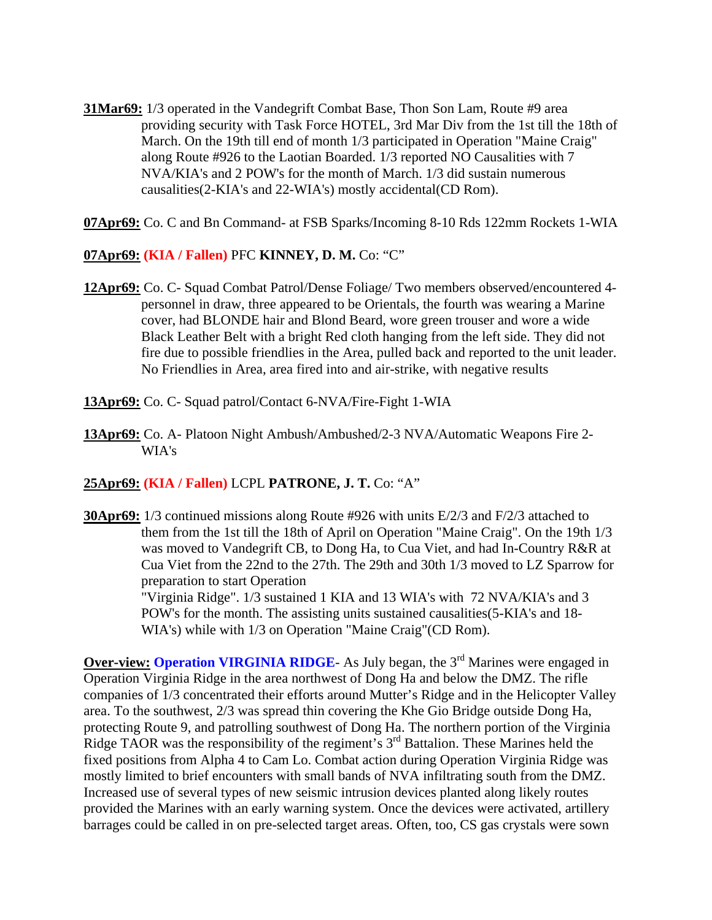**31Mar69:** 1/3 operated in the Vandegrift Combat Base, Thon Son Lam, Route #9 area providing security with Task Force HOTEL, 3rd Mar Div from the 1st till the 18th of March. On the 19th till end of month 1/3 participated in Operation "Maine Craig" along Route #926 to the Laotian Boarded. 1/3 reported NO Causalities with 7 NVA/KIA's and 2 POW's for the month of March. 1/3 did sustain numerous causalities(2-KIA's and 22-WIA's) mostly accidental(CD Rom).

**07Apr69:** Co. C and Bn Command- at FSB Sparks/Incoming 8-10 Rds 122mm Rockets 1-WIA

**07Apr69:** **(KIA / Fallen)** PFC **KINNEY, D. M.** Co: "C"

**12Apr69:** Co. C- Squad Combat Patrol/Dense Foliage/ Two members observed/encountered 4-personnel in draw, three appeared to be Orientals, the fourth was wearing a Marine cover, had BLONDE hair and Blond Beard, wore green trouser and wore a wide Black Leather Belt with a bright Red cloth hanging from the left side. They did not fire due to possible friendlies in the Area, pulled back and reported to the unit leader. No Friendlies in Area, area fired into and air-strike, with negative results

**13Apr69:** Co. C- Squad patrol/Contact 6-NVA/Fire-Fight 1-WIA

**13Apr69:** Co. A- Platoon Night Ambush/Ambushed/2-3 NVA/Automatic Weapons Fire 2-WIA's

**25Apr69:** **(KIA / Fallen)** LCPL **PATRONE, J. T.** Co: "A"

**30Apr69:** 1/3 continued missions along Route #926 with units E/2/3 and F/2/3 attached to them from the 1st till the 18th of April on Operation "Maine Craig". On the 19th 1/3 was moved to Vandegrift CB, to Dong Ha, to Cua Viet, and had In-Country R&R at Cua Viet from the 22nd to the 27th. The 29th and 30th 1/3 moved to LZ Sparrow for preparation to start Operation "Virginia Ridge". 1/3 sustained 1 KIA and 13 WIA's with 72 NVA/KIA's and 3 POW's for the month. The assisting units sustained causalities(5-KIA's and 18-WIA's) while with 1/3 on Operation "Maine Craig"(CD Rom).

**Over-view:** **Operation VIRGINIA RIDGE**- As July began, the 3rd Marines were engaged in Operation Virginia Ridge in the area northwest of Dong Ha and below the DMZ. The rifle companies of 1/3 concentrated their efforts around Mutter's Ridge and in the Helicopter Valley area. To the southwest, 2/3 was spread thin covering the Khe Gio Bridge outside Dong Ha, protecting Route 9, and patrolling southwest of Dong Ha. The northern portion of the Virginia Ridge TAOR was the responsibility of the regiment's 3rd Battalion. These Marines held the fixed positions from Alpha 4 to Cam Lo. Combat action during Operation Virginia Ridge was mostly limited to brief encounters with small bands of NVA infiltrating south from the DMZ. Increased use of several types of new seismic intrusion devices planted along likely routes provided the Marines with an early warning system. Once the devices were activated, artillery barrages could be called in on pre-selected target areas. Often, too, CS gas crystals were sown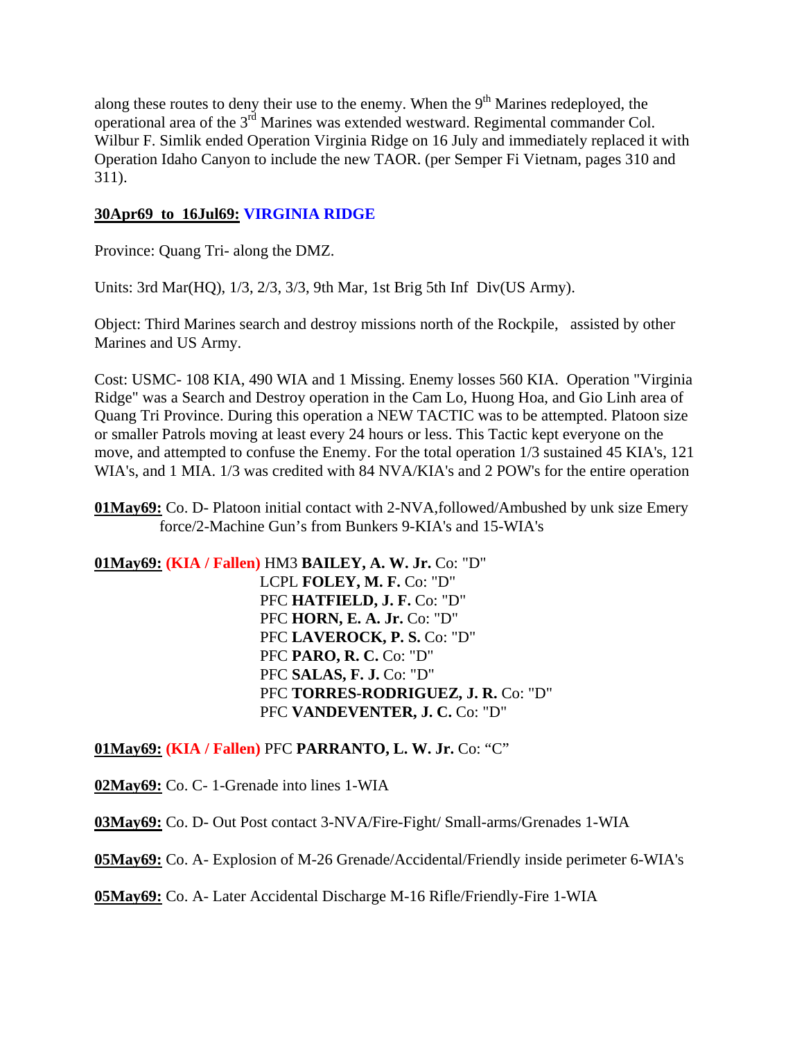along these routes to deny their use to the enemy. When the 9th Marines redeployed, the operational area of the 3rd Marines was extended westward. Regimental commander Col. Wilbur F. Simlik ended Operation Virginia Ridge on 16 July and immediately replaced it with Operation Idaho Canyon to include the new TAOR. (per Semper Fi Vietnam, pages 310 and 311).

**30Apr69 to 16Jul69: VIRGINIA RIDGE**

Province: Quang Tri- along the DMZ.

Units: 3rd Mar(HQ), 1/3, 2/3, 3/3, 9th Mar, 1st Brig 5th Inf Div(US Army).

Object: Third Marines search and destroy missions north of the Rockpile, assisted by other Marines and US Army.

Cost: USMC- 108 KIA, 490 WIA and 1 Missing. Enemy losses 560 KIA. Operation "Virginia Ridge" was a Search and Destroy operation in the Cam Lo, Huong Hoa, and Gio Linh area of Quang Tri Province. During this operation a NEW TACTIC was to be attempted. Platoon size or smaller Patrols moving at least every 24 hours or less. This Tactic kept everyone on the move, and attempted to confuse the Enemy. For the total operation 1/3 sustained 45 KIA's, 121 WIA's, and 1 MIA. 1/3 was credited with 84 NVA/KIA's and 2 POW's for the entire operation

**01May69:** Co. D- Platoon initial contact with 2-NVA,followed/Ambushed by unk size Emery force/2-Machine Gun's from Bunkers 9-KIA's and 15-WIA's

**01May69:** **(KIA / Fallen)** HM3 **BAILEY, A. W. Jr.** Co: "D"
LCPL **FOLEY, M. F.** Co: "D"
PFC **HATFIELD, J. F.** Co: "D"
PFC **HORN, E. A. Jr.** Co: "D"
PFC **LAVEROCK, P. S.** Co: "D"
PFC **PARO, R. C.** Co: "D"
PFC **SALAS, F. J.** Co: "D"
PFC **TORRES-RODRIGUEZ, J. R.** Co: "D"
PFC **VANDEVENTER, J. C.** Co: "D"

**01May69:** **(KIA / Fallen)** PFC **PARRANTO, L. W. Jr.** Co: "C"

**02May69:** Co. C- 1-Grenade into lines 1-WIA

**03May69:** Co. D- Out Post contact 3-NVA/Fire-Fight/ Small-arms/Grenades 1-WIA

**05May69:** Co. A- Explosion of M-26 Grenade/Accidental/Friendly inside perimeter 6-WIA's

**05May69:** Co. A- Later Accidental Discharge M-16 Rifle/Friendly-Fire 1-WIA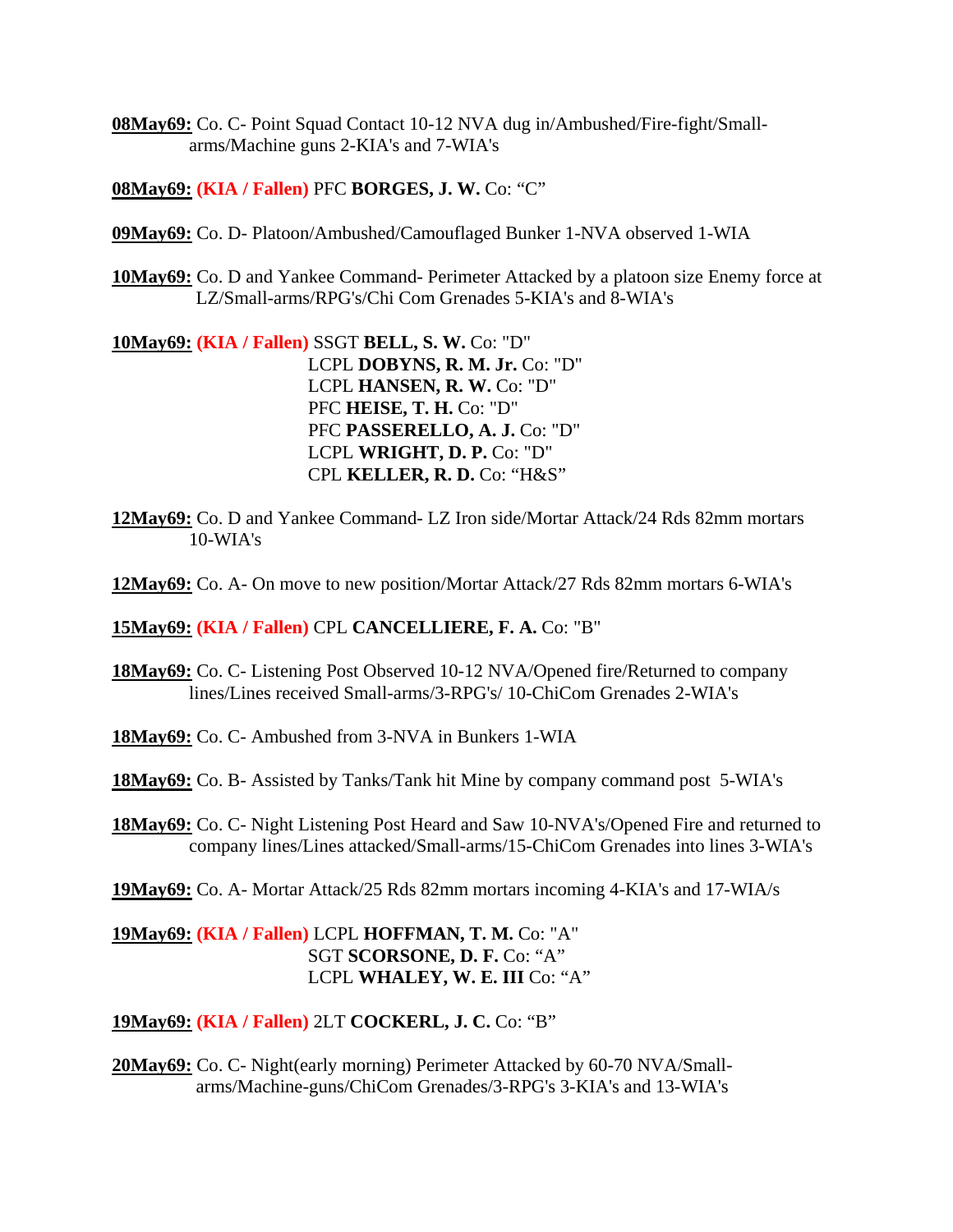**08May69:** Co. C- Point Squad Contact 10-12 NVA dug in/Ambushed/Fire-fight/Small-arms/Machine guns 2-KIA's and 7-WIA's

**08May69:** **(KIA / Fallen)** PFC **BORGES, J. W.** Co: "C"

**09May69:** Co. D- Platoon/Ambushed/Camouflaged Bunker 1-NVA observed 1-WIA

**10May69:** Co. D and Yankee Command- Perimeter Attacked by a platoon size Enemy force at LZ/Small-arms/RPG's/Chi Com Grenades 5-KIA's and 8-WIA's

**10May69:** **(KIA / Fallen)** SSGT **BELL, S. W.** Co: "D"
LCPL **DOBYNS, R. M. Jr.** Co: "D"
LCPL **HANSEN, R. W.** Co: "D"
PFC **HEISE, T. H.** Co: "D"
PFC **PASSERELLO, A. J.** Co: "D"
LCPL **WRIGHT, D. P.** Co: "D"
CPL **KELLER, R. D.** Co: "H&S"

**12May69:** Co. D and Yankee Command- LZ Iron side/Mortar Attack/24 Rds 82mm mortars 10-WIA's

**12May69:** Co. A- On move to new position/Mortar Attack/27 Rds 82mm mortars 6-WIA's

**15May69:** **(KIA / Fallen)** CPL **CANCELLIERE, F. A.** Co: "B"

**18May69:** Co. C- Listening Post Observed 10-12 NVA/Opened fire/Returned to company lines/Lines received Small-arms/3-RPG's/ 10-ChiCom Grenades 2-WIA's

**18May69:** Co. C- Ambushed from 3-NVA in Bunkers 1-WIA

**18May69:** Co. B- Assisted by Tanks/Tank hit Mine by company command post 5-WIA's

**18May69:** Co. C- Night Listening Post Heard and Saw 10-NVA's/Opened Fire and returned to company lines/Lines attacked/Small-arms/15-ChiCom Grenades into lines 3-WIA's

**19May69:** Co. A- Mortar Attack/25 Rds 82mm mortars incoming 4-KIA's and 17-WIA/s

**19May69:** **(KIA / Fallen)** LCPL **HOFFMAN, T. M.** Co: "A"
SGT **SCORSONE, D. F.** Co: "A"
LCPL **WHALEY, W. E. III** Co: "A"

**19May69:** **(KIA / Fallen)** 2LT **COCKERL, J. C.** Co: "B"

**20May69:** Co. C- Night(early morning) Perimeter Attacked by 60-70 NVA/Small-arms/Machine-guns/ChiCom Grenades/3-RPG's 3-KIA's and 13-WIA's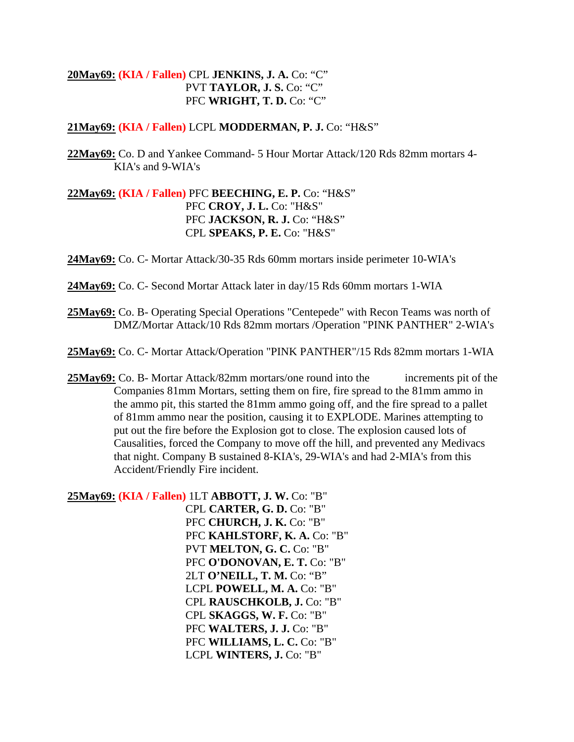**20May69:** **(KIA / Fallen)** CPL **JENKINS, J. A.** Co: "C"
PVT **TAYLOR, J. S.** Co: "C"
PFC **WRIGHT, T. D.** Co: "C"

**21May69:** **(KIA / Fallen)** LCPL **MODDERMAN, P. J.** Co: "H&S"

**22May69:** Co. D and Yankee Command- 5 Hour Mortar Attack/120 Rds 82mm mortars 4-KIA's and 9-WIA's

**22May69:** **(KIA / Fallen)** PFC **BEECHING, E. P.** Co: "H&S"
PFC **CROY, J. L.** Co: "H&S"
PFC **JACKSON, R. J.** Co: "H&S"
CPL **SPEAKS, P. E.** Co: "H&S"

**24May69:** Co. C- Mortar Attack/30-35 Rds 60mm mortars inside perimeter 10-WIA's

**24May69:** Co. C- Second Mortar Attack later in day/15 Rds 60mm mortars 1-WIA

**25May69:** Co. B- Operating Special Operations "Centepede" with Recon Teams was north of DMZ/Mortar Attack/10 Rds 82mm mortars /Operation "PINK PANTHER" 2-WIA's

**25May69:** Co. C- Mortar Attack/Operation "PINK PANTHER"/15 Rds 82mm mortars 1-WIA

**25May69:** Co. B- Mortar Attack/82mm mortars/one round into the increments pit of the Companies 81mm Mortars, setting them on fire, fire spread to the 81mm ammo in the ammo pit, this started the 81mm ammo going off, and the fire spread to a pallet of 81mm ammo near the position, causing it to EXPLODE. Marines attempting to put out the fire before the Explosion got to close. The explosion caused lots of Causalities, forced the Company to move off the hill, and prevented any Medivacs that night. Company B sustained 8-KIA's, 29-WIA's and had 2-MIA's from this Accident/Friendly Fire incident.

**25May69:** **(KIA / Fallen)** 1LT **ABBOTT, J. W.** Co: "B"
CPL **CARTER, G. D.** Co: "B"
PFC **CHURCH, J. K.** Co: "B"
PFC **KAHLSTORF, K. A.** Co: "B"
PVT **MELTON, G. C.** Co: "B"
PFC **O'DONOVAN, E. T.** Co: "B"
2LT **O'NEILL, T. M.** Co: "B"
LCPL **POWELL, M. A.** Co: "B"
CPL **RAUSCHKOLB, J.** Co: "B"
CPL **SKAGGS, W. F.** Co: "B"
PFC **WALTERS, J. J.** Co: "B"
PFC **WILLIAMS, L. C.** Co: "B"
LCPL **WINTERS, J.** Co: "B"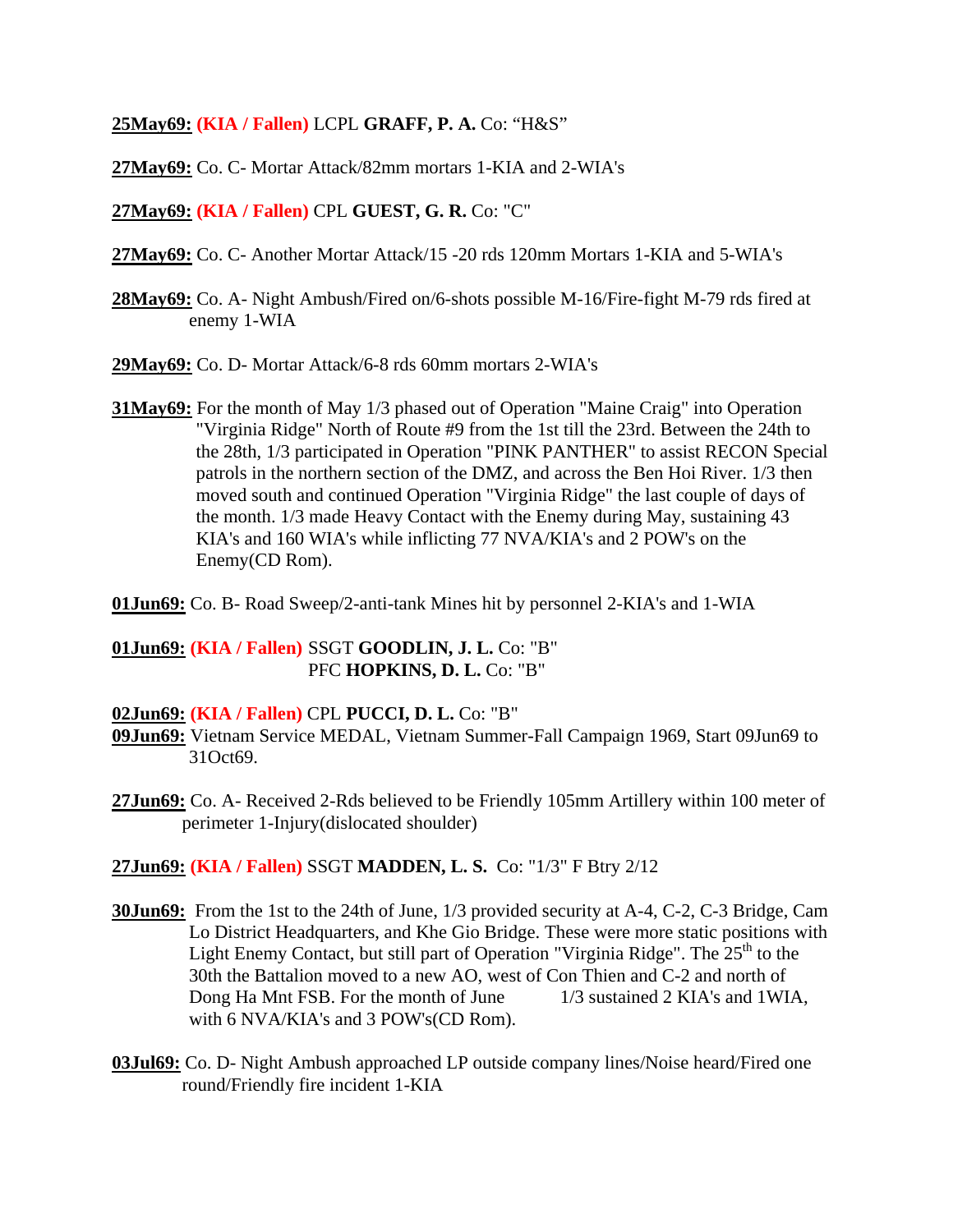**25May69:** **(KIA / Fallen)** LCPL **GRAFF, P. A.** Co: "H&S"

**27May69:** Co. C- Mortar Attack/82mm mortars 1-KIA and 2-WIA's

**27May69:** **(KIA / Fallen)** CPL **GUEST, G. R.** Co: "C"

**27May69:** Co. C- Another Mortar Attack/15 -20 rds 120mm Mortars 1-KIA and 5-WIA's

**28May69:** Co. A- Night Ambush/Fired on/6-shots possible M-16/Fire-fight M-79 rds fired at enemy 1-WIA

**29May69:** Co. D- Mortar Attack/6-8 rds 60mm mortars 2-WIA's

**31May69:** For the month of May 1/3 phased out of Operation "Maine Craig" into Operation "Virginia Ridge" North of Route #9 from the 1st till the 23rd. Between the 24th to the 28th, 1/3 participated in Operation "PINK PANTHER" to assist RECON Special patrols in the northern section of the DMZ, and across the Ben Hoi River. 1/3 then moved south and continued Operation "Virginia Ridge" the last couple of days of the month. 1/3 made Heavy Contact with the Enemy during May, sustaining 43 KIA's and 160 WIA's while inflicting 77 NVA/KIA's and 2 POW's on the Enemy(CD Rom).

**01Jun69:** Co. B- Road Sweep/2-anti-tank Mines hit by personnel 2-KIA's and 1-WIA

**01Jun69:** **(KIA / Fallen)** SSGT **GOODLIN, J. L.** Co: "B"
PFC **HOPKINS, D. L.** Co: "B"

**02Jun69:** **(KIA / Fallen)** CPL **PUCCI, D. L.** Co: "B"

**09Jun69:** Vietnam Service MEDAL, Vietnam Summer-Fall Campaign 1969, Start 09Jun69 to 31Oct69.

**27Jun69:** Co. A- Received 2-Rds believed to be Friendly 105mm Artillery within 100 meter of perimeter 1-Injury(dislocated shoulder)

**27Jun69:** **(KIA / Fallen)** SSGT **MADDEN, L. S.** Co: "1/3" F Btry 2/12

**30Jun69:** From the 1st to the 24th of June, 1/3 provided security at A-4, C-2, C-3 Bridge, Cam Lo District Headquarters, and Khe Gio Bridge. These were more static positions with Light Enemy Contact, but still part of Operation "Virginia Ridge". The 25th to the 30th the Battalion moved to a new AO, west of Con Thien and C-2 and north of Dong Ha Mnt FSB. For the month of June 1/3 sustained 2 KIA's and 1WIA, with 6 NVA/KIA's and 3 POW's(CD Rom).

**03Jul69:** Co. D- Night Ambush approached LP outside company lines/Noise heard/Fired one round/Friendly fire incident 1-KIA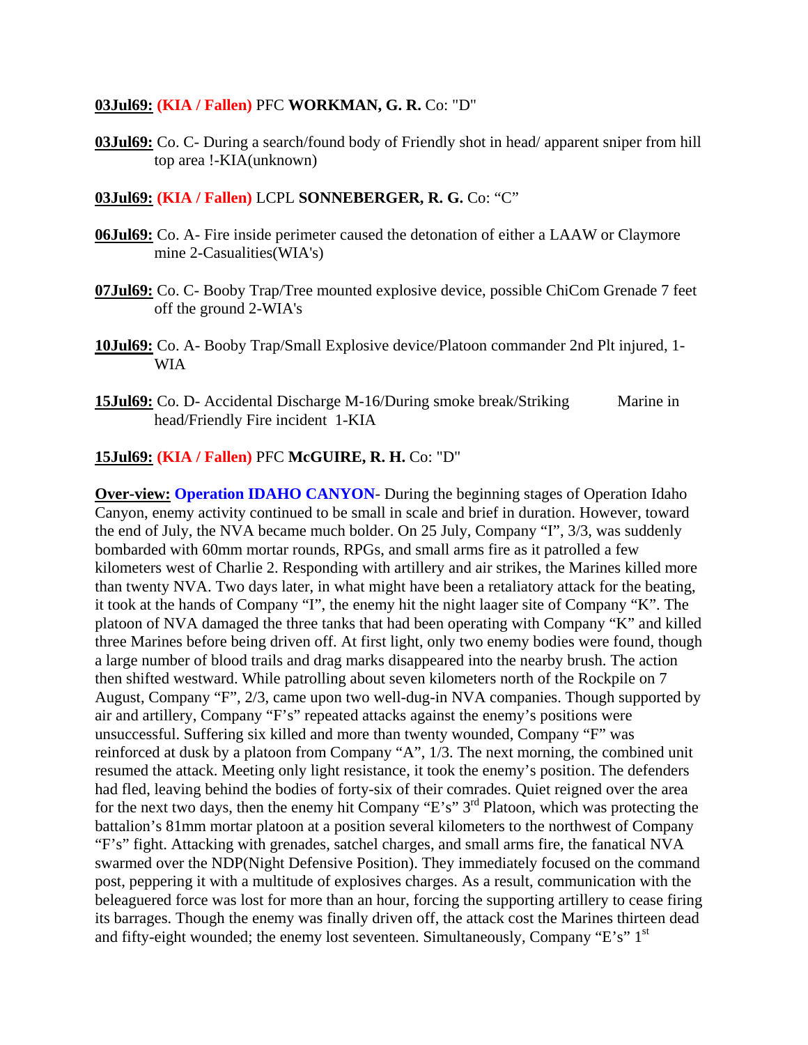**03Jul69:** **(KIA / Fallen)** PFC **WORKMAN, G. R.** Co: "D"

**03Jul69:** Co. C- During a search/found body of Friendly shot in head/ apparent sniper from hill top area !-KIA(unknown)

**03Jul69:** **(KIA / Fallen)** LCPL **SONNEBERGER, R. G.** Co: "C"

**06Jul69:** Co. A- Fire inside perimeter caused the detonation of either a LAAW or Claymore mine 2-Casualities(WIA's)

**07Jul69:** Co. C- Booby Trap/Tree mounted explosive device, possible ChiCom Grenade 7 feet off the ground 2-WIA's

**10Jul69:** Co. A- Booby Trap/Small Explosive device/Platoon commander 2nd Plt injured, 1-WIA

**15Jul69:** Co. D- Accidental Discharge M-16/During smoke break/Striking Marine in head/Friendly Fire incident 1-KIA

**15Jul69:** **(KIA / Fallen)** PFC **McGUIRE, R. H.** Co: "D"

**Over-view:** **Operation IDAHO CANYON**- During the beginning stages of Operation Idaho Canyon, enemy activity continued to be small in scale and brief in duration. However, toward the end of July, the NVA became much bolder. On 25 July, Company "I", 3/3, was suddenly bombarded with 60mm mortar rounds, RPGs, and small arms fire as it patrolled a few kilometers west of Charlie 2. Responding with artillery and air strikes, the Marines killed more than twenty NVA. Two days later, in what might have been a retaliatory attack for the beating, it took at the hands of Company "I", the enemy hit the night laager site of Company "K". The platoon of NVA damaged the three tanks that had been operating with Company "K" and killed three Marines before being driven off. At first light, only two enemy bodies were found, though a large number of blood trails and drag marks disappeared into the nearby brush. The action then shifted westward. While patrolling about seven kilometers north of the Rockpile on 7 August, Company "F", 2/3, came upon two well-dug-in NVA companies. Though supported by air and artillery, Company "F's" repeated attacks against the enemy's positions were unsuccessful. Suffering six killed and more than twenty wounded, Company "F" was reinforced at dusk by a platoon from Company "A", 1/3. The next morning, the combined unit resumed the attack. Meeting only light resistance, it took the enemy's position. The defenders had fled, leaving behind the bodies of forty-six of their comrades. Quiet reigned over the area for the next two days, then the enemy hit Company "E's" 3rd Platoon, which was protecting the battalion's 81mm mortar platoon at a position several kilometers to the northwest of Company "F's" fight. Attacking with grenades, satchel charges, and small arms fire, the fanatical NVA swarmed over the NDP(Night Defensive Position). They immediately focused on the command post, peppering it with a multitude of explosives charges. As a result, communication with the beleaguered force was lost for more than an hour, forcing the supporting artillery to cease firing its barrages. Though the enemy was finally driven off, the attack cost the Marines thirteen dead and fifty-eight wounded; the enemy lost seventeen. Simultaneously, Company "E's" 1st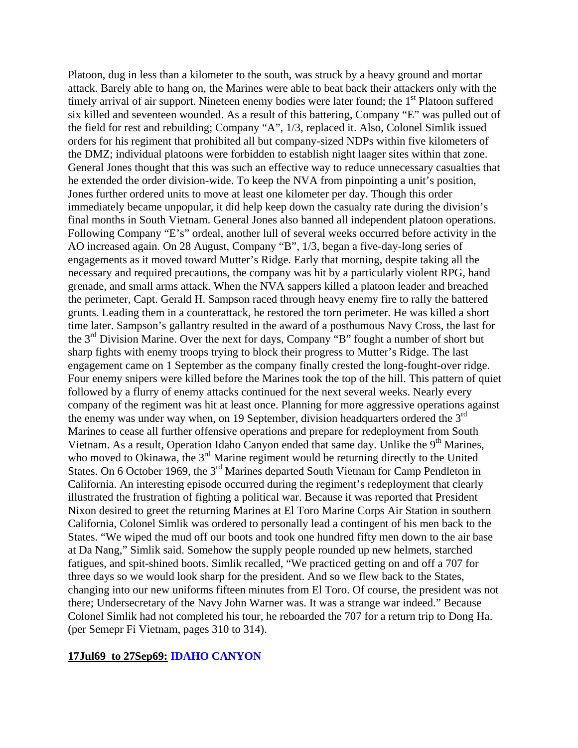Platoon, dug in less than a kilometer to the south, was struck by a heavy ground and mortar attack. Barely able to hang on, the Marines were able to beat back their attackers only with the timely arrival of air support. Nineteen enemy bodies were later found; the 1st Platoon suffered six killed and seventeen wounded. As a result of this battering, Company "E" was pulled out of the field for rest and rebuilding; Company "A", 1/3, replaced it. Also, Colonel Simlik issued orders for his regiment that prohibited all but company-sized NDPs within five kilometers of the DMZ; individual platoons were forbidden to establish night laager sites within that zone. General Jones thought that this was such an effective way to reduce unnecessary casualties that he extended the order division-wide. To keep the NVA from pinpointing a unit's position, Jones further ordered units to move at least one kilometer per day. Though this order immediately became unpopular, it did help keep down the casualty rate during the division's final months in South Vietnam. General Jones also banned all independent platoon operations. Following Company "E's" ordeal, another lull of several weeks occurred before activity in the AO increased again. On 28 August, Company "B", 1/3, began a five-day-long series of engagements as it moved toward Mutter's Ridge. Early that morning, despite taking all the necessary and required precautions, the company was hit by a particularly violent RPG, hand grenade, and small arms attack. When the NVA sappers killed a platoon leader and breached the perimeter, Capt. Gerald H. Sampson raced through heavy enemy fire to rally the battered grunts. Leading them in a counterattack, he restored the torn perimeter. He was killed a short time later. Sampson's gallantry resulted in the award of a posthumous Navy Cross, the last for the 3rd Division Marine. Over the next for days, Company "B" fought a number of short but sharp fights with enemy troops trying to block their progress to Mutter's Ridge. The last engagement came on 1 September as the company finally crested the long-fought-over ridge. Four enemy snipers were killed before the Marines took the top of the hill. This pattern of quiet followed by a flurry of enemy attacks continued for the next several weeks. Nearly every company of the regiment was hit at least once. Planning for more aggressive operations against the enemy was under way when, on 19 September, division headquarters ordered the 3rd Marines to cease all further offensive operations and prepare for redeployment from South Vietnam. As a result, Operation Idaho Canyon ended that same day. Unlike the 9th Marines, who moved to Okinawa, the 3rd Marine regiment would be returning directly to the United States. On 6 October 1969, the 3rd Marines departed South Vietnam for Camp Pendleton in California. An interesting episode occurred during the regiment's redeployment that clearly illustrated the frustration of fighting a political war. Because it was reported that President Nixon desired to greet the returning Marines at El Toro Marine Corps Air Station in southern California, Colonel Simlik was ordered to personally lead a contingent of his men back to the States. "We wiped the mud off our boots and took one hundred fifty men down to the air base at Da Nang," Simlik said. Somehow the supply people rounded up new helmets, starched fatigues, and spit-shined boots. Simlik recalled, "We practiced getting on and off a 707 for three days so we would look sharp for the president. And so we flew back to the States, changing into our new uniforms fifteen minutes from El Toro. Of course, the president was not there; Undersecretary of the Navy John Warner was. It was a strange war indeed." Because Colonel Simlik had not completed his tour, he reboarded the 707 for a return trip to Dong Ha. (per Semepr Fi Vietnam, pages 310 to 314).

**17Jul69 to 27Sep69: IDAHO CANYON**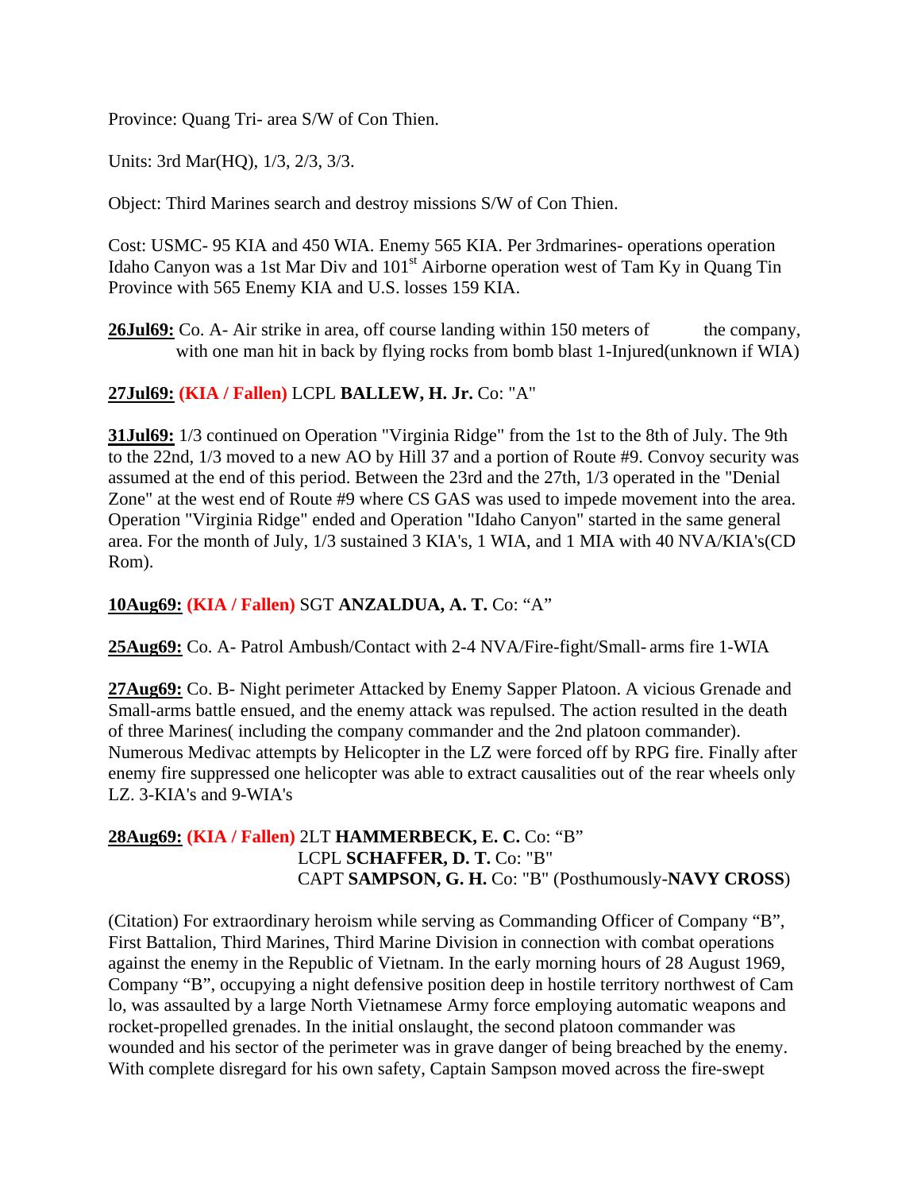Province: Quang Tri- area S/W of Con Thien.

Units: 3rd Mar(HQ), 1/3, 2/3, 3/3.

Object: Third Marines search and destroy missions S/W of Con Thien.

Cost: USMC- 95 KIA and 450 WIA. Enemy 565 KIA. Per 3rdmarines- operations operation Idaho Canyon was a 1st Mar Div and 101st Airborne operation west of Tam Ky in Quang Tin Province with 565 Enemy KIA and U.S. losses 159 KIA.

**26Jul69:** Co. A- Air strike in area, off course landing within 150 meters of the company, with one man hit in back by flying rocks from bomb blast 1-Injured(unknown if WIA)

**27Jul69:** **(KIA / Fallen)** LCPL **BALLEW, H. Jr.** Co: "A"

**31Jul69:** 1/3 continued on Operation "Virginia Ridge" from the 1st to the 8th of July. The 9th to the 22nd, 1/3 moved to a new AO by Hill 37 and a portion of Route #9. Convoy security was assumed at the end of this period. Between the 23rd and the 27th, 1/3 operated in the "Denial Zone" at the west end of Route #9 where CS GAS was used to impede movement into the area. Operation "Virginia Ridge" ended and Operation "Idaho Canyon" started in the same general area. For the month of July, 1/3 sustained 3 KIA's, 1 WIA, and 1 MIA with 40 NVA/KIA's(CD Rom).

**10Aug69:** **(KIA / Fallen)** SGT **ANZALDUA, A. T.** Co: "A"

**25Aug69:** Co. A- Patrol Ambush/Contact with 2-4 NVA/Fire-fight/Small- arms fire 1-WIA

**27Aug69:** Co. B- Night perimeter Attacked by Enemy Sapper Platoon. A vicious Grenade and Small-arms battle ensued, and the enemy attack was repulsed. The action resulted in the death of three Marines( including the company commander and the 2nd platoon commander). Numerous Medivac attempts by Helicopter in the LZ were forced off by RPG fire. Finally after enemy fire suppressed one helicopter was able to extract causalities out of the rear wheels only LZ. 3-KIA's and 9-WIA's

**28Aug69:** **(KIA / Fallen)** 2LT **HAMMERBECK, E. C.** Co: "B"
LCPL **SCHAFFER, D. T.** Co: "B"
CAPT **SAMPSON, G. H.** Co: "B" (Posthumously-**NAVY CROSS**)

(Citation) For extraordinary heroism while serving as Commanding Officer of Company "B", First Battalion, Third Marines, Third Marine Division in connection with combat operations against the enemy in the Republic of Vietnam. In the early morning hours of 28 August 1969, Company "B", occupying a night defensive position deep in hostile territory northwest of Cam lo, was assaulted by a large North Vietnamese Army force employing automatic weapons and rocket-propelled grenades. In the initial onslaught, the second platoon commander was wounded and his sector of the perimeter was in grave danger of being breached by the enemy. With complete disregard for his own safety, Captain Sampson moved across the fire-swept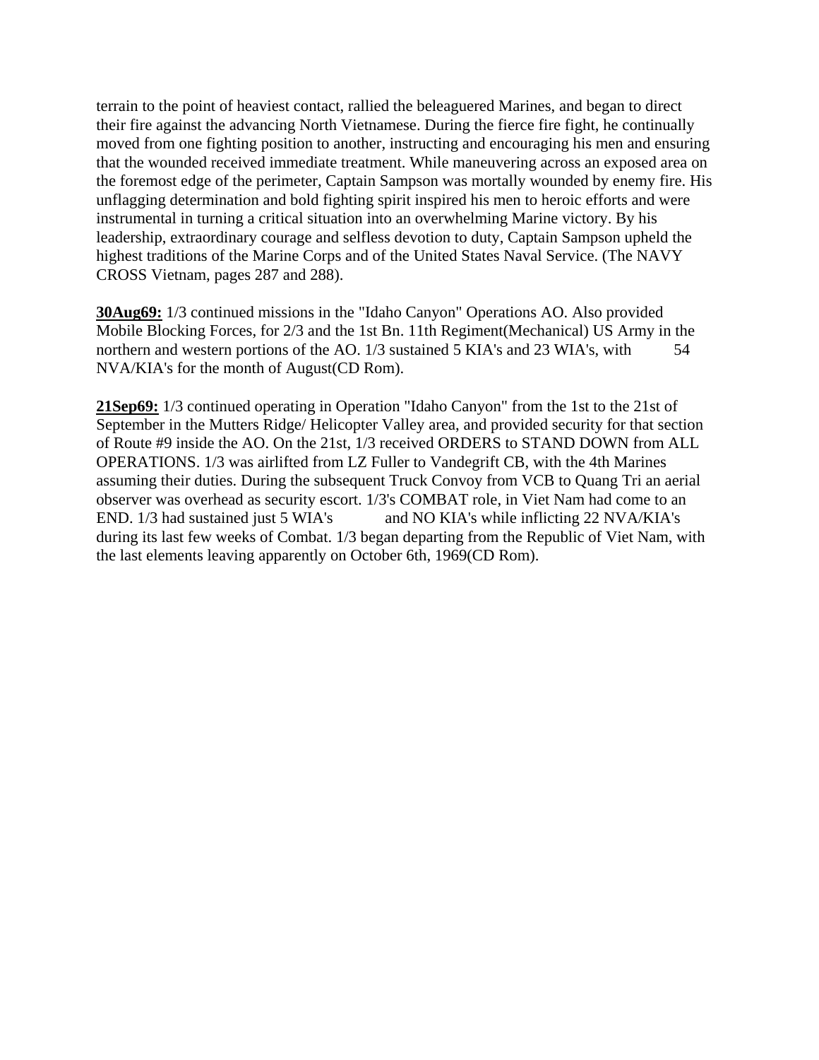terrain to the point of heaviest contact, rallied the beleaguered Marines, and began to direct their fire against the advancing North Vietnamese. During the fierce fire fight, he continually moved from one fighting position to another, instructing and encouraging his men and ensuring that the wounded received immediate treatment. While maneuvering across an exposed area on the foremost edge of the perimeter, Captain Sampson was mortally wounded by enemy fire. His unflagging determination and bold fighting spirit inspired his men to heroic efforts and were instrumental in turning a critical situation into an overwhelming Marine victory. By his leadership, extraordinary courage and selfless devotion to duty, Captain Sampson upheld the highest traditions of the Marine Corps and of the United States Naval Service. (The NAVY CROSS Vietnam, pages 287 and 288).

**30Aug69:** 1/3 continued missions in the "Idaho Canyon" Operations AO. Also provided Mobile Blocking Forces, for 2/3 and the 1st Bn. 11th Regiment(Mechanical) US Army in the northern and western portions of the AO. 1/3 sustained 5 KIA's and 23 WIA's, with 54 NVA/KIA's for the month of August(CD Rom).

**21Sep69:** 1/3 continued operating in Operation "Idaho Canyon" from the 1st to the 21st of September in the Mutters Ridge/ Helicopter Valley area, and provided security for that section of Route #9 inside the AO. On the 21st, 1/3 received ORDERS to STAND DOWN from ALL OPERATIONS. 1/3 was airlifted from LZ Fuller to Vandegrift CB, with the 4th Marines assuming their duties. During the subsequent Truck Convoy from VCB to Quang Tri an aerial observer was overhead as security escort. 1/3's COMBAT role, in Viet Nam had come to an END. 1/3 had sustained just 5 WIA's and NO KIA's while inflicting 22 NVA/KIA's during its last few weeks of Combat. 1/3 began departing from the Republic of Viet Nam, with the last elements leaving apparently on October 6th, 1969(CD Rom).